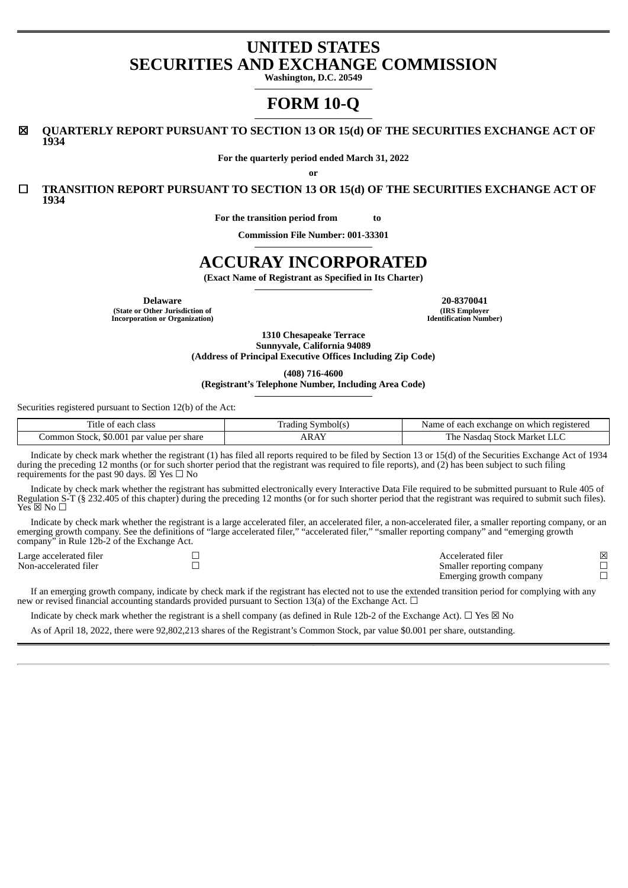# UNITED STATES
# SECURITIES AND EXCHANGE COMMISSION

**Washington, D.C. 20549**

# FORM 10-Q

☒ **QUARTERLY REPORT PURSUANT TO SECTION 13 OR 15(d) OF THE SECURITIES EXCHANGE ACT OF 1934**

**For the quarterly period ended March 31, 2022**

**or**

☐ **TRANSITION REPORT PURSUANT TO SECTION 13 OR 15(d) OF THE SECURITIES EXCHANGE ACT OF 1934**

**For the transition period from to**

**Commission File Number: 001-33301**

# ACCURAY INCORPORATED

**(Exact Name of Registrant as Specified in Its Charter)**

| **Delaware** | **20-8370041** |
|---|---|
| **(State or Other Jurisdiction of Incorporation or Organization)** | **(IRS Employer Identification Number)** |

**1310 Chesapeake Terrace**
**Sunnyvale, California 94089**
**(Address of Principal Executive Offices Including Zip Code)**

**(408) 716-4600**
**(Registrant's Telephone Number, Including Area Code)**

Securities registered pursuant to Section 12(b) of the Act:

| Title of each class | Trading Symbol(s) | Name of each exchange on which registered |
|---|---|---|
| Common Stock, $0.001 par value per share | ARAY | The Nasdaq Stock Market LLC |

Indicate by check mark whether the registrant (1) has filed all reports required to be filed by Section 13 or 15(d) of the Securities Exchange Act of 1934 during the preceding 12 months (or for such shorter period that the registrant was required to file reports), and (2) has been subject to such filing requirements for the past 90 days. ☒ Yes ☐ No

Indicate by check mark whether the registrant has submitted electronically every Interactive Data File required to be submitted pursuant to Rule 405 of Regulation S-T (§ 232.405 of this chapter) during the preceding 12 months (or for such shorter period that the registrant was required to submit such files). Yes ☒ No ☐

Indicate by check mark whether the registrant is a large accelerated filer, an accelerated filer, a non-accelerated filer, a smaller reporting company, or an emerging growth company. See the definitions of "large accelerated filer," "accelerated filer," "smaller reporting company" and "emerging growth company" in Rule 12b-2 of the Exchange Act.

| | | | |
|---|---|---|---|
| Large accelerated filer | ☐ | Accelerated filer | ☒ |
| Non-accelerated filer | ☐ | Smaller reporting company | ☐ |
| | | Emerging growth company | ☐ |

If an emerging growth company, indicate by check mark if the registrant has elected not to use the extended transition period for complying with any new or revised financial accounting standards provided pursuant to Section 13(a) of the Exchange Act. ☐

Indicate by check mark whether the registrant is a shell company (as defined in Rule 12b-2 of the Exchange Act). ☐ Yes ☒ No

As of April 18, 2022, there were 92,802,213 shares of the Registrant's Common Stock, par value $0.001 per share, outstanding.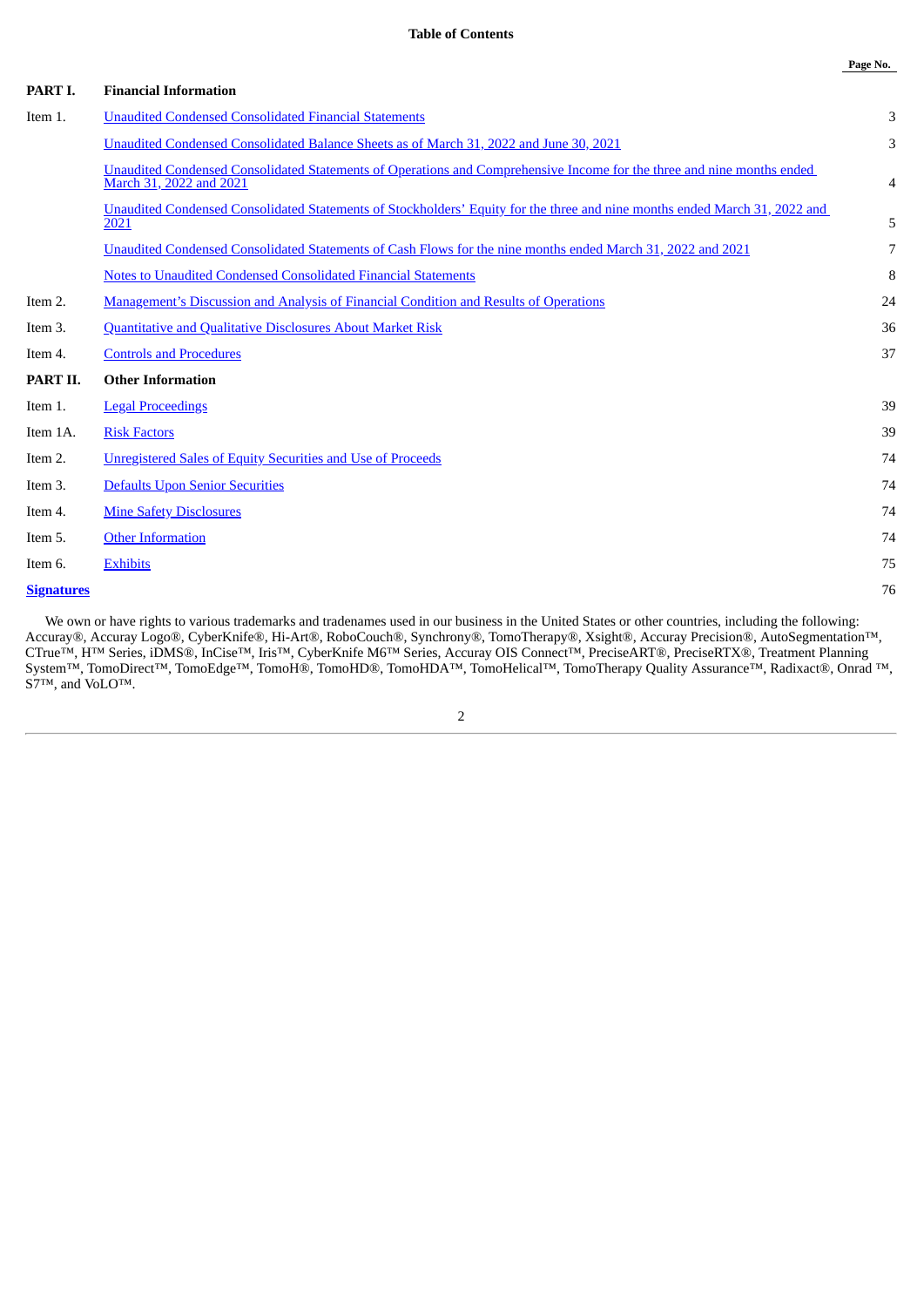# Table of Contents

| | | Page No. |
|---|---|---|
| **PART I.** | **Financial Information** | |
| Item 1. | Unaudited Condensed Consolidated Financial Statements | 3 |
| | Unaudited Condensed Consolidated Balance Sheets as of March 31, 2022 and June 30, 2021 | 3 |
| | Unaudited Condensed Consolidated Statements of Operations and Comprehensive Income for the three and nine months ended March 31, 2022 and 2021 | 4 |
| | Unaudited Condensed Consolidated Statements of Stockholders' Equity for the three and nine months ended March 31, 2022 and 2021 | 5 |
| | Unaudited Condensed Consolidated Statements of Cash Flows for the nine months ended March 31, 2022 and 2021 | 7 |
| | Notes to Unaudited Condensed Consolidated Financial Statements | 8 |
| Item 2. | Management's Discussion and Analysis of Financial Condition and Results of Operations | 24 |
| Item 3. | Quantitative and Qualitative Disclosures About Market Risk | 36 |
| Item 4. | Controls and Procedures | 37 |
| **PART II.** | **Other Information** | |
| Item 1. | Legal Proceedings | 39 |
| Item 1A. | Risk Factors | 39 |
| Item 2. | Unregistered Sales of Equity Securities and Use of Proceeds | 74 |
| Item 3. | Defaults Upon Senior Securities | 74 |
| Item 4. | Mine Safety Disclosures | 74 |
| Item 5. | Other Information | 74 |
| Item 6. | Exhibits | 75 |
| **Signatures** | | 76 |

We own or have rights to various trademarks and tradenames used in our business in the United States or other countries, including the following: Accuray®, Accuray Logo®, CyberKnife®, Hi-Art®, RoboCouch®, Synchrony®, TomoTherapy®, Xsight®, Accuray Precision®, AutoSegmentation™, CTrue™, H™ Series, iDMS®, InCise™, Iris™, CyberKnife M6™ Series, Accuray OIS Connect™, PreciseART®, PreciseRTX®, Treatment Planning System™, TomoDirect™, TomoEdge™, TomoH®, TomoHD®, TomoHDA™, TomoHelical™, TomoTherapy Quality Assurance™, Radixact®, Onrad ™, S7™, and VoLO™.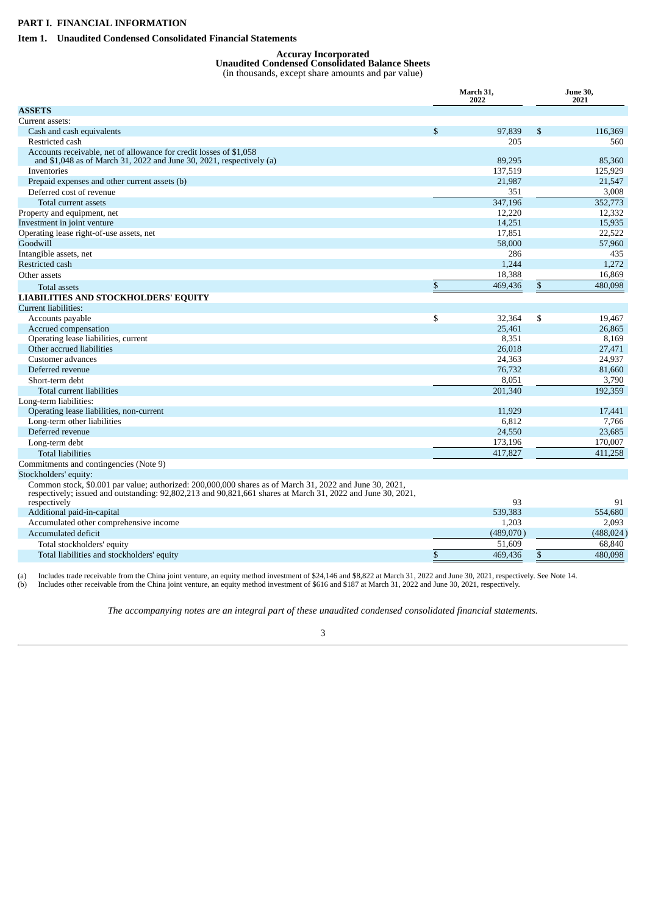# PART I. FINANCIAL INFORMATION

## Item 1. Unaudited Condensed Consolidated Financial Statements

### Accuray Incorporated
### Unaudited Condensed Consolidated Balance Sheets
(in thousands, except share amounts and par value)

| | March 31, 2022 | June 30, 2021 |
|---|---|---|
| **ASSETS** | | |
| Current assets: | | |
| Cash and cash equivalents | $ 97,839 | $ 116,369 |
| Restricted cash | 205 | 560 |
| Accounts receivable, net of allowance for credit losses of $1,058 and $1,048 as of March 31, 2022 and June 30, 2021, respectively (a) | 89,295 | 85,360 |
| Inventories | 137,519 | 125,929 |
| Prepaid expenses and other current assets (b) | 21,987 | 21,547 |
| Deferred cost of revenue | 351 | 3,008 |
| Total current assets | 347,196 | 352,773 |
| Property and equipment, net | 12,220 | 12,332 |
| Investment in joint venture | 14,251 | 15,935 |
| Operating lease right-of-use assets, net | 17,851 | 22,522 |
| Goodwill | 58,000 | 57,960 |
| Intangible assets, net | 286 | 435 |
| Restricted cash | 1,244 | 1,272 |
| Other assets | 18,388 | 16,869 |
| Total assets | $ 469,436 | $ 480,098 |
| **LIABILITIES AND STOCKHOLDERS' EQUITY** | | |
| Current liabilities: | | |
| Accounts payable | $ 32,364 | $ 19,467 |
| Accrued compensation | 25,461 | 26,865 |
| Operating lease liabilities, current | 8,351 | 8,169 |
| Other accrued liabilities | 26,018 | 27,471 |
| Customer advances | 24,363 | 24,937 |
| Deferred revenue | 76,732 | 81,660 |
| Short-term debt | 8,051 | 3,790 |
| Total current liabilities | 201,340 | 192,359 |
| Long-term liabilities: | | |
| Operating lease liabilities, non-current | 11,929 | 17,441 |
| Long-term other liabilities | 6,812 | 7,766 |
| Deferred revenue | 24,550 | 23,685 |
| Long-term debt | 173,196 | 170,007 |
| Total liabilities | 417,827 | 411,258 |
| Commitments and contingencies (Note 9) | | |
| Stockholders' equity: | | |
| Common stock, $0.001 par value; authorized: 200,000,000 shares as of March 31, 2022 and June 30, 2021, respectively; issued and outstanding: 92,802,213 and 90,821,661 shares at March 31, 2022 and June 30, 2021, respectively | 93 | 91 |
| Additional paid-in-capital | 539,383 | 554,680 |
| Accumulated other comprehensive income | 1,203 | 2,093 |
| Accumulated deficit | (489,070) | (488,024) |
| Total stockholders' equity | 51,609 | 68,840 |
| Total liabilities and stockholders' equity | $ 469,436 | $ 480,098 |

(a) Includes trade receivable from the China joint venture, an equity method investment of $24,146 and $8,822 at March 31, 2022 and June 30, 2021, respectively. See Note 14.
(b) Includes other receivable from the China joint venture, an equity method investment of $616 and $187 at March 31, 2022 and June 30, 2021, respectively.

*The accompanying notes are an integral part of these unaudited condensed consolidated financial statements.*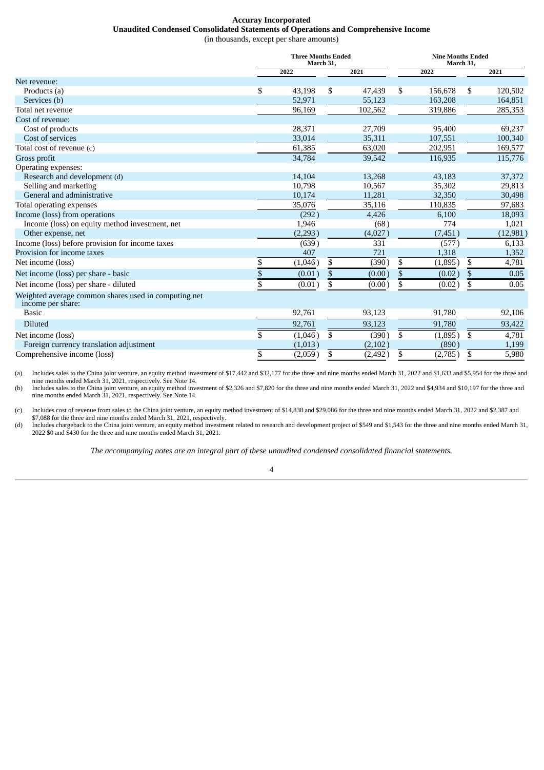**Accuray Incorporated**
**Unaudited Condensed Consolidated Statements of Operations and Comprehensive Income**
(in thousands, except per share amounts)

| | Three Months Ended March 31, | | Nine Months Ended March 31, | |
|---|---|---|---|---|
| | 2022 | 2021 | 2022 | 2021 |
| Net revenue: | | | | |
| Products (a) | $ 43,198 | $ 47,439 | $ 156,678 | $ 120,502 |
| Services (b) | 52,971 | 55,123 | 163,208 | 164,851 |
| Total net revenue | 96,169 | 102,562 | 319,886 | 285,353 |
| Cost of revenue: | | | | |
| Cost of products | 28,371 | 27,709 | 95,400 | 69,237 |
| Cost of services | 33,014 | 35,311 | 107,551 | 100,340 |
| Total cost of revenue (c) | 61,385 | 63,020 | 202,951 | 169,577 |
| Gross profit | 34,784 | 39,542 | 116,935 | 115,776 |
| Operating expenses: | | | | |
| Research and development (d) | 14,104 | 13,268 | 43,183 | 37,372 |
| Selling and marketing | 10,798 | 10,567 | 35,302 | 29,813 |
| General and administrative | 10,174 | 11,281 | 32,350 | 30,498 |
| Total operating expenses | 35,076 | 35,116 | 110,835 | 97,683 |
| Income (loss) from operations | (292) | 4,426 | 6,100 | 18,093 |
| Income (loss) on equity method investment, net | 1,946 | (68) | 774 | 1,021 |
| Other expense, net | (2,293) | (4,027) | (7,451) | (12,981) |
| Income (loss) before provision for income taxes | (639) | 331 | (577) | 6,133 |
| Provision for income taxes | 407 | 721 | 1,318 | 1,352 |
| Net income (loss) | $ (1,046) | $ (390) | $ (1,895) | $ 4,781 |
| Net income (loss) per share - basic | $ (0.01) | $ (0.00) | $ (0.02) | $ 0.05 |
| Net income (loss) per share - diluted | $ (0.01) | $ (0.00) | $ (0.02) | $ 0.05 |
| Weighted average common shares used in computing net income per share: | | | | |
| Basic | 92,761 | 93,123 | 91,780 | 92,106 |
| Diluted | 92,761 | 93,123 | 91,780 | 93,422 |
| Net income (loss) | $ (1,046) | $ (390) | $ (1,895) | $ 4,781 |
| Foreign currency translation adjustment | (1,013) | (2,102) | (890) | 1,199 |
| Comprehensive income (loss) | $ (2,059) | $ (2,492) | $ (2,785) | $ 5,980 |

(a) Includes sales to the China joint venture, an equity method investment of $17,442 and $32,177 for the three and nine months ended March 31, 2022 and $1,633 and $5,954 for the three and nine months ended March 31, 2021, respectively. See Note 14.

(b) Includes sales to the China joint venture, an equity method investment of $2,326 and $7,820 for the three and nine months ended March 31, 2022 and $4,934 and $10,197 for the three and nine months ended March 31, 2021, respectively. See Note 14.

(c) Includes cost of revenue from sales to the China joint venture, an equity method investment of $14,838 and $29,086 for the three and nine months ended March 31, 2022 and $2,387 and $7,088 for the three and nine months ended March 31, 2021, respectively.

(d) Includes chargeback to the China joint venture, an equity method investment related to research and development project of $549 and $1,543 for the three and nine months ended March 31, 2022 $0 and $430 for the three and nine months ended March 31, 2021.

*The accompanying notes are an integral part of these unaudited condensed consolidated financial statements.*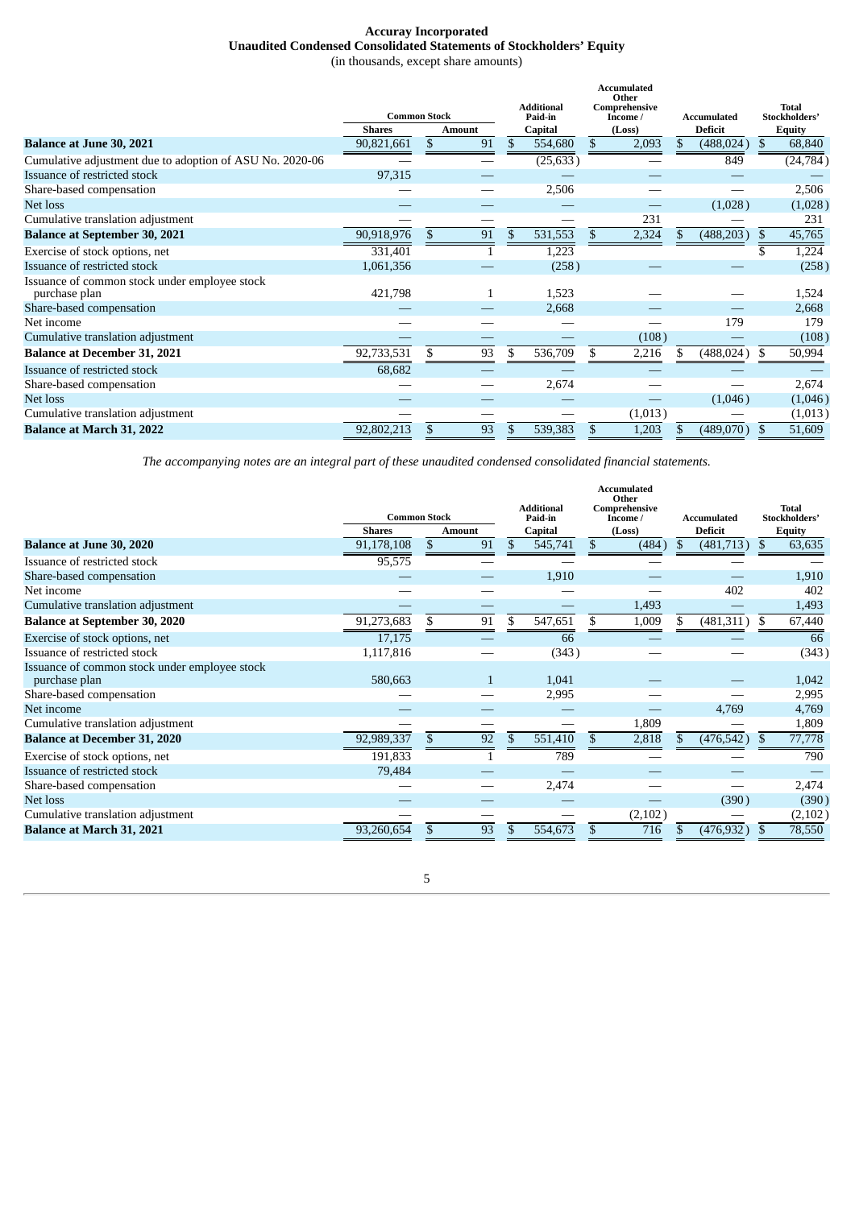# Accuray Incorporated
## Unaudited Condensed Consolidated Statements of Stockholders' Equity
(in thousands, except share amounts)

| | Common Stock | | Additional Paid-in | Accumulated Other Comprehensive Income / | Accumulated | Total Stockholders' |
|---|---|---|---|---|---|---|
| | Shares | Amount | Capital | (Loss) | Deficit | Equity |
| **Balance at June 30, 2021** | 90,821,661 | $ 91 | $ 554,680 | $ 2,093 | $ (488,024) | $ 68,840 |
| Cumulative adjustment due to adoption of ASU No. 2020-06 | — | — | (25,633) | — | 849 | (24,784) |
| Issuance of restricted stock | 97,315 | — | — | — | — | — |
| Share-based compensation | — | — | 2,506 | — | — | 2,506 |
| Net loss | — | — | — | — | (1,028) | (1,028) |
| Cumulative translation adjustment | — | — | — | 231 | — | 231 |
| **Balance at September 30, 2021** | 90,918,976 | $ 91 | $ 531,553 | $ 2,324 | $ (488,203) | $ 45,765 |
| Exercise of stock options, net | 331,401 | 1 | 1,223 | | | $ 1,224 |
| Issuance of restricted stock | 1,061,356 | — | (258) | — | — | (258) |
| Issuance of common stock under employee stock purchase plan | 421,798 | 1 | 1,523 | — | — | 1,524 |
| Share-based compensation | — | — | 2,668 | — | — | 2,668 |
| Net income | — | — | — | — | 179 | 179 |
| Cumulative translation adjustment | — | — | — | (108) | — | (108) |
| **Balance at December 31, 2021** | 92,733,531 | $ 93 | $ 536,709 | $ 2,216 | $ (488,024) | $ 50,994 |
| Issuance of restricted stock | 68,682 | — | — | — | — | — |
| Share-based compensation | — | — | 2,674 | — | — | 2,674 |
| Net loss | — | — | — | — | (1,046) | (1,046) |
| Cumulative translation adjustment | — | — | — | (1,013) | — | (1,013) |
| **Balance at March 31, 2022** | 92,802,213 | $ 93 | $ 539,383 | $ 1,203 | $ (489,070) | $ 51,609 |

*The accompanying notes are an integral part of these unaudited condensed consolidated financial statements.*

| | Common Stock | | Additional Paid-in | Accumulated Other Comprehensive Income / | Accumulated | Total Stockholders' |
|---|---|---|---|---|---|---|
| | Shares | Amount | Capital | (Loss) | Deficit | Equity |
| **Balance at June 30, 2020** | 91,178,108 | $ 91 | $ 545,741 | $ (484) | $ (481,713) | $ 63,635 |
| Issuance of restricted stock | 95,575 | — | — | — | — | — |
| Share-based compensation | — | — | 1,910 | — | — | 1,910 |
| Net income | — | — | — | — | 402 | 402 |
| Cumulative translation adjustment | — | — | — | 1,493 | — | 1,493 |
| **Balance at September 30, 2020** | 91,273,683 | $ 91 | $ 547,651 | $ 1,009 | $ (481,311) | $ 67,440 |
| Exercise of stock options, net | 17,175 | — | 66 | — | — | 66 |
| Issuance of restricted stock | 1,117,816 | — | (343) | — | — | (343) |
| Issuance of common stock under employee stock purchase plan | 580,663 | 1 | 1,041 | — | — | 1,042 |
| Share-based compensation | — | — | 2,995 | — | — | 2,995 |
| Net income | — | — | — | — | 4,769 | 4,769 |
| Cumulative translation adjustment | — | — | — | 1,809 | — | 1,809 |
| **Balance at December 31, 2020** | 92,989,337 | $ 92 | $ 551,410 | $ 2,818 | $ (476,542) | $ 77,778 |
| Exercise of stock options, net | 191,833 | 1 | 789 | — | — | 790 |
| Issuance of restricted stock | 79,484 | — | — | — | — | — |
| Share-based compensation | — | — | 2,474 | — | — | 2,474 |
| Net loss | — | — | — | — | (390) | (390) |
| Cumulative translation adjustment | — | — | — | (2,102) | — | (2,102) |
| **Balance at March 31, 2021** | 93,260,654 | $ 93 | $ 554,673 | $ 716 | $ (476,932) | $ 78,550 |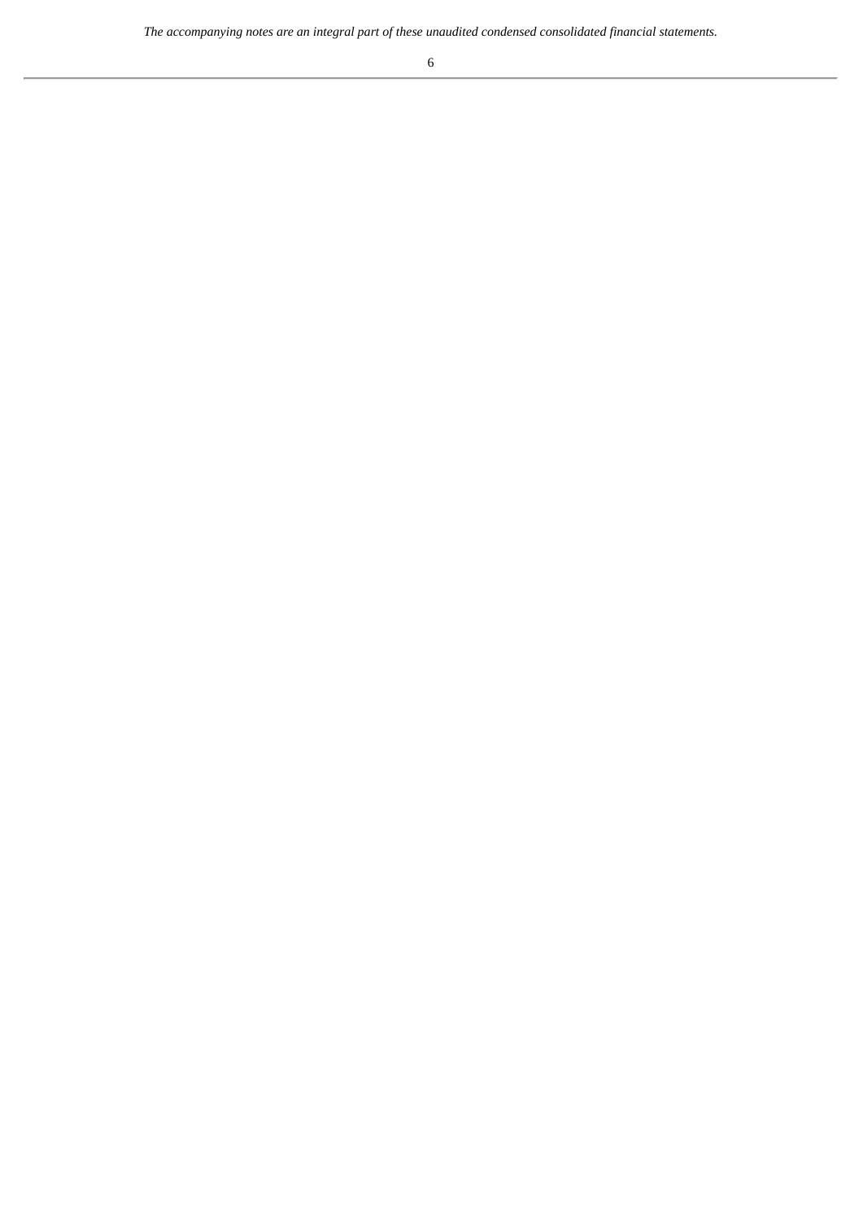*The accompanying notes are an integral part of these unaudited condensed consolidated financial statements.*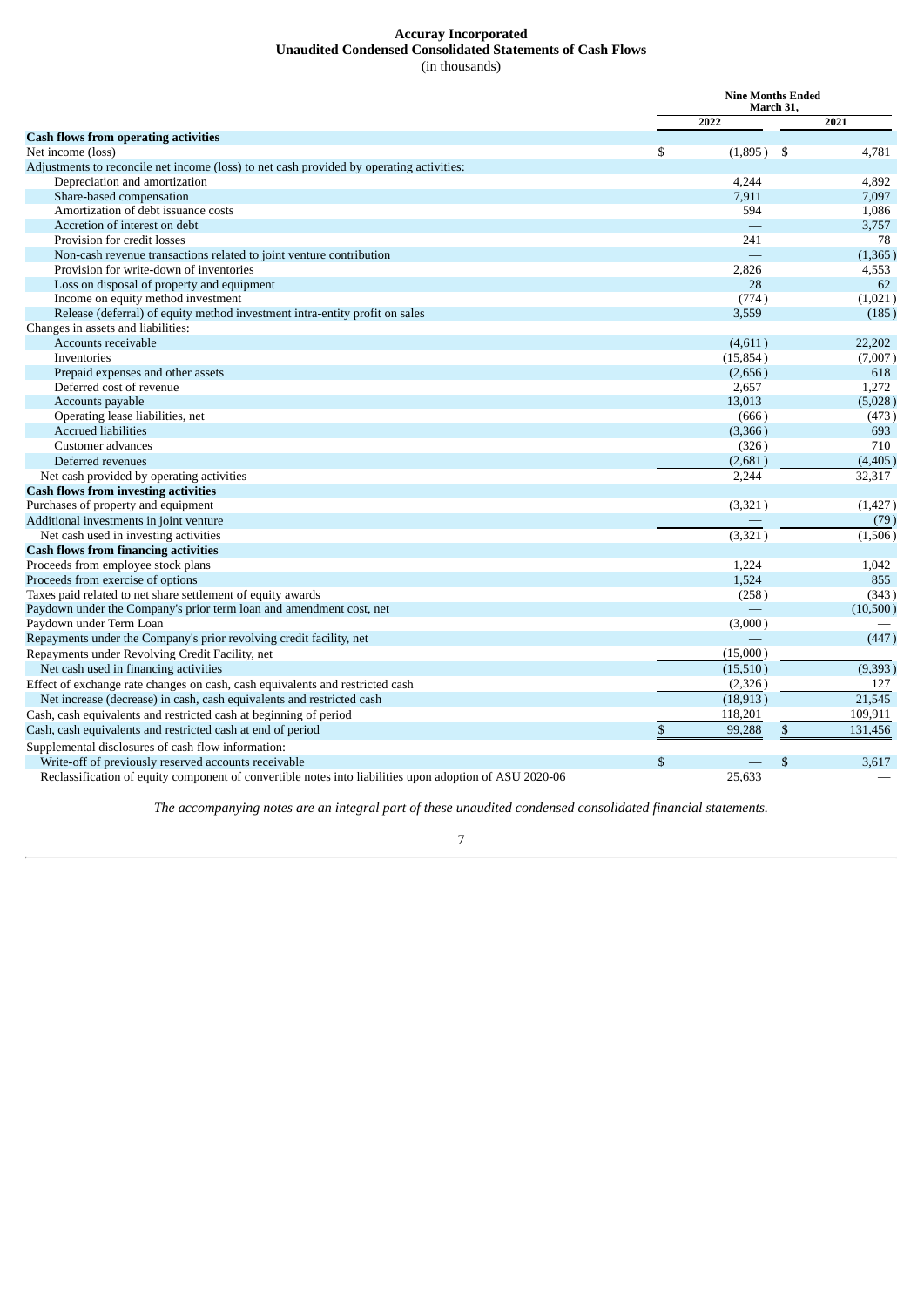**Accuray Incorporated**
**Unaudited Condensed Consolidated Statements of Cash Flows**
(in thousands)

| | Nine Months Ended March 31, | |
|---|---|---|
| | 2022 | 2021 |
| **Cash flows from operating activities** | | |
| Net income (loss) | $ (1,895) | $ 4,781 |
| Adjustments to reconcile net income (loss) to net cash provided by operating activities: | | |
| Depreciation and amortization | 4,244 | 4,892 |
| Share-based compensation | 7,911 | 7,097 |
| Amortization of debt issuance costs | 594 | 1,086 |
| Accretion of interest on debt | — | 3,757 |
| Provision for credit losses | 241 | 78 |
| Non-cash revenue transactions related to joint venture contribution | — | (1,365) |
| Provision for write-down of inventories | 2,826 | 4,553 |
| Loss on disposal of property and equipment | 28 | 62 |
| Income on equity method investment | (774) | (1,021) |
| Release (deferral) of equity method investment intra-entity profit on sales | 3,559 | (185) |
| Changes in assets and liabilities: | | |
| Accounts receivable | (4,611) | 22,202 |
| Inventories | (15,854) | (7,007) |
| Prepaid expenses and other assets | (2,656) | 618 |
| Deferred cost of revenue | 2,657 | 1,272 |
| Accounts payable | 13,013 | (5,028) |
| Operating lease liabilities, net | (666) | (473) |
| Accrued liabilities | (3,366) | 693 |
| Customer advances | (326) | 710 |
| Deferred revenues | (2,681) | (4,405) |
| Net cash provided by operating activities | 2,244 | 32,317 |
| **Cash flows from investing activities** | | |
| Purchases of property and equipment | (3,321) | (1,427) |
| Additional investments in joint venture | — | (79) |
| Net cash used in investing activities | (3,321) | (1,506) |
| **Cash flows from financing activities** | | |
| Proceeds from employee stock plans | 1,224 | 1,042 |
| Proceeds from exercise of options | 1,524 | 855 |
| Taxes paid related to net share settlement of equity awards | (258) | (343) |
| Paydown under the Company's prior term loan and amendment cost, net | — | (10,500) |
| Paydown under Term Loan | (3,000) | — |
| Repayments under the Company's prior revolving credit facility, net | — | (447) |
| Repayments under Revolving Credit Facility, net | (15,000) | — |
| Net cash used in financing activities | (15,510) | (9,393) |
| Effect of exchange rate changes on cash, cash equivalents and restricted cash | (2,326) | 127 |
| Net increase (decrease) in cash, cash equivalents and restricted cash | (18,913) | 21,545 |
| Cash, cash equivalents and restricted cash at beginning of period | 118,201 | 109,911 |
| Cash, cash equivalents and restricted cash at end of period | $ 99,288 | $ 131,456 |
| Supplemental disclosures of cash flow information: | | |
| Write-off of previously reserved accounts receivable | $ — | $ 3,617 |
| Reclassification of equity component of convertible notes into liabilities upon adoption of ASU 2020-06 | 25,633 | — |

*The accompanying notes are an integral part of these unaudited condensed consolidated financial statements.*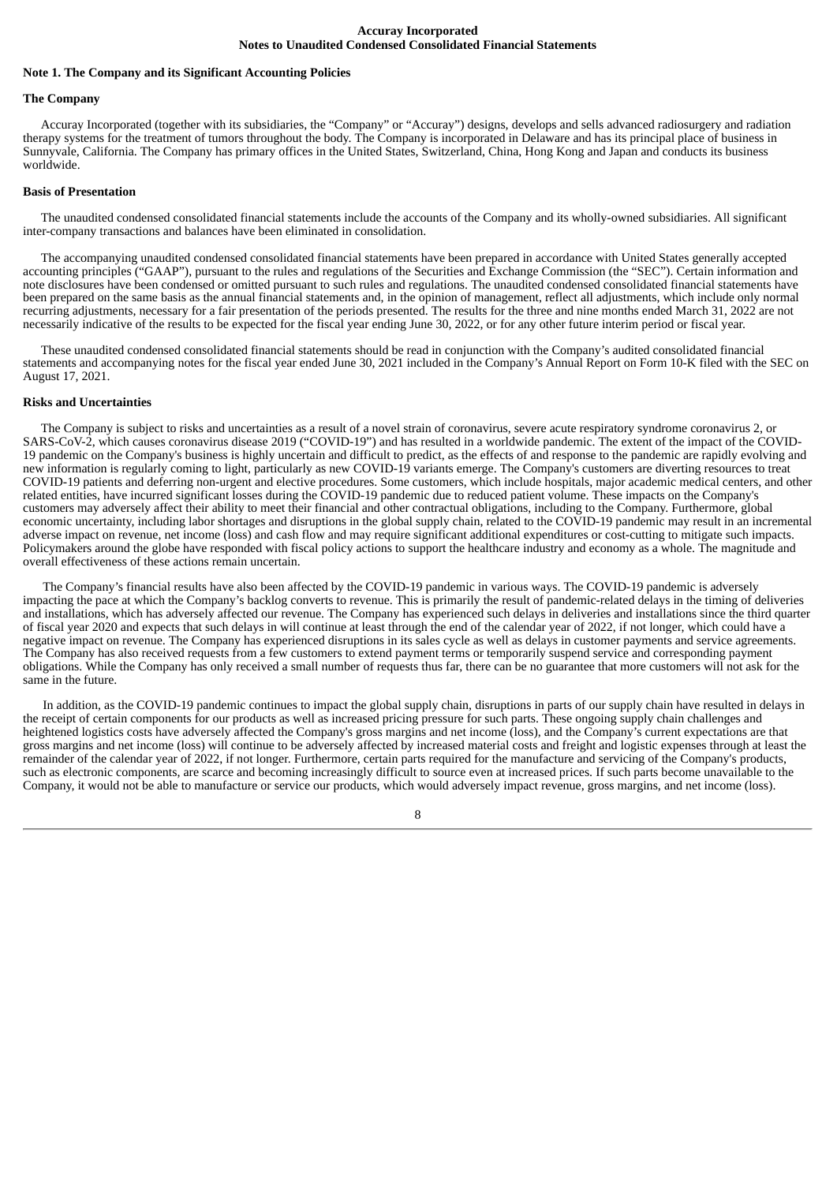**Accuray Incorporated**
**Notes to Unaudited Condensed Consolidated Financial Statements**

## Note 1. The Company and its Significant Accounting Policies

### The Company

Accuray Incorporated (together with its subsidiaries, the "Company" or "Accuray") designs, develops and sells advanced radiosurgery and radiation therapy systems for the treatment of tumors throughout the body. The Company is incorporated in Delaware and has its principal place of business in Sunnyvale, California. The Company has primary offices in the United States, Switzerland, China, Hong Kong and Japan and conducts its business worldwide.

### Basis of Presentation

The unaudited condensed consolidated financial statements include the accounts of the Company and its wholly-owned subsidiaries. All significant inter-company transactions and balances have been eliminated in consolidation.

The accompanying unaudited condensed consolidated financial statements have been prepared in accordance with United States generally accepted accounting principles ("GAAP"), pursuant to the rules and regulations of the Securities and Exchange Commission (the "SEC"). Certain information and note disclosures have been condensed or omitted pursuant to such rules and regulations. The unaudited condensed consolidated financial statements have been prepared on the same basis as the annual financial statements and, in the opinion of management, reflect all adjustments, which include only normal recurring adjustments, necessary for a fair presentation of the periods presented. The results for the three and nine months ended March 31, 2022 are not necessarily indicative of the results to be expected for the fiscal year ending June 30, 2022, or for any other future interim period or fiscal year.

These unaudited condensed consolidated financial statements should be read in conjunction with the Company's audited consolidated financial statements and accompanying notes for the fiscal year ended June 30, 2021 included in the Company's Annual Report on Form 10-K filed with the SEC on August 17, 2021.

### Risks and Uncertainties

The Company is subject to risks and uncertainties as a result of a novel strain of coronavirus, severe acute respiratory syndrome coronavirus 2, or SARS-CoV-2, which causes coronavirus disease 2019 ("COVID-19") and has resulted in a worldwide pandemic. The extent of the impact of the COVID-19 pandemic on the Company's business is highly uncertain and difficult to predict, as the effects of and response to the pandemic are rapidly evolving and new information is regularly coming to light, particularly as new COVID-19 variants emerge. The Company's customers are diverting resources to treat COVID-19 patients and deferring non-urgent and elective procedures. Some customers, which include hospitals, major academic medical centers, and other related entities, have incurred significant losses during the COVID-19 pandemic due to reduced patient volume. These impacts on the Company's customers may adversely affect their ability to meet their financial and other contractual obligations, including to the Company. Furthermore, global economic uncertainty, including labor shortages and disruptions in the global supply chain, related to the COVID-19 pandemic may result in an incremental adverse impact on revenue, net income (loss) and cash flow and may require significant additional expenditures or cost-cutting to mitigate such impacts. Policymakers around the globe have responded with fiscal policy actions to support the healthcare industry and economy as a whole. The magnitude and overall effectiveness of these actions remain uncertain.

The Company's financial results have also been affected by the COVID-19 pandemic in various ways. The COVID-19 pandemic is adversely impacting the pace at which the Company's backlog converts to revenue. This is primarily the result of pandemic-related delays in the timing of deliveries and installations, which has adversely affected our revenue. The Company has experienced such delays in deliveries and installations since the third quarter of fiscal year 2020 and expects that such delays in will continue at least through the end of the calendar year of 2022, if not longer, which could have a negative impact on revenue. The Company has experienced disruptions in its sales cycle as well as delays in customer payments and service agreements. The Company has also received requests from a few customers to extend payment terms or temporarily suspend service and corresponding payment obligations. While the Company has only received a small number of requests thus far, there can be no guarantee that more customers will not ask for the same in the future.

In addition, as the COVID-19 pandemic continues to impact the global supply chain, disruptions in parts of our supply chain have resulted in delays in the receipt of certain components for our products as well as increased pricing pressure for such parts. These ongoing supply chain challenges and heightened logistics costs have adversely affected the Company's gross margins and net income (loss), and the Company's current expectations are that gross margins and net income (loss) will continue to be adversely affected by increased material costs and freight and logistic expenses through at least the remainder of the calendar year of 2022, if not longer. Furthermore, certain parts required for the manufacture and servicing of the Company's products, such as electronic components, are scarce and becoming increasingly difficult to source even at increased prices. If such parts become unavailable to the Company, it would not be able to manufacture or service our products, which would adversely impact revenue, gross margins, and net income (loss).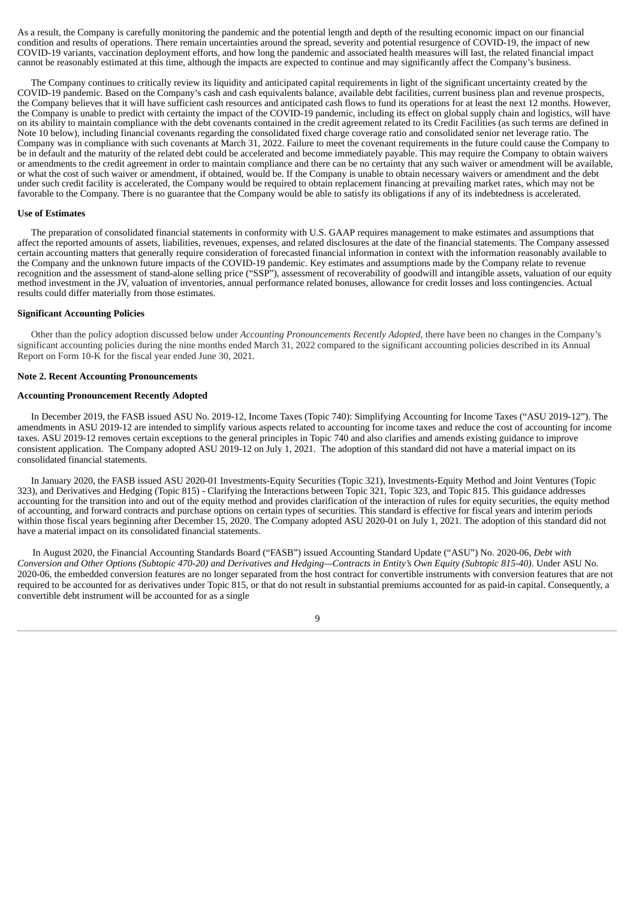As a result, the Company is carefully monitoring the pandemic and the potential length and depth of the resulting economic impact on our financial condition and results of operations. There remain uncertainties around the spread, severity and potential resurgence of COVID-19, the impact of new COVID-19 variants, vaccination deployment efforts, and how long the pandemic and associated health measures will last, the related financial impact cannot be reasonably estimated at this time, although the impacts are expected to continue and may significantly affect the Company's business.

The Company continues to critically review its liquidity and anticipated capital requirements in light of the significant uncertainty created by the COVID-19 pandemic. Based on the Company's cash and cash equivalents balance, available debt facilities, current business plan and revenue prospects, the Company believes that it will have sufficient cash resources and anticipated cash flows to fund its operations for at least the next 12 months. However, the Company is unable to predict with certainty the impact of the COVID-19 pandemic, including its effect on global supply chain and logistics, will have on its ability to maintain compliance with the debt covenants contained in the credit agreement related to its Credit Facilities (as such terms are defined in Note 10 below), including financial covenants regarding the consolidated fixed charge coverage ratio and consolidated senior net leverage ratio. The Company was in compliance with such covenants at March 31, 2022. Failure to meet the covenant requirements in the future could cause the Company to be in default and the maturity of the related debt could be accelerated and become immediately payable. This may require the Company to obtain waivers or amendments to the credit agreement in order to maintain compliance and there can be no certainty that any such waiver or amendment will be available, or what the cost of such waiver or amendment, if obtained, would be. If the Company is unable to obtain necessary waivers or amendment and the debt under such credit facility is accelerated, the Company would be required to obtain replacement financing at prevailing market rates, which may not be favorable to the Company. There is no guarantee that the Company would be able to satisfy its obligations if any of its indebtedness is accelerated.

**Use of Estimates**

The preparation of consolidated financial statements in conformity with U.S. GAAP requires management to make estimates and assumptions that affect the reported amounts of assets, liabilities, revenues, expenses, and related disclosures at the date of the financial statements. The Company assessed certain accounting matters that generally require consideration of forecasted financial information in context with the information reasonably available to the Company and the unknown future impacts of the COVID-19 pandemic. Key estimates and assumptions made by the Company relate to revenue recognition and the assessment of stand-alone selling price ("SSP"), assessment of recoverability of goodwill and intangible assets, valuation of our equity method investment in the JV, valuation of inventories, annual performance related bonuses, allowance for credit losses and loss contingencies. Actual results could differ materially from those estimates.

**Significant Accounting Policies**

Other than the policy adoption discussed below under *Accounting Pronouncements Recently Adopted,* there have been no changes in the Company's significant accounting policies during the nine months ended March 31, 2022 compared to the significant accounting policies described in its Annual Report on Form 10-K for the fiscal year ended June 30, 2021.

**Note 2. Recent Accounting Pronouncements**

**Accounting Pronouncement Recently Adopted**

In December 2019, the FASB issued ASU No. 2019-12, Income Taxes (Topic 740): Simplifying Accounting for Income Taxes ("ASU 2019-12"). The amendments in ASU 2019-12 are intended to simplify various aspects related to accounting for income taxes and reduce the cost of accounting for income taxes. ASU 2019-12 removes certain exceptions to the general principles in Topic 740 and also clarifies and amends existing guidance to improve consistent application. The Company adopted ASU 2019-12 on July 1, 2021. The adoption of this standard did not have a material impact on its consolidated financial statements.

In January 2020, the FASB issued ASU 2020-01 Investments-Equity Securities (Topic 321), Investments-Equity Method and Joint Ventures (Topic 323), and Derivatives and Hedging (Topic 815) - Clarifying the Interactions between Topic 321, Topic 323, and Topic 815. This guidance addresses accounting for the transition into and out of the equity method and provides clarification of the interaction of rules for equity securities, the equity method of accounting, and forward contracts and purchase options on certain types of securities. This standard is effective for fiscal years and interim periods within those fiscal years beginning after December 15, 2020. The Company adopted ASU 2020-01 on July 1, 2021. The adoption of this standard did not have a material impact on its consolidated financial statements.

In August 2020, the Financial Accounting Standards Board ("FASB") issued Accounting Standard Update ("ASU") No. 2020-06, *Debt with Conversion and Other Options (Subtopic 470-20) and Derivatives and Hedging—Contracts in Entity's Own Equity (Subtopic 815-40).* Under ASU No. 2020-06, the embedded conversion features are no longer separated from the host contract for convertible instruments with conversion features that are not required to be accounted for as derivatives under Topic 815, or that do not result in substantial premiums accounted for as paid-in capital. Consequently, a convertible debt instrument will be accounted for as a single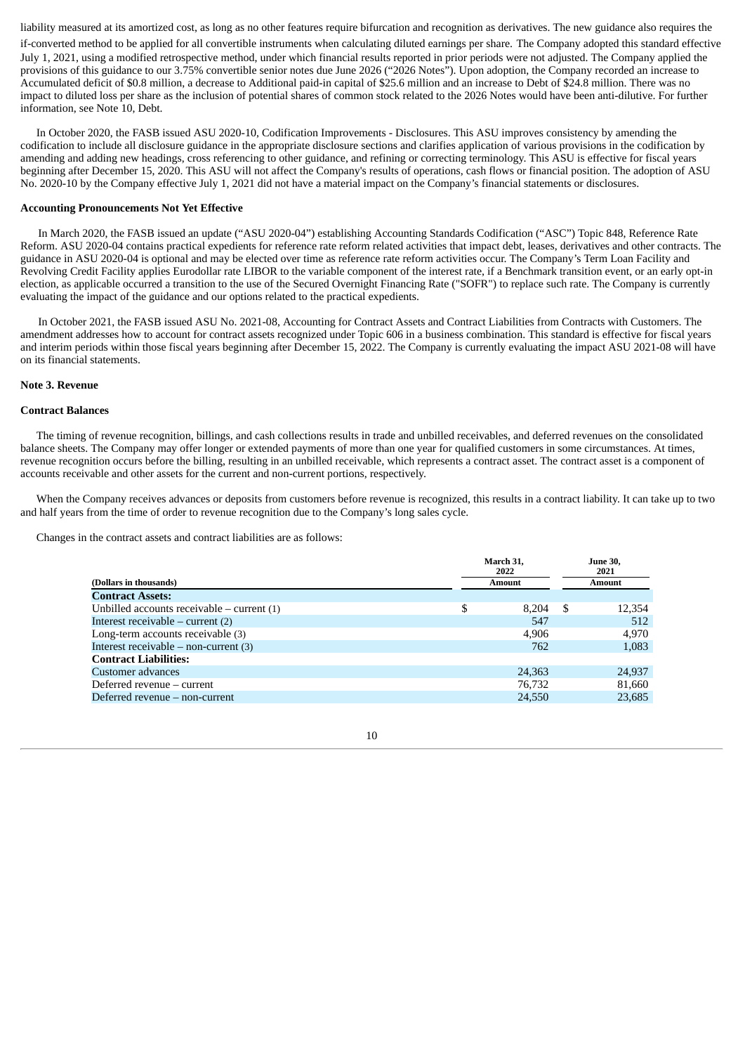liability measured at its amortized cost, as long as no other features require bifurcation and recognition as derivatives. The new guidance also requires the if-converted method to be applied for all convertible instruments when calculating diluted earnings per share. The Company adopted this standard effective July 1, 2021, using a modified retrospective method, under which financial results reported in prior periods were not adjusted. The Company applied the provisions of this guidance to our 3.75% convertible senior notes due June 2026 ("2026 Notes"). Upon adoption, the Company recorded an increase to Accumulated deficit of $0.8 million, a decrease to Additional paid-in capital of $25.6 million and an increase to Debt of $24.8 million. There was no impact to diluted loss per share as the inclusion of potential shares of common stock related to the 2026 Notes would have been anti-dilutive. For further information, see Note 10, Debt.

In October 2020, the FASB issued ASU 2020-10, Codification Improvements - Disclosures. This ASU improves consistency by amending the codification to include all disclosure guidance in the appropriate disclosure sections and clarifies application of various provisions in the codification by amending and adding new headings, cross referencing to other guidance, and refining or correcting terminology. This ASU is effective for fiscal years beginning after December 15, 2020. This ASU will not affect the Company's results of operations, cash flows or financial position. The adoption of ASU No. 2020-10 by the Company effective July 1, 2021 did not have a material impact on the Company's financial statements or disclosures.

**Accounting Pronouncements Not Yet Effective**

In March 2020, the FASB issued an update ("ASU 2020-04") establishing Accounting Standards Codification ("ASC") Topic 848, Reference Rate Reform. ASU 2020-04 contains practical expedients for reference rate reform related activities that impact debt, leases, derivatives and other contracts. The guidance in ASU 2020-04 is optional and may be elected over time as reference rate reform activities occur. The Company's Term Loan Facility and Revolving Credit Facility applies Eurodollar rate LIBOR to the variable component of the interest rate, if a Benchmark transition event, or an early opt-in election, as applicable occurred a transition to the use of the Secured Overnight Financing Rate ("SOFR") to replace such rate. The Company is currently evaluating the impact of the guidance and our options related to the practical expedients.

In October 2021, the FASB issued ASU No. 2021-08, Accounting for Contract Assets and Contract Liabilities from Contracts with Customers. The amendment addresses how to account for contract assets recognized under Topic 606 in a business combination. This standard is effective for fiscal years and interim periods within those fiscal years beginning after December 15, 2022. The Company is currently evaluating the impact ASU 2021-08 will have on its financial statements.

**Note 3. Revenue**

**Contract Balances**

The timing of revenue recognition, billings, and cash collections results in trade and unbilled receivables, and deferred revenues on the consolidated balance sheets. The Company may offer longer or extended payments of more than one year for qualified customers in some circumstances. At times, revenue recognition occurs before the billing, resulting in an unbilled receivable, which represents a contract asset. The contract asset is a component of accounts receivable and other assets for the current and non-current portions, respectively.

When the Company receives advances or deposits from customers before revenue is recognized, this results in a contract liability. It can take up to two and half years from the time of order to revenue recognition due to the Company's long sales cycle.

Changes in the contract assets and contract liabilities are as follows:

| (Dollars in thousands) | March 31, 2022 Amount | June 30, 2021 Amount |
|---|---|---|
| **Contract Assets:** | | |
| Unbilled accounts receivable – current (1) | $ 8,204 | $ 12,354 |
| Interest receivable – current (2) | 547 | 512 |
| Long-term accounts receivable (3) | 4,906 | 4,970 |
| Interest receivable – non-current (3) | 762 | 1,083 |
| **Contract Liabilities:** | | |
| Customer advances | 24,363 | 24,937 |
| Deferred revenue – current | 76,732 | 81,660 |
| Deferred revenue – non-current | 24,550 | 23,685 |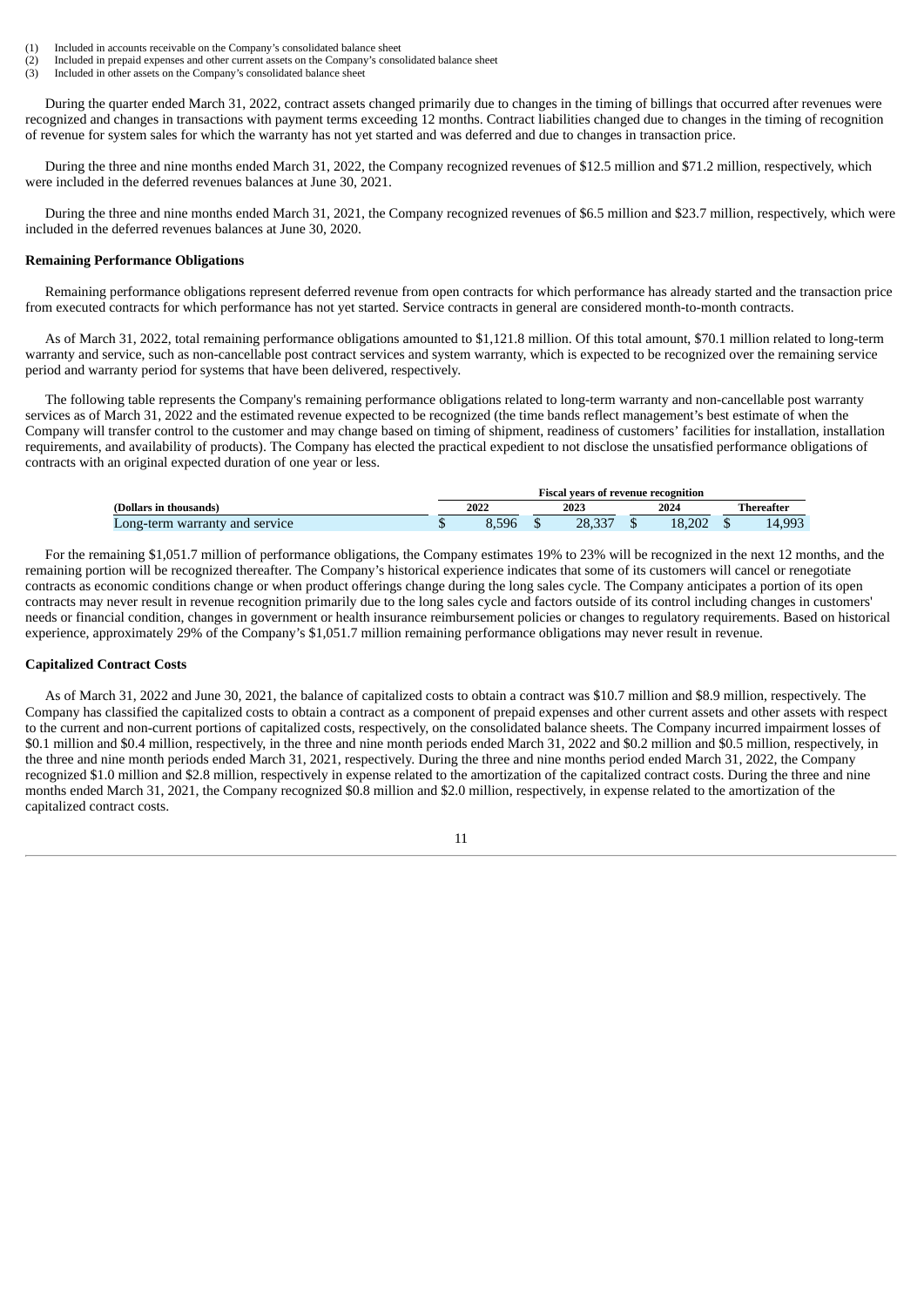(1) Included in accounts receivable on the Company's consolidated balance sheet
(2) Included in prepaid expenses and other current assets on the Company's consolidated balance sheet
(3) Included in other assets on the Company's consolidated balance sheet

During the quarter ended March 31, 2022, contract assets changed primarily due to changes in the timing of billings that occurred after revenues were recognized and changes in transactions with payment terms exceeding 12 months. Contract liabilities changed due to changes in the timing of recognition of revenue for system sales for which the warranty has not yet started and was deferred and due to changes in transaction price.

During the three and nine months ended March 31, 2022, the Company recognized revenues of $12.5 million and $71.2 million, respectively, which were included in the deferred revenues balances at June 30, 2021.

During the three and nine months ended March 31, 2021, the Company recognized revenues of $6.5 million and $23.7 million, respectively, which were included in the deferred revenues balances at June 30, 2020.

**Remaining Performance Obligations**

Remaining performance obligations represent deferred revenue from open contracts for which performance has already started and the transaction price from executed contracts for which performance has not yet started. Service contracts in general are considered month-to-month contracts.

As of March 31, 2022, total remaining performance obligations amounted to $1,121.8 million. Of this total amount, $70.1 million related to long-term warranty and service, such as non-cancellable post contract services and system warranty, which is expected to be recognized over the remaining service period and warranty period for systems that have been delivered, respectively.

The following table represents the Company's remaining performance obligations related to long-term warranty and non-cancellable post warranty services as of March 31, 2022 and the estimated revenue expected to be recognized (the time bands reflect management's best estimate of when the Company will transfer control to the customer and may change based on timing of shipment, readiness of customers' facilities for installation, installation requirements, and availability of products). The Company has elected the practical expedient to not disclose the unsatisfied performance obligations of contracts with an original expected duration of one year or less.

| | Fiscal years of revenue recognition | | | |
|---|---|---|---|---|
| **(Dollars in thousands)** | **2022** | **2023** | **2024** | **Thereafter** |
| Long-term warranty and service | $ 8,596 | $ 28,337 | $ 18,202 | $ 14,993 |

For the remaining $1,051.7 million of performance obligations, the Company estimates 19% to 23% will be recognized in the next 12 months, and the remaining portion will be recognized thereafter. The Company's historical experience indicates that some of its customers will cancel or renegotiate contracts as economic conditions change or when product offerings change during the long sales cycle. The Company anticipates a portion of its open contracts may never result in revenue recognition primarily due to the long sales cycle and factors outside of its control including changes in customers' needs or financial condition, changes in government or health insurance reimbursement policies or changes to regulatory requirements. Based on historical experience, approximately 29% of the Company's $1,051.7 million remaining performance obligations may never result in revenue.

**Capitalized Contract Costs**

As of March 31, 2022 and June 30, 2021, the balance of capitalized costs to obtain a contract was $10.7 million and $8.9 million, respectively. The Company has classified the capitalized costs to obtain a contract as a component of prepaid expenses and other current assets and other assets with respect to the current and non-current portions of capitalized costs, respectively, on the consolidated balance sheets. The Company incurred impairment losses of $0.1 million and $0.4 million, respectively, in the three and nine month periods ended March 31, 2022 and $0.2 million and $0.5 million, respectively, in the three and nine month periods ended March 31, 2021, respectively. During the three and nine months period ended March 31, 2022, the Company recognized $1.0 million and $2.8 million, respectively in expense related to the amortization of the capitalized contract costs. During the three and nine months ended March 31, 2021, the Company recognized $0.8 million and $2.0 million, respectively, in expense related to the amortization of the capitalized contract costs.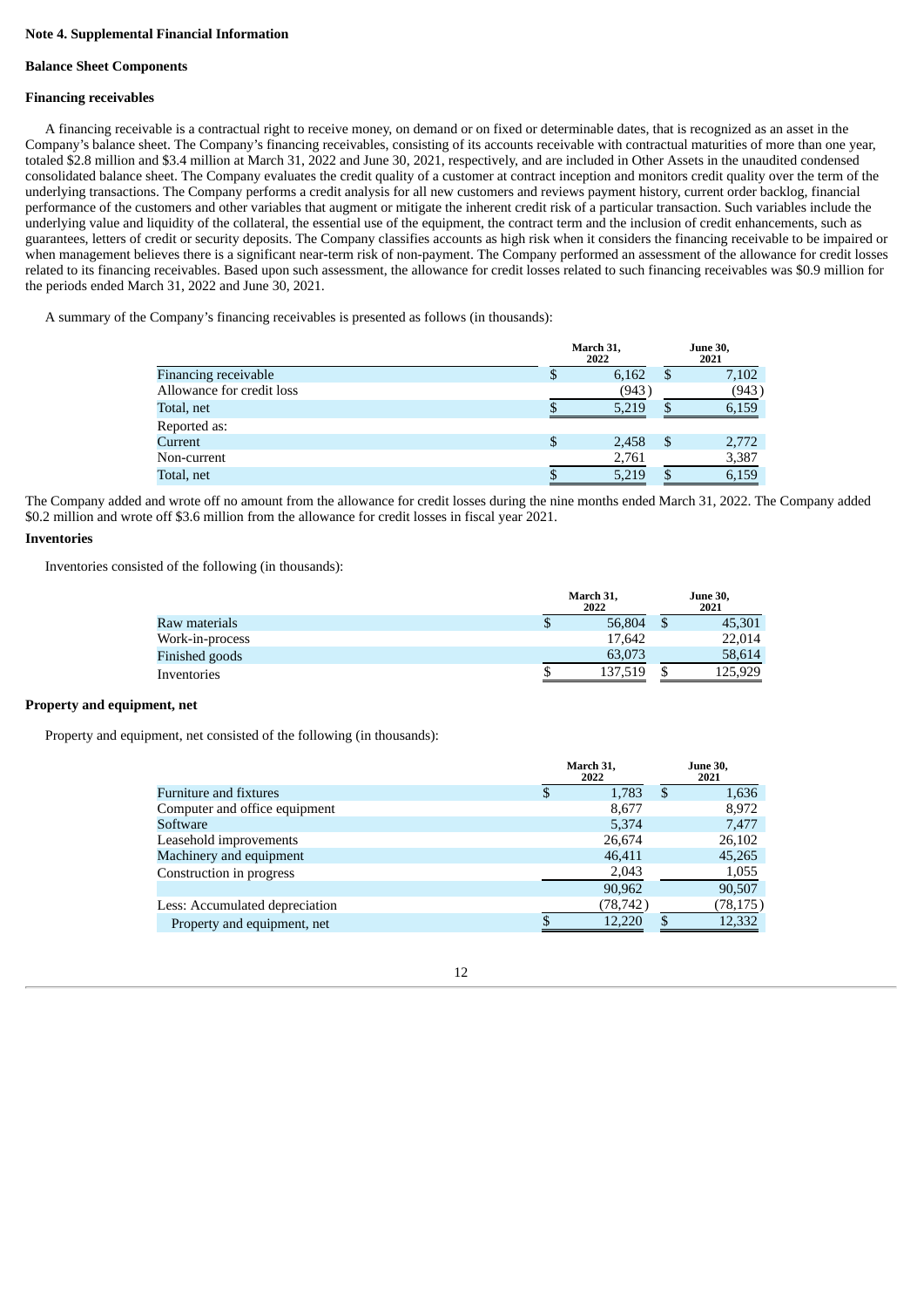## Note 4. Supplemental Financial Information

### Balance Sheet Components

### Financing receivables

A financing receivable is a contractual right to receive money, on demand or on fixed or determinable dates, that is recognized as an asset in the Company's balance sheet. The Company's financing receivables, consisting of its accounts receivable with contractual maturities of more than one year, totaled $2.8 million and $3.4 million at March 31, 2022 and June 30, 2021, respectively, and are included in Other Assets in the unaudited condensed consolidated balance sheet. The Company evaluates the credit quality of a customer at contract inception and monitors credit quality over the term of the underlying transactions. The Company performs a credit analysis for all new customers and reviews payment history, current order backlog, financial performance of the customers and other variables that augment or mitigate the inherent credit risk of a particular transaction. Such variables include the underlying value and liquidity of the collateral, the essential use of the equipment, the contract term and the inclusion of credit enhancements, such as guarantees, letters of credit or security deposits. The Company classifies accounts as high risk when it considers the financing receivable to be impaired or when management believes there is a significant near-term risk of non-payment. The Company performed an assessment of the allowance for credit losses related to its financing receivables. Based upon such assessment, the allowance for credit losses related to such financing receivables was $0.9 million for the periods ended March 31, 2022 and June 30, 2021.

A summary of the Company's financing receivables is presented as follows (in thousands):

| | March 31, 2022 | June 30, 2021 |
|---|---|---|
| Financing receivable | $ 6,162 | $ 7,102 |
| Allowance for credit loss | (943) | (943) |
| Total, net | $ 5,219 | $ 6,159 |
| Reported as: | | |
| Current | $ 2,458 | $ 2,772 |
| Non-current | 2,761 | 3,387 |
| Total, net | $ 5,219 | $ 6,159 |

The Company added and wrote off no amount from the allowance for credit losses during the nine months ended March 31, 2022. The Company added $0.2 million and wrote off $3.6 million from the allowance for credit losses in fiscal year 2021.

### Inventories

Inventories consisted of the following (in thousands):

| | March 31, 2022 | June 30, 2021 |
|---|---|---|
| Raw materials | $ 56,804 | $ 45,301 |
| Work-in-process | 17,642 | 22,014 |
| Finished goods | 63,073 | 58,614 |
| Inventories | $ 137,519 | $ 125,929 |

### Property and equipment, net

Property and equipment, net consisted of the following (in thousands):

| | March 31, 2022 | June 30, 2021 |
|---|---|---|
| Furniture and fixtures | $ 1,783 | $ 1,636 |
| Computer and office equipment | 8,677 | 8,972 |
| Software | 5,374 | 7,477 |
| Leasehold improvements | 26,674 | 26,102 |
| Machinery and equipment | 46,411 | 45,265 |
| Construction in progress | 2,043 | 1,055 |
| | 90,962 | 90,507 |
| Less: Accumulated depreciation | (78,742) | (78,175) |
| Property and equipment, net | $ 12,220 | $ 12,332 |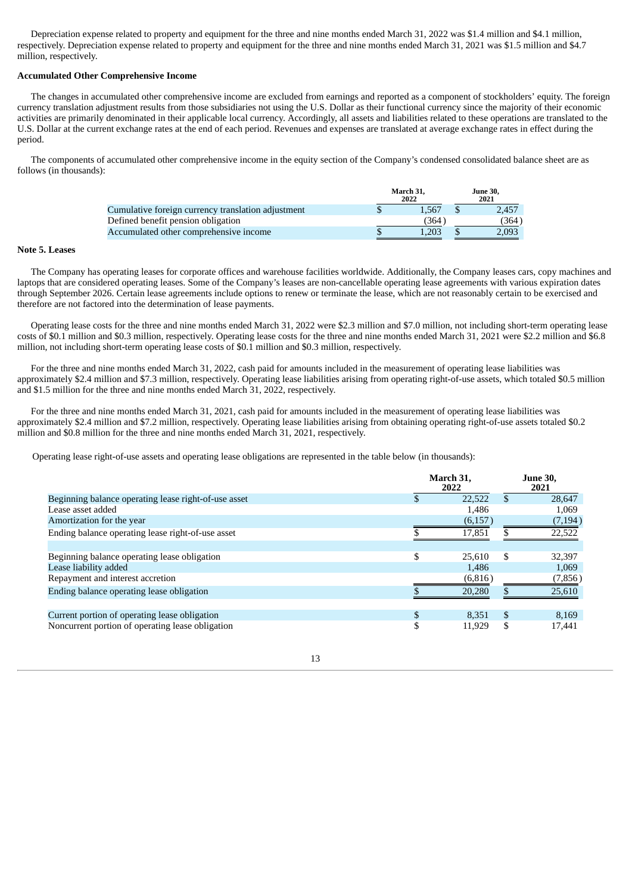Depreciation expense related to property and equipment for the three and nine months ended March 31, 2022 was $1.4 million and $4.1 million, respectively. Depreciation expense related to property and equipment for the three and nine months ended March 31, 2021 was $1.5 million and $4.7 million, respectively.

**Accumulated Other Comprehensive Income**

The changes in accumulated other comprehensive income are excluded from earnings and reported as a component of stockholders' equity. The foreign currency translation adjustment results from those subsidiaries not using the U.S. Dollar as their functional currency since the majority of their economic activities are primarily denominated in their applicable local currency. Accordingly, all assets and liabilities related to these operations are translated to the U.S. Dollar at the current exchange rates at the end of each period. Revenues and expenses are translated at average exchange rates in effect during the period.

The components of accumulated other comprehensive income in the equity section of the Company's condensed consolidated balance sheet are as follows (in thousands):

| | March 31, 2022 | June 30, 2021 |
|---|---|---|
| Cumulative foreign currency translation adjustment | $ 1,567 | $ 2,457 |
| Defined benefit pension obligation | (364) | (364) |
| Accumulated other comprehensive income | $ 1,203 | $ 2,093 |

**Note 5. Leases**

The Company has operating leases for corporate offices and warehouse facilities worldwide. Additionally, the Company leases cars, copy machines and laptops that are considered operating leases. Some of the Company's leases are non-cancellable operating lease agreements with various expiration dates through September 2026. Certain lease agreements include options to renew or terminate the lease, which are not reasonably certain to be exercised and therefore are not factored into the determination of lease payments.

Operating lease costs for the three and nine months ended March 31, 2022 were $2.3 million and $7.0 million, not including short-term operating lease costs of $0.1 million and $0.3 million, respectively. Operating lease costs for the three and nine months ended March 31, 2021 were $2.2 million and $6.8 million, not including short-term operating lease costs of $0.1 million and $0.3 million, respectively.

For the three and nine months ended March 31, 2022, cash paid for amounts included in the measurement of operating lease liabilities was approximately $2.4 million and $7.3 million, respectively. Operating lease liabilities arising from operating right-of-use assets, which totaled $0.5 million and $1.5 million for the three and nine months ended March 31, 2022, respectively.

For the three and nine months ended March 31, 2021, cash paid for amounts included in the measurement of operating lease liabilities was approximately $2.4 million and $7.2 million, respectively. Operating lease liabilities arising from obtaining operating right-of-use assets totaled $0.2 million and $0.8 million for the three and nine months ended March 31, 2021, respectively.

Operating lease right-of-use assets and operating lease obligations are represented in the table below (in thousands):

| | March 31, 2022 | June 30, 2021 |
|---|---|---|
| Beginning balance operating lease right-of-use asset | $ 22,522 | $ 28,647 |
| Lease asset added | 1,486 | 1,069 |
| Amortization for the year | (6,157) | (7,194) |
| Ending balance operating lease right-of-use asset | $ 17,851 | $ 22,522 |
| | | |
| Beginning balance operating lease obligation | $ 25,610 | $ 32,397 |
| Lease liability added | 1,486 | 1,069 |
| Repayment and interest accretion | (6,816) | (7,856) |
| Ending balance operating lease obligation | $ 20,280 | $ 25,610 |
| | | |
| Current portion of operating lease obligation | $ 8,351 | $ 8,169 |
| Noncurrent portion of operating lease obligation | $ 11,929 | $ 17,441 |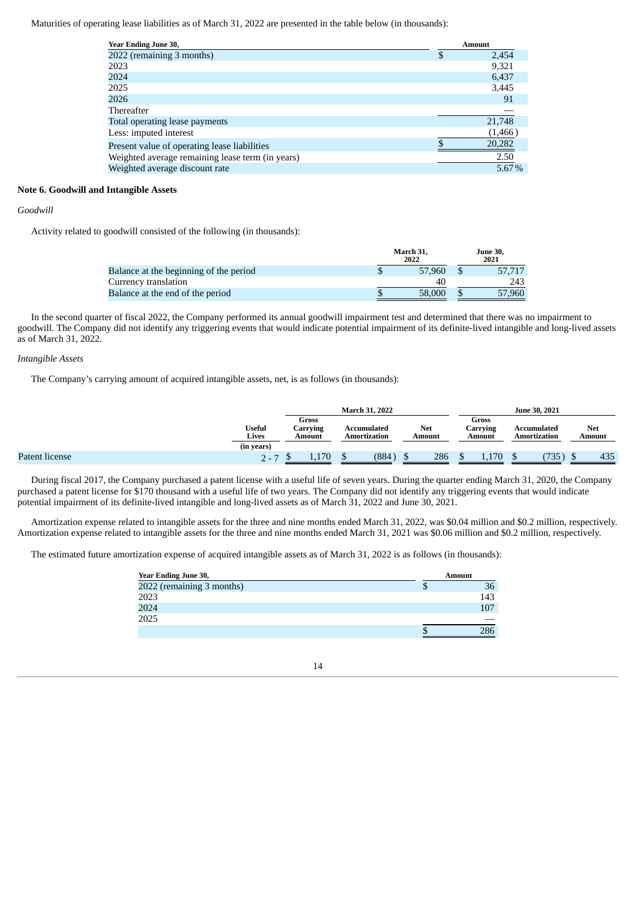Maturities of operating lease liabilities as of March 31, 2022 are presented in the table below (in thousands):

| Year Ending June 30, | Amount |
|---|---|
| 2022 (remaining 3 months) | $ 2,454 |
| 2023 | 9,321 |
| 2024 | 6,437 |
| 2025 | 3,445 |
| 2026 | 91 |
| Thereafter | — |
| Total operating lease payments | 21,748 |
| Less: imputed interest | (1,466) |
| Present value of operating lease liabilities | $ 20,282 |
| Weighted average remaining lease term (in years) | 2.50 |
| Weighted average discount rate | 5.67% |

**Note 6. Goodwill and Intangible Assets**

*Goodwill*

Activity related to goodwill consisted of the following (in thousands):

| | March 31, 2022 | June 30, 2021 |
|---|---|---|
| Balance at the beginning of the period | $ 57,960 | $ 57,717 |
| Currency translation | 40 | 243 |
| Balance at the end of the period | $ 58,000 | $ 57,960 |

In the second quarter of fiscal 2022, the Company performed its annual goodwill impairment test and determined that there was no impairment to goodwill. The Company did not identify any triggering events that would indicate potential impairment of its definite-lived intangible and long-lived assets as of March 31, 2022.

*Intangible Assets*

The Company's carrying amount of acquired intangible assets, net, is as follows (in thousands):

| | | March 31, 2022 | | | June 30, 2021 | | |
|---|---|---|---|---|---|---|---|
| | Useful Lives (in years) | Gross Carrying Amount | Accumulated Amortization | Net Amount | Gross Carrying Amount | Accumulated Amortization | Net Amount |
| Patent license | 2 - 7 | $ 1,170 | $ (884) | $ 286 | $ 1,170 | $ (735) | $ 435 |

During fiscal 2017, the Company purchased a patent license with a useful life of seven years. During the quarter ending March 31, 2020, the Company purchased a patent license for $170 thousand with a useful life of two years. The Company did not identify any triggering events that would indicate potential impairment of its definite-lived intangible and long-lived assets as of March 31, 2022 and June 30, 2021.

Amortization expense related to intangible assets for the three and nine months ended March 31, 2022, was $0.04 million and $0.2 million, respectively. Amortization expense related to intangible assets for the three and nine months ended March 31, 2021 was $0.06 million and $0.2 million, respectively.

The estimated future amortization expense of acquired intangible assets as of March 31, 2022 is as follows (in thousands):

| Year Ending June 30, | Amount |
|---|---|
| 2022 (remaining 3 months) | $ 36 |
| 2023 | 143 |
| 2024 | 107 |
| 2025 | — |
| | $ 286 |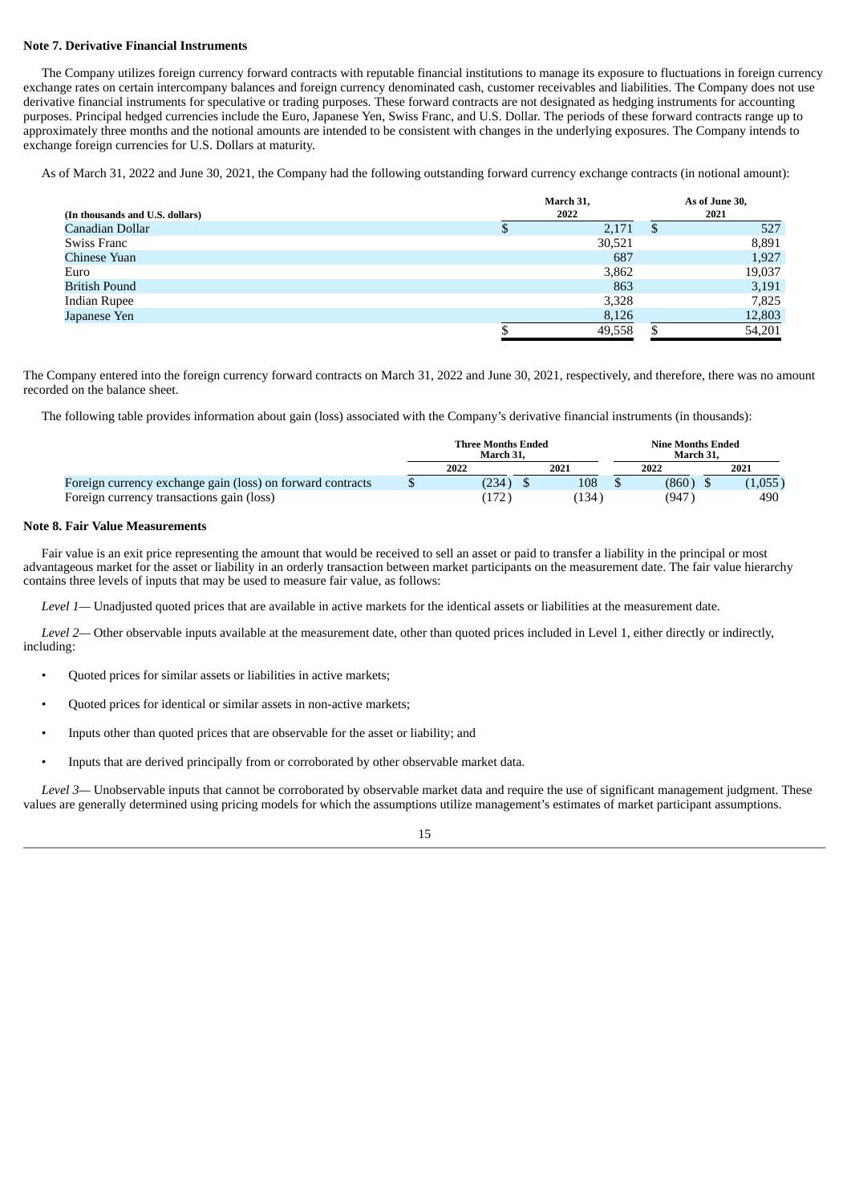**Note 7. Derivative Financial Instruments**

The Company utilizes foreign currency forward contracts with reputable financial institutions to manage its exposure to fluctuations in foreign currency exchange rates on certain intercompany balances and foreign currency denominated cash, customer receivables and liabilities. The Company does not use derivative financial instruments for speculative or trading purposes. These forward contracts are not designated as hedging instruments for accounting purposes. Principal hedged currencies include the Euro, Japanese Yen, Swiss Franc, and U.S. Dollar. The periods of these forward contracts range up to approximately three months and the notional amounts are intended to be consistent with changes in the underlying exposures. The Company intends to exchange foreign currencies for U.S. Dollars at maturity.

As of March 31, 2022 and June 30, 2021, the Company had the following outstanding forward currency exchange contracts (in notional amount):

| (In thousands and U.S. dollars) | March 31, 2022 | As of June 30, 2021 |
|---|---|---|
| Canadian Dollar | $ 2,171 | $ 527 |
| Swiss Franc | 30,521 | 8,891 |
| Chinese Yuan | 687 | 1,927 |
| Euro | 3,862 | 19,037 |
| British Pound | 863 | 3,191 |
| Indian Rupee | 3,328 | 7,825 |
| Japanese Yen | 8,126 | 12,803 |
| | $ 49,558 | $ 54,201 |

The Company entered into the foreign currency forward contracts on March 31, 2022 and June 30, 2021, respectively, and therefore, there was no amount recorded on the balance sheet.

The following table provides information about gain (loss) associated with the Company's derivative financial instruments (in thousands):

| | Three Months Ended March 31, | | Nine Months Ended March 31, | |
|---|---|---|---|---|
| | 2022 | 2021 | 2022 | 2021 |
| Foreign currency exchange gain (loss) on forward contracts | $ (234) | $ 108 | $ (860) | $ (1,055) |
| Foreign currency transactions gain (loss) | (172) | (134) | (947) | 490 |

**Note 8. Fair Value Measurements**

Fair value is an exit price representing the amount that would be received to sell an asset or paid to transfer a liability in the principal or most advantageous market for the asset or liability in an orderly transaction between market participants on the measurement date. The fair value hierarchy contains three levels of inputs that may be used to measure fair value, as follows:

*Level 1*— Unadjusted quoted prices that are available in active markets for the identical assets or liabilities at the measurement date.

*Level 2*— Other observable inputs available at the measurement date, other than quoted prices included in Level 1, either directly or indirectly, including:

- Quoted prices for similar assets or liabilities in active markets;
- Quoted prices for identical or similar assets in non-active markets;
- Inputs other than quoted prices that are observable for the asset or liability; and
- Inputs that are derived principally from or corroborated by other observable market data.

*Level 3*— Unobservable inputs that cannot be corroborated by observable market data and require the use of significant management judgment. These values are generally determined using pricing models for which the assumptions utilize management's estimates of market participant assumptions.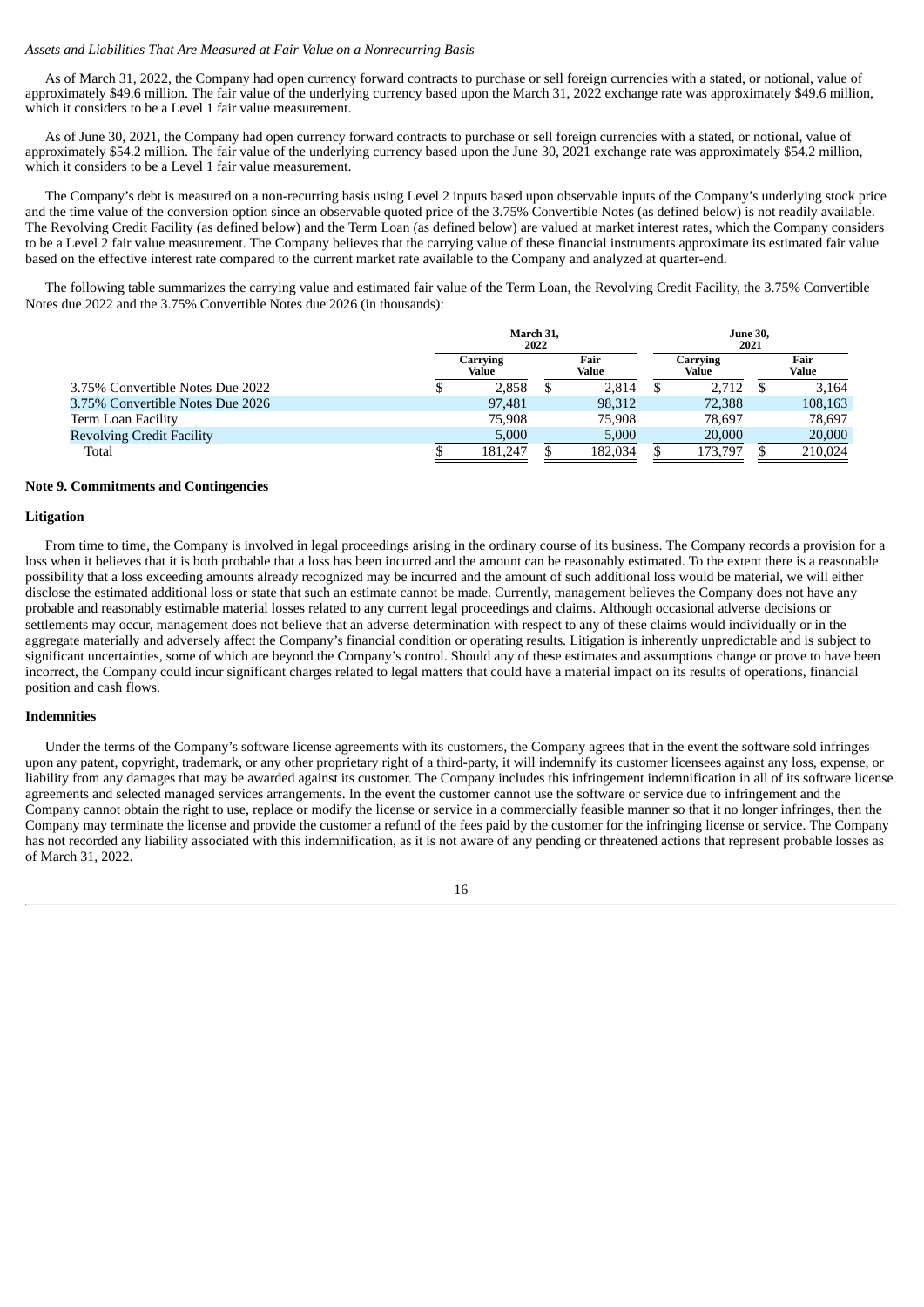*Assets and Liabilities That Are Measured at Fair Value on a Nonrecurring Basis*

As of March 31, 2022, the Company had open currency forward contracts to purchase or sell foreign currencies with a stated, or notional, value of approximately $49.6 million. The fair value of the underlying currency based upon the March 31, 2022 exchange rate was approximately $49.6 million, which it considers to be a Level 1 fair value measurement.

As of June 30, 2021, the Company had open currency forward contracts to purchase or sell foreign currencies with a stated, or notional, value of approximately $54.2 million. The fair value of the underlying currency based upon the June 30, 2021 exchange rate was approximately $54.2 million, which it considers to be a Level 1 fair value measurement.

The Company's debt is measured on a non-recurring basis using Level 2 inputs based upon observable inputs of the Company's underlying stock price and the time value of the conversion option since an observable quoted price of the 3.75% Convertible Notes (as defined below) is not readily available. The Revolving Credit Facility (as defined below) and the Term Loan (as defined below) are valued at market interest rates, which the Company considers to be a Level 2 fair value measurement. The Company believes that the carrying value of these financial instruments approximate its estimated fair value based on the effective interest rate compared to the current market rate available to the Company and analyzed at quarter-end.

The following table summarizes the carrying value and estimated fair value of the Term Loan, the Revolving Credit Facility, the 3.75% Convertible Notes due 2022 and the 3.75% Convertible Notes due 2026 (in thousands):

| | March 31, 2022 | | June 30, 2021 | |
|---|---|---|---|---|
| | Carrying Value | Fair Value | Carrying Value | Fair Value |
| 3.75% Convertible Notes Due 2022 | $ 2,858 | $ 2,814 | $ 2,712 | $ 3,164 |
| 3.75% Convertible Notes Due 2026 | 97,481 | 98,312 | 72,388 | 108,163 |
| Term Loan Facility | 75,908 | 75,908 | 78,697 | 78,697 |
| Revolving Credit Facility | 5,000 | 5,000 | 20,000 | 20,000 |
| Total | $ 181,247 | $ 182,034 | $ 173,797 | $ 210,024 |

**Note 9. Commitments and Contingencies**

**Litigation**

From time to time, the Company is involved in legal proceedings arising in the ordinary course of its business. The Company records a provision for a loss when it believes that it is both probable that a loss has been incurred and the amount can be reasonably estimated. To the extent there is a reasonable possibility that a loss exceeding amounts already recognized may be incurred and the amount of such additional loss would be material, we will either disclose the estimated additional loss or state that such an estimate cannot be made. Currently, management believes the Company does not have any probable and reasonably estimable material losses related to any current legal proceedings and claims. Although occasional adverse decisions or settlements may occur, management does not believe that an adverse determination with respect to any of these claims would individually or in the aggregate materially and adversely affect the Company's financial condition or operating results. Litigation is inherently unpredictable and is subject to significant uncertainties, some of which are beyond the Company's control. Should any of these estimates and assumptions change or prove to have been incorrect, the Company could incur significant charges related to legal matters that could have a material impact on its results of operations, financial position and cash flows.

**Indemnities**

Under the terms of the Company's software license agreements with its customers, the Company agrees that in the event the software sold infringes upon any patent, copyright, trademark, or any other proprietary right of a third-party, it will indemnify its customer licensees against any loss, expense, or liability from any damages that may be awarded against its customer. The Company includes this infringement indemnification in all of its software license agreements and selected managed services arrangements. In the event the customer cannot use the software or service due to infringement and the Company cannot obtain the right to use, replace or modify the license or service in a commercially feasible manner so that it no longer infringes, then the Company may terminate the license and provide the customer a refund of the fees paid by the customer for the infringing license or service. The Company has not recorded any liability associated with this indemnification, as it is not aware of any pending or threatened actions that represent probable losses as of March 31, 2022.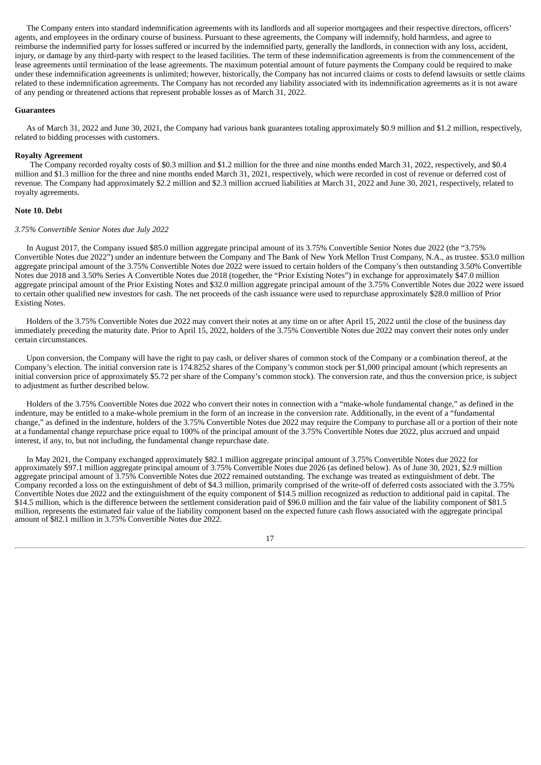The Company enters into standard indemnification agreements with its landlords and all superior mortgagees and their respective directors, officers' agents, and employees in the ordinary course of business. Pursuant to these agreements, the Company will indemnify, hold harmless, and agree to reimburse the indemnified party for losses suffered or incurred by the indemnified party, generally the landlords, in connection with any loss, accident, injury, or damage by any third-party with respect to the leased facilities. The term of these indemnification agreements is from the commencement of the lease agreements until termination of the lease agreements. The maximum potential amount of future payments the Company could be required to make under these indemnification agreements is unlimited; however, historically, the Company has not incurred claims or costs to defend lawsuits or settle claims related to these indemnification agreements. The Company has not recorded any liability associated with its indemnification agreements as it is not aware of any pending or threatened actions that represent probable losses as of March 31, 2022.

**Guarantees**

As of March 31, 2022 and June 30, 2021, the Company had various bank guarantees totaling approximately $0.9 million and $1.2 million, respectively, related to bidding processes with customers.

**Royalty Agreement**

The Company recorded royalty costs of $0.3 million and $1.2 million for the three and nine months ended March 31, 2022, respectively, and $0.4 million and $1.3 million for the three and nine months ended March 31, 2021, respectively, which were recorded in cost of revenue or deferred cost of revenue. The Company had approximately $2.2 million and $2.3 million accrued liabilities at March 31, 2022 and June 30, 2021, respectively, related to royalty agreements.

**Note 10. Debt**

*3.75% Convertible Senior Notes due July 2022*

In August 2017, the Company issued $85.0 million aggregate principal amount of its 3.75% Convertible Senior Notes due 2022 (the "3.75% Convertible Notes due 2022") under an indenture between the Company and The Bank of New York Mellon Trust Company, N.A., as trustee. $53.0 million aggregate principal amount of the 3.75% Convertible Notes due 2022 were issued to certain holders of the Company's then outstanding 3.50% Convertible Notes due 2018 and 3.50% Series A Convertible Notes due 2018 (together, the "Prior Existing Notes") in exchange for approximately $47.0 million aggregate principal amount of the Prior Existing Notes and $32.0 million aggregate principal amount of the 3.75% Convertible Notes due 2022 were issued to certain other qualified new investors for cash. The net proceeds of the cash issuance were used to repurchase approximately $28.0 million of Prior Existing Notes.

Holders of the 3.75% Convertible Notes due 2022 may convert their notes at any time on or after April 15, 2022 until the close of the business day immediately preceding the maturity date. Prior to April 15, 2022, holders of the 3.75% Convertible Notes due 2022 may convert their notes only under certain circumstances.

Upon conversion, the Company will have the right to pay cash, or deliver shares of common stock of the Company or a combination thereof, at the Company's election. The initial conversion rate is 174.8252 shares of the Company's common stock per $1,000 principal amount (which represents an initial conversion price of approximately $5.72 per share of the Company's common stock). The conversion rate, and thus the conversion price, is subject to adjustment as further described below.

Holders of the 3.75% Convertible Notes due 2022 who convert their notes in connection with a "make-whole fundamental change," as defined in the indenture, may be entitled to a make-whole premium in the form of an increase in the conversion rate. Additionally, in the event of a "fundamental change," as defined in the indenture, holders of the 3.75% Convertible Notes due 2022 may require the Company to purchase all or a portion of their note at a fundamental change repurchase price equal to 100% of the principal amount of the 3.75% Convertible Notes due 2022, plus accrued and unpaid interest, if any, to, but not including, the fundamental change repurchase date.

In May 2021, the Company exchanged approximately $82.1 million aggregate principal amount of 3.75% Convertible Notes due 2022 for approximately $97.1 million aggregate principal amount of 3.75% Convertible Notes due 2026 (as defined below). As of June 30, 2021, $2.9 million aggregate principal amount of 3.75% Convertible Notes due 2022 remained outstanding. The exchange was treated as extinguishment of debt. The Company recorded a loss on the extinguishment of debt of $4.3 million, primarily comprised of the write-off of deferred costs associated with the 3.75% Convertible Notes due 2022 and the extinguishment of the equity component of $14.5 million recognized as reduction to additional paid in capital. The $14.5 million, which is the difference between the settlement consideration paid of $96.0 million and the fair value of the liability component of $81.5 million, represents the estimated fair value of the liability component based on the expected future cash flows associated with the aggregate principal amount of $82.1 million in 3.75% Convertible Notes due 2022.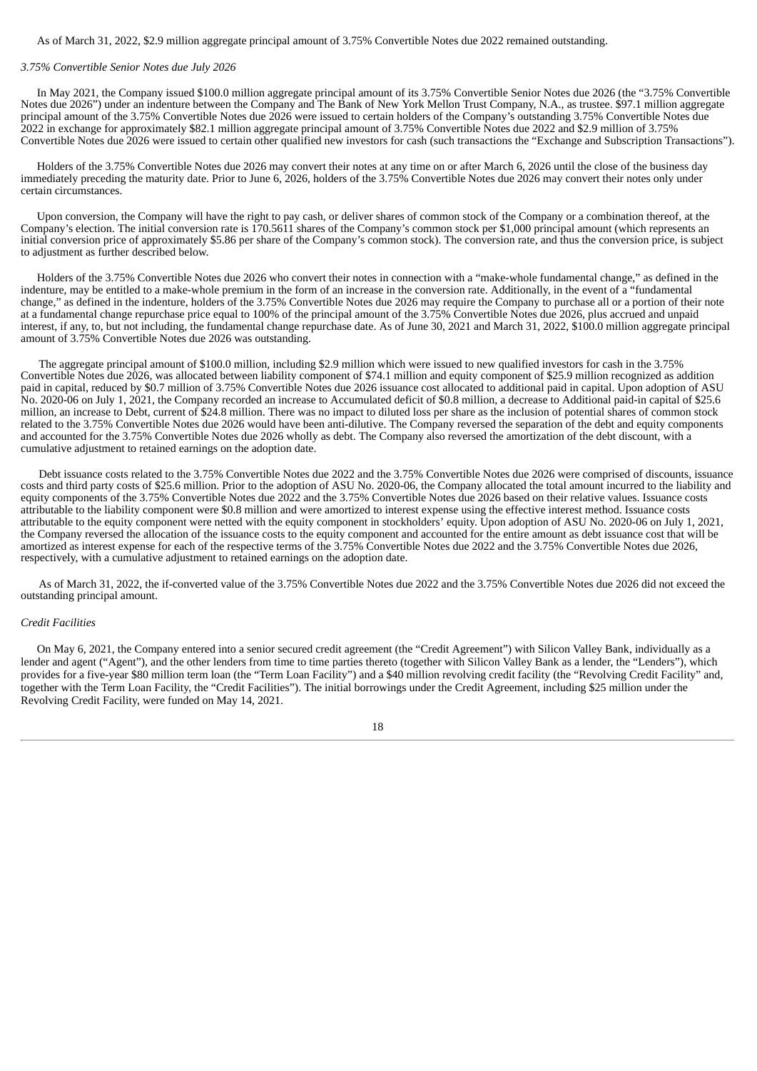As of March 31, 2022, $2.9 million aggregate principal amount of 3.75% Convertible Notes due 2022 remained outstanding.

*3.75% Convertible Senior Notes due July 2026*

In May 2021, the Company issued $100.0 million aggregate principal amount of its 3.75% Convertible Senior Notes due 2026 (the "3.75% Convertible Notes due 2026") under an indenture between the Company and The Bank of New York Mellon Trust Company, N.A., as trustee. $97.1 million aggregate principal amount of the 3.75% Convertible Notes due 2026 were issued to certain holders of the Company's outstanding 3.75% Convertible Notes due 2022 in exchange for approximately $82.1 million aggregate principal amount of 3.75% Convertible Notes due 2022 and $2.9 million of 3.75% Convertible Notes due 2026 were issued to certain other qualified new investors for cash (such transactions the "Exchange and Subscription Transactions").

Holders of the 3.75% Convertible Notes due 2026 may convert their notes at any time on or after March 6, 2026 until the close of the business day immediately preceding the maturity date. Prior to June 6, 2026, holders of the 3.75% Convertible Notes due 2026 may convert their notes only under certain circumstances.

Upon conversion, the Company will have the right to pay cash, or deliver shares of common stock of the Company or a combination thereof, at the Company's election. The initial conversion rate is 170.5611 shares of the Company's common stock per $1,000 principal amount (which represents an initial conversion price of approximately $5.86 per share of the Company's common stock). The conversion rate, and thus the conversion price, is subject to adjustment as further described below.

Holders of the 3.75% Convertible Notes due 2026 who convert their notes in connection with a "make-whole fundamental change," as defined in the indenture, may be entitled to a make-whole premium in the form of an increase in the conversion rate. Additionally, in the event of a "fundamental change," as defined in the indenture, holders of the 3.75% Convertible Notes due 2026 may require the Company to purchase all or a portion of their note at a fundamental change repurchase price equal to 100% of the principal amount of the 3.75% Convertible Notes due 2026, plus accrued and unpaid interest, if any, to, but not including, the fundamental change repurchase date. As of June 30, 2021 and March 31, 2022, $100.0 million aggregate principal amount of 3.75% Convertible Notes due 2026 was outstanding.

The aggregate principal amount of $100.0 million, including $2.9 million which were issued to new qualified investors for cash in the 3.75% Convertible Notes due 2026, was allocated between liability component of $74.1 million and equity component of $25.9 million recognized as addition paid in capital, reduced by $0.7 million of 3.75% Convertible Notes due 2026 issuance cost allocated to additional paid in capital. Upon adoption of ASU No. 2020-06 on July 1, 2021, the Company recorded an increase to Accumulated deficit of $0.8 million, a decrease to Additional paid-in capital of $25.6 million, an increase to Debt, current of $24.8 million. There was no impact to diluted loss per share as the inclusion of potential shares of common stock related to the 3.75% Convertible Notes due 2026 would have been anti-dilutive. The Company reversed the separation of the debt and equity components and accounted for the 3.75% Convertible Notes due 2026 wholly as debt. The Company also reversed the amortization of the debt discount, with a cumulative adjustment to retained earnings on the adoption date.

Debt issuance costs related to the 3.75% Convertible Notes due 2022 and the 3.75% Convertible Notes due 2026 were comprised of discounts, issuance costs and third party costs of $25.6 million. Prior to the adoption of ASU No. 2020-06, the Company allocated the total amount incurred to the liability and equity components of the 3.75% Convertible Notes due 2022 and the 3.75% Convertible Notes due 2026 based on their relative values. Issuance costs attributable to the liability component were $0.8 million and were amortized to interest expense using the effective interest method. Issuance costs attributable to the equity component were netted with the equity component in stockholders' equity. Upon adoption of ASU No. 2020-06 on July 1, 2021, the Company reversed the allocation of the issuance costs to the equity component and accounted for the entire amount as debt issuance cost that will be amortized as interest expense for each of the respective terms of the 3.75% Convertible Notes due 2022 and the 3.75% Convertible Notes due 2026, respectively, with a cumulative adjustment to retained earnings on the adoption date.

As of March 31, 2022, the if-converted value of the 3.75% Convertible Notes due 2022 and the 3.75% Convertible Notes due 2026 did not exceed the outstanding principal amount.

*Credit Facilities*

On May 6, 2021, the Company entered into a senior secured credit agreement (the "Credit Agreement") with Silicon Valley Bank, individually as a lender and agent ("Agent"), and the other lenders from time to time parties thereto (together with Silicon Valley Bank as a lender, the "Lenders"), which provides for a five-year $80 million term loan (the "Term Loan Facility") and a $40 million revolving credit facility (the "Revolving Credit Facility" and, together with the Term Loan Facility, the "Credit Facilities"). The initial borrowings under the Credit Agreement, including $25 million under the Revolving Credit Facility, were funded on May 14, 2021.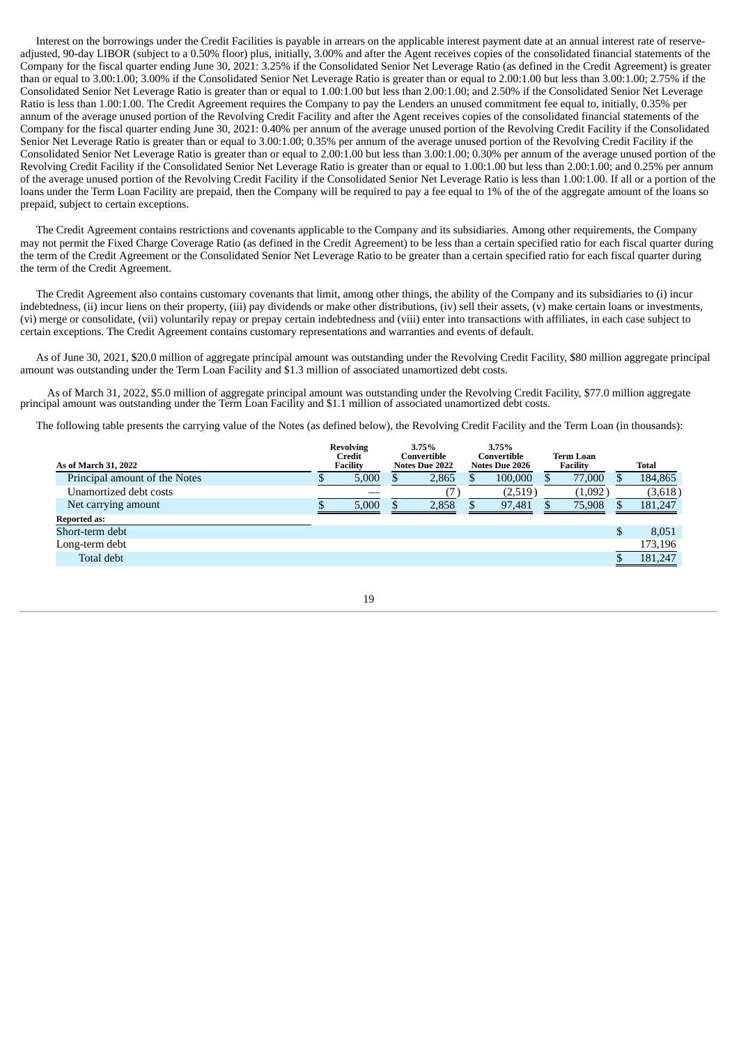Interest on the borrowings under the Credit Facilities is payable in arrears on the applicable interest payment date at an annual interest rate of reserve-adjusted, 90-day LIBOR (subject to a 0.50% floor) plus, initially, 3.00% and after the Agent receives copies of the consolidated financial statements of the Company for the fiscal quarter ending June 30, 2021: 3.25% if the Consolidated Senior Net Leverage Ratio (as defined in the Credit Agreement) is greater than or equal to 3.00:1.00; 3.00% if the Consolidated Senior Net Leverage Ratio is greater than or equal to 2.00:1.00 but less than 3.00:1.00; 2.75% if the Consolidated Senior Net Leverage Ratio is greater than or equal to 1.00:1.00 but less than 2.00:1.00; and 2.50% if the Consolidated Senior Net Leverage Ratio is less than 1.00:1.00. The Credit Agreement requires the Company to pay the Lenders an unused commitment fee equal to, initially, 0.35% per annum of the average unused portion of the Revolving Credit Facility and after the Agent receives copies of the consolidated financial statements of the Company for the fiscal quarter ending June 30, 2021: 0.40% per annum of the average unused portion of the Revolving Credit Facility if the Consolidated Senior Net Leverage Ratio is greater than or equal to 3.00:1.00; 0.35% per annum of the average unused portion of the Revolving Credit Facility if the Consolidated Senior Net Leverage Ratio is greater than or equal to 2.00:1.00 but less than 3.00:1.00; 0.30% per annum of the average unused portion of the Revolving Credit Facility if the Consolidated Senior Net Leverage Ratio is greater than or equal to 1.00:1.00 but less than 2.00:1.00; and 0.25% per annum of the average unused portion of the Revolving Credit Facility if the Consolidated Senior Net Leverage Ratio is less than 1.00:1.00. If all or a portion of the loans under the Term Loan Facility are prepaid, then the Company will be required to pay a fee equal to 1% of the of the aggregate amount of the loans so prepaid, subject to certain exceptions.

The Credit Agreement contains restrictions and covenants applicable to the Company and its subsidiaries. Among other requirements, the Company may not permit the Fixed Charge Coverage Ratio (as defined in the Credit Agreement) to be less than a certain specified ratio for each fiscal quarter during the term of the Credit Agreement or the Consolidated Senior Net Leverage Ratio to be greater than a certain specified ratio for each fiscal quarter during the term of the Credit Agreement.

The Credit Agreement also contains customary covenants that limit, among other things, the ability of the Company and its subsidiaries to (i) incur indebtedness, (ii) incur liens on their property, (iii) pay dividends or make other distributions, (iv) sell their assets, (v) make certain loans or investments, (vi) merge or consolidate, (vii) voluntarily repay or prepay certain indebtedness and (viii) enter into transactions with affiliates, in each case subject to certain exceptions. The Credit Agreement contains customary representations and warranties and events of default.

As of June 30, 2021, $20.0 million of aggregate principal amount was outstanding under the Revolving Credit Facility, $80 million aggregate principal amount was outstanding under the Term Loan Facility and $1.3 million of associated unamortized debt costs.

As of March 31, 2022, $5.0 million of aggregate principal amount was outstanding under the Revolving Credit Facility, $77.0 million aggregate principal amount was outstanding under the Term Loan Facility and $1.1 million of associated unamortized debt costs.

The following table presents the carrying value of the Notes (as defined below), the Revolving Credit Facility and the Term Loan (in thousands):

| As of March 31, 2022 | Revolving Credit Facility | 3.75% Convertible Notes Due 2022 | 3.75% Convertible Notes Due 2026 | Term Loan Facility | Total |
|---|---|---|---|---|---|
| Principal amount of the Notes | $ 5,000 | $ 2,865 | $ 100,000 | $ 77,000 | $ 184,865 |
| Unamortized debt costs | — | (7) | (2,519) | (1,092) | (3,618) |
| Net carrying amount | $ 5,000 | $ 2,858 | $ 97,481 | $ 75,908 | $ 181,247 |
| **Reported as:** | | | | | |
| Short-term debt | | | | | $ 8,051 |
| Long-term debt | | | | | 173,196 |
| Total debt | | | | | $ 181,247 |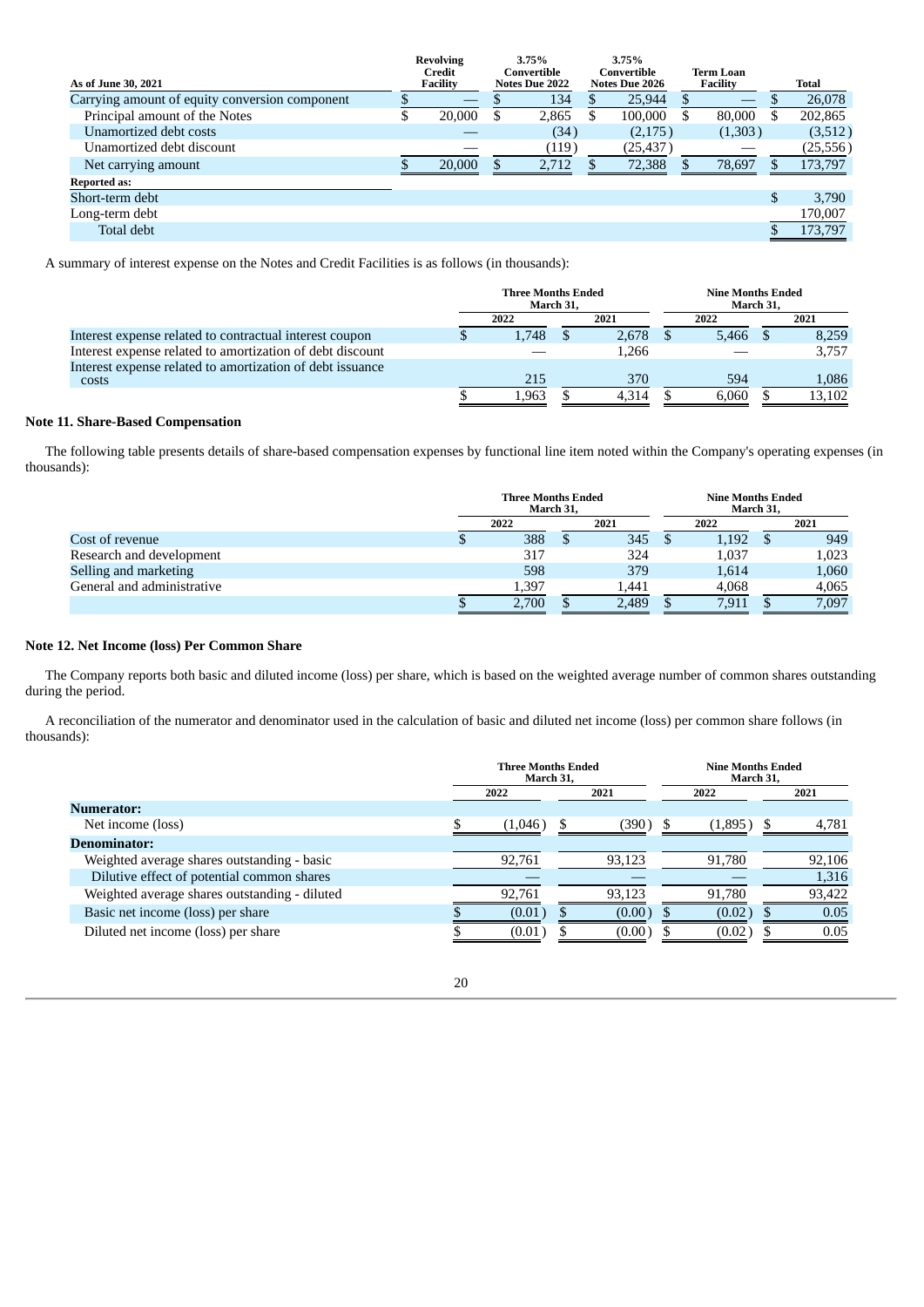| As of June 30, 2021 | Revolving Credit Facility | 3.75% Convertible Notes Due 2022 | 3.75% Convertible Notes Due 2026 | Term Loan Facility | Total |
|---|---|---|---|---|---|
| Carrying amount of equity conversion component | $ — | $ 134 | $ 25,944 | $ — | $ 26,078 |
| Principal amount of the Notes | $ 20,000 | $ 2,865 | $ 100,000 | $ 80,000 | $ 202,865 |
| Unamortized debt costs | — | (34) | (2,175) | (1,303) | (3,512) |
| Unamortized debt discount | — | (119) | (25,437) | — | (25,556) |
| Net carrying amount | $ 20,000 | $ 2,712 | $ 72,388 | $ 78,697 | $ 173,797 |
| **Reported as:** | | | | | |
| Short-term debt | | | | | $ 3,790 |
| Long-term debt | | | | | 170,007 |
| Total debt | | | | | $ 173,797 |

A summary of interest expense on the Notes and Credit Facilities is as follows (in thousands):

| | Three Months Ended March 31, | | Nine Months Ended March 31, | |
|---|---|---|---|---|
| | 2022 | 2021 | 2022 | 2021 |
| Interest expense related to contractual interest coupon | $ 1,748 | $ 2,678 | $ 5,466 | $ 8,259 |
| Interest expense related to amortization of debt discount | — | 1,266 | — | 3,757 |
| Interest expense related to amortization of debt issuance costs | 215 | 370 | 594 | 1,086 |
| | $ 1,963 | $ 4,314 | $ 6,060 | $ 13,102 |

## Note 11. Share-Based Compensation

The following table presents details of share-based compensation expenses by functional line item noted within the Company's operating expenses (in thousands):

| | Three Months Ended March 31, | | Nine Months Ended March 31, | |
|---|---|---|---|---|
| | 2022 | 2021 | 2022 | 2021 |
| Cost of revenue | $ 388 | $ 345 | $ 1,192 | $ 949 |
| Research and development | 317 | 324 | 1,037 | 1,023 |
| Selling and marketing | 598 | 379 | 1,614 | 1,060 |
| General and administrative | 1,397 | 1,441 | 4,068 | 4,065 |
| | $ 2,700 | $ 2,489 | $ 7,911 | $ 7,097 |

## Note 12. Net Income (loss) Per Common Share

The Company reports both basic and diluted income (loss) per share, which is based on the weighted average number of common shares outstanding during the period.

A reconciliation of the numerator and denominator used in the calculation of basic and diluted net income (loss) per common share follows (in thousands):

| | Three Months Ended March 31, | | Nine Months Ended March 31, | |
|---|---|---|---|---|
| | 2022 | 2021 | 2022 | 2021 |
| **Numerator:** | | | | |
| Net income (loss) | $ (1,046) | $ (390) | $ (1,895) | $ 4,781 |
| **Denominator:** | | | | |
| Weighted average shares outstanding - basic | 92,761 | 93,123 | 91,780 | 92,106 |
| Dilutive effect of potential common shares | — | — | — | 1,316 |
| Weighted average shares outstanding - diluted | 92,761 | 93,123 | 91,780 | 93,422 |
| Basic net income (loss) per share | $ (0.01) | $ (0.00) | $ (0.02) | $ 0.05 |
| Diluted net income (loss) per share | $ (0.01) | $ (0.00) | $ (0.02) | $ 0.05 |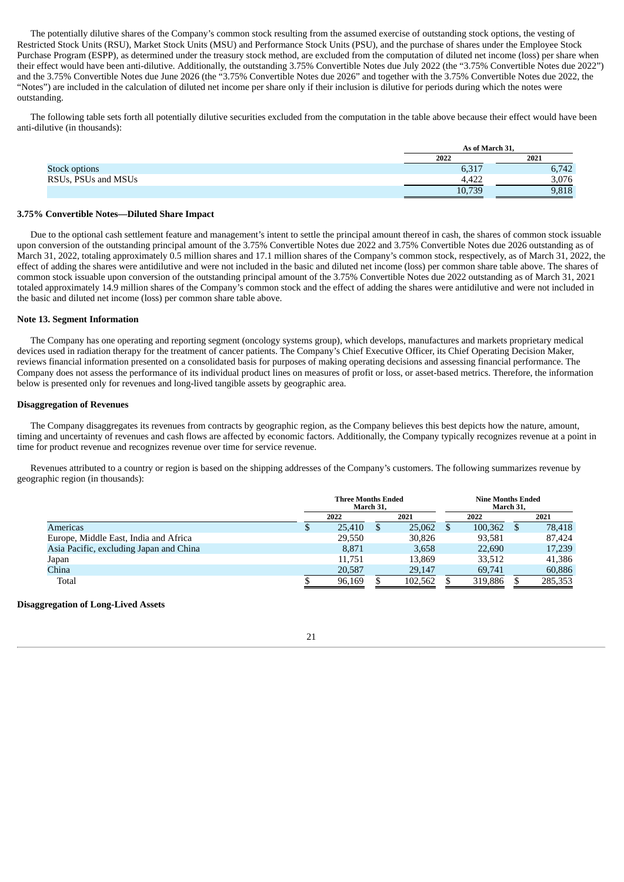The potentially dilutive shares of the Company's common stock resulting from the assumed exercise of outstanding stock options, the vesting of Restricted Stock Units (RSU), Market Stock Units (MSU) and Performance Stock Units (PSU), and the purchase of shares under the Employee Stock Purchase Program (ESPP), as determined under the treasury stock method, are excluded from the computation of diluted net income (loss) per share when their effect would have been anti-dilutive. Additionally, the outstanding 3.75% Convertible Notes due July 2022 (the "3.75% Convertible Notes due 2022") and the 3.75% Convertible Notes due June 2026 (the "3.75% Convertible Notes due 2026" and together with the 3.75% Convertible Notes due 2022, the "Notes") are included in the calculation of diluted net income per share only if their inclusion is dilutive for periods during which the notes were outstanding.

The following table sets forth all potentially dilutive securities excluded from the computation in the table above because their effect would have been anti-dilutive (in thousands):

| | As of March 31, | |
|---|---|---|
| | 2022 | 2021 |
| Stock options | 6,317 | 6,742 |
| RSUs, PSUs and MSUs | 4,422 | 3,076 |
| | 10,739 | 9,818 |

**3.75% Convertible Notes—Diluted Share Impact**

Due to the optional cash settlement feature and management's intent to settle the principal amount thereof in cash, the shares of common stock issuable upon conversion of the outstanding principal amount of the 3.75% Convertible Notes due 2022 and 3.75% Convertible Notes due 2026 outstanding as of March 31, 2022, totaling approximately 0.5 million shares and 17.1 million shares of the Company's common stock, respectively, as of March 31, 2022, the effect of adding the shares were antidilutive and were not included in the basic and diluted net income (loss) per common share table above. The shares of common stock issuable upon conversion of the outstanding principal amount of the 3.75% Convertible Notes due 2022 outstanding as of March 31, 2021 totaled approximately 14.9 million shares of the Company's common stock and the effect of adding the shares were antidilutive and were not included in the basic and diluted net income (loss) per common share table above.

**Note 13. Segment Information**

The Company has one operating and reporting segment (oncology systems group), which develops, manufactures and markets proprietary medical devices used in radiation therapy for the treatment of cancer patients. The Company's Chief Executive Officer, its Chief Operating Decision Maker, reviews financial information presented on a consolidated basis for purposes of making operating decisions and assessing financial performance. The Company does not assess the performance of its individual product lines on measures of profit or loss, or asset-based metrics. Therefore, the information below is presented only for revenues and long-lived tangible assets by geographic area.

**Disaggregation of Revenues**

The Company disaggregates its revenues from contracts by geographic region, as the Company believes this best depicts how the nature, amount, timing and uncertainty of revenues and cash flows are affected by economic factors. Additionally, the Company typically recognizes revenue at a point in time for product revenue and recognizes revenue over time for service revenue.

Revenues attributed to a country or region is based on the shipping addresses of the Company's customers. The following summarizes revenue by geographic region (in thousands):

| | Three Months Ended March 31, | | Nine Months Ended March 31, | |
|---|---|---|---|---|
| | 2022 | 2021 | 2022 | 2021 |
| Americas | $ 25,410 | $ 25,062 | $ 100,362 | $ 78,418 |
| Europe, Middle East, India and Africa | 29,550 | 30,826 | 93,581 | 87,424 |
| Asia Pacific, excluding Japan and China | 8,871 | 3,658 | 22,690 | 17,239 |
| Japan | 11,751 | 13,869 | 33,512 | 41,386 |
| China | 20,587 | 29,147 | 69,741 | 60,886 |
| Total | $ 96,169 | $ 102,562 | $ 319,886 | $ 285,353 |

**Disaggregation of Long-Lived Assets**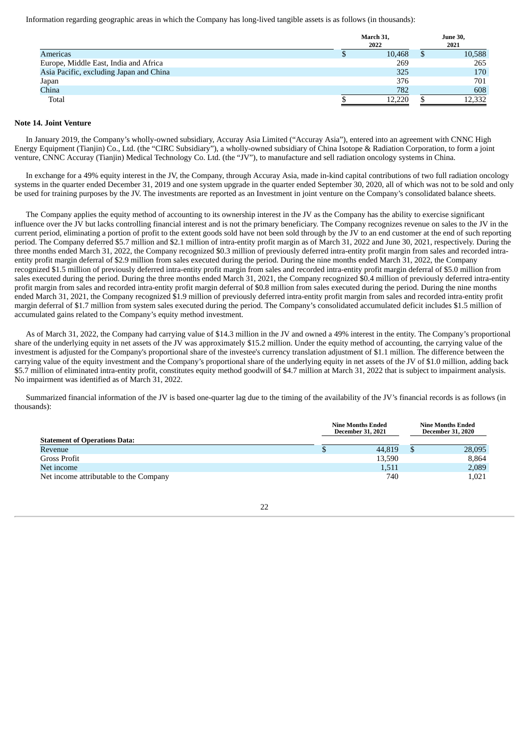Information regarding geographic areas in which the Company has long-lived tangible assets is as follows (in thousands):

| | March 31, 2022 | June 30, 2021 |
|---|---|---|
| Americas | $ 10,468 | $ 10,588 |
| Europe, Middle East, India and Africa | 269 | 265 |
| Asia Pacific, excluding Japan and China | 325 | 170 |
| Japan | 376 | 701 |
| China | 782 | 608 |
| Total | $ 12,220 | $ 12,332 |

**Note 14. Joint Venture**

In January 2019, the Company's wholly-owned subsidiary, Accuray Asia Limited ("Accuray Asia"), entered into an agreement with CNNC High Energy Equipment (Tianjin) Co., Ltd. (the "CIRC Subsidiary"), a wholly-owned subsidiary of China Isotope & Radiation Corporation, to form a joint venture, CNNC Accuray (Tianjin) Medical Technology Co. Ltd. (the "JV"), to manufacture and sell radiation oncology systems in China.

In exchange for a 49% equity interest in the JV, the Company, through Accuray Asia, made in-kind capital contributions of two full radiation oncology systems in the quarter ended December 31, 2019 and one system upgrade in the quarter ended September 30, 2020, all of which was not to be sold and only be used for training purposes by the JV. The investments are reported as an Investment in joint venture on the Company's consolidated balance sheets.

The Company applies the equity method of accounting to its ownership interest in the JV as the Company has the ability to exercise significant influence over the JV but lacks controlling financial interest and is not the primary beneficiary. The Company recognizes revenue on sales to the JV in the current period, eliminating a portion of profit to the extent goods sold have not been sold through by the JV to an end customer at the end of such reporting period. The Company deferred $5.7 million and $2.1 million of intra-entity profit margin as of March 31, 2022 and June 30, 2021, respectively. During the three months ended March 31, 2022, the Company recognized $0.3 million of previously deferred intra-entity profit margin from sales and recorded intra-entity profit margin deferral of $2.9 million from sales executed during the period. During the nine months ended March 31, 2022, the Company recognized $1.5 million of previously deferred intra-entity profit margin from sales and recorded intra-entity profit margin deferral of $5.0 million from sales executed during the period. During the three months ended March 31, 2021, the Company recognized $0.4 million of previously deferred intra-entity profit margin from sales and recorded intra-entity profit margin deferral of $0.8 million from sales executed during the period. During the nine months ended March 31, 2021, the Company recognized $1.9 million of previously deferred intra-entity profit margin from sales and recorded intra-entity profit margin deferral of $1.7 million from system sales executed during the period. The Company's consolidated accumulated deficit includes $1.5 million of accumulated gains related to the Company's equity method investment.

As of March 31, 2022, the Company had carrying value of $14.3 million in the JV and owned a 49% interest in the entity. The Company's proportional share of the underlying equity in net assets of the JV was approximately $15.2 million. Under the equity method of accounting, the carrying value of the investment is adjusted for the Company's proportional share of the investee's currency translation adjustment of $1.1 million. The difference between the carrying value of the equity investment and the Company's proportional share of the underlying equity in net assets of the JV of $1.0 million, adding back $5.7 million of eliminated intra-entity profit, constitutes equity method goodwill of $4.7 million at March 31, 2022 that is subject to impairment analysis. No impairment was identified as of March 31, 2022.

Summarized financial information of the JV is based one-quarter lag due to the timing of the availability of the JV's financial records is as follows (in thousands):

| Statement of Operations Data: | Nine Months Ended December 31, 2021 | Nine Months Ended December 31, 2020 |
|---|---|---|
| Revenue | $ 44,819 | $ 28,095 |
| Gross Profit | 13,590 | 8,864 |
| Net income | 1,511 | 2,089 |
| Net income attributable to the Company | 740 | 1,021 |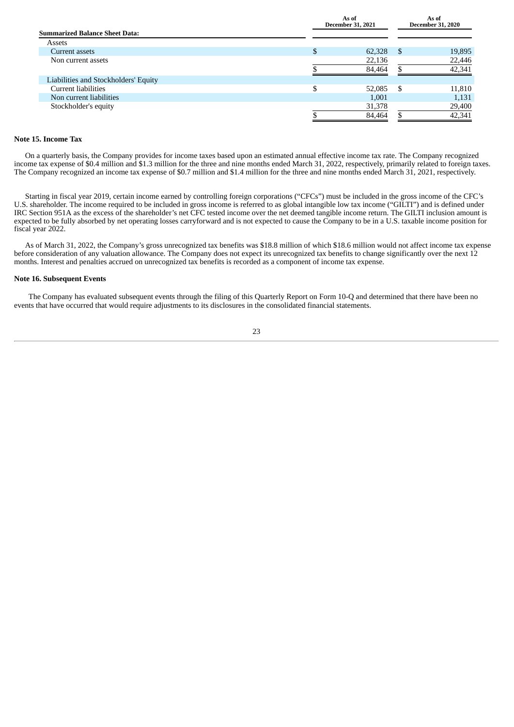|  | As of December 31, 2021 | As of December 31, 2020 |
| --- | --- | --- |
| **Summarized Balance Sheet Data:** |  |  |
| Assets |  |  |
| Current assets | $ 62,328 | $ 19,895 |
| Non current assets | 22,136 | 22,446 |
|  | $ 84,464 | $ 42,341 |
| Liabilities and Stockholders' Equity |  |  |
| Current liabilities | $ 52,085 | $ 11,810 |
| Non current liabilities | 1,001 | 1,131 |
| Stockholder's equity | 31,378 | 29,400 |
|  | $ 84,464 | $ 42,341 |

**Note 15. Income Tax**

On a quarterly basis, the Company provides for income taxes based upon an estimated annual effective income tax rate. The Company recognized income tax expense of $0.4 million and $1.3 million for the three and nine months ended March 31, 2022, respectively, primarily related to foreign taxes. The Company recognized an income tax expense of $0.7 million and $1.4 million for the three and nine months ended March 31, 2021, respectively.

Starting in fiscal year 2019, certain income earned by controlling foreign corporations ("CFCs") must be included in the gross income of the CFC's U.S. shareholder. The income required to be included in gross income is referred to as global intangible low tax income ("GILTI") and is defined under IRC Section 951A as the excess of the shareholder's net CFC tested income over the net deemed tangible income return. The GILTI inclusion amount is expected to be fully absorbed by net operating losses carryforward and is not expected to cause the Company to be in a U.S. taxable income position for fiscal year 2022.

As of March 31, 2022, the Company's gross unrecognized tax benefits was $18.8 million of which $18.6 million would not affect income tax expense before consideration of any valuation allowance. The Company does not expect its unrecognized tax benefits to change significantly over the next 12 months. Interest and penalties accrued on unrecognized tax benefits is recorded as a component of income tax expense.

**Note 16. Subsequent Events**

The Company has evaluated subsequent events through the filing of this Quarterly Report on Form 10-Q and determined that there have been no events that have occurred that would require adjustments to its disclosures in the consolidated financial statements.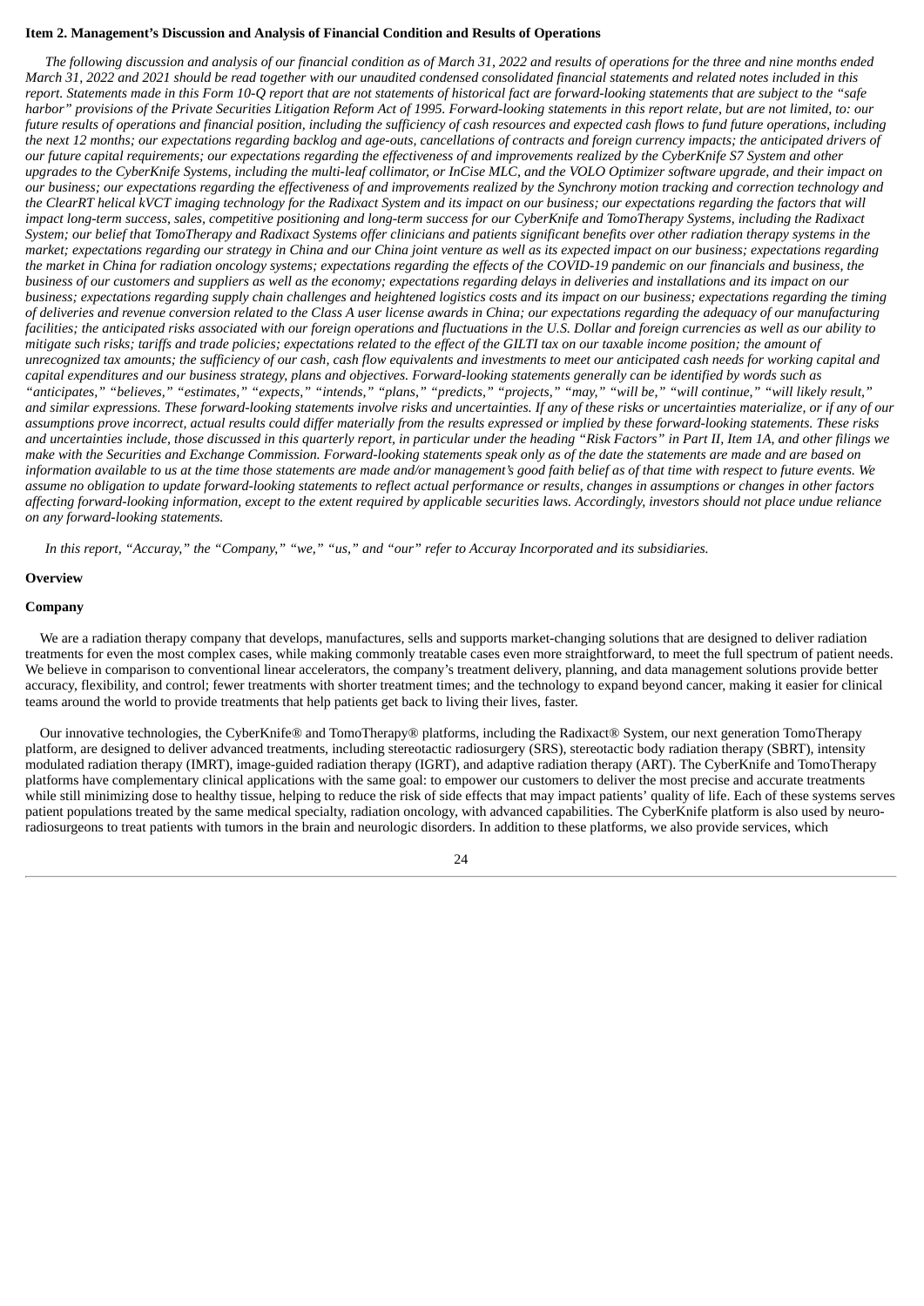### Item 2. Management's Discussion and Analysis of Financial Condition and Results of Operations

*The following discussion and analysis of our financial condition as of March 31, 2022 and results of operations for the three and nine months ended March 31, 2022 and 2021 should be read together with our unaudited condensed consolidated financial statements and related notes included in this report. Statements made in this Form 10-Q report that are not statements of historical fact are forward-looking statements that are subject to the "safe harbor" provisions of the Private Securities Litigation Reform Act of 1995. Forward-looking statements in this report relate, but are not limited, to: our future results of operations and financial position, including the sufficiency of cash resources and expected cash flows to fund future operations, including the next 12 months; our expectations regarding backlog and age-outs, cancellations of contracts and foreign currency impacts; the anticipated drivers of our future capital requirements; our expectations regarding the effectiveness of and improvements realized by the CyberKnife S7 System and other upgrades to the CyberKnife Systems, including the multi-leaf collimator, or InCise MLC, and the VOLO Optimizer software upgrade, and their impact on our business; our expectations regarding the effectiveness of and improvements realized by the Synchrony motion tracking and correction technology and the ClearRT helical kVCT imaging technology for the Radixact System and its impact on our business; our expectations regarding the factors that will impact long-term success, sales, competitive positioning and long-term success for our CyberKnife and TomoTherapy Systems, including the Radixact System; our belief that TomoTherapy and Radixact Systems offer clinicians and patients significant benefits over other radiation therapy systems in the market; expectations regarding our strategy in China and our China joint venture as well as its expected impact on our business; expectations regarding the market in China for radiation oncology systems; expectations regarding the effects of the COVID-19 pandemic on our financials and business, the business of our customers and suppliers as well as the economy; expectations regarding delays in deliveries and installations and its impact on our business; expectations regarding supply chain challenges and heightened logistics costs and its impact on our business; expectations regarding the timing of deliveries and revenue conversion related to the Class A user license awards in China; our expectations regarding the adequacy of our manufacturing facilities; the anticipated risks associated with our foreign operations and fluctuations in the U.S. Dollar and foreign currencies as well as our ability to mitigate such risks; tariffs and trade policies; expectations related to the effect of the GILTI tax on our taxable income position; the amount of unrecognized tax amounts; the sufficiency of our cash, cash flow equivalents and investments to meet our anticipated cash needs for working capital and capital expenditures and our business strategy, plans and objectives. Forward-looking statements generally can be identified by words such as "anticipates," "believes," "estimates," "expects," "intends," "plans," "predicts," "projects," "may," "will be," "will continue," "will likely result," and similar expressions. These forward-looking statements involve risks and uncertainties. If any of these risks or uncertainties materialize, or if any of our assumptions prove incorrect, actual results could differ materially from the results expressed or implied by these forward-looking statements. These risks and uncertainties include, those discussed in this quarterly report, in particular under the heading "Risk Factors" in Part II, Item 1A, and other filings we make with the Securities and Exchange Commission. Forward-looking statements speak only as of the date the statements are made and are based on information available to us at the time those statements are made and/or management's good faith belief as of that time with respect to future events. We assume no obligation to update forward-looking statements to reflect actual performance or results, changes in assumptions or changes in other factors affecting forward-looking information, except to the extent required by applicable securities laws. Accordingly, investors should not place undue reliance on any forward-looking statements.*

*In this report, "Accuray," the "Company," "we," "us," and "our" refer to Accuray Incorporated and its subsidiaries.*

### Overview

### Company

We are a radiation therapy company that develops, manufactures, sells and supports market-changing solutions that are designed to deliver radiation treatments for even the most complex cases, while making commonly treatable cases even more straightforward, to meet the full spectrum of patient needs. We believe in comparison to conventional linear accelerators, the company's treatment delivery, planning, and data management solutions provide better accuracy, flexibility, and control; fewer treatments with shorter treatment times; and the technology to expand beyond cancer, making it easier for clinical teams around the world to provide treatments that help patients get back to living their lives, faster.

Our innovative technologies, the CyberKnife® and TomoTherapy® platforms, including the Radixact® System, our next generation TomoTherapy platform, are designed to deliver advanced treatments, including stereotactic radiosurgery (SRS), stereotactic body radiation therapy (SBRT), intensity modulated radiation therapy (IMRT), image-guided radiation therapy (IGRT), and adaptive radiation therapy (ART). The CyberKnife and TomoTherapy platforms have complementary clinical applications with the same goal: to empower our customers to deliver the most precise and accurate treatments while still minimizing dose to healthy tissue, helping to reduce the risk of side effects that may impact patients' quality of life. Each of these systems serves patient populations treated by the same medical specialty, radiation oncology, with advanced capabilities. The CyberKnife platform is also used by neuro-radiosurgeons to treat patients with tumors in the brain and neurologic disorders. In addition to these platforms, we also provide services, which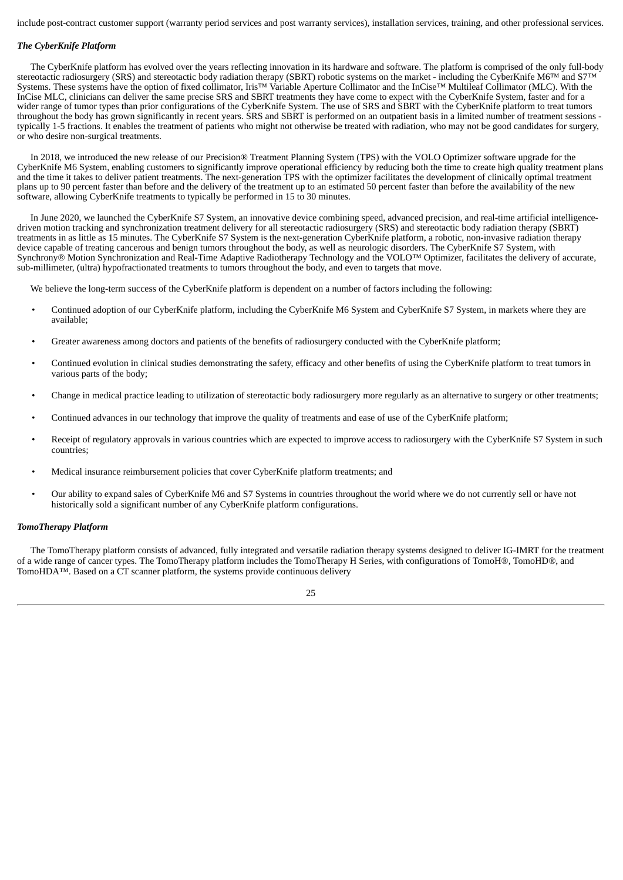include post-contract customer support (warranty period services and post warranty services), installation services, training, and other professional services.

### *The CyberKnife Platform*

The CyberKnife platform has evolved over the years reflecting innovation in its hardware and software. The platform is comprised of the only full-body stereotactic radiosurgery (SRS) and stereotactic body radiation therapy (SBRT) robotic systems on the market - including the CyberKnife M6™ and S7™ Systems. These systems have the option of fixed collimator, Iris™ Variable Aperture Collimator and the InCise™ Multileaf Collimator (MLC). With the InCise MLC, clinicians can deliver the same precise SRS and SBRT treatments they have come to expect with the CyberKnife System, faster and for a wider range of tumor types than prior configurations of the CyberKnife System. The use of SRS and SBRT with the CyberKnife platform to treat tumors throughout the body has grown significantly in recent years. SRS and SBRT is performed on an outpatient basis in a limited number of treatment sessions - typically 1-5 fractions. It enables the treatment of patients who might not otherwise be treated with radiation, who may not be good candidates for surgery, or who desire non-surgical treatments.

In 2018, we introduced the new release of our Precision® Treatment Planning System (TPS) with the VOLO Optimizer software upgrade for the CyberKnife M6 System, enabling customers to significantly improve operational efficiency by reducing both the time to create high quality treatment plans and the time it takes to deliver patient treatments. The next-generation TPS with the optimizer facilitates the development of clinically optimal treatment plans up to 90 percent faster than before and the delivery of the treatment up to an estimated 50 percent faster than before the availability of the new software, allowing CyberKnife treatments to typically be performed in 15 to 30 minutes.

In June 2020, we launched the CyberKnife S7 System, an innovative device combining speed, advanced precision, and real-time artificial intelligence-driven motion tracking and synchronization treatment delivery for all stereotactic radiosurgery (SRS) and stereotactic body radiation therapy (SBRT) treatments in as little as 15 minutes. The CyberKnife S7 System is the next-generation CyberKnife platform, a robotic, non-invasive radiation therapy device capable of treating cancerous and benign tumors throughout the body, as well as neurologic disorders. The CyberKnife S7 System, with Synchrony® Motion Synchronization and Real-Time Adaptive Radiotherapy Technology and the VOLO™ Optimizer, facilitates the delivery of accurate, sub-millimeter, (ultra) hypofractionated treatments to tumors throughout the body, and even to targets that move.

We believe the long-term success of the CyberKnife platform is dependent on a number of factors including the following:

- Continued adoption of our CyberKnife platform, including the CyberKnife M6 System and CyberKnife S7 System, in markets where they are available;
- Greater awareness among doctors and patients of the benefits of radiosurgery conducted with the CyberKnife platform;
- Continued evolution in clinical studies demonstrating the safety, efficacy and other benefits of using the CyberKnife platform to treat tumors in various parts of the body;
- Change in medical practice leading to utilization of stereotactic body radiosurgery more regularly as an alternative to surgery or other treatments;
- Continued advances in our technology that improve the quality of treatments and ease of use of the CyberKnife platform;
- Receipt of regulatory approvals in various countries which are expected to improve access to radiosurgery with the CyberKnife S7 System in such countries;
- Medical insurance reimbursement policies that cover CyberKnife platform treatments; and
- Our ability to expand sales of CyberKnife M6 and S7 Systems in countries throughout the world where we do not currently sell or have not historically sold a significant number of any CyberKnife platform configurations.

### *TomoTherapy Platform*

The TomoTherapy platform consists of advanced, fully integrated and versatile radiation therapy systems designed to deliver IG-IMRT for the treatment of a wide range of cancer types. The TomoTherapy platform includes the TomoTherapy H Series, with configurations of TomoH®, TomoHD®, and TomoHDA™. Based on a CT scanner platform, the systems provide continuous delivery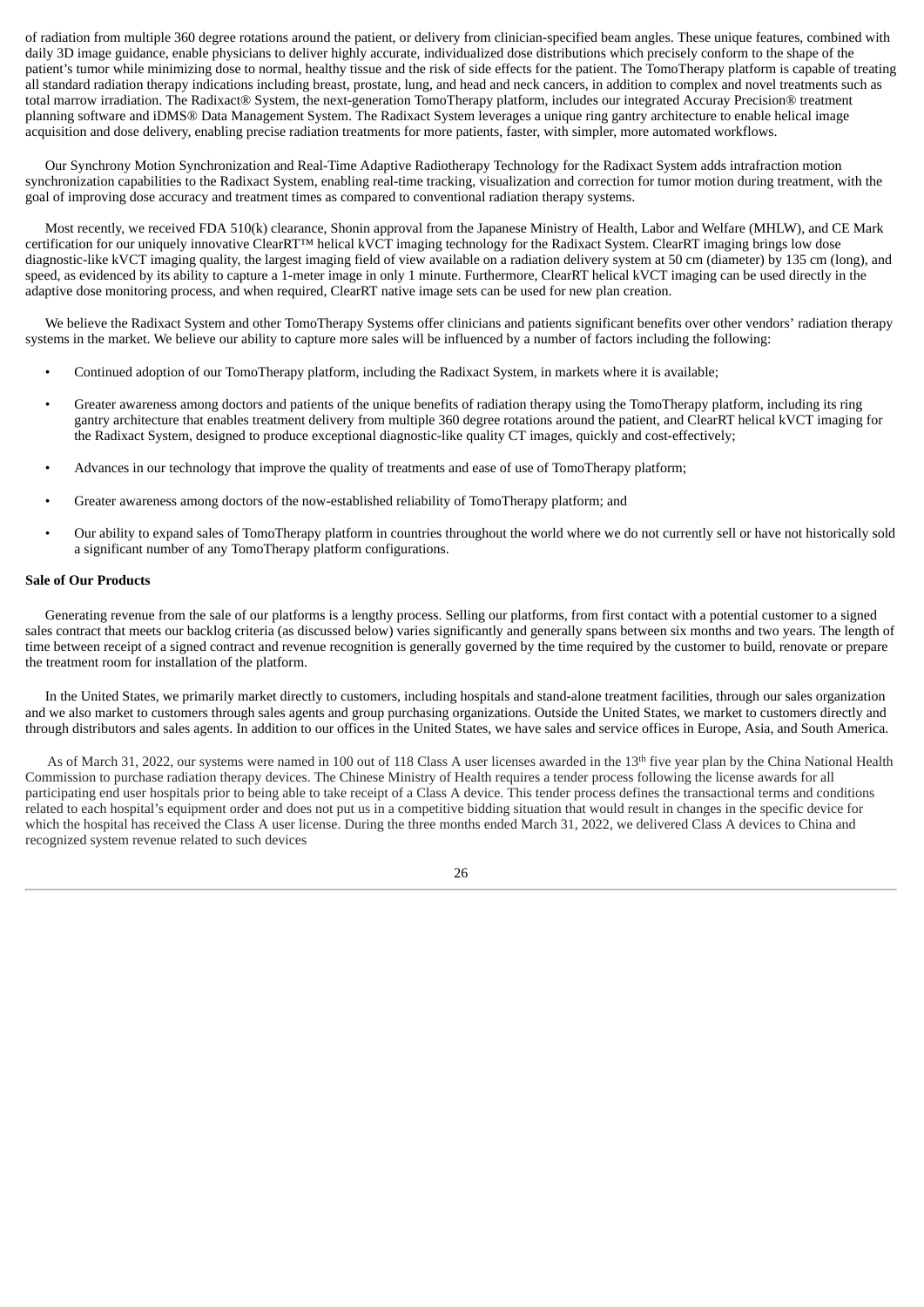of radiation from multiple 360 degree rotations around the patient, or delivery from clinician-specified beam angles. These unique features, combined with daily 3D image guidance, enable physicians to deliver highly accurate, individualized dose distributions which precisely conform to the shape of the patient's tumor while minimizing dose to normal, healthy tissue and the risk of side effects for the patient. The TomoTherapy platform is capable of treating all standard radiation therapy indications including breast, prostate, lung, and head and neck cancers, in addition to complex and novel treatments such as total marrow irradiation. The Radixact® System, the next-generation TomoTherapy platform, includes our integrated Accuray Precision® treatment planning software and iDMS® Data Management System. The Radixact System leverages a unique ring gantry architecture to enable helical image acquisition and dose delivery, enabling precise radiation treatments for more patients, faster, with simpler, more automated workflows.

Our Synchrony Motion Synchronization and Real-Time Adaptive Radiotherapy Technology for the Radixact System adds intrafraction motion synchronization capabilities to the Radixact System, enabling real-time tracking, visualization and correction for tumor motion during treatment, with the goal of improving dose accuracy and treatment times as compared to conventional radiation therapy systems.

Most recently, we received FDA 510(k) clearance, Shonin approval from the Japanese Ministry of Health, Labor and Welfare (MHLW), and CE Mark certification for our uniquely innovative ClearRT™ helical kVCT imaging technology for the Radixact System. ClearRT imaging brings low dose diagnostic-like kVCT imaging quality, the largest imaging field of view available on a radiation delivery system at 50 cm (diameter) by 135 cm (long), and speed, as evidenced by its ability to capture a 1-meter image in only 1 minute. Furthermore, ClearRT helical kVCT imaging can be used directly in the adaptive dose monitoring process, and when required, ClearRT native image sets can be used for new plan creation.

We believe the Radixact System and other TomoTherapy Systems offer clinicians and patients significant benefits over other vendors' radiation therapy systems in the market. We believe our ability to capture more sales will be influenced by a number of factors including the following:

- Continued adoption of our TomoTherapy platform, including the Radixact System, in markets where it is available;
- Greater awareness among doctors and patients of the unique benefits of radiation therapy using the TomoTherapy platform, including its ring gantry architecture that enables treatment delivery from multiple 360 degree rotations around the patient, and ClearRT helical kVCT imaging for the Radixact System, designed to produce exceptional diagnostic-like quality CT images, quickly and cost-effectively;
- Advances in our technology that improve the quality of treatments and ease of use of TomoTherapy platform;
- Greater awareness among doctors of the now-established reliability of TomoTherapy platform; and
- Our ability to expand sales of TomoTherapy platform in countries throughout the world where we do not currently sell or have not historically sold a significant number of any TomoTherapy platform configurations.

**Sale of Our Products**

Generating revenue from the sale of our platforms is a lengthy process. Selling our platforms, from first contact with a potential customer to a signed sales contract that meets our backlog criteria (as discussed below) varies significantly and generally spans between six months and two years. The length of time between receipt of a signed contract and revenue recognition is generally governed by the time required by the customer to build, renovate or prepare the treatment room for installation of the platform.

In the United States, we primarily market directly to customers, including hospitals and stand-alone treatment facilities, through our sales organization and we also market to customers through sales agents and group purchasing organizations. Outside the United States, we market to customers directly and through distributors and sales agents. In addition to our offices in the United States, we have sales and service offices in Europe, Asia, and South America.

As of March 31, 2022, our systems were named in 100 out of 118 Class A user licenses awarded in the 13th five year plan by the China National Health Commission to purchase radiation therapy devices. The Chinese Ministry of Health requires a tender process following the license awards for all participating end user hospitals prior to being able to take receipt of a Class A device. This tender process defines the transactional terms and conditions related to each hospital's equipment order and does not put us in a competitive bidding situation that would result in changes in the specific device for which the hospital has received the Class A user license. During the three months ended March 31, 2022, we delivered Class A devices to China and recognized system revenue related to such devices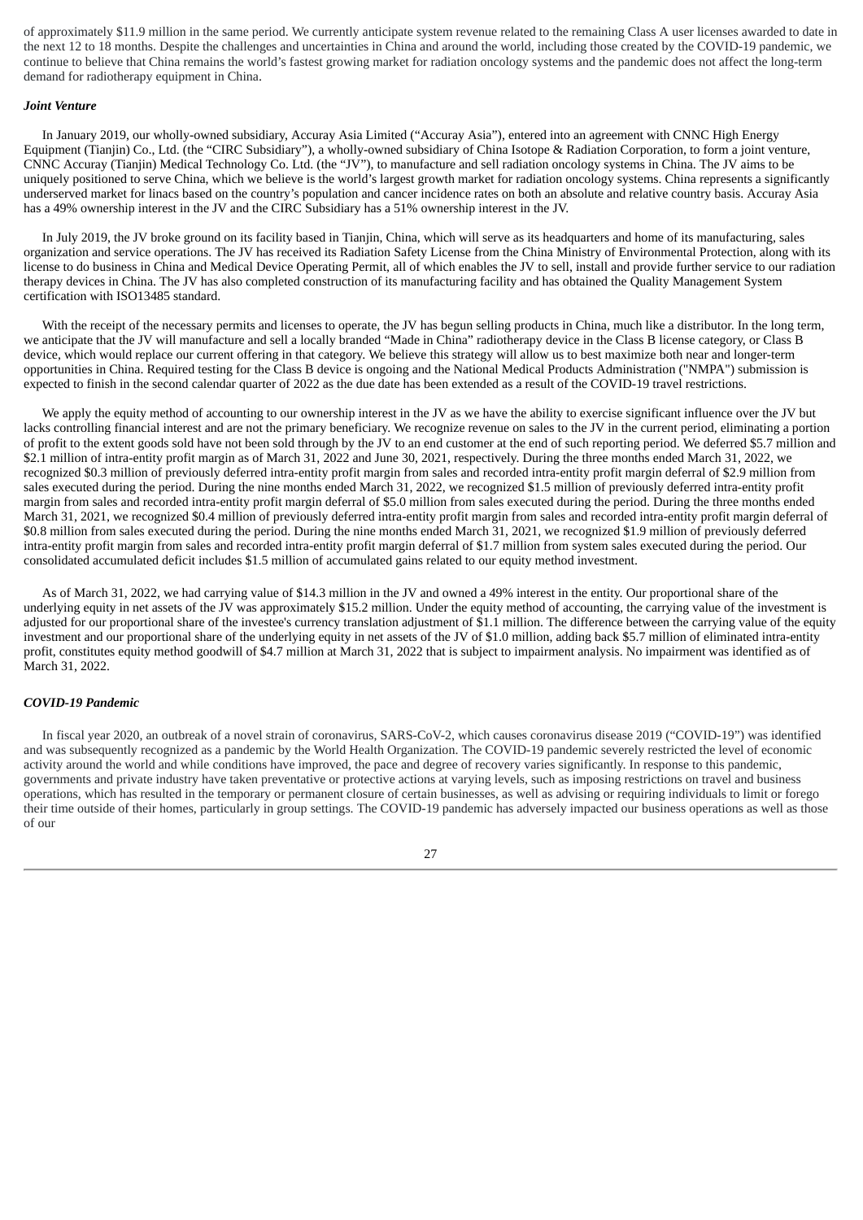of approximately $11.9 million in the same period. We currently anticipate system revenue related to the remaining Class A user licenses awarded to date in the next 12 to 18 months. Despite the challenges and uncertainties in China and around the world, including those created by the COVID-19 pandemic, we continue to believe that China remains the world's fastest growing market for radiation oncology systems and the pandemic does not affect the long-term demand for radiotherapy equipment in China.

***Joint Venture***

In January 2019, our wholly-owned subsidiary, Accuray Asia Limited ("Accuray Asia"), entered into an agreement with CNNC High Energy Equipment (Tianjin) Co., Ltd. (the "CIRC Subsidiary"), a wholly-owned subsidiary of China Isotope & Radiation Corporation, to form a joint venture, CNNC Accuray (Tianjin) Medical Technology Co. Ltd. (the "JV"), to manufacture and sell radiation oncology systems in China. The JV aims to be uniquely positioned to serve China, which we believe is the world's largest growth market for radiation oncology systems. China represents a significantly underserved market for linacs based on the country's population and cancer incidence rates on both an absolute and relative country basis. Accuray Asia has a 49% ownership interest in the JV and the CIRC Subsidiary has a 51% ownership interest in the JV.

In July 2019, the JV broke ground on its facility based in Tianjin, China, which will serve as its headquarters and home of its manufacturing, sales organization and service operations. The JV has received its Radiation Safety License from the China Ministry of Environmental Protection, along with its license to do business in China and Medical Device Operating Permit, all of which enables the JV to sell, install and provide further service to our radiation therapy devices in China. The JV has also completed construction of its manufacturing facility and has obtained the Quality Management System certification with ISO13485 standard.

With the receipt of the necessary permits and licenses to operate, the JV has begun selling products in China, much like a distributor. In the long term, we anticipate that the JV will manufacture and sell a locally branded "Made in China" radiotherapy device in the Class B license category, or Class B device, which would replace our current offering in that category. We believe this strategy will allow us to best maximize both near and longer-term opportunities in China. Required testing for the Class B device is ongoing and the National Medical Products Administration ("NMPA") submission is expected to finish in the second calendar quarter of 2022 as the due date has been extended as a result of the COVID-19 travel restrictions.

We apply the equity method of accounting to our ownership interest in the JV as we have the ability to exercise significant influence over the JV but lacks controlling financial interest and are not the primary beneficiary. We recognize revenue on sales to the JV in the current period, eliminating a portion of profit to the extent goods sold have not been sold through by the JV to an end customer at the end of such reporting period. We deferred $5.7 million and $2.1 million of intra-entity profit margin as of March 31, 2022 and June 30, 2021, respectively. During the three months ended March 31, 2022, we recognized $0.3 million of previously deferred intra-entity profit margin from sales and recorded intra-entity profit margin deferral of $2.9 million from sales executed during the period. During the nine months ended March 31, 2022, we recognized $1.5 million of previously deferred intra-entity profit margin from sales and recorded intra-entity profit margin deferral of $5.0 million from sales executed during the period. During the three months ended March 31, 2021, we recognized $0.4 million of previously deferred intra-entity profit margin from sales and recorded intra-entity profit margin deferral of $0.8 million from sales executed during the period. During the nine months ended March 31, 2021, we recognized $1.9 million of previously deferred intra-entity profit margin from sales and recorded intra-entity profit margin deferral of $1.7 million from system sales executed during the period. Our consolidated accumulated deficit includes $1.5 million of accumulated gains related to our equity method investment.

As of March 31, 2022, we had carrying value of $14.3 million in the JV and owned a 49% interest in the entity. Our proportional share of the underlying equity in net assets of the JV was approximately $15.2 million. Under the equity method of accounting, the carrying value of the investment is adjusted for our proportional share of the investee's currency translation adjustment of $1.1 million. The difference between the carrying value of the equity investment and our proportional share of the underlying equity in net assets of the JV of $1.0 million, adding back $5.7 million of eliminated intra-entity profit, constitutes equity method goodwill of $4.7 million at March 31, 2022 that is subject to impairment analysis. No impairment was identified as of March 31, 2022.

***COVID-19 Pandemic***

In fiscal year 2020, an outbreak of a novel strain of coronavirus, SARS-CoV-2, which causes coronavirus disease 2019 ("COVID-19") was identified and was subsequently recognized as a pandemic by the World Health Organization. The COVID-19 pandemic severely restricted the level of economic activity around the world and while conditions have improved, the pace and degree of recovery varies significantly. In response to this pandemic, governments and private industry have taken preventative or protective actions at varying levels, such as imposing restrictions on travel and business operations, which has resulted in the temporary or permanent closure of certain businesses, as well as advising or requiring individuals to limit or forego their time outside of their homes, particularly in group settings. The COVID-19 pandemic has adversely impacted our business operations as well as those of our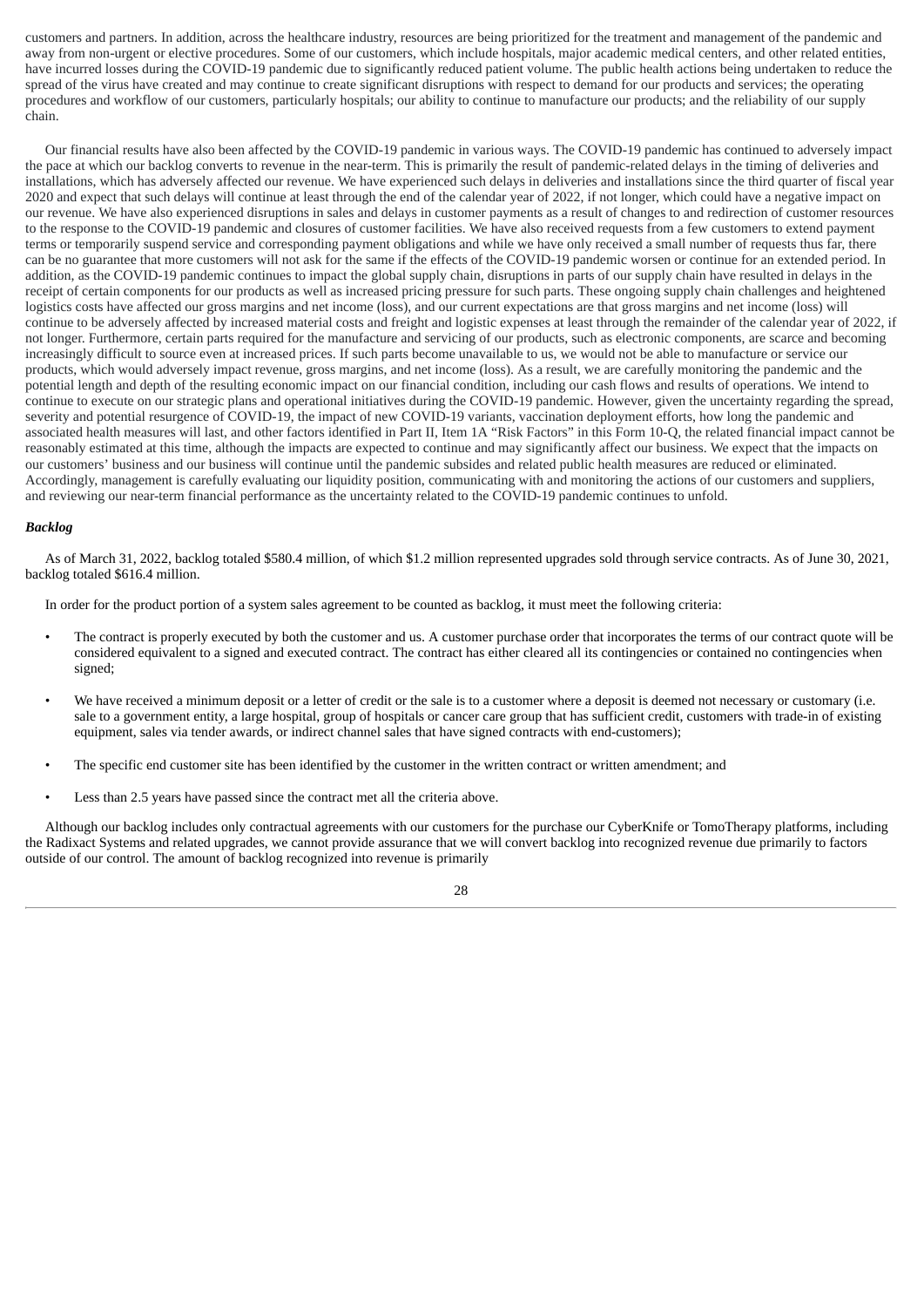customers and partners. In addition, across the healthcare industry, resources are being prioritized for the treatment and management of the pandemic and away from non-urgent or elective procedures. Some of our customers, which include hospitals, major academic medical centers, and other related entities, have incurred losses during the COVID-19 pandemic due to significantly reduced patient volume. The public health actions being undertaken to reduce the spread of the virus have created and may continue to create significant disruptions with respect to demand for our products and services; the operating procedures and workflow of our customers, particularly hospitals; our ability to continue to manufacture our products; and the reliability of our supply chain.

Our financial results have also been affected by the COVID-19 pandemic in various ways. The COVID-19 pandemic has continued to adversely impact the pace at which our backlog converts to revenue in the near-term. This is primarily the result of pandemic-related delays in the timing of deliveries and installations, which has adversely affected our revenue. We have experienced such delays in deliveries and installations since the third quarter of fiscal year 2020 and expect that such delays will continue at least through the end of the calendar year of 2022, if not longer, which could have a negative impact on our revenue. We have also experienced disruptions in sales and delays in customer payments as a result of changes to and redirection of customer resources to the response to the COVID-19 pandemic and closures of customer facilities. We have also received requests from a few customers to extend payment terms or temporarily suspend service and corresponding payment obligations and while we have only received a small number of requests thus far, there can be no guarantee that more customers will not ask for the same if the effects of the COVID-19 pandemic worsen or continue for an extended period. In addition, as the COVID-19 pandemic continues to impact the global supply chain, disruptions in parts of our supply chain have resulted in delays in the receipt of certain components for our products as well as increased pricing pressure for such parts. These ongoing supply chain challenges and heightened logistics costs have affected our gross margins and net income (loss), and our current expectations are that gross margins and net income (loss) will continue to be adversely affected by increased material costs and freight and logistic expenses at least through the remainder of the calendar year of 2022, if not longer. Furthermore, certain parts required for the manufacture and servicing of our products, such as electronic components, are scarce and becoming increasingly difficult to source even at increased prices. If such parts become unavailable to us, we would not be able to manufacture or service our products, which would adversely impact revenue, gross margins, and net income (loss). As a result, we are carefully monitoring the pandemic and the potential length and depth of the resulting economic impact on our financial condition, including our cash flows and results of operations. We intend to continue to execute on our strategic plans and operational initiatives during the COVID-19 pandemic. However, given the uncertainty regarding the spread, severity and potential resurgence of COVID-19, the impact of new COVID-19 variants, vaccination deployment efforts, how long the pandemic and associated health measures will last, and other factors identified in Part II, Item 1A "Risk Factors" in this Form 10-Q, the related financial impact cannot be reasonably estimated at this time, although the impacts are expected to continue and may significantly affect our business. We expect that the impacts on our customers' business and our business will continue until the pandemic subsides and related public health measures are reduced or eliminated. Accordingly, management is carefully evaluating our liquidity position, communicating with and monitoring the actions of our customers and suppliers, and reviewing our near-term financial performance as the uncertainty related to the COVID-19 pandemic continues to unfold.

***Backlog***

As of March 31, 2022, backlog totaled $580.4 million, of which $1.2 million represented upgrades sold through service contracts. As of June 30, 2021, backlog totaled $616.4 million.

In order for the product portion of a system sales agreement to be counted as backlog, it must meet the following criteria:

- The contract is properly executed by both the customer and us. A customer purchase order that incorporates the terms of our contract quote will be considered equivalent to a signed and executed contract. The contract has either cleared all its contingencies or contained no contingencies when signed;
- We have received a minimum deposit or a letter of credit or the sale is to a customer where a deposit is deemed not necessary or customary (i.e. sale to a government entity, a large hospital, group of hospitals or cancer care group that has sufficient credit, customers with trade-in of existing equipment, sales via tender awards, or indirect channel sales that have signed contracts with end-customers);
- The specific end customer site has been identified by the customer in the written contract or written amendment; and
- Less than 2.5 years have passed since the contract met all the criteria above.

Although our backlog includes only contractual agreements with our customers for the purchase our CyberKnife or TomoTherapy platforms, including the Radixact Systems and related upgrades, we cannot provide assurance that we will convert backlog into recognized revenue due primarily to factors outside of our control. The amount of backlog recognized into revenue is primarily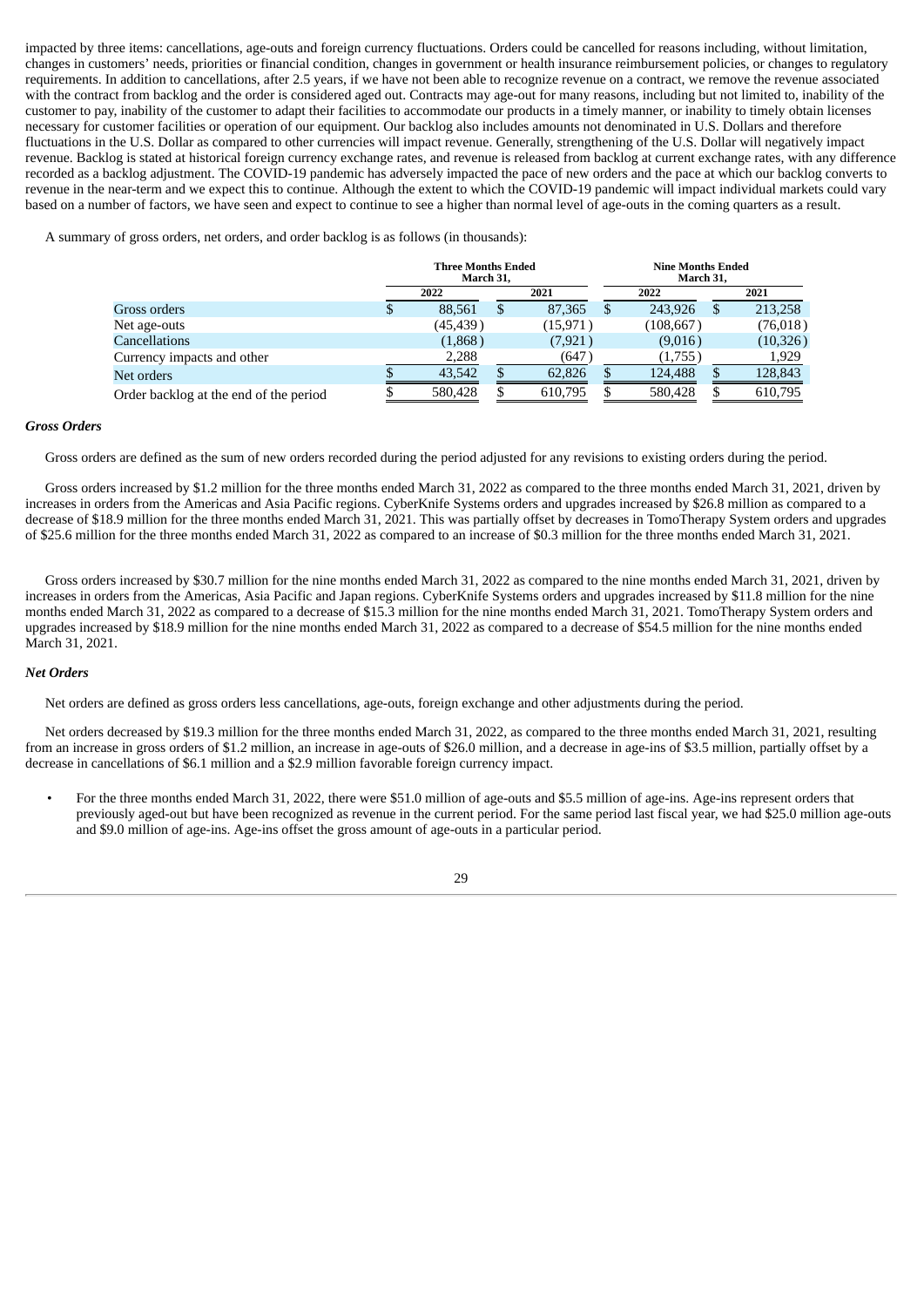impacted by three items: cancellations, age-outs and foreign currency fluctuations. Orders could be cancelled for reasons including, without limitation, changes in customers' needs, priorities or financial condition, changes in government or health insurance reimbursement policies, or changes to regulatory requirements. In addition to cancellations, after 2.5 years, if we have not been able to recognize revenue on a contract, we remove the revenue associated with the contract from backlog and the order is considered aged out. Contracts may age-out for many reasons, including but not limited to, inability of the customer to pay, inability of the customer to adapt their facilities to accommodate our products in a timely manner, or inability to timely obtain licenses necessary for customer facilities or operation of our equipment. Our backlog also includes amounts not denominated in U.S. Dollars and therefore fluctuations in the U.S. Dollar as compared to other currencies will impact revenue. Generally, strengthening of the U.S. Dollar will negatively impact revenue. Backlog is stated at historical foreign currency exchange rates, and revenue is released from backlog at current exchange rates, with any difference recorded as a backlog adjustment. The COVID-19 pandemic has adversely impacted the pace of new orders and the pace at which our backlog converts to revenue in the near-term and we expect this to continue. Although the extent to which the COVID-19 pandemic will impact individual markets could vary based on a number of factors, we have seen and expect to continue to see a higher than normal level of age-outs in the coming quarters as a result.

A summary of gross orders, net orders, and order backlog is as follows (in thousands):

| | Three Months Ended March 31, | | Nine Months Ended March 31, | |
|---|---|---|---|---|
| | 2022 | 2021 | 2022 | 2021 |
| Gross orders | $ 88,561 | $ 87,365 | $ 243,926 | $ 213,258 |
| Net age-outs | (45,439) | (15,971) | (108,667) | (76,018) |
| Cancellations | (1,868) | (7,921) | (9,016) | (10,326) |
| Currency impacts and other | 2,288 | (647) | (1,755) | 1,929 |
| Net orders | $ 43,542 | $ 62,826 | $ 124,488 | $ 128,843 |
| Order backlog at the end of the period | $ 580,428 | $ 610,795 | $ 580,428 | $ 610,795 |

### *Gross Orders*

Gross orders are defined as the sum of new orders recorded during the period adjusted for any revisions to existing orders during the period.

Gross orders increased by $1.2 million for the three months ended March 31, 2022 as compared to the three months ended March 31, 2021, driven by increases in orders from the Americas and Asia Pacific regions. CyberKnife Systems orders and upgrades increased by $26.8 million as compared to a decrease of $18.9 million for the three months ended March 31, 2021. This was partially offset by decreases in TomoTherapy System orders and upgrades of $25.6 million for the three months ended March 31, 2022 as compared to an increase of $0.3 million for the three months ended March 31, 2021.

Gross orders increased by $30.7 million for the nine months ended March 31, 2022 as compared to the nine months ended March 31, 2021, driven by increases in orders from the Americas, Asia Pacific and Japan regions. CyberKnife Systems orders and upgrades increased by $11.8 million for the nine months ended March 31, 2022 as compared to a decrease of $15.3 million for the nine months ended March 31, 2021. TomoTherapy System orders and upgrades increased by $18.9 million for the nine months ended March 31, 2022 as compared to a decrease of $54.5 million for the nine months ended March 31, 2021.

### *Net Orders*

Net orders are defined as gross orders less cancellations, age-outs, foreign exchange and other adjustments during the period.

Net orders decreased by $19.3 million for the three months ended March 31, 2022, as compared to the three months ended March 31, 2021, resulting from an increase in gross orders of $1.2 million, an increase in age-outs of $26.0 million, and a decrease in age-ins of $3.5 million, partially offset by a decrease in cancellations of $6.1 million and a $2.9 million favorable foreign currency impact.

- For the three months ended March 31, 2022, there were $51.0 million of age-outs and $5.5 million of age-ins. Age-ins represent orders that previously aged-out but have been recognized as revenue in the current period. For the same period last fiscal year, we had $25.0 million age-outs and $9.0 million of age-ins. Age-ins offset the gross amount of age-outs in a particular period.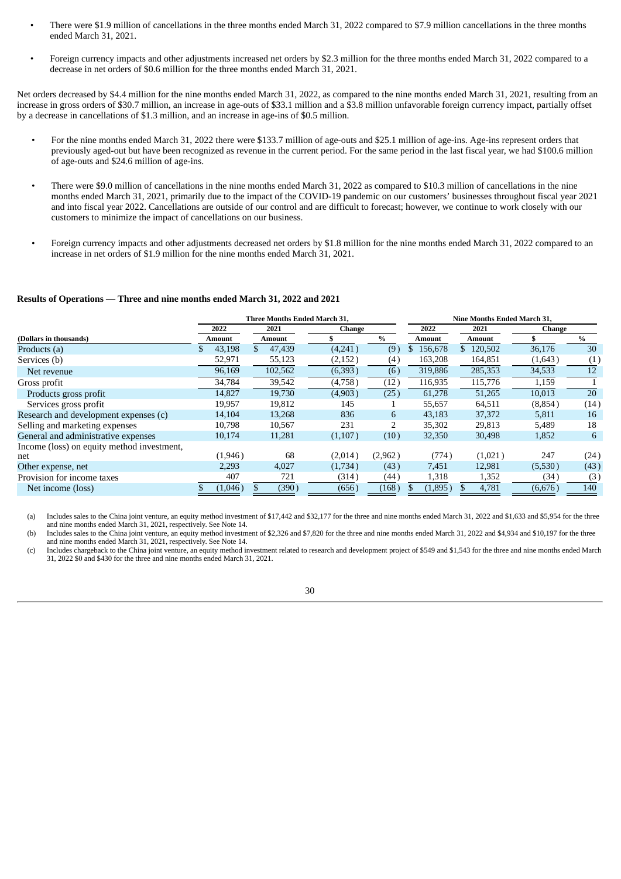- There were $1.9 million of cancellations in the three months ended March 31, 2022 compared to $7.9 million cancellations in the three months ended March 31, 2021.
- Foreign currency impacts and other adjustments increased net orders by $2.3 million for the three months ended March 31, 2022 compared to a decrease in net orders of $0.6 million for the three months ended March 31, 2021.

Net orders decreased by $4.4 million for the nine months ended March 31, 2022, as compared to the nine months ended March 31, 2021, resulting from an increase in gross orders of $30.7 million, an increase in age-outs of $33.1 million and a $3.8 million unfavorable foreign currency impact, partially offset by a decrease in cancellations of $1.3 million, and an increase in age-ins of $0.5 million.

- For the nine months ended March 31, 2022 there were $133.7 million of age-outs and $25.1 million of age-ins. Age-ins represent orders that previously aged-out but have been recognized as revenue in the current period. For the same period in the last fiscal year, we had $100.6 million of age-outs and $24.6 million of age-ins.
- There were $9.0 million of cancellations in the nine months ended March 31, 2022 as compared to $10.3 million of cancellations in the nine months ended March 31, 2021, primarily due to the impact of the COVID-19 pandemic on our customers' businesses throughout fiscal year 2021 and into fiscal year 2022. Cancellations are outside of our control and are difficult to forecast; however, we continue to work closely with our customers to minimize the impact of cancellations on our business.
- Foreign currency impacts and other adjustments decreased net orders by $1.8 million for the nine months ended March 31, 2022 compared to an increase in net orders of $1.9 million for the nine months ended March 31, 2021.

**Results of Operations — Three and nine months ended March 31, 2022 and 2021**

| | Three Months Ended March 31, | | | | Nine Months Ended March 31, | | | |
|---|---|---|---|---|---|---|---|---|
| | 2022 | 2021 | Change | | 2022 | 2021 | Change | |
| (Dollars in thousands) | Amount | Amount | $ | % | Amount | Amount | $ | % |
| Products (a) | $ 43,198 | $ 47,439 | (4,241) | (9) | $ 156,678 | $ 120,502 | 36,176 | 30 |
| Services (b) | 52,971 | 55,123 | (2,152) | (4) | 163,208 | 164,851 | (1,643) | (1) |
| Net revenue | 96,169 | 102,562 | (6,393) | (6) | 319,886 | 285,353 | 34,533 | 12 |
| Gross profit | 34,784 | 39,542 | (4,758) | (12) | 116,935 | 115,776 | 1,159 | 1 |
| Products gross profit | 14,827 | 19,730 | (4,903) | (25) | 61,278 | 51,265 | 10,013 | 20 |
| Services gross profit | 19,957 | 19,812 | 145 | 1 | 55,657 | 64,511 | (8,854) | (14) |
| Research and development expenses (c) | 14,104 | 13,268 | 836 | 6 | 43,183 | 37,372 | 5,811 | 16 |
| Selling and marketing expenses | 10,798 | 10,567 | 231 | 2 | 35,302 | 29,813 | 5,489 | 18 |
| General and administrative expenses | 10,174 | 11,281 | (1,107) | (10) | 32,350 | 30,498 | 1,852 | 6 |
| Income (loss) on equity method investment, net | (1,946) | 68 | (2,014) | (2,962) | (774) | (1,021) | 247 | (24) |
| Other expense, net | 2,293 | 4,027 | (1,734) | (43) | 7,451 | 12,981 | (5,530) | (43) |
| Provision for income taxes | 407 | 721 | (314) | (44) | 1,318 | 1,352 | (34) | (3) |
| Net income (loss) | $ (1,046) | $ (390) | (656) | (168) | $ (1,895) | $ 4,781 | (6,676) | 140 |

(a) Includes sales to the China joint venture, an equity method investment of $17,442 and $32,177 for the three and nine months ended March 31, 2022 and $1,633 and $5,954 for the three and nine months ended March 31, 2021, respectively. See Note 14.

(b) Includes sales to the China joint venture, an equity method investment of $2,326 and $7,820 for the three and nine months ended March 31, 2022 and $4,934 and $10,197 for the three and nine months ended March 31, 2021, respectively. See Note 14.

(c) Includes chargeback to the China joint venture, an equity method investment related to research and development project of $549 and $1,543 for the three and nine months ended March 31, 2022 $0 and $430 for the three and nine months ended March 31, 2021.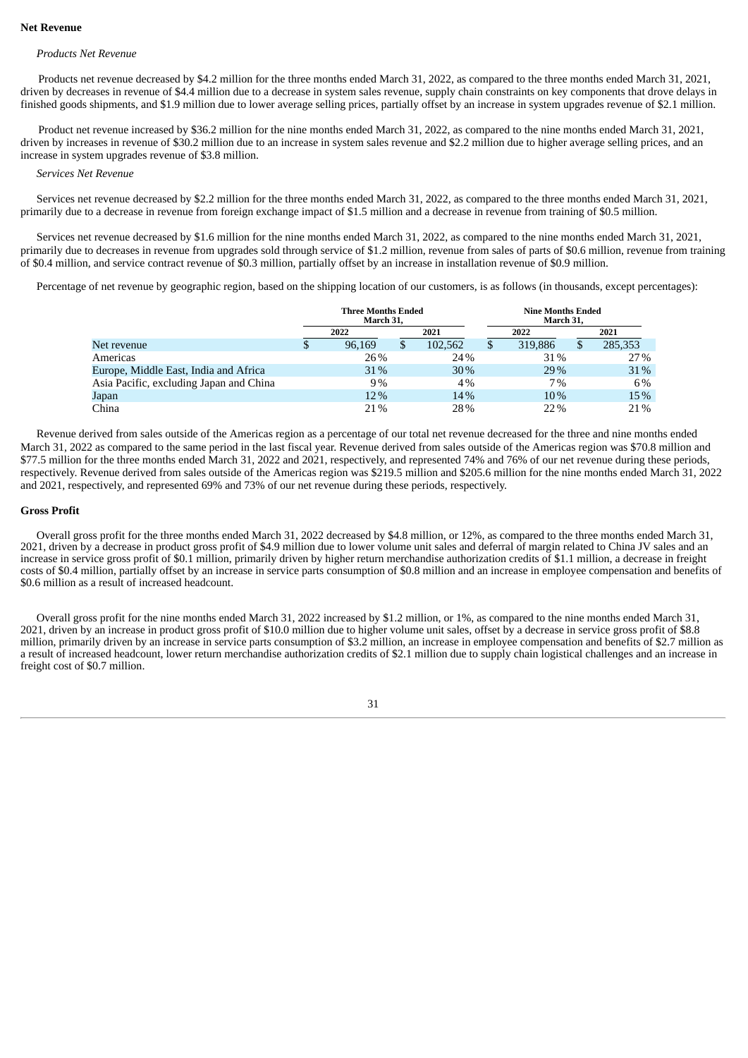**Net Revenue**

*Products Net Revenue*

Products net revenue decreased by $4.2 million for the three months ended March 31, 2022, as compared to the three months ended March 31, 2021, driven by decreases in revenue of $4.4 million due to a decrease in system sales revenue, supply chain constraints on key components that drove delays in finished goods shipments, and $1.9 million due to lower average selling prices, partially offset by an increase in system upgrades revenue of $2.1 million.

Product net revenue increased by $36.2 million for the nine months ended March 31, 2022, as compared to the nine months ended March 31, 2021, driven by increases in revenue of $30.2 million due to an increase in system sales revenue and $2.2 million due to higher average selling prices, and an increase in system upgrades revenue of $3.8 million.

*Services Net Revenue*

Services net revenue decreased by $2.2 million for the three months ended March 31, 2022, as compared to the three months ended March 31, 2021, primarily due to a decrease in revenue from foreign exchange impact of $1.5 million and a decrease in revenue from training of $0.5 million.

Services net revenue decreased by $1.6 million for the nine months ended March 31, 2022, as compared to the nine months ended March 31, 2021, primarily due to decreases in revenue from upgrades sold through service of $1.2 million, revenue from sales of parts of $0.6 million, revenue from training of $0.4 million, and service contract revenue of $0.3 million, partially offset by an increase in installation revenue of $0.9 million.

Percentage of net revenue by geographic region, based on the shipping location of our customers, is as follows (in thousands, except percentages):

| | Three Months Ended March 31, | | Nine Months Ended March 31, | |
|---|---|---|---|---|
| | 2022 | 2021 | 2022 | 2021 |
| Net revenue | $ 96,169 | $ 102,562 | $ 319,886 | $ 285,353 |
| Americas | 26% | 24% | 31% | 27% |
| Europe, Middle East, India and Africa | 31% | 30% | 29% | 31% |
| Asia Pacific, excluding Japan and China | 9% | 4% | 7% | 6% |
| Japan | 12% | 14% | 10% | 15% |
| China | 21% | 28% | 22% | 21% |

Revenue derived from sales outside of the Americas region as a percentage of our total net revenue decreased for the three and nine months ended March 31, 2022 as compared to the same period in the last fiscal year. Revenue derived from sales outside of the Americas region was $70.8 million and $77.5 million for the three months ended March 31, 2022 and 2021, respectively, and represented 74% and 76% of our net revenue during these periods, respectively. Revenue derived from sales outside of the Americas region was $219.5 million and $205.6 million for the nine months ended March 31, 2022 and 2021, respectively, and represented 69% and 73% of our net revenue during these periods, respectively.

**Gross Profit**

Overall gross profit for the three months ended March 31, 2022 decreased by $4.8 million, or 12%, as compared to the three months ended March 31, 2021, driven by a decrease in product gross profit of $4.9 million due to lower volume unit sales and deferral of margin related to China JV sales and an increase in service gross profit of $0.1 million, primarily driven by higher return merchandise authorization credits of $1.1 million, a decrease in freight costs of $0.4 million, partially offset by an increase in service parts consumption of $0.8 million and an increase in employee compensation and benefits of $0.6 million as a result of increased headcount.

Overall gross profit for the nine months ended March 31, 2022 increased by $1.2 million, or 1%, as compared to the nine months ended March 31, 2021, driven by an increase in product gross profit of $10.0 million due to higher volume unit sales, offset by a decrease in service gross profit of $8.8 million, primarily driven by an increase in service parts consumption of $3.2 million, an increase in employee compensation and benefits of $2.7 million as a result of increased headcount, lower return merchandise authorization credits of $2.1 million due to supply chain logistical challenges and an increase in freight cost of $0.7 million.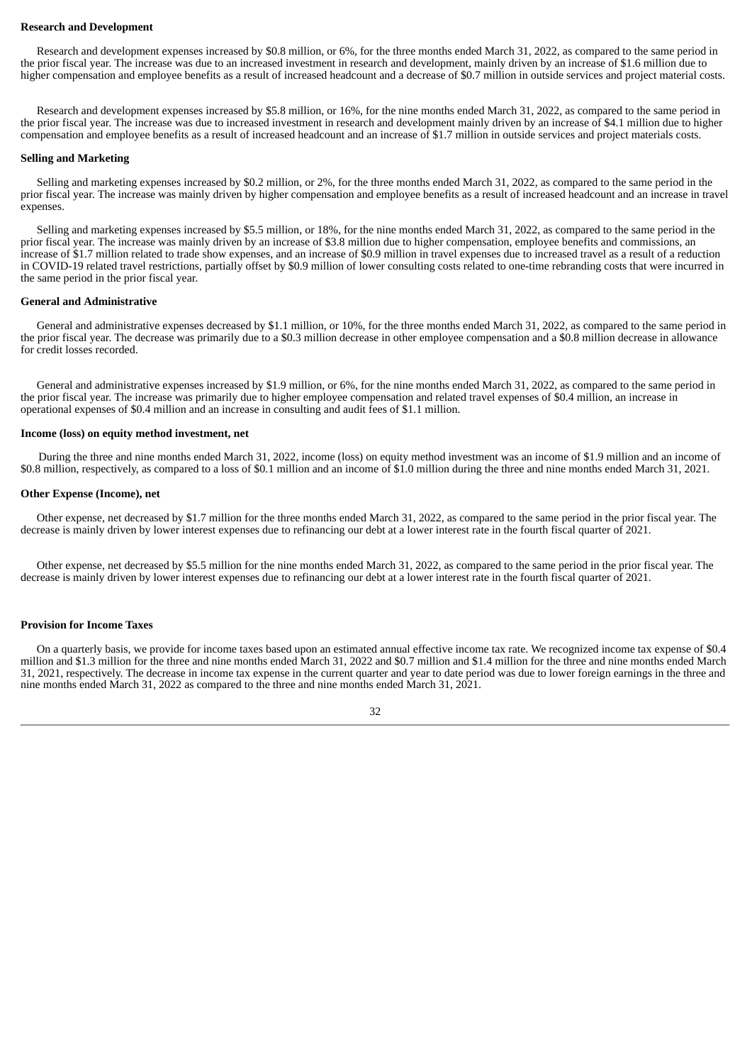**Research and Development**

Research and development expenses increased by $0.8 million, or 6%, for the three months ended March 31, 2022, as compared to the same period in the prior fiscal year. The increase was due to an increased investment in research and development, mainly driven by an increase of $1.6 million due to higher compensation and employee benefits as a result of increased headcount and a decrease of $0.7 million in outside services and project material costs.

Research and development expenses increased by $5.8 million, or 16%, for the nine months ended March 31, 2022, as compared to the same period in the prior fiscal year. The increase was due to increased investment in research and development mainly driven by an increase of $4.1 million due to higher compensation and employee benefits as a result of increased headcount and an increase of $1.7 million in outside services and project materials costs.

**Selling and Marketing**

Selling and marketing expenses increased by $0.2 million, or 2%, for the three months ended March 31, 2022, as compared to the same period in the prior fiscal year. The increase was mainly driven by higher compensation and employee benefits as a result of increased headcount and an increase in travel expenses.

Selling and marketing expenses increased by $5.5 million, or 18%, for the nine months ended March 31, 2022, as compared to the same period in the prior fiscal year. The increase was mainly driven by an increase of $3.8 million due to higher compensation, employee benefits and commissions, an increase of $1.7 million related to trade show expenses, and an increase of $0.9 million in travel expenses due to increased travel as a result of a reduction in COVID-19 related travel restrictions, partially offset by $0.9 million of lower consulting costs related to one-time rebranding costs that were incurred in the same period in the prior fiscal year.

**General and Administrative**

General and administrative expenses decreased by $1.1 million, or 10%, for the three months ended March 31, 2022, as compared to the same period in the prior fiscal year. The decrease was primarily due to a $0.3 million decrease in other employee compensation and a $0.8 million decrease in allowance for credit losses recorded.

General and administrative expenses increased by $1.9 million, or 6%, for the nine months ended March 31, 2022, as compared to the same period in the prior fiscal year. The increase was primarily due to higher employee compensation and related travel expenses of $0.4 million, an increase in operational expenses of $0.4 million and an increase in consulting and audit fees of $1.1 million.

**Income (loss) on equity method investment, net**

During the three and nine months ended March 31, 2022, income (loss) on equity method investment was an income of $1.9 million and an income of $0.8 million, respectively, as compared to a loss of $0.1 million and an income of $1.0 million during the three and nine months ended March 31, 2021.

**Other Expense (Income), net**

Other expense, net decreased by $1.7 million for the three months ended March 31, 2022, as compared to the same period in the prior fiscal year. The decrease is mainly driven by lower interest expenses due to refinancing our debt at a lower interest rate in the fourth fiscal quarter of 2021.

Other expense, net decreased by $5.5 million for the nine months ended March 31, 2022, as compared to the same period in the prior fiscal year. The decrease is mainly driven by lower interest expenses due to refinancing our debt at a lower interest rate in the fourth fiscal quarter of 2021.

**Provision for Income Taxes**

On a quarterly basis, we provide for income taxes based upon an estimated annual effective income tax rate. We recognized income tax expense of $0.4 million and $1.3 million for the three and nine months ended March 31, 2022 and $0.7 million and $1.4 million for the three and nine months ended March 31, 2021, respectively. The decrease in income tax expense in the current quarter and year to date period was due to lower foreign earnings in the three and nine months ended March 31, 2022 as compared to the three and nine months ended March 31, 2021.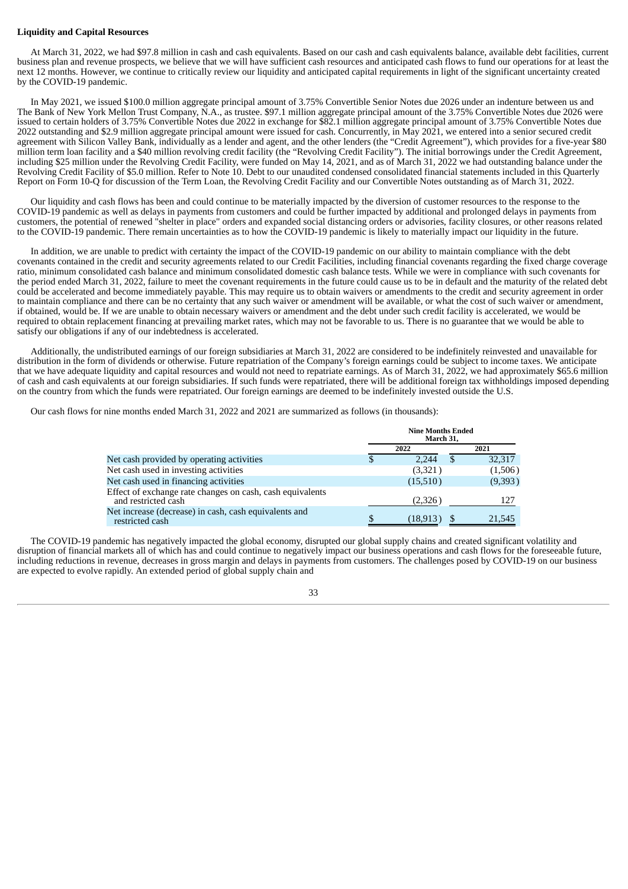**Liquidity and Capital Resources**

At March 31, 2022, we had $97.8 million in cash and cash equivalents. Based on our cash and cash equivalents balance, available debt facilities, current business plan and revenue prospects, we believe that we will have sufficient cash resources and anticipated cash flows to fund our operations for at least the next 12 months. However, we continue to critically review our liquidity and anticipated capital requirements in light of the significant uncertainty created by the COVID-19 pandemic.

In May 2021, we issued $100.0 million aggregate principal amount of 3.75% Convertible Senior Notes due 2026 under an indenture between us and The Bank of New York Mellon Trust Company, N.A., as trustee. $97.1 million aggregate principal amount of the 3.75% Convertible Notes due 2026 were issued to certain holders of 3.75% Convertible Notes due 2022 in exchange for $82.1 million aggregate principal amount of 3.75% Convertible Notes due 2022 outstanding and $2.9 million aggregate principal amount were issued for cash. Concurrently, in May 2021, we entered into a senior secured credit agreement with Silicon Valley Bank, individually as a lender and agent, and the other lenders (the "Credit Agreement"), which provides for a five-year $80 million term loan facility and a $40 million revolving credit facility (the "Revolving Credit Facility"). The initial borrowings under the Credit Agreement, including $25 million under the Revolving Credit Facility, were funded on May 14, 2021, and as of March 31, 2022 we had outstanding balance under the Revolving Credit Facility of $5.0 million. Refer to Note 10. Debt to our unaudited condensed consolidated financial statements included in this Quarterly Report on Form 10-Q for discussion of the Term Loan, the Revolving Credit Facility and our Convertible Notes outstanding as of March 31, 2022.

Our liquidity and cash flows has been and could continue to be materially impacted by the diversion of customer resources to the response to the COVID-19 pandemic as well as delays in payments from customers and could be further impacted by additional and prolonged delays in payments from customers, the potential of renewed "shelter in place" orders and expanded social distancing orders or advisories, facility closures, or other reasons related to the COVID-19 pandemic. There remain uncertainties as to how the COVID-19 pandemic is likely to materially impact our liquidity in the future.

In addition, we are unable to predict with certainty the impact of the COVID-19 pandemic on our ability to maintain compliance with the debt covenants contained in the credit and security agreements related to our Credit Facilities, including financial covenants regarding the fixed charge coverage ratio, minimum consolidated cash balance and minimum consolidated domestic cash balance tests. While we were in compliance with such covenants for the period ended March 31, 2022, failure to meet the covenant requirements in the future could cause us to be in default and the maturity of the related debt could be accelerated and become immediately payable. This may require us to obtain waivers or amendments to the credit and security agreement in order to maintain compliance and there can be no certainty that any such waiver or amendment will be available, or what the cost of such waiver or amendment, if obtained, would be. If we are unable to obtain necessary waivers or amendment and the debt under such credit facility is accelerated, we would be required to obtain replacement financing at prevailing market rates, which may not be favorable to us. There is no guarantee that we would be able to satisfy our obligations if any of our indebtedness is accelerated.

Additionally, the undistributed earnings of our foreign subsidiaries at March 31, 2022 are considered to be indefinitely reinvested and unavailable for distribution in the form of dividends or otherwise. Future repatriation of the Company's foreign earnings could be subject to income taxes. We anticipate that we have adequate liquidity and capital resources and would not need to repatriate earnings. As of March 31, 2022, we had approximately $65.6 million of cash and cash equivalents at our foreign subsidiaries. If such funds were repatriated, there will be additional foreign tax withholdings imposed depending on the country from which the funds were repatriated. Our foreign earnings are deemed to be indefinitely invested outside the U.S.

Our cash flows for nine months ended March 31, 2022 and 2021 are summarized as follows (in thousands):

| | Nine Months Ended March 31, | |
|---|---|---|
| | 2022 | 2021 |
| Net cash provided by operating activities | $ 2,244 | $ 32,317 |
| Net cash used in investing activities | (3,321) | (1,506) |
| Net cash used in financing activities | (15,510) | (9,393) |
| Effect of exchange rate changes on cash, cash equivalents and restricted cash | (2,326) | 127 |
| Net increase (decrease) in cash, cash equivalents and restricted cash | $ (18,913) | $ 21,545 |

The COVID-19 pandemic has negatively impacted the global economy, disrupted our global supply chains and created significant volatility and disruption of financial markets all of which has and could continue to negatively impact our business operations and cash flows for the foreseeable future, including reductions in revenue, decreases in gross margin and delays in payments from customers. The challenges posed by COVID-19 on our business are expected to evolve rapidly. An extended period of global supply chain and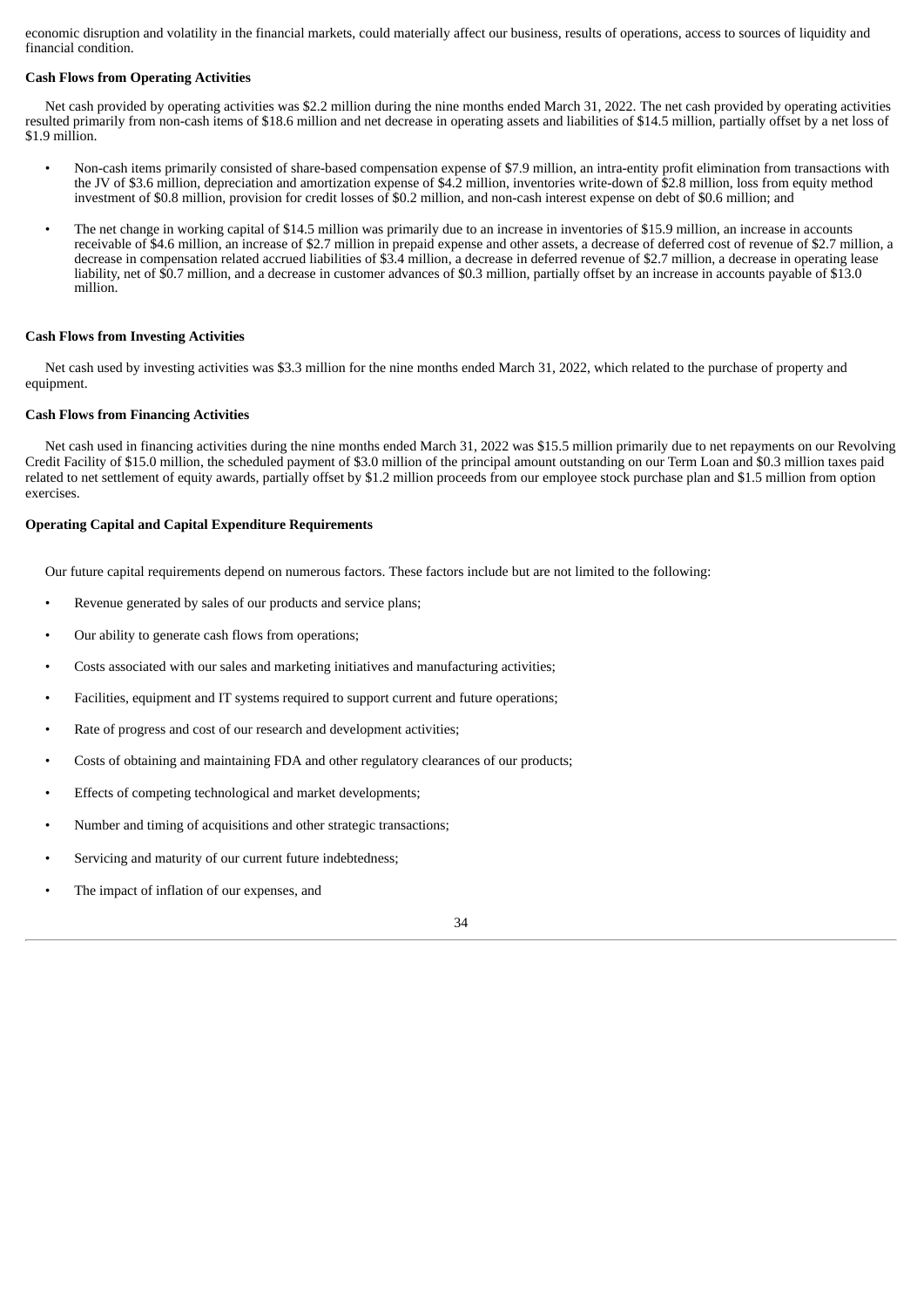economic disruption and volatility in the financial markets, could materially affect our business, results of operations, access to sources of liquidity and financial condition.

**Cash Flows from Operating Activities**

Net cash provided by operating activities was $2.2 million during the nine months ended March 31, 2022. The net cash provided by operating activities resulted primarily from non-cash items of $18.6 million and net decrease in operating assets and liabilities of $14.5 million, partially offset by a net loss of $1.9 million.

- Non-cash items primarily consisted of share-based compensation expense of $7.9 million, an intra-entity profit elimination from transactions with the JV of $3.6 million, depreciation and amortization expense of $4.2 million, inventories write-down of $2.8 million, loss from equity method investment of $0.8 million, provision for credit losses of $0.2 million, and non-cash interest expense on debt of $0.6 million; and
- The net change in working capital of $14.5 million was primarily due to an increase in inventories of $15.9 million, an increase in accounts receivable of $4.6 million, an increase of $2.7 million in prepaid expense and other assets, a decrease of deferred cost of revenue of $2.7 million, a decrease in compensation related accrued liabilities of $3.4 million, a decrease in deferred revenue of $2.7 million, a decrease in operating lease liability, net of $0.7 million, and a decrease in customer advances of $0.3 million, partially offset by an increase in accounts payable of $13.0 million.

**Cash Flows from Investing Activities**

Net cash used by investing activities was $3.3 million for the nine months ended March 31, 2022, which related to the purchase of property and equipment.

**Cash Flows from Financing Activities**

Net cash used in financing activities during the nine months ended March 31, 2022 was $15.5 million primarily due to net repayments on our Revolving Credit Facility of $15.0 million, the scheduled payment of $3.0 million of the principal amount outstanding on our Term Loan and $0.3 million taxes paid related to net settlement of equity awards, partially offset by $1.2 million proceeds from our employee stock purchase plan and $1.5 million from option exercises.

**Operating Capital and Capital Expenditure Requirements**

Our future capital requirements depend on numerous factors. These factors include but are not limited to the following:

- Revenue generated by sales of our products and service plans;
- Our ability to generate cash flows from operations;
- Costs associated with our sales and marketing initiatives and manufacturing activities;
- Facilities, equipment and IT systems required to support current and future operations;
- Rate of progress and cost of our research and development activities;
- Costs of obtaining and maintaining FDA and other regulatory clearances of our products;
- Effects of competing technological and market developments;
- Number and timing of acquisitions and other strategic transactions;
- Servicing and maturity of our current future indebtedness;
- The impact of inflation of our expenses, and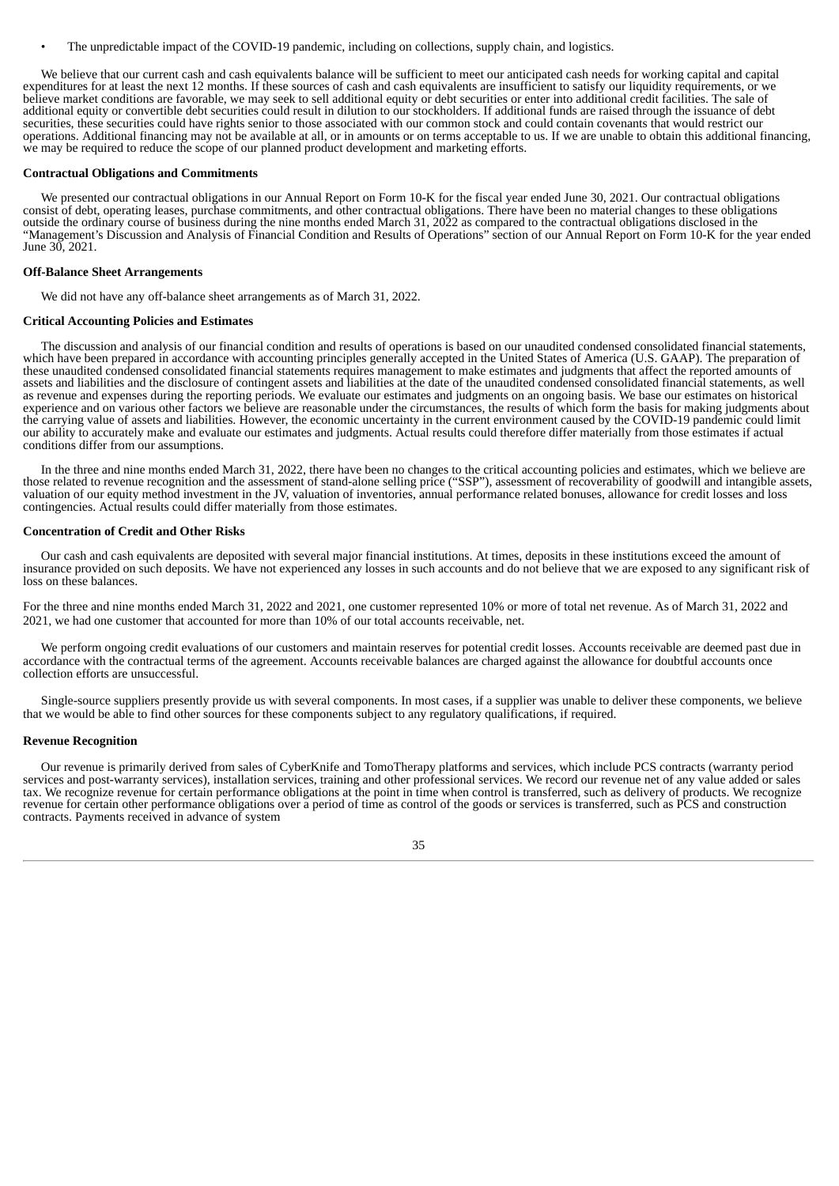- The unpredictable impact of the COVID-19 pandemic, including on collections, supply chain, and logistics.

We believe that our current cash and cash equivalents balance will be sufficient to meet our anticipated cash needs for working capital and capital expenditures for at least the next 12 months. If these sources of cash and cash equivalents are insufficient to satisfy our liquidity requirements, or we believe market conditions are favorable, we may seek to sell additional equity or debt securities or enter into additional credit facilities. The sale of additional equity or convertible debt securities could result in dilution to our stockholders. If additional funds are raised through the issuance of debt securities, these securities could have rights senior to those associated with our common stock and could contain covenants that would restrict our operations. Additional financing may not be available at all, or in amounts or on terms acceptable to us. If we are unable to obtain this additional financing, we may be required to reduce the scope of our planned product development and marketing efforts.

**Contractual Obligations and Commitments**

We presented our contractual obligations in our Annual Report on Form 10-K for the fiscal year ended June 30, 2021. Our contractual obligations consist of debt, operating leases, purchase commitments, and other contractual obligations. There have been no material changes to these obligations outside the ordinary course of business during the nine months ended March 31, 2022 as compared to the contractual obligations disclosed in the "Management's Discussion and Analysis of Financial Condition and Results of Operations" section of our Annual Report on Form 10-K for the year ended June 30, 2021.

**Off-Balance Sheet Arrangements**

We did not have any off-balance sheet arrangements as of March 31, 2022.

**Critical Accounting Policies and Estimates**

The discussion and analysis of our financial condition and results of operations is based on our unaudited condensed consolidated financial statements, which have been prepared in accordance with accounting principles generally accepted in the United States of America (U.S. GAAP). The preparation of these unaudited condensed consolidated financial statements requires management to make estimates and judgments that affect the reported amounts of assets and liabilities and the disclosure of contingent assets and liabilities at the date of the unaudited condensed consolidated financial statements, as well as revenue and expenses during the reporting periods. We evaluate our estimates and judgments on an ongoing basis. We base our estimates on historical experience and on various other factors we believe are reasonable under the circumstances, the results of which form the basis for making judgments about the carrying value of assets and liabilities. However, the economic uncertainty in the current environment caused by the COVID-19 pandemic could limit our ability to accurately make and evaluate our estimates and judgments. Actual results could therefore differ materially from those estimates if actual conditions differ from our assumptions.

In the three and nine months ended March 31, 2022, there have been no changes to the critical accounting policies and estimates, which we believe are those related to revenue recognition and the assessment of stand-alone selling price ("SSP"), assessment of recoverability of goodwill and intangible assets, valuation of our equity method investment in the JV, valuation of inventories, annual performance related bonuses, allowance for credit losses and loss contingencies. Actual results could differ materially from those estimates.

**Concentration of Credit and Other Risks**

Our cash and cash equivalents are deposited with several major financial institutions. At times, deposits in these institutions exceed the amount of insurance provided on such deposits. We have not experienced any losses in such accounts and do not believe that we are exposed to any significant risk of loss on these balances.

For the three and nine months ended March 31, 2022 and 2021, one customer represented 10% or more of total net revenue. As of March 31, 2022 and 2021, we had one customer that accounted for more than 10% of our total accounts receivable, net.

We perform ongoing credit evaluations of our customers and maintain reserves for potential credit losses. Accounts receivable are deemed past due in accordance with the contractual terms of the agreement. Accounts receivable balances are charged against the allowance for doubtful accounts once collection efforts are unsuccessful.

Single-source suppliers presently provide us with several components. In most cases, if a supplier was unable to deliver these components, we believe that we would be able to find other sources for these components subject to any regulatory qualifications, if required.

**Revenue Recognition**

Our revenue is primarily derived from sales of CyberKnife and TomoTherapy platforms and services, which include PCS contracts (warranty period services and post-warranty services), installation services, training and other professional services. We record our revenue net of any value added or sales tax. We recognize revenue for certain performance obligations at the point in time when control is transferred, such as delivery of products. We recognize revenue for certain other performance obligations over a period of time as control of the goods or services is transferred, such as PCS and construction contracts. Payments received in advance of system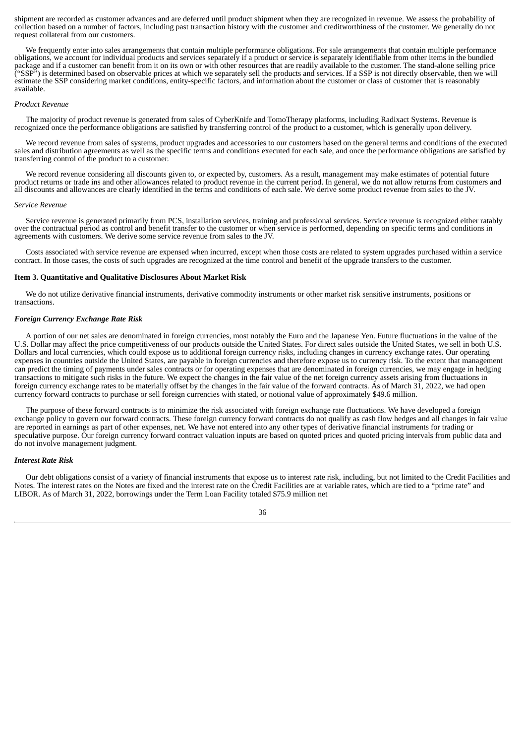shipment are recorded as customer advances and are deferred until product shipment when they are recognized in revenue. We assess the probability of collection based on a number of factors, including past transaction history with the customer and creditworthiness of the customer. We generally do not request collateral from our customers.

We frequently enter into sales arrangements that contain multiple performance obligations. For sale arrangements that contain multiple performance obligations, we account for individual products and services separately if a product or service is separately identifiable from other items in the bundled package and if a customer can benefit from it on its own or with other resources that are readily available to the customer. The stand-alone selling price ("SSP") is determined based on observable prices at which we separately sell the products and services. If a SSP is not directly observable, then we will estimate the SSP considering market conditions, entity-specific factors, and information about the customer or class of customer that is reasonably available.

*Product Revenue*

The majority of product revenue is generated from sales of CyberKnife and TomoTherapy platforms, including Radixact Systems. Revenue is recognized once the performance obligations are satisfied by transferring control of the product to a customer, which is generally upon delivery.

We record revenue from sales of systems, product upgrades and accessories to our customers based on the general terms and conditions of the executed sales and distribution agreements as well as the specific terms and conditions executed for each sale, and once the performance obligations are satisfied by transferring control of the product to a customer.

We record revenue considering all discounts given to, or expected by, customers. As a result, management may make estimates of potential future product returns or trade ins and other allowances related to product revenue in the current period. In general, we do not allow returns from customers and all discounts and allowances are clearly identified in the terms and conditions of each sale. We derive some product revenue from sales to the JV.

*Service Revenue*

Service revenue is generated primarily from PCS, installation services, training and professional services. Service revenue is recognized either ratably over the contractual period as control and benefit transfer to the customer or when service is performed, depending on specific terms and conditions in agreements with customers. We derive some service revenue from sales to the JV.

Costs associated with service revenue are expensed when incurred, except when those costs are related to system upgrades purchased within a service contract. In those cases, the costs of such upgrades are recognized at the time control and benefit of the upgrade transfers to the customer.

## Item 3. Quantitative and Qualitative Disclosures About Market Risk

We do not utilize derivative financial instruments, derivative commodity instruments or other market risk sensitive instruments, positions or transactions.

***Foreign Currency Exchange Rate Risk***

A portion of our net sales are denominated in foreign currencies, most notably the Euro and the Japanese Yen. Future fluctuations in the value of the U.S. Dollar may affect the price competitiveness of our products outside the United States. For direct sales outside the United States, we sell in both U.S. Dollars and local currencies, which could expose us to additional foreign currency risks, including changes in currency exchange rates. Our operating expenses in countries outside the United States, are payable in foreign currencies and therefore expose us to currency risk. To the extent that management can predict the timing of payments under sales contracts or for operating expenses that are denominated in foreign currencies, we may engage in hedging transactions to mitigate such risks in the future. We expect the changes in the fair value of the net foreign currency assets arising from fluctuations in foreign currency exchange rates to be materially offset by the changes in the fair value of the forward contracts. As of March 31, 2022, we had open currency forward contracts to purchase or sell foreign currencies with stated, or notional value of approximately $49.6 million.

The purpose of these forward contracts is to minimize the risk associated with foreign exchange rate fluctuations. We have developed a foreign exchange policy to govern our forward contracts. These foreign currency forward contracts do not qualify as cash flow hedges and all changes in fair value are reported in earnings as part of other expenses, net. We have not entered into any other types of derivative financial instruments for trading or speculative purpose. Our foreign currency forward contract valuation inputs are based on quoted prices and quoted pricing intervals from public data and do not involve management judgment.

***Interest Rate Risk***

Our debt obligations consist of a variety of financial instruments that expose us to interest rate risk, including, but not limited to the Credit Facilities and Notes. The interest rates on the Notes are fixed and the interest rate on the Credit Facilities are at variable rates, which are tied to a "prime rate" and LIBOR. As of March 31, 2022, borrowings under the Term Loan Facility totaled $75.9 million net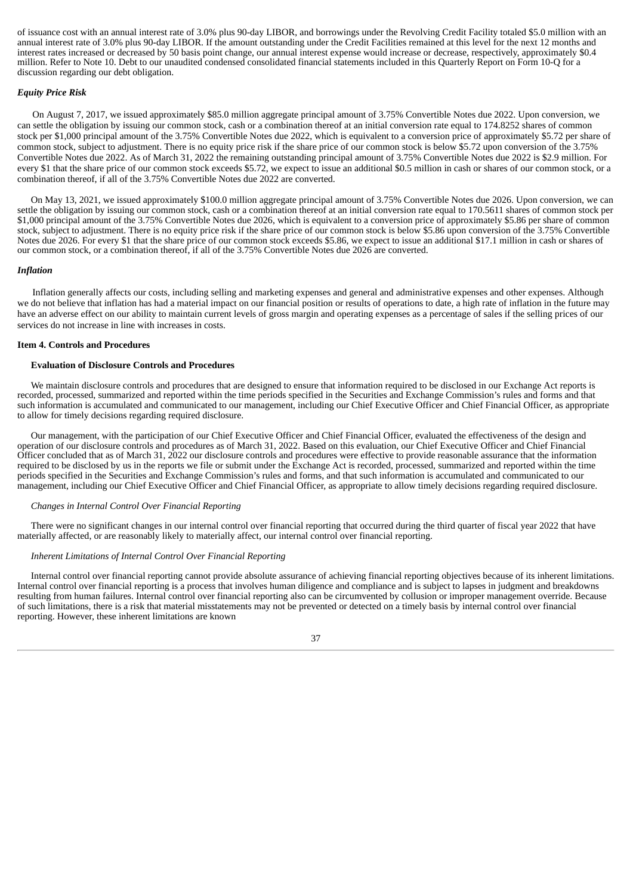of issuance cost with an annual interest rate of 3.0% plus 90-day LIBOR, and borrowings under the Revolving Credit Facility totaled $5.0 million with an annual interest rate of 3.0% plus 90-day LIBOR. If the amount outstanding under the Credit Facilities remained at this level for the next 12 months and interest rates increased or decreased by 50 basis point change, our annual interest expense would increase or decrease, respectively, approximately $0.4 million. Refer to Note 10. Debt to our unaudited condensed consolidated financial statements included in this Quarterly Report on Form 10-Q for a discussion regarding our debt obligation.

### *Equity Price Risk*

On August 7, 2017, we issued approximately $85.0 million aggregate principal amount of 3.75% Convertible Notes due 2022. Upon conversion, we can settle the obligation by issuing our common stock, cash or a combination thereof at an initial conversion rate equal to 174.8252 shares of common stock per $1,000 principal amount of the 3.75% Convertible Notes due 2022, which is equivalent to a conversion price of approximately $5.72 per share of common stock, subject to adjustment. There is no equity price risk if the share price of our common stock is below $5.72 upon conversion of the 3.75% Convertible Notes due 2022. As of March 31, 2022 the remaining outstanding principal amount of 3.75% Convertible Notes due 2022 is $2.9 million. For every $1 that the share price of our common stock exceeds $5.72, we expect to issue an additional $0.5 million in cash or shares of our common stock, or a combination thereof, if all of the 3.75% Convertible Notes due 2022 are converted.

On May 13, 2021, we issued approximately $100.0 million aggregate principal amount of 3.75% Convertible Notes due 2026. Upon conversion, we can settle the obligation by issuing our common stock, cash or a combination thereof at an initial conversion rate equal to 170.5611 shares of common stock per $1,000 principal amount of the 3.75% Convertible Notes due 2026, which is equivalent to a conversion price of approximately $5.86 per share of common stock, subject to adjustment. There is no equity price risk if the share price of our common stock is below $5.86 upon conversion of the 3.75% Convertible Notes due 2026. For every $1 that the share price of our common stock exceeds $5.86, we expect to issue an additional $17.1 million in cash or shares of our common stock, or a combination thereof, if all of the 3.75% Convertible Notes due 2026 are converted.

### *Inflation*

Inflation generally affects our costs, including selling and marketing expenses and general and administrative expenses and other expenses. Although we do not believe that inflation has had a material impact on our financial position or results of operations to date, a high rate of inflation in the future may have an adverse effect on our ability to maintain current levels of gross margin and operating expenses as a percentage of sales if the selling prices of our services do not increase in line with increases in costs.

## Item 4. Controls and Procedures

### Evaluation of Disclosure Controls and Procedures

We maintain disclosure controls and procedures that are designed to ensure that information required to be disclosed in our Exchange Act reports is recorded, processed, summarized and reported within the time periods specified in the Securities and Exchange Commission's rules and forms and that such information is accumulated and communicated to our management, including our Chief Executive Officer and Chief Financial Officer, as appropriate to allow for timely decisions regarding required disclosure.

Our management, with the participation of our Chief Executive Officer and Chief Financial Officer, evaluated the effectiveness of the design and operation of our disclosure controls and procedures as of March 31, 2022. Based on this evaluation, our Chief Executive Officer and Chief Financial Officer concluded that as of March 31, 2022 our disclosure controls and procedures were effective to provide reasonable assurance that the information required to be disclosed by us in the reports we file or submit under the Exchange Act is recorded, processed, summarized and reported within the time periods specified in the Securities and Exchange Commission's rules and forms, and that such information is accumulated and communicated to our management, including our Chief Executive Officer and Chief Financial Officer, as appropriate to allow timely decisions regarding required disclosure.

### *Changes in Internal Control Over Financial Reporting*

There were no significant changes in our internal control over financial reporting that occurred during the third quarter of fiscal year 2022 that have materially affected, or are reasonably likely to materially affect, our internal control over financial reporting.

### *Inherent Limitations of Internal Control Over Financial Reporting*

Internal control over financial reporting cannot provide absolute assurance of achieving financial reporting objectives because of its inherent limitations. Internal control over financial reporting is a process that involves human diligence and compliance and is subject to lapses in judgment and breakdowns resulting from human failures. Internal control over financial reporting also can be circumvented by collusion or improper management override. Because of such limitations, there is a risk that material misstatements may not be prevented or detected on a timely basis by internal control over financial reporting. However, these inherent limitations are known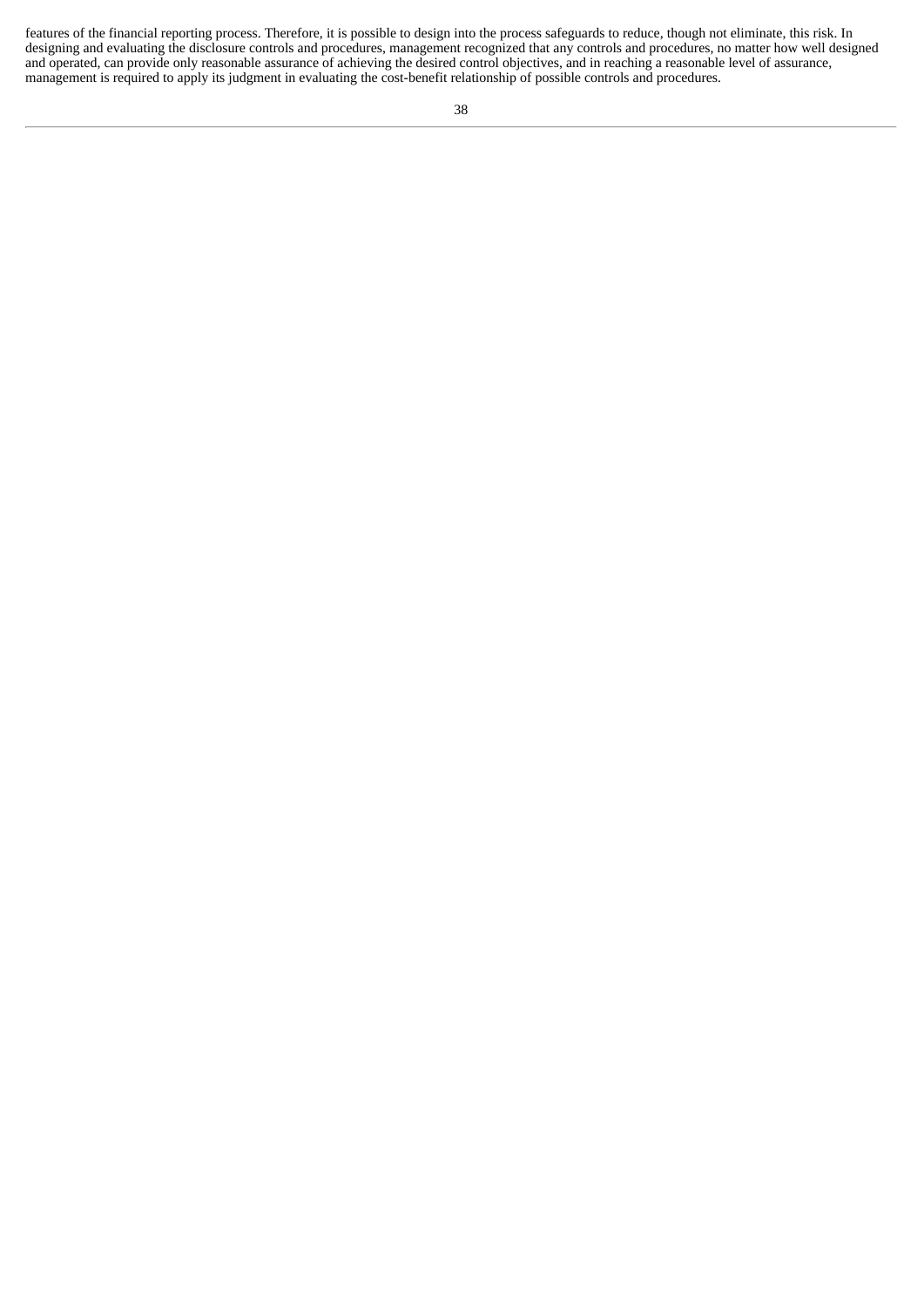features of the financial reporting process. Therefore, it is possible to design into the process safeguards to reduce, though not eliminate, this risk. In designing and evaluating the disclosure controls and procedures, management recognized that any controls and procedures, no matter how well designed and operated, can provide only reasonable assurance of achieving the desired control objectives, and in reaching a reasonable level of assurance, management is required to apply its judgment in evaluating the cost-benefit relationship of possible controls and procedures.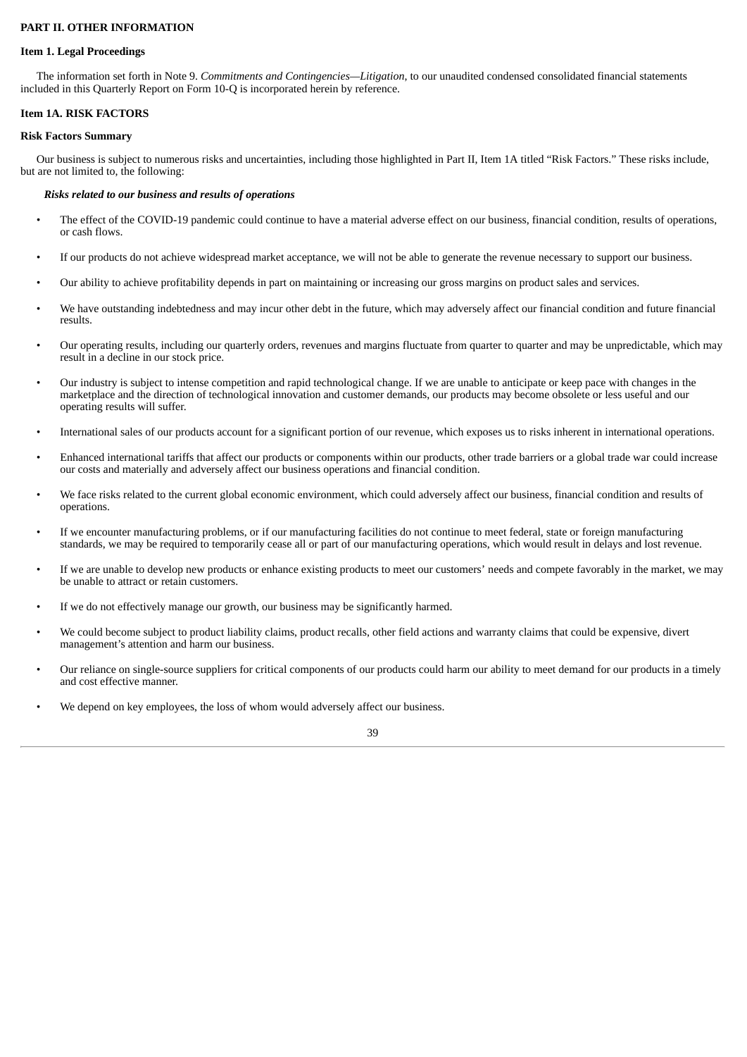## PART II. OTHER INFORMATION

### Item 1. Legal Proceedings

The information set forth in Note 9. *Commitments and Contingencies—Litigation*, to our unaudited condensed consolidated financial statements included in this Quarterly Report on Form 10-Q is incorporated herein by reference.

### Item 1A. RISK FACTORS

#### Risk Factors Summary

Our business is subject to numerous risks and uncertainties, including those highlighted in Part II, Item 1A titled "Risk Factors." These risks include, but are not limited to, the following:

***Risks related to our business and results of operations***

- The effect of the COVID-19 pandemic could continue to have a material adverse effect on our business, financial condition, results of operations, or cash flows.
- If our products do not achieve widespread market acceptance, we will not be able to generate the revenue necessary to support our business.
- Our ability to achieve profitability depends in part on maintaining or increasing our gross margins on product sales and services.
- We have outstanding indebtedness and may incur other debt in the future, which may adversely affect our financial condition and future financial results.
- Our operating results, including our quarterly orders, revenues and margins fluctuate from quarter to quarter and may be unpredictable, which may result in a decline in our stock price.
- Our industry is subject to intense competition and rapid technological change. If we are unable to anticipate or keep pace with changes in the marketplace and the direction of technological innovation and customer demands, our products may become obsolete or less useful and our operating results will suffer.
- International sales of our products account for a significant portion of our revenue, which exposes us to risks inherent in international operations.
- Enhanced international tariffs that affect our products or components within our products, other trade barriers or a global trade war could increase our costs and materially and adversely affect our business operations and financial condition.
- We face risks related to the current global economic environment, which could adversely affect our business, financial condition and results of operations.
- If we encounter manufacturing problems, or if our manufacturing facilities do not continue to meet federal, state or foreign manufacturing standards, we may be required to temporarily cease all or part of our manufacturing operations, which would result in delays and lost revenue.
- If we are unable to develop new products or enhance existing products to meet our customers' needs and compete favorably in the market, we may be unable to attract or retain customers.
- If we do not effectively manage our growth, our business may be significantly harmed.
- We could become subject to product liability claims, product recalls, other field actions and warranty claims that could be expensive, divert management's attention and harm our business.
- Our reliance on single-source suppliers for critical components of our products could harm our ability to meet demand for our products in a timely and cost effective manner.
- We depend on key employees, the loss of whom would adversely affect our business.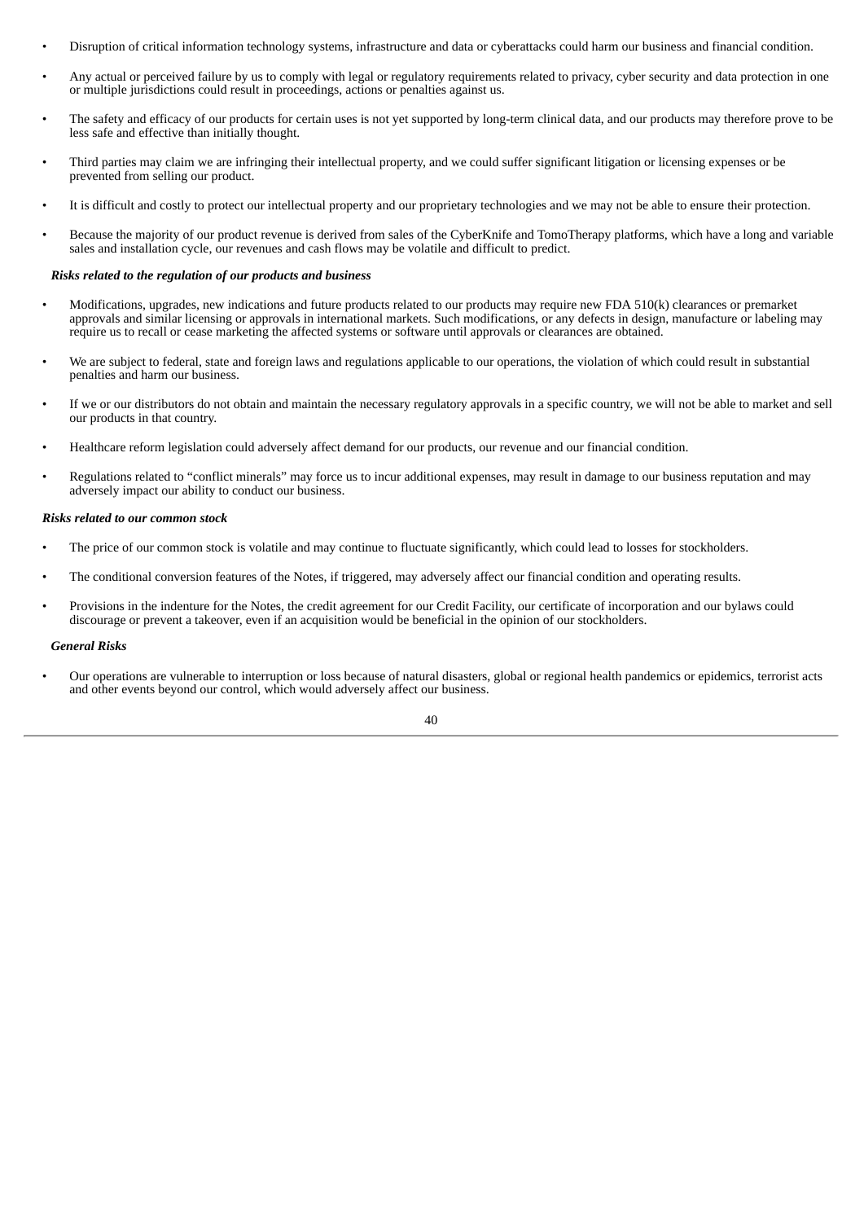- Disruption of critical information technology systems, infrastructure and data or cyberattacks could harm our business and financial condition.
- Any actual or perceived failure by us to comply with legal or regulatory requirements related to privacy, cyber security and data protection in one or multiple jurisdictions could result in proceedings, actions or penalties against us.
- The safety and efficacy of our products for certain uses is not yet supported by long-term clinical data, and our products may therefore prove to be less safe and effective than initially thought.
- Third parties may claim we are infringing their intellectual property, and we could suffer significant litigation or licensing expenses or be prevented from selling our product.
- It is difficult and costly to protect our intellectual property and our proprietary technologies and we may not be able to ensure their protection.
- Because the majority of our product revenue is derived from sales of the CyberKnife and TomoTherapy platforms, which have a long and variable sales and installation cycle, our revenues and cash flows may be volatile and difficult to predict.

***Risks related to the regulation of our products and business***

- Modifications, upgrades, new indications and future products related to our products may require new FDA 510(k) clearances or premarket approvals and similar licensing or approvals in international markets. Such modifications, or any defects in design, manufacture or labeling may require us to recall or cease marketing the affected systems or software until approvals or clearances are obtained.
- We are subject to federal, state and foreign laws and regulations applicable to our operations, the violation of which could result in substantial penalties and harm our business.
- If we or our distributors do not obtain and maintain the necessary regulatory approvals in a specific country, we will not be able to market and sell our products in that country.
- Healthcare reform legislation could adversely affect demand for our products, our revenue and our financial condition.
- Regulations related to "conflict minerals" may force us to incur additional expenses, may result in damage to our business reputation and may adversely impact our ability to conduct our business.

***Risks related to our common stock***

- The price of our common stock is volatile and may continue to fluctuate significantly, which could lead to losses for stockholders.
- The conditional conversion features of the Notes, if triggered, may adversely affect our financial condition and operating results.
- Provisions in the indenture for the Notes, the credit agreement for our Credit Facility, our certificate of incorporation and our bylaws could discourage or prevent a takeover, even if an acquisition would be beneficial in the opinion of our stockholders.

***General Risks***

- Our operations are vulnerable to interruption or loss because of natural disasters, global or regional health pandemics or epidemics, terrorist acts and other events beyond our control, which would adversely affect our business.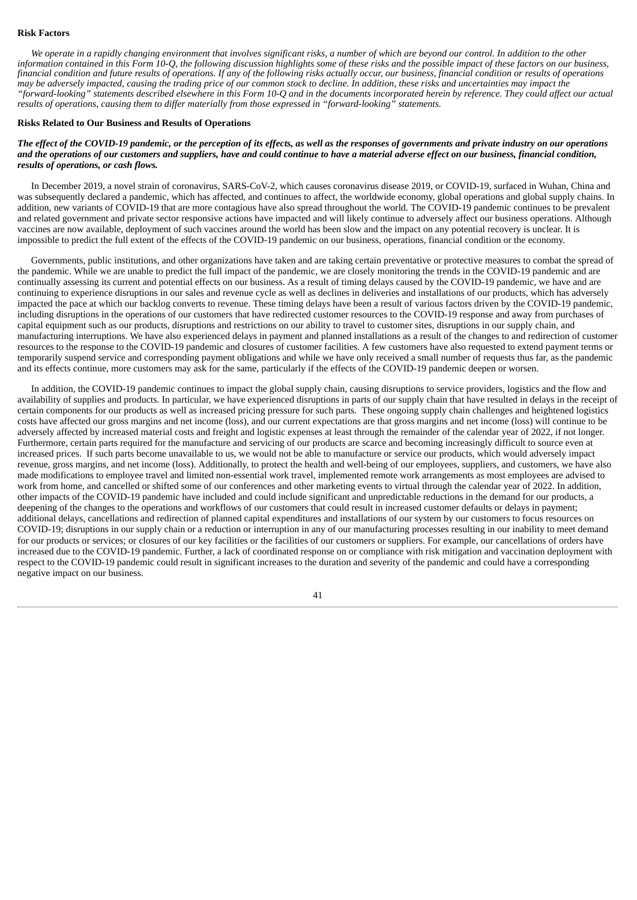## Risk Factors

*We operate in a rapidly changing environment that involves significant risks, a number of which are beyond our control. In addition to the other information contained in this Form 10-Q, the following discussion highlights some of these risks and the possible impact of these factors on our business, financial condition and future results of operations. If any of the following risks actually occur, our business, financial condition or results of operations may be adversely impacted, causing the trading price of our common stock to decline. In addition, these risks and uncertainties may impact the "forward-looking" statements described elsewhere in this Form 10-Q and in the documents incorporated herein by reference. They could affect our actual results of operations, causing them to differ materially from those expressed in "forward-looking" statements.*

### Risks Related to Our Business and Results of Operations

***The effect of the COVID-19 pandemic, or the perception of its effects, as well as the responses of governments and private industry on our operations and the operations of our customers and suppliers, have and could continue to have a material adverse effect on our business, financial condition, results of operations, or cash flows.***

In December 2019, a novel strain of coronavirus, SARS-CoV-2, which causes coronavirus disease 2019, or COVID-19, surfaced in Wuhan, China and was subsequently declared a pandemic, which has affected, and continues to affect, the worldwide economy, global operations and global supply chains. In addition, new variants of COVID-19 that are more contagious have also spread throughout the world. The COVID-19 pandemic continues to be prevalent and related government and private sector responsive actions have impacted and will likely continue to adversely affect our business operations. Although vaccines are now available, deployment of such vaccines around the world has been slow and the impact on any potential recovery is unclear. It is impossible to predict the full extent of the effects of the COVID-19 pandemic on our business, operations, financial condition or the economy.

Governments, public institutions, and other organizations have taken and are taking certain preventative or protective measures to combat the spread of the pandemic. While we are unable to predict the full impact of the pandemic, we are closely monitoring the trends in the COVID-19 pandemic and are continually assessing its current and potential effects on our business. As a result of timing delays caused by the COVID-19 pandemic, we have and are continuing to experience disruptions in our sales and revenue cycle as well as declines in deliveries and installations of our products, which has adversely impacted the pace at which our backlog converts to revenue. These timing delays have been a result of various factors driven by the COVID-19 pandemic, including disruptions in the operations of our customers that have redirected customer resources to the COVID-19 response and away from purchases of capital equipment such as our products, disruptions and restrictions on our ability to travel to customer sites, disruptions in our supply chain, and manufacturing interruptions. We have also experienced delays in payment and planned installations as a result of the changes to and redirection of customer resources to the response to the COVID-19 pandemic and closures of customer facilities. A few customers have also requested to extend payment terms or temporarily suspend service and corresponding payment obligations and while we have only received a small number of requests thus far, as the pandemic and its effects continue, more customers may ask for the same, particularly if the effects of the COVID-19 pandemic deepen or worsen.

In addition, the COVID-19 pandemic continues to impact the global supply chain, causing disruptions to service providers, logistics and the flow and availability of supplies and products. In particular, we have experienced disruptions in parts of our supply chain that have resulted in delays in the receipt of certain components for our products as well as increased pricing pressure for such parts. These ongoing supply chain challenges and heightened logistics costs have affected our gross margins and net income (loss), and our current expectations are that gross margins and net income (loss) will continue to be adversely affected by increased material costs and freight and logistic expenses at least through the remainder of the calendar year of 2022, if not longer. Furthermore, certain parts required for the manufacture and servicing of our products are scarce and becoming increasingly difficult to source even at increased prices. If such parts become unavailable to us, we would not be able to manufacture or service our products, which would adversely impact revenue, gross margins, and net income (loss). Additionally, to protect the health and well-being of our employees, suppliers, and customers, we have also made modifications to employee travel and limited non-essential work travel, implemented remote work arrangements as most employees are advised to work from home, and cancelled or shifted some of our conferences and other marketing events to virtual through the calendar year of 2022. In addition, other impacts of the COVID-19 pandemic have included and could include significant and unpredictable reductions in the demand for our products, a deepening of the changes to the operations and workflows of our customers that could result in increased customer defaults or delays in payment; additional delays, cancellations and redirection of planned capital expenditures and installations of our system by our customers to focus resources on COVID-19; disruptions in our supply chain or a reduction or interruption in any of our manufacturing processes resulting in our inability to meet demand for our products or services; or closures of our key facilities or the facilities of our customers or suppliers. For example, our cancellations of orders have increased due to the COVID-19 pandemic. Further, a lack of coordinated response on or compliance with risk mitigation and vaccination deployment with respect to the COVID-19 pandemic could result in significant increases to the duration and severity of the pandemic and could have a corresponding negative impact on our business.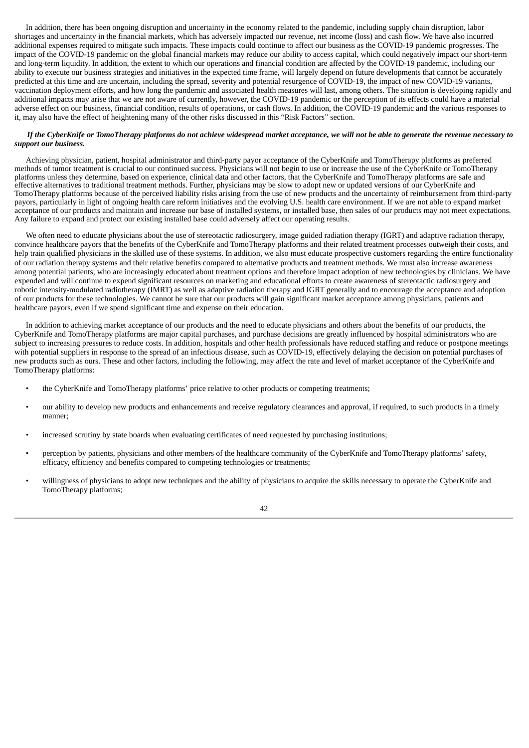In addition, there has been ongoing disruption and uncertainty in the economy related to the pandemic, including supply chain disruption, labor shortages and uncertainty in the financial markets, which has adversely impacted our revenue, net income (loss) and cash flow. We have also incurred additional expenses required to mitigate such impacts. These impacts could continue to affect our business as the COVID-19 pandemic progresses. The impact of the COVID-19 pandemic on the global financial markets may reduce our ability to access capital, which could negatively impact our short-term and long-term liquidity. In addition, the extent to which our operations and financial condition are affected by the COVID-19 pandemic, including our ability to execute our business strategies and initiatives in the expected time frame, will largely depend on future developments that cannot be accurately predicted at this time and are uncertain, including the spread, severity and potential resurgence of COVID-19, the impact of new COVID-19 variants, vaccination deployment efforts, and how long the pandemic and associated health measures will last, among others. The situation is developing rapidly and additional impacts may arise that we are not aware of currently, however, the COVID-19 pandemic or the perception of its effects could have a material adverse effect on our business, financial condition, results of operations, or cash flows. In addition, the COVID-19 pandemic and the various responses to it, may also have the effect of heightening many of the other risks discussed in this “Risk Factors” section.

***If the CyberKnife or TomoTherapy platforms do not achieve widespread market acceptance, we will not be able to generate the revenue necessary to support our business.***

Achieving physician, patient, hospital administrator and third-party payor acceptance of the CyberKnife and TomoTherapy platforms as preferred methods of tumor treatment is crucial to our continued success. Physicians will not begin to use or increase the use of the CyberKnife or TomoTherapy platforms unless they determine, based on experience, clinical data and other factors, that the CyberKnife and TomoTherapy platforms are safe and effective alternatives to traditional treatment methods. Further, physicians may be slow to adopt new or updated versions of our CyberKnife and TomoTherapy platforms because of the perceived liability risks arising from the use of new products and the uncertainty of reimbursement from third-party payors, particularly in light of ongoing health care reform initiatives and the evolving U.S. health care environment. If we are not able to expand market acceptance of our products and maintain and increase our base of installed systems, or installed base, then sales of our products may not meet expectations. Any failure to expand and protect our existing installed base could adversely affect our operating results.

We often need to educate physicians about the use of stereotactic radiosurgery, image guided radiation therapy (IGRT) and adaptive radiation therapy, convince healthcare payors that the benefits of the CyberKnife and TomoTherapy platforms and their related treatment processes outweigh their costs, and help train qualified physicians in the skilled use of these systems. In addition, we also must educate prospective customers regarding the entire functionality of our radiation therapy systems and their relative benefits compared to alternative products and treatment methods. We must also increase awareness among potential patients, who are increasingly educated about treatment options and therefore impact adoption of new technologies by clinicians. We have expended and will continue to expend significant resources on marketing and educational efforts to create awareness of stereotactic radiosurgery and robotic intensity-modulated radiotherapy (IMRT) as well as adaptive radiation therapy and IGRT generally and to encourage the acceptance and adoption of our products for these technologies. We cannot be sure that our products will gain significant market acceptance among physicians, patients and healthcare payors, even if we spend significant time and expense on their education.

In addition to achieving market acceptance of our products and the need to educate physicians and others about the benefits of our products, the CyberKnife and TomoTherapy platforms are major capital purchases, and purchase decisions are greatly influenced by hospital administrators who are subject to increasing pressures to reduce costs. In addition, hospitals and other health professionals have reduced staffing and reduce or postpone meetings with potential suppliers in response to the spread of an infectious disease, such as COVID-19, effectively delaying the decision on potential purchases of new products such as ours. These and other factors, including the following, may affect the rate and level of market acceptance of the CyberKnife and TomoTherapy platforms:

- the CyberKnife and TomoTherapy platforms’ price relative to other products or competing treatments;
- our ability to develop new products and enhancements and receive regulatory clearances and approval, if required, to such products in a timely manner;
- increased scrutiny by state boards when evaluating certificates of need requested by purchasing institutions;
- perception by patients, physicians and other members of the healthcare community of the CyberKnife and TomoTherapy platforms’ safety, efficacy, efficiency and benefits compared to competing technologies or treatments;
- willingness of physicians to adopt new techniques and the ability of physicians to acquire the skills necessary to operate the CyberKnife and TomoTherapy platforms;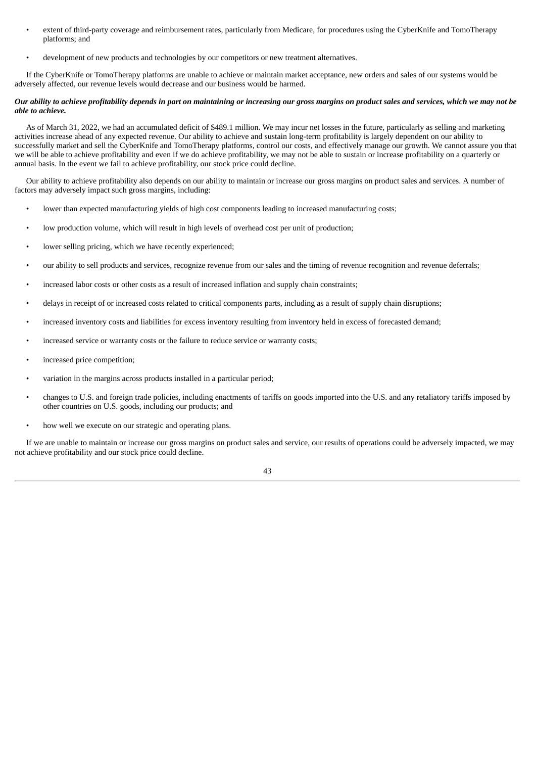- extent of third-party coverage and reimbursement rates, particularly from Medicare, for procedures using the CyberKnife and TomoTherapy platforms; and
- development of new products and technologies by our competitors or new treatment alternatives.

If the CyberKnife or TomoTherapy platforms are unable to achieve or maintain market acceptance, new orders and sales of our systems would be adversely affected, our revenue levels would decrease and our business would be harmed.

***Our ability to achieve profitability depends in part on maintaining or increasing our gross margins on product sales and services, which we may not be able to achieve.***

As of March 31, 2022, we had an accumulated deficit of $489.1 million. We may incur net losses in the future, particularly as selling and marketing activities increase ahead of any expected revenue. Our ability to achieve and sustain long-term profitability is largely dependent on our ability to successfully market and sell the CyberKnife and TomoTherapy platforms, control our costs, and effectively manage our growth. We cannot assure you that we will be able to achieve profitability and even if we do achieve profitability, we may not be able to sustain or increase profitability on a quarterly or annual basis. In the event we fail to achieve profitability, our stock price could decline.

Our ability to achieve profitability also depends on our ability to maintain or increase our gross margins on product sales and services. A number of factors may adversely impact such gross margins, including:

- lower than expected manufacturing yields of high cost components leading to increased manufacturing costs;
- low production volume, which will result in high levels of overhead cost per unit of production;
- lower selling pricing, which we have recently experienced;
- our ability to sell products and services, recognize revenue from our sales and the timing of revenue recognition and revenue deferrals;
- increased labor costs or other costs as a result of increased inflation and supply chain constraints;
- delays in receipt of or increased costs related to critical components parts, including as a result of supply chain disruptions;
- increased inventory costs and liabilities for excess inventory resulting from inventory held in excess of forecasted demand;
- increased service or warranty costs or the failure to reduce service or warranty costs;
- increased price competition;
- variation in the margins across products installed in a particular period;
- changes to U.S. and foreign trade policies, including enactments of tariffs on goods imported into the U.S. and any retaliatory tariffs imposed by other countries on U.S. goods, including our products; and
- how well we execute on our strategic and operating plans.

If we are unable to maintain or increase our gross margins on product sales and service, our results of operations could be adversely impacted, we may not achieve profitability and our stock price could decline.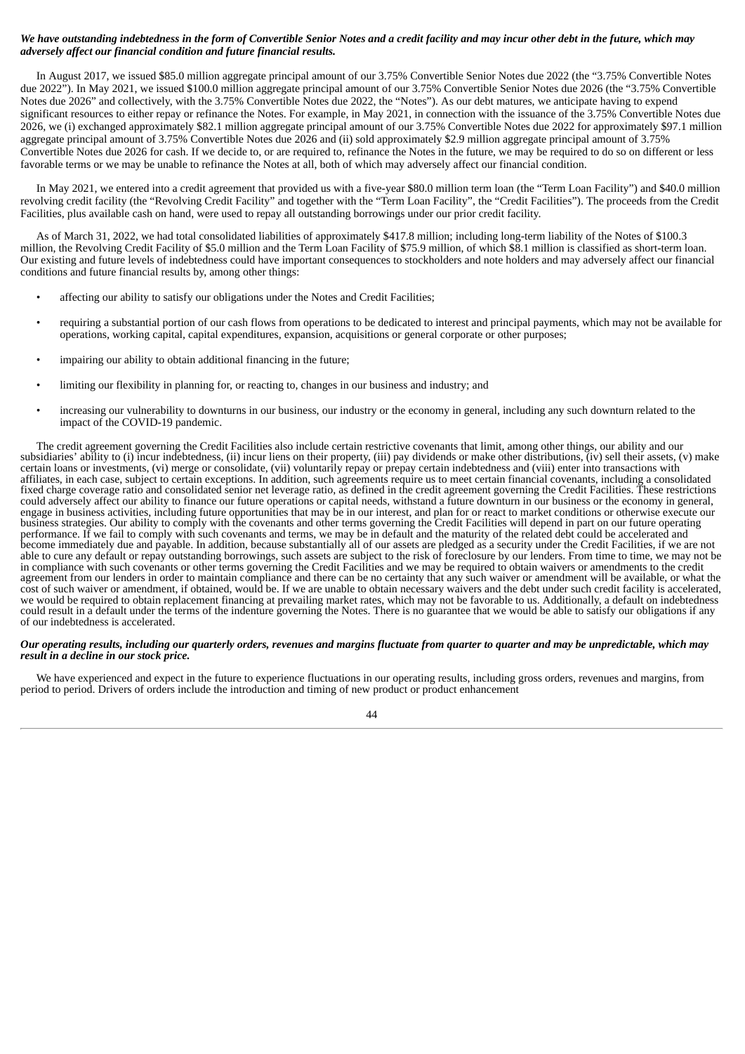***We have outstanding indebtedness in the form of Convertible Senior Notes and a credit facility and may incur other debt in the future, which may adversely affect our financial condition and future financial results.***

In August 2017, we issued $85.0 million aggregate principal amount of our 3.75% Convertible Senior Notes due 2022 (the "3.75% Convertible Notes due 2022"). In May 2021, we issued $100.0 million aggregate principal amount of our 3.75% Convertible Senior Notes due 2026 (the "3.75% Convertible Notes due 2026" and collectively, with the 3.75% Convertible Notes due 2022, the "Notes"). As our debt matures, we anticipate having to expend significant resources to either repay or refinance the Notes. For example, in May 2021, in connection with the issuance of the 3.75% Convertible Notes due 2026, we (i) exchanged approximately $82.1 million aggregate principal amount of our 3.75% Convertible Notes due 2022 for approximately $97.1 million aggregate principal amount of 3.75% Convertible Notes due 2026 and (ii) sold approximately $2.9 million aggregate principal amount of 3.75% Convertible Notes due 2026 for cash. If we decide to, or are required to, refinance the Notes in the future, we may be required to do so on different or less favorable terms or we may be unable to refinance the Notes at all, both of which may adversely affect our financial condition.

In May 2021, we entered into a credit agreement that provided us with a five-year $80.0 million term loan (the "Term Loan Facility") and $40.0 million revolving credit facility (the "Revolving Credit Facility" and together with the "Term Loan Facility", the "Credit Facilities"). The proceeds from the Credit Facilities, plus available cash on hand, were used to repay all outstanding borrowings under our prior credit facility.

As of March 31, 2022, we had total consolidated liabilities of approximately $417.8 million; including long-term liability of the Notes of $100.3 million, the Revolving Credit Facility of $5.0 million and the Term Loan Facility of $75.9 million, of which $8.1 million is classified as short-term loan. Our existing and future levels of indebtedness could have important consequences to stockholders and note holders and may adversely affect our financial conditions and future financial results by, among other things:

- affecting our ability to satisfy our obligations under the Notes and Credit Facilities;
- requiring a substantial portion of our cash flows from operations to be dedicated to interest and principal payments, which may not be available for operations, working capital, capital expenditures, expansion, acquisitions or general corporate or other purposes;
- impairing our ability to obtain additional financing in the future;
- limiting our flexibility in planning for, or reacting to, changes in our business and industry; and
- increasing our vulnerability to downturns in our business, our industry or the economy in general, including any such downturn related to the impact of the COVID-19 pandemic.

The credit agreement governing the Credit Facilities also include certain restrictive covenants that limit, among other things, our ability and our subsidiaries' ability to (i) incur indebtedness, (ii) incur liens on their property, (iii) pay dividends or make other distributions, (iv) sell their assets, (v) make certain loans or investments, (vi) merge or consolidate, (vii) voluntarily repay or prepay certain indebtedness and (viii) enter into transactions with affiliates, in each case, subject to certain exceptions. In addition, such agreements require us to meet certain financial covenants, including a consolidated fixed charge coverage ratio and consolidated senior net leverage ratio, as defined in the credit agreement governing the Credit Facilities. These restrictions could adversely affect our ability to finance our future operations or capital needs, withstand a future downturn in our business or the economy in general, engage in business activities, including future opportunities that may be in our interest, and plan for or react to market conditions or otherwise execute our business strategies. Our ability to comply with the covenants and other terms governing the Credit Facilities will depend in part on our future operating performance. If we fail to comply with such covenants and terms, we may be in default and the maturity of the related debt could be accelerated and become immediately due and payable. In addition, because substantially all of our assets are pledged as a security under the Credit Facilities, if we are not able to cure any default or repay outstanding borrowings, such assets are subject to the risk of foreclosure by our lenders. From time to time, we may not be in compliance with such covenants or other terms governing the Credit Facilities and we may be required to obtain waivers or amendments to the credit agreement from our lenders in order to maintain compliance and there can be no certainty that any such waiver or amendment will be available, or what the cost of such waiver or amendment, if obtained, would be. If we are unable to obtain necessary waivers and the debt under such credit facility is accelerated, we would be required to obtain replacement financing at prevailing market rates, which may not be favorable to us. Additionally, a default on indebtedness could result in a default under the terms of the indenture governing the Notes. There is no guarantee that we would be able to satisfy our obligations if any of our indebtedness is accelerated.

***Our operating results, including our quarterly orders, revenues and margins fluctuate from quarter to quarter and may be unpredictable, which may result in a decline in our stock price.***

We have experienced and expect in the future to experience fluctuations in our operating results, including gross orders, revenues and margins, from period to period. Drivers of orders include the introduction and timing of new product or product enhancement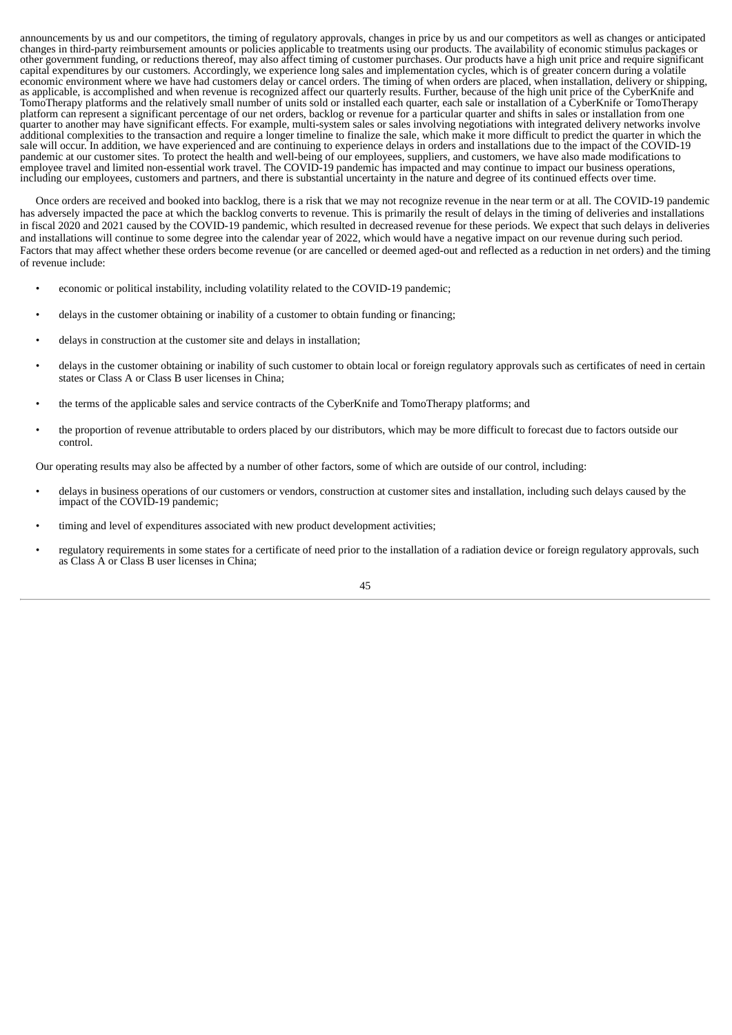announcements by us and our competitors, the timing of regulatory approvals, changes in price by us and our competitors as well as changes or anticipated changes in third-party reimbursement amounts or policies applicable to treatments using our products. The availability of economic stimulus packages or other government funding, or reductions thereof, may also affect timing of customer purchases. Our products have a high unit price and require significant capital expenditures by our customers. Accordingly, we experience long sales and implementation cycles, which is of greater concern during a volatile economic environment where we have had customers delay or cancel orders. The timing of when orders are placed, when installation, delivery or shipping, as applicable, is accomplished and when revenue is recognized affect our quarterly results. Further, because of the high unit price of the CyberKnife and TomoTherapy platforms and the relatively small number of units sold or installed each quarter, each sale or installation of a CyberKnife or TomoTherapy platform can represent a significant percentage of our net orders, backlog or revenue for a particular quarter and shifts in sales or installation from one quarter to another may have significant effects. For example, multi-system sales or sales involving negotiations with integrated delivery networks involve additional complexities to the transaction and require a longer timeline to finalize the sale, which make it more difficult to predict the quarter in which the sale will occur. In addition, we have experienced and are continuing to experience delays in orders and installations due to the impact of the COVID-19 pandemic at our customer sites. To protect the health and well-being of our employees, suppliers, and customers, we have also made modifications to employee travel and limited non-essential work travel. The COVID-19 pandemic has impacted and may continue to impact our business operations, including our employees, customers and partners, and there is substantial uncertainty in the nature and degree of its continued effects over time.

Once orders are received and booked into backlog, there is a risk that we may not recognize revenue in the near term or at all. The COVID-19 pandemic has adversely impacted the pace at which the backlog converts to revenue. This is primarily the result of delays in the timing of deliveries and installations in fiscal 2020 and 2021 caused by the COVID-19 pandemic, which resulted in decreased revenue for these periods. We expect that such delays in deliveries and installations will continue to some degree into the calendar year of 2022, which would have a negative impact on our revenue during such period. Factors that may affect whether these orders become revenue (or are cancelled or deemed aged-out and reflected as a reduction in net orders) and the timing of revenue include:

- economic or political instability, including volatility related to the COVID-19 pandemic;
- delays in the customer obtaining or inability of a customer to obtain funding or financing;
- delays in construction at the customer site and delays in installation;
- delays in the customer obtaining or inability of such customer to obtain local or foreign regulatory approvals such as certificates of need in certain states or Class A or Class B user licenses in China;
- the terms of the applicable sales and service contracts of the CyberKnife and TomoTherapy platforms; and
- the proportion of revenue attributable to orders placed by our distributors, which may be more difficult to forecast due to factors outside our control.

Our operating results may also be affected by a number of other factors, some of which are outside of our control, including:

- delays in business operations of our customers or vendors, construction at customer sites and installation, including such delays caused by the impact of the COVID-19 pandemic;
- timing and level of expenditures associated with new product development activities;
- regulatory requirements in some states for a certificate of need prior to the installation of a radiation device or foreign regulatory approvals, such as Class A or Class B user licenses in China;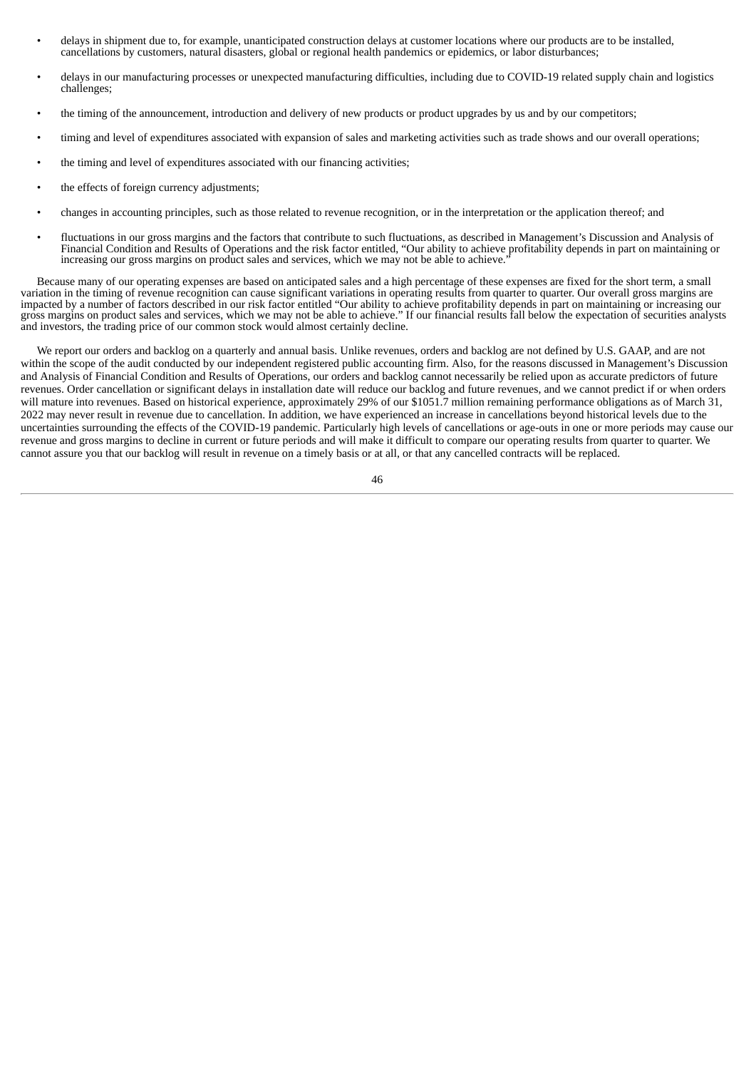- delays in shipment due to, for example, unanticipated construction delays at customer locations where our products are to be installed, cancellations by customers, natural disasters, global or regional health pandemics or epidemics, or labor disturbances;
- delays in our manufacturing processes or unexpected manufacturing difficulties, including due to COVID-19 related supply chain and logistics challenges;
- the timing of the announcement, introduction and delivery of new products or product upgrades by us and by our competitors;
- timing and level of expenditures associated with expansion of sales and marketing activities such as trade shows and our overall operations;
- the timing and level of expenditures associated with our financing activities;
- the effects of foreign currency adjustments;
- changes in accounting principles, such as those related to revenue recognition, or in the interpretation or the application thereof; and
- fluctuations in our gross margins and the factors that contribute to such fluctuations, as described in Management's Discussion and Analysis of Financial Condition and Results of Operations and the risk factor entitled, "Our ability to achieve profitability depends in part on maintaining or increasing our gross margins on product sales and services, which we may not be able to achieve."

Because many of our operating expenses are based on anticipated sales and a high percentage of these expenses are fixed for the short term, a small variation in the timing of revenue recognition can cause significant variations in operating results from quarter to quarter. Our overall gross margins are impacted by a number of factors described in our risk factor entitled "Our ability to achieve profitability depends in part on maintaining or increasing our gross margins on product sales and services, which we may not be able to achieve." If our financial results fall below the expectation of securities analysts and investors, the trading price of our common stock would almost certainly decline.

We report our orders and backlog on a quarterly and annual basis. Unlike revenues, orders and backlog are not defined by U.S. GAAP, and are not within the scope of the audit conducted by our independent registered public accounting firm. Also, for the reasons discussed in Management's Discussion and Analysis of Financial Condition and Results of Operations, our orders and backlog cannot necessarily be relied upon as accurate predictors of future revenues. Order cancellation or significant delays in installation date will reduce our backlog and future revenues, and we cannot predict if or when orders will mature into revenues. Based on historical experience, approximately 29% of our $1051.7 million remaining performance obligations as of March 31, 2022 may never result in revenue due to cancellation. In addition, we have experienced an increase in cancellations beyond historical levels due to the uncertainties surrounding the effects of the COVID-19 pandemic. Particularly high levels of cancellations or age-outs in one or more periods may cause our revenue and gross margins to decline in current or future periods and will make it difficult to compare our operating results from quarter to quarter. We cannot assure you that our backlog will result in revenue on a timely basis or at all, or that any cancelled contracts will be replaced.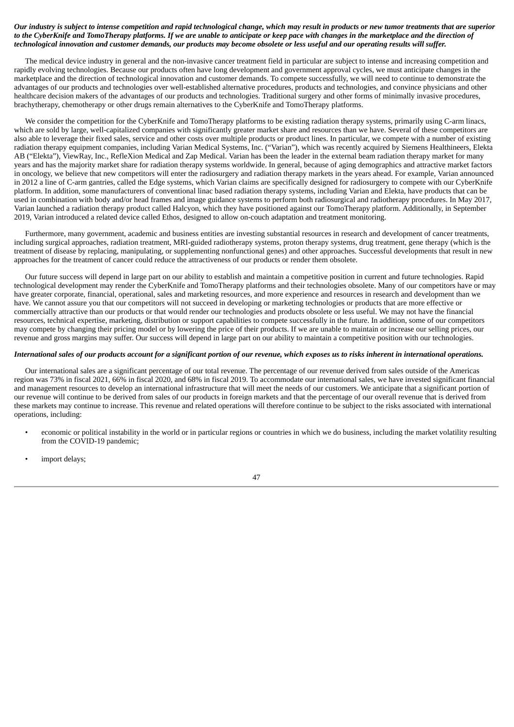***Our industry is subject to intense competition and rapid technological change, which may result in products or new tumor treatments that are superior to the CyberKnife and TomoTherapy platforms. If we are unable to anticipate or keep pace with changes in the marketplace and the direction of technological innovation and customer demands, our products may become obsolete or less useful and our operating results will suffer.***

The medical device industry in general and the non-invasive cancer treatment field in particular are subject to intense and increasing competition and rapidly evolving technologies. Because our products often have long development and government approval cycles, we must anticipate changes in the marketplace and the direction of technological innovation and customer demands. To compete successfully, we will need to continue to demonstrate the advantages of our products and technologies over well-established alternative procedures, products and technologies, and convince physicians and other healthcare decision makers of the advantages of our products and technologies. Traditional surgery and other forms of minimally invasive procedures, brachytherapy, chemotherapy or other drugs remain alternatives to the CyberKnife and TomoTherapy platforms.

We consider the competition for the CyberKnife and TomoTherapy platforms to be existing radiation therapy systems, primarily using C-arm linacs, which are sold by large, well-capitalized companies with significantly greater market share and resources than we have. Several of these competitors are also able to leverage their fixed sales, service and other costs over multiple products or product lines. In particular, we compete with a number of existing radiation therapy equipment companies, including Varian Medical Systems, Inc. ("Varian"), which was recently acquired by Siemens Healthineers, Elekta AB ("Elekta"), ViewRay, Inc., RefleXion Medical and Zap Medical. Varian has been the leader in the external beam radiation therapy market for many years and has the majority market share for radiation therapy systems worldwide. In general, because of aging demographics and attractive market factors in oncology, we believe that new competitors will enter the radiosurgery and radiation therapy markets in the years ahead. For example, Varian announced in 2012 a line of C-arm gantries, called the Edge systems, which Varian claims are specifically designed for radiosurgery to compete with our CyberKnife platform. In addition, some manufacturers of conventional linac based radiation therapy systems, including Varian and Elekta, have products that can be used in combination with body and/or head frames and image guidance systems to perform both radiosurgical and radiotherapy procedures. In May 2017, Varian launched a radiation therapy product called Halcyon, which they have positioned against our TomoTherapy platform. Additionally, in September 2019, Varian introduced a related device called Ethos, designed to allow on-couch adaptation and treatment monitoring.

Furthermore, many government, academic and business entities are investing substantial resources in research and development of cancer treatments, including surgical approaches, radiation treatment, MRI-guided radiotherapy systems, proton therapy systems, drug treatment, gene therapy (which is the treatment of disease by replacing, manipulating, or supplementing nonfunctional genes) and other approaches. Successful developments that result in new approaches for the treatment of cancer could reduce the attractiveness of our products or render them obsolete.

Our future success will depend in large part on our ability to establish and maintain a competitive position in current and future technologies. Rapid technological development may render the CyberKnife and TomoTherapy platforms and their technologies obsolete. Many of our competitors have or may have greater corporate, financial, operational, sales and marketing resources, and more experience and resources in research and development than we have. We cannot assure you that our competitors will not succeed in developing or marketing technologies or products that are more effective or commercially attractive than our products or that would render our technologies and products obsolete or less useful. We may not have the financial resources, technical expertise, marketing, distribution or support capabilities to compete successfully in the future. In addition, some of our competitors may compete by changing their pricing model or by lowering the price of their products. If we are unable to maintain or increase our selling prices, our revenue and gross margins may suffer. Our success will depend in large part on our ability to maintain a competitive position with our technologies.

***International sales of our products account for a significant portion of our revenue, which exposes us to risks inherent in international operations.***

Our international sales are a significant percentage of our total revenue. The percentage of our revenue derived from sales outside of the Americas region was 73% in fiscal 2021, 66% in fiscal 2020, and 68% in fiscal 2019. To accommodate our international sales, we have invested significant financial and management resources to develop an international infrastructure that will meet the needs of our customers. We anticipate that a significant portion of our revenue will continue to be derived from sales of our products in foreign markets and that the percentage of our overall revenue that is derived from these markets may continue to increase. This revenue and related operations will therefore continue to be subject to the risks associated with international operations, including:

- economic or political instability in the world or in particular regions or countries in which we do business, including the market volatility resulting from the COVID-19 pandemic;
- import delays;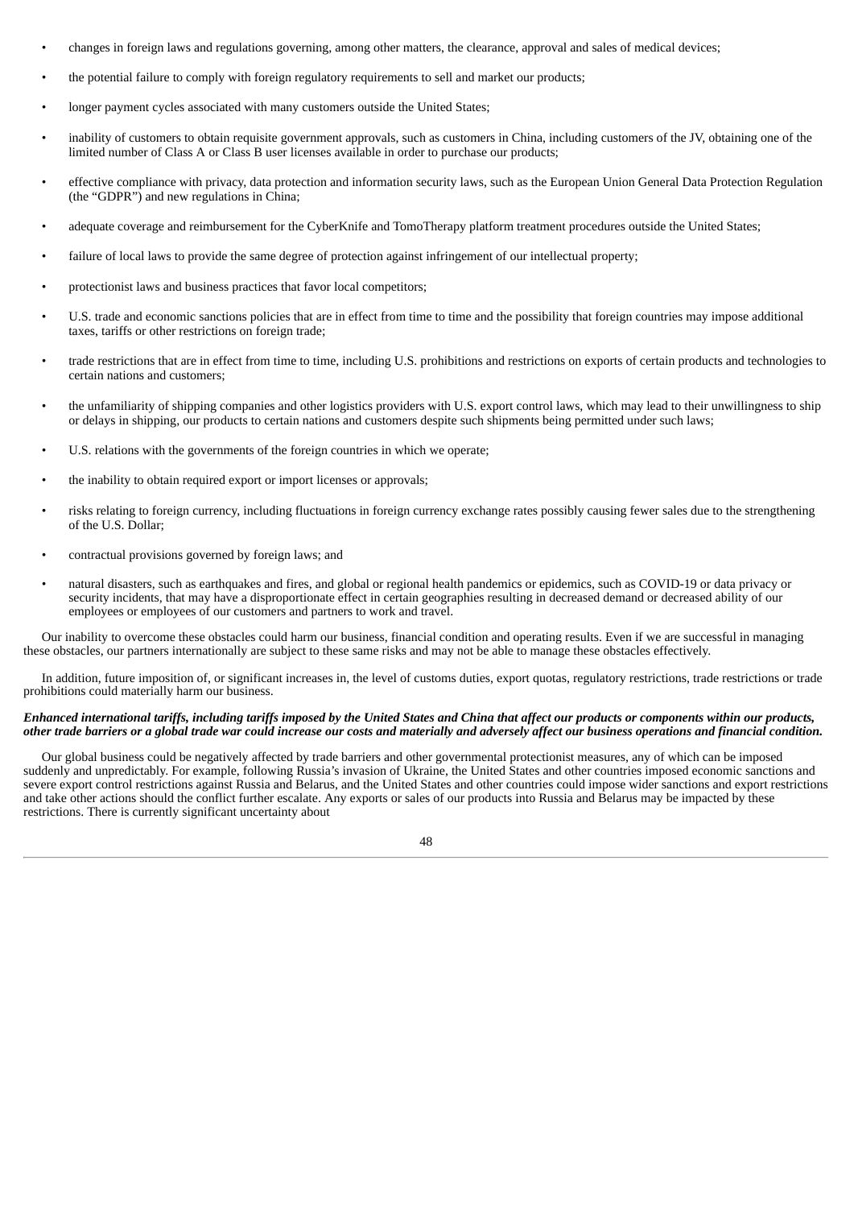- changes in foreign laws and regulations governing, among other matters, the clearance, approval and sales of medical devices;
- the potential failure to comply with foreign regulatory requirements to sell and market our products;
- longer payment cycles associated with many customers outside the United States;
- inability of customers to obtain requisite government approvals, such as customers in China, including customers of the JV, obtaining one of the limited number of Class A or Class B user licenses available in order to purchase our products;
- effective compliance with privacy, data protection and information security laws, such as the European Union General Data Protection Regulation (the "GDPR") and new regulations in China;
- adequate coverage and reimbursement for the CyberKnife and TomoTherapy platform treatment procedures outside the United States;
- failure of local laws to provide the same degree of protection against infringement of our intellectual property;
- protectionist laws and business practices that favor local competitors;
- U.S. trade and economic sanctions policies that are in effect from time to time and the possibility that foreign countries may impose additional taxes, tariffs or other restrictions on foreign trade;
- trade restrictions that are in effect from time to time, including U.S. prohibitions and restrictions on exports of certain products and technologies to certain nations and customers;
- the unfamiliarity of shipping companies and other logistics providers with U.S. export control laws, which may lead to their unwillingness to ship or delays in shipping, our products to certain nations and customers despite such shipments being permitted under such laws;
- U.S. relations with the governments of the foreign countries in which we operate;
- the inability to obtain required export or import licenses or approvals;
- risks relating to foreign currency, including fluctuations in foreign currency exchange rates possibly causing fewer sales due to the strengthening of the U.S. Dollar;
- contractual provisions governed by foreign laws; and
- natural disasters, such as earthquakes and fires, and global or regional health pandemics or epidemics, such as COVID-19 or data privacy or security incidents, that may have a disproportionate effect in certain geographies resulting in decreased demand or decreased ability of our employees or employees of our customers and partners to work and travel.

Our inability to overcome these obstacles could harm our business, financial condition and operating results. Even if we are successful in managing these obstacles, our partners internationally are subject to these same risks and may not be able to manage these obstacles effectively.

In addition, future imposition of, or significant increases in, the level of customs duties, export quotas, regulatory restrictions, trade restrictions or trade prohibitions could materially harm our business.

***Enhanced international tariffs, including tariffs imposed by the United States and China that affect our products or components within our products, other trade barriers or a global trade war could increase our costs and materially and adversely affect our business operations and financial condition.***

Our global business could be negatively affected by trade barriers and other governmental protectionist measures, any of which can be imposed suddenly and unpredictably. For example, following Russia's invasion of Ukraine, the United States and other countries imposed economic sanctions and severe export control restrictions against Russia and Belarus, and the United States and other countries could impose wider sanctions and export restrictions and take other actions should the conflict further escalate. Any exports or sales of our products into Russia and Belarus may be impacted by these restrictions. There is currently significant uncertainty about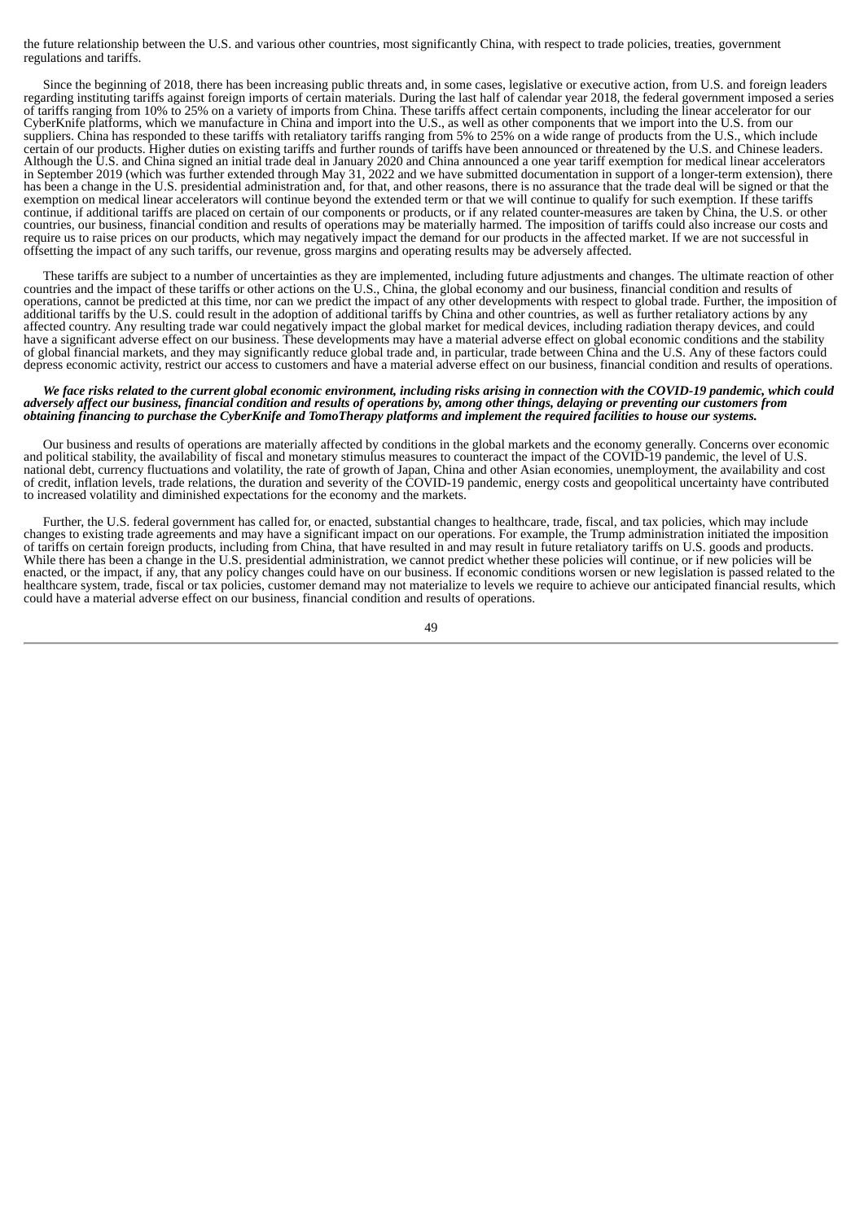the future relationship between the U.S. and various other countries, most significantly China, with respect to trade policies, treaties, government regulations and tariffs.

Since the beginning of 2018, there has been increasing public threats and, in some cases, legislative or executive action, from U.S. and foreign leaders regarding instituting tariffs against foreign imports of certain materials. During the last half of calendar year 2018, the federal government imposed a series of tariffs ranging from 10% to 25% on a variety of imports from China. These tariffs affect certain components, including the linear accelerator for our CyberKnife platforms, which we manufacture in China and import into the U.S., as well as other components that we import into the U.S. from our suppliers. China has responded to these tariffs with retaliatory tariffs ranging from 5% to 25% on a wide range of products from the U.S., which include certain of our products. Higher duties on existing tariffs and further rounds of tariffs have been announced or threatened by the U.S. and Chinese leaders. Although the U.S. and China signed an initial trade deal in January 2020 and China announced a one year tariff exemption for medical linear accelerators in September 2019 (which was further extended through May 31, 2022 and we have submitted documentation in support of a longer-term extension), there has been a change in the U.S. presidential administration and, for that, and other reasons, there is no assurance that the trade deal will be signed or that the exemption on medical linear accelerators will continue beyond the extended term or that we will continue to qualify for such exemption. If these tariffs continue, if additional tariffs are placed on certain of our components or products, or if any related counter-measures are taken by China, the U.S. or other countries, our business, financial condition and results of operations may be materially harmed. The imposition of tariffs could also increase our costs and require us to raise prices on our products, which may negatively impact the demand for our products in the affected market. If we are not successful in offsetting the impact of any such tariffs, our revenue, gross margins and operating results may be adversely affected.

These tariffs are subject to a number of uncertainties as they are implemented, including future adjustments and changes. The ultimate reaction of other countries and the impact of these tariffs or other actions on the U.S., China, the global economy and our business, financial condition and results of operations, cannot be predicted at this time, nor can we predict the impact of any other developments with respect to global trade. Further, the imposition of additional tariffs by the U.S. could result in the adoption of additional tariffs by China and other countries, as well as further retaliatory actions by any affected country. Any resulting trade war could negatively impact the global market for medical devices, including radiation therapy devices, and could have a significant adverse effect on our business. These developments may have a material adverse effect on global economic conditions and the stability of global financial markets, and they may significantly reduce global trade and, in particular, trade between China and the U.S. Any of these factors could depress economic activity, restrict our access to customers and have a material adverse effect on our business, financial condition and results of operations.

***We face risks related to the current global economic environment, including risks arising in connection with the COVID-19 pandemic, which could adversely affect our business, financial condition and results of operations by, among other things, delaying or preventing our customers from obtaining financing to purchase the CyberKnife and TomoTherapy platforms and implement the required facilities to house our systems.***

Our business and results of operations are materially affected by conditions in the global markets and the economy generally. Concerns over economic and political stability, the availability of fiscal and monetary stimulus measures to counteract the impact of the COVID-19 pandemic, the level of U.S. national debt, currency fluctuations and volatility, the rate of growth of Japan, China and other Asian economies, unemployment, the availability and cost of credit, inflation levels, trade relations, the duration and severity of the COVID-19 pandemic, energy costs and geopolitical uncertainty have contributed to increased volatility and diminished expectations for the economy and the markets.

Further, the U.S. federal government has called for, or enacted, substantial changes to healthcare, trade, fiscal, and tax policies, which may include changes to existing trade agreements and may have a significant impact on our operations. For example, the Trump administration initiated the imposition of tariffs on certain foreign products, including from China, that have resulted in and may result in future retaliatory tariffs on U.S. goods and products. While there has been a change in the U.S. presidential administration, we cannot predict whether these policies will continue, or if new policies will be enacted, or the impact, if any, that any policy changes could have on our business. If economic conditions worsen or new legislation is passed related to the healthcare system, trade, fiscal or tax policies, customer demand may not materialize to levels we require to achieve our anticipated financial results, which could have a material adverse effect on our business, financial condition and results of operations.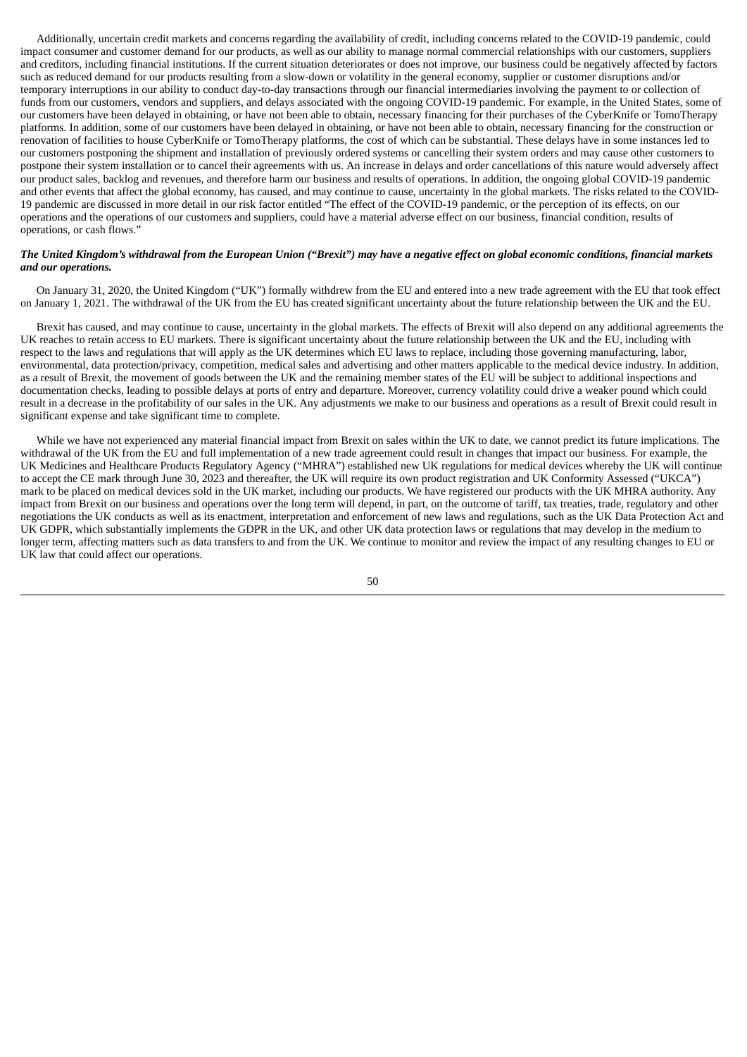Additionally, uncertain credit markets and concerns regarding the availability of credit, including concerns related to the COVID-19 pandemic, could impact consumer and customer demand for our products, as well as our ability to manage normal commercial relationships with our customers, suppliers and creditors, including financial institutions. If the current situation deteriorates or does not improve, our business could be negatively affected by factors such as reduced demand for our products resulting from a slow-down or volatility in the general economy, supplier or customer disruptions and/or temporary interruptions in our ability to conduct day-to-day transactions through our financial intermediaries involving the payment to or collection of funds from our customers, vendors and suppliers, and delays associated with the ongoing COVID-19 pandemic. For example, in the United States, some of our customers have been delayed in obtaining, or have not been able to obtain, necessary financing for their purchases of the CyberKnife or TomoTherapy platforms. In addition, some of our customers have been delayed in obtaining, or have not been able to obtain, necessary financing for the construction or renovation of facilities to house CyberKnife or TomoTherapy platforms, the cost of which can be substantial. These delays have in some instances led to our customers postponing the shipment and installation of previously ordered systems or cancelling their system orders and may cause other customers to postpone their system installation or to cancel their agreements with us. An increase in delays and order cancellations of this nature would adversely affect our product sales, backlog and revenues, and therefore harm our business and results of operations. In addition, the ongoing global COVID-19 pandemic and other events that affect the global economy, has caused, and may continue to cause, uncertainty in the global markets. The risks related to the COVID-19 pandemic are discussed in more detail in our risk factor entitled "The effect of the COVID-19 pandemic, or the perception of its effects, on our operations and the operations of our customers and suppliers, could have a material adverse effect on our business, financial condition, results of operations, or cash flows."

***The United Kingdom's withdrawal from the European Union ("Brexit") may have a negative effect on global economic conditions, financial markets and our operations.***

On January 31, 2020, the United Kingdom ("UK") formally withdrew from the EU and entered into a new trade agreement with the EU that took effect on January 1, 2021. The withdrawal of the UK from the EU has created significant uncertainty about the future relationship between the UK and the EU.

Brexit has caused, and may continue to cause, uncertainty in the global markets. The effects of Brexit will also depend on any additional agreements the UK reaches to retain access to EU markets. There is significant uncertainty about the future relationship between the UK and the EU, including with respect to the laws and regulations that will apply as the UK determines which EU laws to replace, including those governing manufacturing, labor, environmental, data protection/privacy, competition, medical sales and advertising and other matters applicable to the medical device industry. In addition, as a result of Brexit, the movement of goods between the UK and the remaining member states of the EU will be subject to additional inspections and documentation checks, leading to possible delays at ports of entry and departure. Moreover, currency volatility could drive a weaker pound which could result in a decrease in the profitability of our sales in the UK. Any adjustments we make to our business and operations as a result of Brexit could result in significant expense and take significant time to complete.

While we have not experienced any material financial impact from Brexit on sales within the UK to date, we cannot predict its future implications. The withdrawal of the UK from the EU and full implementation of a new trade agreement could result in changes that impact our business. For example, the UK Medicines and Healthcare Products Regulatory Agency ("MHRA") established new UK regulations for medical devices whereby the UK will continue to accept the CE mark through June 30, 2023 and thereafter, the UK will require its own product registration and UK Conformity Assessed ("UKCA") mark to be placed on medical devices sold in the UK market, including our products. We have registered our products with the UK MHRA authority. Any impact from Brexit on our business and operations over the long term will depend, in part, on the outcome of tariff, tax treaties, trade, regulatory and other negotiations the UK conducts as well as its enactment, interpretation and enforcement of new laws and regulations, such as the UK Data Protection Act and UK GDPR, which substantially implements the GDPR in the UK, and other UK data protection laws or regulations that may develop in the medium to longer term, affecting matters such as data transfers to and from the UK. We continue to monitor and review the impact of any resulting changes to EU or UK law that could affect our operations.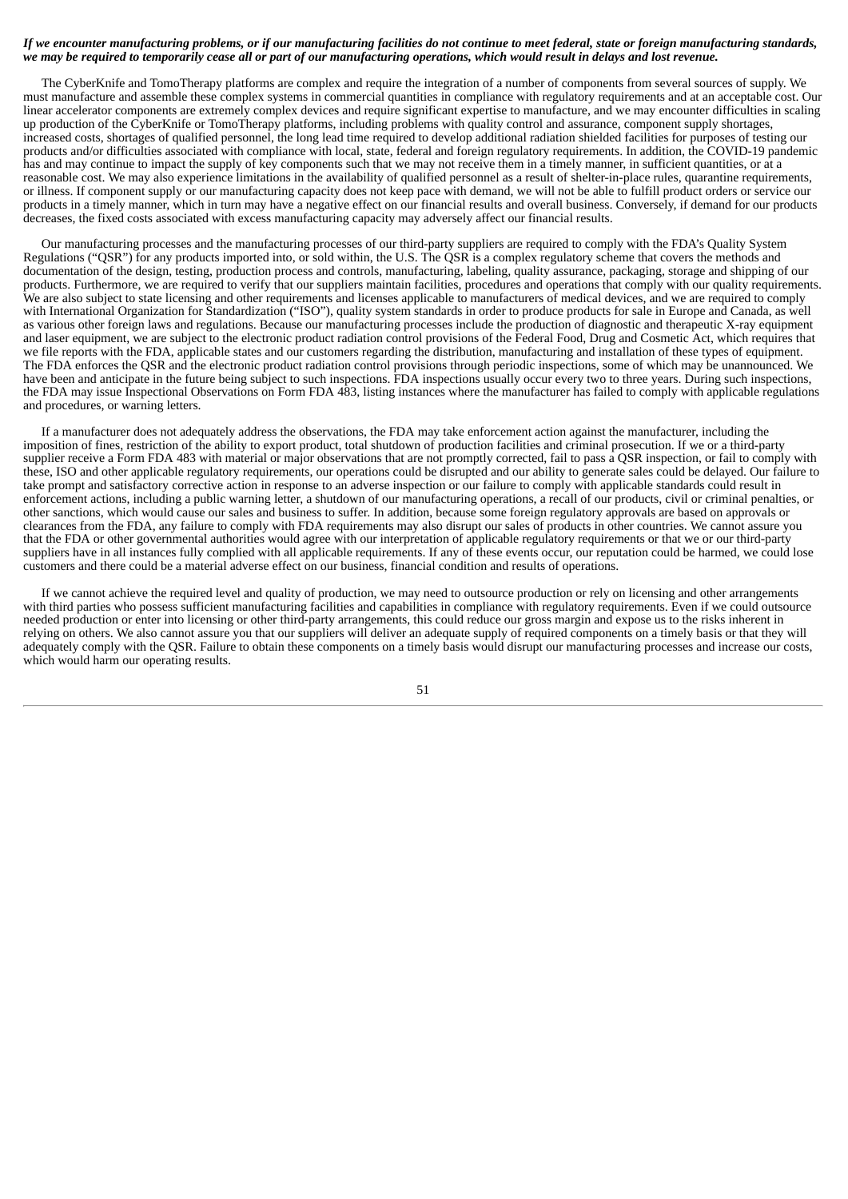***If we encounter manufacturing problems, or if our manufacturing facilities do not continue to meet federal, state or foreign manufacturing standards, we may be required to temporarily cease all or part of our manufacturing operations, which would result in delays and lost revenue.***

The CyberKnife and TomoTherapy platforms are complex and require the integration of a number of components from several sources of supply. We must manufacture and assemble these complex systems in commercial quantities in compliance with regulatory requirements and at an acceptable cost. Our linear accelerator components are extremely complex devices and require significant expertise to manufacture, and we may encounter difficulties in scaling up production of the CyberKnife or TomoTherapy platforms, including problems with quality control and assurance, component supply shortages, increased costs, shortages of qualified personnel, the long lead time required to develop additional radiation shielded facilities for purposes of testing our products and/or difficulties associated with compliance with local, state, federal and foreign regulatory requirements. In addition, the COVID-19 pandemic has and may continue to impact the supply of key components such that we may not receive them in a timely manner, in sufficient quantities, or at a reasonable cost. We may also experience limitations in the availability of qualified personnel as a result of shelter-in-place rules, quarantine requirements, or illness. If component supply or our manufacturing capacity does not keep pace with demand, we will not be able to fulfill product orders or service our products in a timely manner, which in turn may have a negative effect on our financial results and overall business. Conversely, if demand for our products decreases, the fixed costs associated with excess manufacturing capacity may adversely affect our financial results.

Our manufacturing processes and the manufacturing processes of our third-party suppliers are required to comply with the FDA's Quality System Regulations ("QSR") for any products imported into, or sold within, the U.S. The QSR is a complex regulatory scheme that covers the methods and documentation of the design, testing, production process and controls, manufacturing, labeling, quality assurance, packaging, storage and shipping of our products. Furthermore, we are required to verify that our suppliers maintain facilities, procedures and operations that comply with our quality requirements. We are also subject to state licensing and other requirements and licenses applicable to manufacturers of medical devices, and we are required to comply with International Organization for Standardization ("ISO"), quality system standards in order to produce products for sale in Europe and Canada, as well as various other foreign laws and regulations. Because our manufacturing processes include the production of diagnostic and therapeutic X-ray equipment and laser equipment, we are subject to the electronic product radiation control provisions of the Federal Food, Drug and Cosmetic Act, which requires that we file reports with the FDA, applicable states and our customers regarding the distribution, manufacturing and installation of these types of equipment. The FDA enforces the QSR and the electronic product radiation control provisions through periodic inspections, some of which may be unannounced. We have been and anticipate in the future being subject to such inspections. FDA inspections usually occur every two to three years. During such inspections, the FDA may issue Inspectional Observations on Form FDA 483, listing instances where the manufacturer has failed to comply with applicable regulations and procedures, or warning letters.

If a manufacturer does not adequately address the observations, the FDA may take enforcement action against the manufacturer, including the imposition of fines, restriction of the ability to export product, total shutdown of production facilities and criminal prosecution. If we or a third-party supplier receive a Form FDA 483 with material or major observations that are not promptly corrected, fail to pass a QSR inspection, or fail to comply with these, ISO and other applicable regulatory requirements, our operations could be disrupted and our ability to generate sales could be delayed. Our failure to take prompt and satisfactory corrective action in response to an adverse inspection or our failure to comply with applicable standards could result in enforcement actions, including a public warning letter, a shutdown of our manufacturing operations, a recall of our products, civil or criminal penalties, or other sanctions, which would cause our sales and business to suffer. In addition, because some foreign regulatory approvals are based on approvals or clearances from the FDA, any failure to comply with FDA requirements may also disrupt our sales of products in other countries. We cannot assure you that the FDA or other governmental authorities would agree with our interpretation of applicable regulatory requirements or that we or our third-party suppliers have in all instances fully complied with all applicable requirements. If any of these events occur, our reputation could be harmed, we could lose customers and there could be a material adverse effect on our business, financial condition and results of operations.

If we cannot achieve the required level and quality of production, we may need to outsource production or rely on licensing and other arrangements with third parties who possess sufficient manufacturing facilities and capabilities in compliance with regulatory requirements. Even if we could outsource needed production or enter into licensing or other third-party arrangements, this could reduce our gross margin and expose us to the risks inherent in relying on others. We also cannot assure you that our suppliers will deliver an adequate supply of required components on a timely basis or that they will adequately comply with the QSR. Failure to obtain these components on a timely basis would disrupt our manufacturing processes and increase our costs, which would harm our operating results.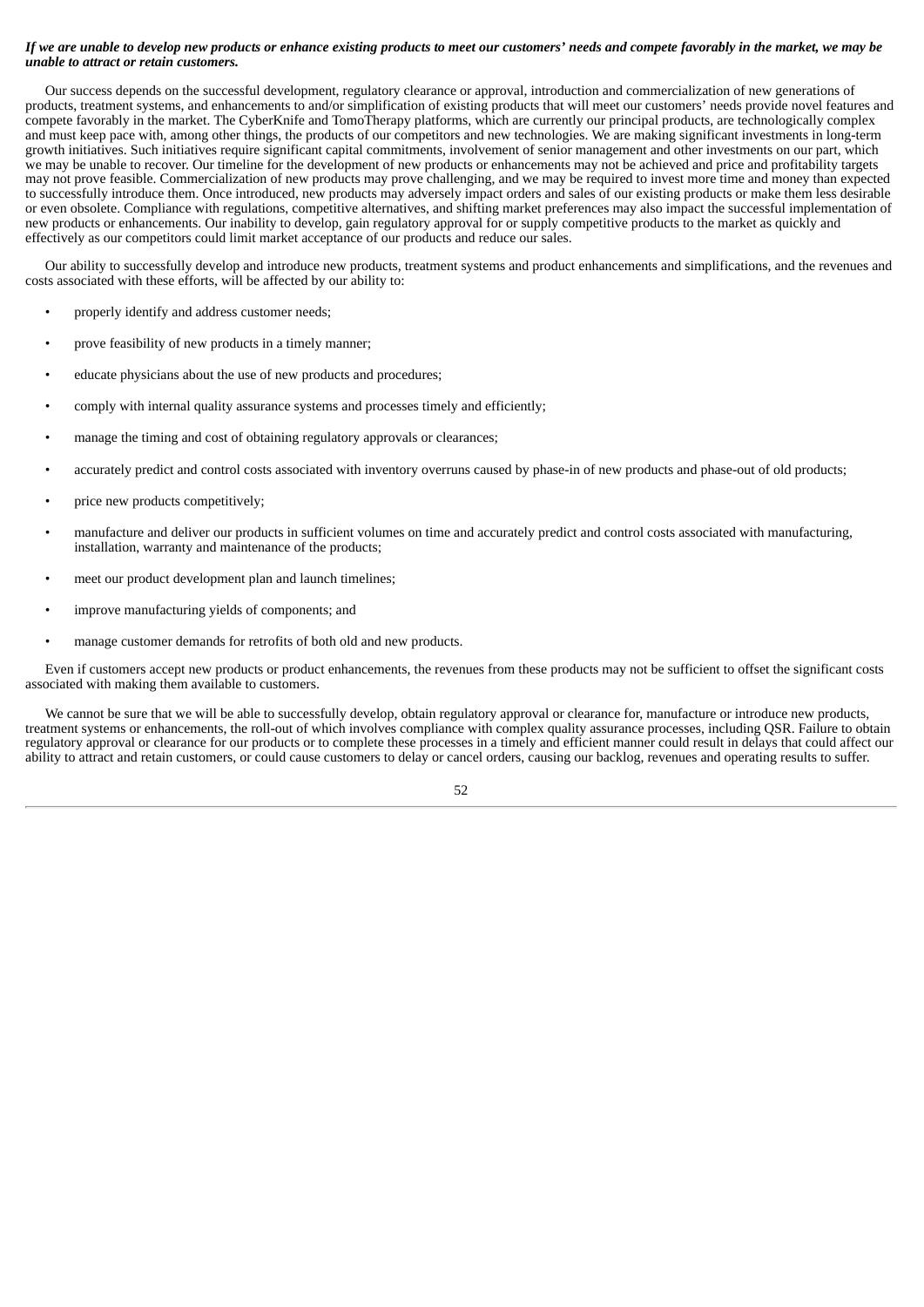***If we are unable to develop new products or enhance existing products to meet our customers' needs and compete favorably in the market, we may be unable to attract or retain customers.***

Our success depends on the successful development, regulatory clearance or approval, introduction and commercialization of new generations of products, treatment systems, and enhancements to and/or simplification of existing products that will meet our customers' needs provide novel features and compete favorably in the market. The CyberKnife and TomoTherapy platforms, which are currently our principal products, are technologically complex and must keep pace with, among other things, the products of our competitors and new technologies. We are making significant investments in long-term growth initiatives. Such initiatives require significant capital commitments, involvement of senior management and other investments on our part, which we may be unable to recover. Our timeline for the development of new products or enhancements may not be achieved and price and profitability targets may not prove feasible. Commercialization of new products may prove challenging, and we may be required to invest more time and money than expected to successfully introduce them. Once introduced, new products may adversely impact orders and sales of our existing products or make them less desirable or even obsolete. Compliance with regulations, competitive alternatives, and shifting market preferences may also impact the successful implementation of new products or enhancements. Our inability to develop, gain regulatory approval for or supply competitive products to the market as quickly and effectively as our competitors could limit market acceptance of our products and reduce our sales.

Our ability to successfully develop and introduce new products, treatment systems and product enhancements and simplifications, and the revenues and costs associated with these efforts, will be affected by our ability to:

- properly identify and address customer needs;
- prove feasibility of new products in a timely manner;
- educate physicians about the use of new products and procedures;
- comply with internal quality assurance systems and processes timely and efficiently;
- manage the timing and cost of obtaining regulatory approvals or clearances;
- accurately predict and control costs associated with inventory overruns caused by phase-in of new products and phase-out of old products;
- price new products competitively;
- manufacture and deliver our products in sufficient volumes on time and accurately predict and control costs associated with manufacturing, installation, warranty and maintenance of the products;
- meet our product development plan and launch timelines;
- improve manufacturing yields of components; and
- manage customer demands for retrofits of both old and new products.

Even if customers accept new products or product enhancements, the revenues from these products may not be sufficient to offset the significant costs associated with making them available to customers.

We cannot be sure that we will be able to successfully develop, obtain regulatory approval or clearance for, manufacture or introduce new products, treatment systems or enhancements, the roll-out of which involves compliance with complex quality assurance processes, including QSR. Failure to obtain regulatory approval or clearance for our products or to complete these processes in a timely and efficient manner could result in delays that could affect our ability to attract and retain customers, or could cause customers to delay or cancel orders, causing our backlog, revenues and operating results to suffer.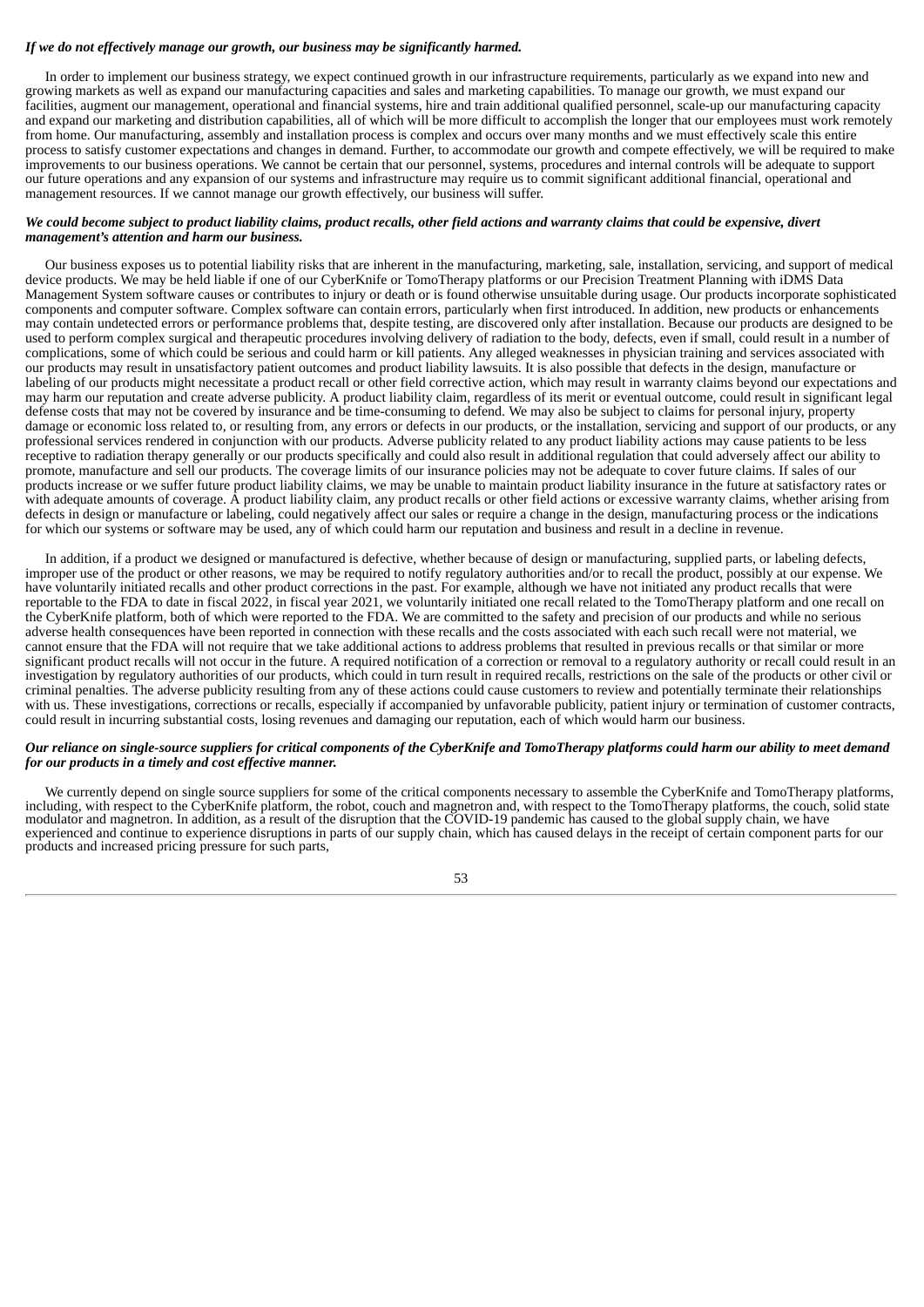***If we do not effectively manage our growth, our business may be significantly harmed.***

In order to implement our business strategy, we expect continued growth in our infrastructure requirements, particularly as we expand into new and growing markets as well as expand our manufacturing capacities and sales and marketing capabilities. To manage our growth, we must expand our facilities, augment our management, operational and financial systems, hire and train additional qualified personnel, scale-up our manufacturing capacity and expand our marketing and distribution capabilities, all of which will be more difficult to accomplish the longer that our employees must work remotely from home. Our manufacturing, assembly and installation process is complex and occurs over many months and we must effectively scale this entire process to satisfy customer expectations and changes in demand. Further, to accommodate our growth and compete effectively, we will be required to make improvements to our business operations. We cannot be certain that our personnel, systems, procedures and internal controls will be adequate to support our future operations and any expansion of our systems and infrastructure may require us to commit significant additional financial, operational and management resources. If we cannot manage our growth effectively, our business will suffer.

***We could become subject to product liability claims, product recalls, other field actions and warranty claims that could be expensive, divert management's attention and harm our business.***

Our business exposes us to potential liability risks that are inherent in the manufacturing, marketing, sale, installation, servicing, and support of medical device products. We may be held liable if one of our CyberKnife or TomoTherapy platforms or our Precision Treatment Planning with iDMS Data Management System software causes or contributes to injury or death or is found otherwise unsuitable during usage. Our products incorporate sophisticated components and computer software. Complex software can contain errors, particularly when first introduced. In addition, new products or enhancements may contain undetected errors or performance problems that, despite testing, are discovered only after installation. Because our products are designed to be used to perform complex surgical and therapeutic procedures involving delivery of radiation to the body, defects, even if small, could result in a number of complications, some of which could be serious and could harm or kill patients. Any alleged weaknesses in physician training and services associated with our products may result in unsatisfactory patient outcomes and product liability lawsuits. It is also possible that defects in the design, manufacture or labeling of our products might necessitate a product recall or other field corrective action, which may result in warranty claims beyond our expectations and may harm our reputation and create adverse publicity. A product liability claim, regardless of its merit or eventual outcome, could result in significant legal defense costs that may not be covered by insurance and be time-consuming to defend. We may also be subject to claims for personal injury, property damage or economic loss related to, or resulting from, any errors or defects in our products, or the installation, servicing and support of our products, or any professional services rendered in conjunction with our products. Adverse publicity related to any product liability actions may cause patients to be less receptive to radiation therapy generally or our products specifically and could also result in additional regulation that could adversely affect our ability to promote, manufacture and sell our products. The coverage limits of our insurance policies may not be adequate to cover future claims. If sales of our products increase or we suffer future product liability claims, we may be unable to maintain product liability insurance in the future at satisfactory rates or with adequate amounts of coverage. A product liability claim, any product recalls or other field actions or excessive warranty claims, whether arising from defects in design or manufacture or labeling, could negatively affect our sales or require a change in the design, manufacturing process or the indications for which our systems or software may be used, any of which could harm our reputation and business and result in a decline in revenue.

In addition, if a product we designed or manufactured is defective, whether because of design or manufacturing, supplied parts, or labeling defects, improper use of the product or other reasons, we may be required to notify regulatory authorities and/or to recall the product, possibly at our expense. We have voluntarily initiated recalls and other product corrections in the past. For example, although we have not initiated any product recalls that were reportable to the FDA to date in fiscal 2022, in fiscal year 2021, we voluntarily initiated one recall related to the TomoTherapy platform and one recall on the CyberKnife platform, both of which were reported to the FDA. We are committed to the safety and precision of our products and while no serious adverse health consequences have been reported in connection with these recalls and the costs associated with each such recall were not material, we cannot ensure that the FDA will not require that we take additional actions to address problems that resulted in previous recalls or that similar or more significant product recalls will not occur in the future. A required notification of a correction or removal to a regulatory authority or recall could result in an investigation by regulatory authorities of our products, which could in turn result in required recalls, restrictions on the sale of the products or other civil or criminal penalties. The adverse publicity resulting from any of these actions could cause customers to review and potentially terminate their relationships with us. These investigations, corrections or recalls, especially if accompanied by unfavorable publicity, patient injury or termination of customer contracts, could result in incurring substantial costs, losing revenues and damaging our reputation, each of which would harm our business.

***Our reliance on single-source suppliers for critical components of the CyberKnife and TomoTherapy platforms could harm our ability to meet demand for our products in a timely and cost effective manner.***

We currently depend on single source suppliers for some of the critical components necessary to assemble the CyberKnife and TomoTherapy platforms, including, with respect to the CyberKnife platform, the robot, couch and magnetron and, with respect to the TomoTherapy platforms, the couch, solid state modulator and magnetron. In addition, as a result of the disruption that the COVID-19 pandemic has caused to the global supply chain, we have experienced and continue to experience disruptions in parts of our supply chain, which has caused delays in the receipt of certain component parts for our products and increased pricing pressure for such parts,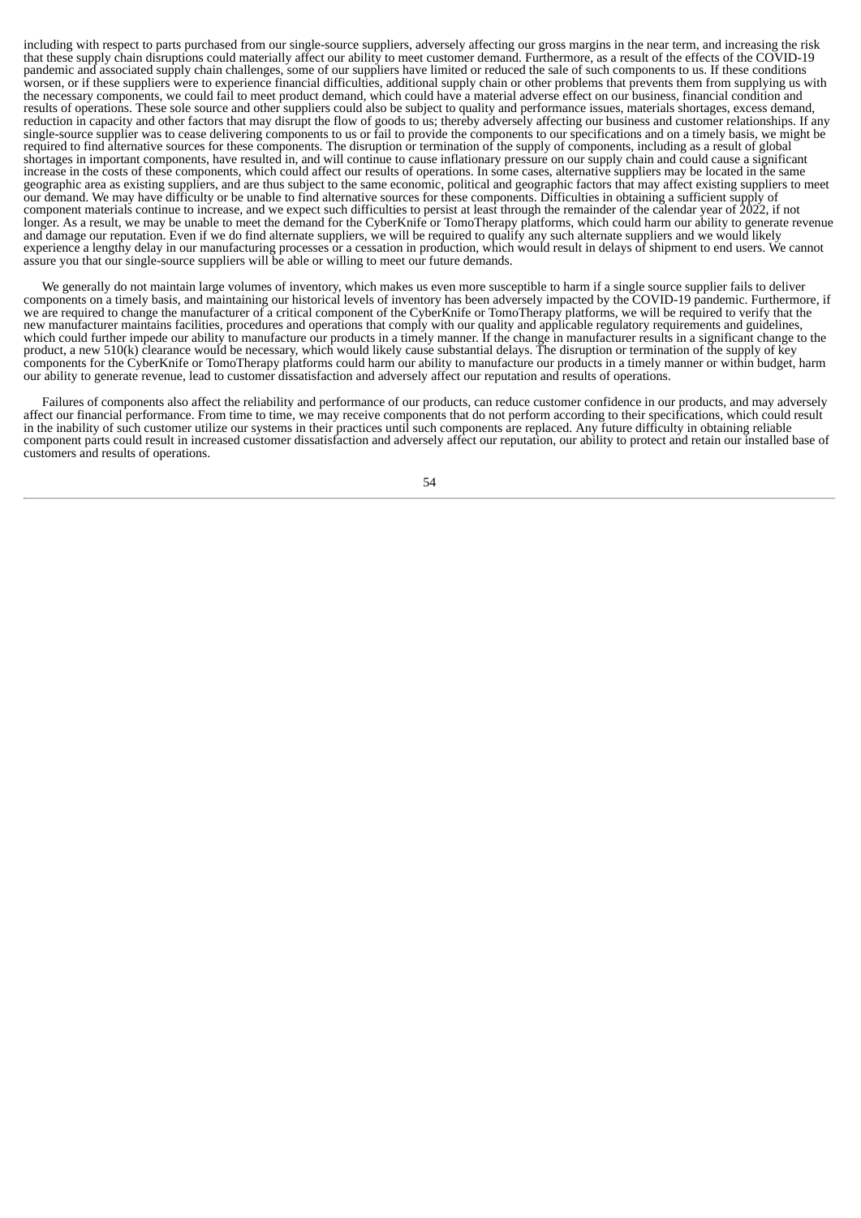including with respect to parts purchased from our single-source suppliers, adversely affecting our gross margins in the near term, and increasing the risk that these supply chain disruptions could materially affect our ability to meet customer demand. Furthermore, as a result of the effects of the COVID-19 pandemic and associated supply chain challenges, some of our suppliers have limited or reduced the sale of such components to us. If these conditions worsen, or if these suppliers were to experience financial difficulties, additional supply chain or other problems that prevents them from supplying us with the necessary components, we could fail to meet product demand, which could have a material adverse effect on our business, financial condition and results of operations. These sole source and other suppliers could also be subject to quality and performance issues, materials shortages, excess demand, reduction in capacity and other factors that may disrupt the flow of goods to us; thereby adversely affecting our business and customer relationships. If any single-source supplier was to cease delivering components to us or fail to provide the components to our specifications and on a timely basis, we might be required to find alternative sources for these components. The disruption or termination of the supply of components, including as a result of global shortages in important components, have resulted in, and will continue to cause inflationary pressure on our supply chain and could cause a significant increase in the costs of these components, which could affect our results of operations. In some cases, alternative suppliers may be located in the same geographic area as existing suppliers, and are thus subject to the same economic, political and geographic factors that may affect existing suppliers to meet our demand. We may have difficulty or be unable to find alternative sources for these components. Difficulties in obtaining a sufficient supply of component materials continue to increase, and we expect such difficulties to persist at least through the remainder of the calendar year of 2022, if not longer. As a result, we may be unable to meet the demand for the CyberKnife or TomoTherapy platforms, which could harm our ability to generate revenue and damage our reputation. Even if we do find alternate suppliers, we will be required to qualify any such alternate suppliers and we would likely experience a lengthy delay in our manufacturing processes or a cessation in production, which would result in delays of shipment to end users. We cannot assure you that our single-source suppliers will be able or willing to meet our future demands.

We generally do not maintain large volumes of inventory, which makes us even more susceptible to harm if a single source supplier fails to deliver components on a timely basis, and maintaining our historical levels of inventory has been adversely impacted by the COVID-19 pandemic. Furthermore, if we are required to change the manufacturer of a critical component of the CyberKnife or TomoTherapy platforms, we will be required to verify that the new manufacturer maintains facilities, procedures and operations that comply with our quality and applicable regulatory requirements and guidelines, which could further impede our ability to manufacture our products in a timely manner. If the change in manufacturer results in a significant change to the product, a new 510(k) clearance would be necessary, which would likely cause substantial delays. The disruption or termination of the supply of key components for the CyberKnife or TomoTherapy platforms could harm our ability to manufacture our products in a timely manner or within budget, harm our ability to generate revenue, lead to customer dissatisfaction and adversely affect our reputation and results of operations.

Failures of components also affect the reliability and performance of our products, can reduce customer confidence in our products, and may adversely affect our financial performance. From time to time, we may receive components that do not perform according to their specifications, which could result in the inability of such customer utilize our systems in their practices until such components are replaced. Any future difficulty in obtaining reliable component parts could result in increased customer dissatisfaction and adversely affect our reputation, our ability to protect and retain our installed base of customers and results of operations.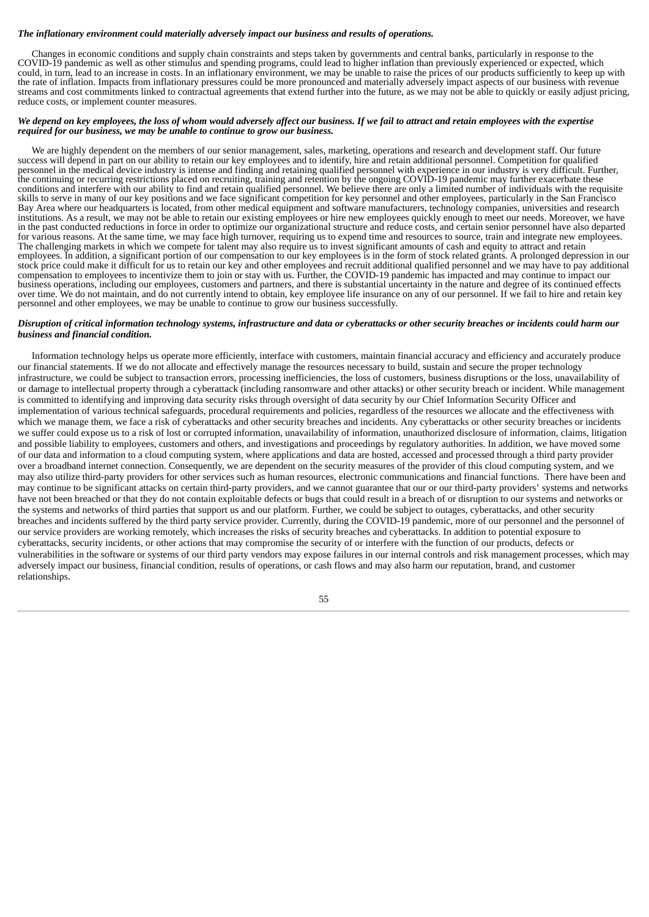***The inflationary environment could materially adversely impact our business and results of operations.***

Changes in economic conditions and supply chain constraints and steps taken by governments and central banks, particularly in response to the COVID-19 pandemic as well as other stimulus and spending programs, could lead to higher inflation than previously experienced or expected, which could, in turn, lead to an increase in costs. In an inflationary environment, we may be unable to raise the prices of our products sufficiently to keep up with the rate of inflation. Impacts from inflationary pressures could be more pronounced and materially adversely impact aspects of our business with revenue streams and cost commitments linked to contractual agreements that extend further into the future, as we may not be able to quickly or easily adjust pricing, reduce costs, or implement counter measures.

***We depend on key employees, the loss of whom would adversely affect our business. If we fail to attract and retain employees with the expertise required for our business, we may be unable to continue to grow our business.***

We are highly dependent on the members of our senior management, sales, marketing, operations and research and development staff. Our future success will depend in part on our ability to retain our key employees and to identify, hire and retain additional personnel. Competition for qualified personnel in the medical device industry is intense and finding and retaining qualified personnel with experience in our industry is very difficult. Further, the continuing or recurring restrictions placed on recruiting, training and retention by the ongoing COVID-19 pandemic may further exacerbate these conditions and interfere with our ability to find and retain qualified personnel. We believe there are only a limited number of individuals with the requisite skills to serve in many of our key positions and we face significant competition for key personnel and other employees, particularly in the San Francisco Bay Area where our headquarters is located, from other medical equipment and software manufacturers, technology companies, universities and research institutions. As a result, we may not be able to retain our existing employees or hire new employees quickly enough to meet our needs. Moreover, we have in the past conducted reductions in force in order to optimize our organizational structure and reduce costs, and certain senior personnel have also departed for various reasons. At the same time, we may face high turnover, requiring us to expend time and resources to source, train and integrate new employees. The challenging markets in which we compete for talent may also require us to invest significant amounts of cash and equity to attract and retain employees. In addition, a significant portion of our compensation to our key employees is in the form of stock related grants. A prolonged depression in our stock price could make it difficult for us to retain our key and other employees and recruit additional qualified personnel and we may have to pay additional compensation to employees to incentivize them to join or stay with us. Further, the COVID-19 pandemic has impacted and may continue to impact our business operations, including our employees, customers and partners, and there is substantial uncertainty in the nature and degree of its continued effects over time. We do not maintain, and do not currently intend to obtain, key employee life insurance on any of our personnel. If we fail to hire and retain key personnel and other employees, we may be unable to continue to grow our business successfully.

***Disruption of critical information technology systems, infrastructure and data or cyberattacks or other security breaches or incidents could harm our business and financial condition.***

Information technology helps us operate more efficiently, interface with customers, maintain financial accuracy and efficiency and accurately produce our financial statements. If we do not allocate and effectively manage the resources necessary to build, sustain and secure the proper technology infrastructure, we could be subject to transaction errors, processing inefficiencies, the loss of customers, business disruptions or the loss, unavailability of or damage to intellectual property through a cyberattack (including ransomware and other attacks) or other security breach or incident. While management is committed to identifying and improving data security risks through oversight of data security by our Chief Information Security Officer and implementation of various technical safeguards, procedural requirements and policies, regardless of the resources we allocate and the effectiveness with which we manage them, we face a risk of cyberattacks and other security breaches and incidents. Any cyberattacks or other security breaches or incidents we suffer could expose us to a risk of lost or corrupted information, unavailability of information, unauthorized disclosure of information, claims, litigation and possible liability to employees, customers and others, and investigations and proceedings by regulatory authorities. In addition, we have moved some of our data and information to a cloud computing system, where applications and data are hosted, accessed and processed through a third party provider over a broadband internet connection. Consequently, we are dependent on the security measures of the provider of this cloud computing system, and we may also utilize third-party providers for other services such as human resources, electronic communications and financial functions. There have been and may continue to be significant attacks on certain third-party providers, and we cannot guarantee that our or our third-party providers' systems and networks have not been breached or that they do not contain exploitable defects or bugs that could result in a breach of or disruption to our systems and networks or the systems and networks of third parties that support us and our platform. Further, we could be subject to outages, cyberattacks, and other security breaches and incidents suffered by the third party service provider. Currently, during the COVID-19 pandemic, more of our personnel and the personnel of our service providers are working remotely, which increases the risks of security breaches and cyberattacks. In addition to potential exposure to cyberattacks, security incidents, or other actions that may compromise the security of or interfere with the function of our products, defects or vulnerabilities in the software or systems of our third party vendors may expose failures in our internal controls and risk management processes, which may adversely impact our business, financial condition, results of operations, or cash flows and may also harm our reputation, brand, and customer relationships.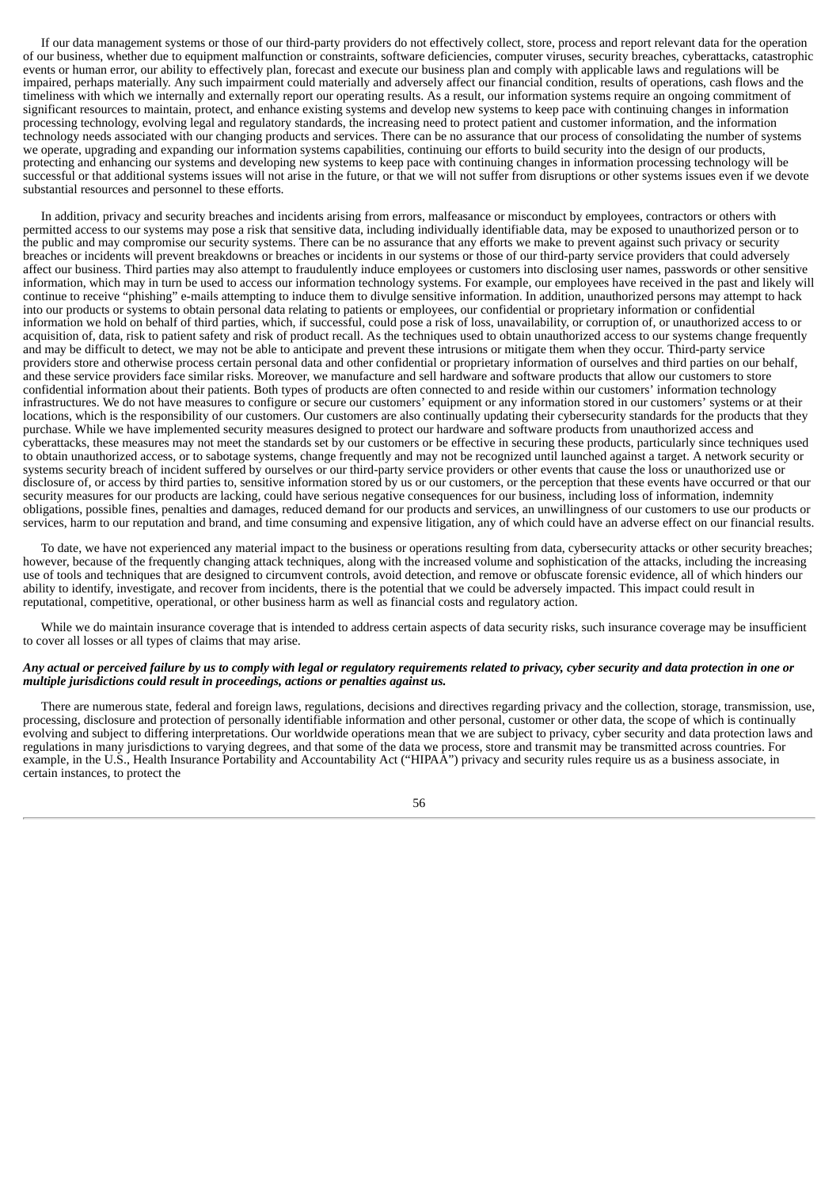If our data management systems or those of our third-party providers do not effectively collect, store, process and report relevant data for the operation of our business, whether due to equipment malfunction or constraints, software deficiencies, computer viruses, security breaches, cyberattacks, catastrophic events or human error, our ability to effectively plan, forecast and execute our business plan and comply with applicable laws and regulations will be impaired, perhaps materially. Any such impairment could materially and adversely affect our financial condition, results of operations, cash flows and the timeliness with which we internally and externally report our operating results. As a result, our information systems require an ongoing commitment of significant resources to maintain, protect, and enhance existing systems and develop new systems to keep pace with continuing changes in information processing technology, evolving legal and regulatory standards, the increasing need to protect patient and customer information, and the information technology needs associated with our changing products and services. There can be no assurance that our process of consolidating the number of systems we operate, upgrading and expanding our information systems capabilities, continuing our efforts to build security into the design of our products, protecting and enhancing our systems and developing new systems to keep pace with continuing changes in information processing technology will be successful or that additional systems issues will not arise in the future, or that we will not suffer from disruptions or other systems issues even if we devote substantial resources and personnel to these efforts.

In addition, privacy and security breaches and incidents arising from errors, malfeasance or misconduct by employees, contractors or others with permitted access to our systems may pose a risk that sensitive data, including individually identifiable data, may be exposed to unauthorized person or to the public and may compromise our security systems. There can be no assurance that any efforts we make to prevent against such privacy or security breaches or incidents will prevent breakdowns or breaches or incidents in our systems or those of our third-party service providers that could adversely affect our business. Third parties may also attempt to fraudulently induce employees or customers into disclosing user names, passwords or other sensitive information, which may in turn be used to access our information technology systems. For example, our employees have received in the past and likely will continue to receive "phishing" e-mails attempting to induce them to divulge sensitive information. In addition, unauthorized persons may attempt to hack into our products or systems to obtain personal data relating to patients or employees, our confidential or proprietary information or confidential information we hold on behalf of third parties, which, if successful, could pose a risk of loss, unavailability, or corruption of, or unauthorized access to or acquisition of, data, risk to patient safety and risk of product recall. As the techniques used to obtain unauthorized access to our systems change frequently and may be difficult to detect, we may not be able to anticipate and prevent these intrusions or mitigate them when they occur. Third-party service providers store and otherwise process certain personal data and other confidential or proprietary information of ourselves and third parties on our behalf, and these service providers face similar risks. Moreover, we manufacture and sell hardware and software products that allow our customers to store confidential information about their patients. Both types of products are often connected to and reside within our customers' information technology infrastructures. We do not have measures to configure or secure our customers' equipment or any information stored in our customers' systems or at their locations, which is the responsibility of our customers. Our customers are also continually updating their cybersecurity standards for the products that they purchase. While we have implemented security measures designed to protect our hardware and software products from unauthorized access and cyberattacks, these measures may not meet the standards set by our customers or be effective in securing these products, particularly since techniques used to obtain unauthorized access, or to sabotage systems, change frequently and may not be recognized until launched against a target. A network security or systems security breach of incident suffered by ourselves or our third-party service providers or other events that cause the loss or unauthorized use or disclosure of, or access by third parties to, sensitive information stored by us or our customers, or the perception that these events have occurred or that our security measures for our products are lacking, could have serious negative consequences for our business, including loss of information, indemnity obligations, possible fines, penalties and damages, reduced demand for our products and services, an unwillingness of our customers to use our products or services, harm to our reputation and brand, and time consuming and expensive litigation, any of which could have an adverse effect on our financial results.

To date, we have not experienced any material impact to the business or operations resulting from data, cybersecurity attacks or other security breaches; however, because of the frequently changing attack techniques, along with the increased volume and sophistication of the attacks, including the increasing use of tools and techniques that are designed to circumvent controls, avoid detection, and remove or obfuscate forensic evidence, all of which hinders our ability to identify, investigate, and recover from incidents, there is the potential that we could be adversely impacted. This impact could result in reputational, competitive, operational, or other business harm as well as financial costs and regulatory action.

While we do maintain insurance coverage that is intended to address certain aspects of data security risks, such insurance coverage may be insufficient to cover all losses or all types of claims that may arise.

***Any actual or perceived failure by us to comply with legal or regulatory requirements related to privacy, cyber security and data protection in one or multiple jurisdictions could result in proceedings, actions or penalties against us.***

There are numerous state, federal and foreign laws, regulations, decisions and directives regarding privacy and the collection, storage, transmission, use, processing, disclosure and protection of personally identifiable information and other personal, customer or other data, the scope of which is continually evolving and subject to differing interpretations. Our worldwide operations mean that we are subject to privacy, cyber security and data protection laws and regulations in many jurisdictions to varying degrees, and that some of the data we process, store and transmit may be transmitted across countries. For example, in the U.S., Health Insurance Portability and Accountability Act ("HIPAA") privacy and security rules require us as a business associate, in certain instances, to protect the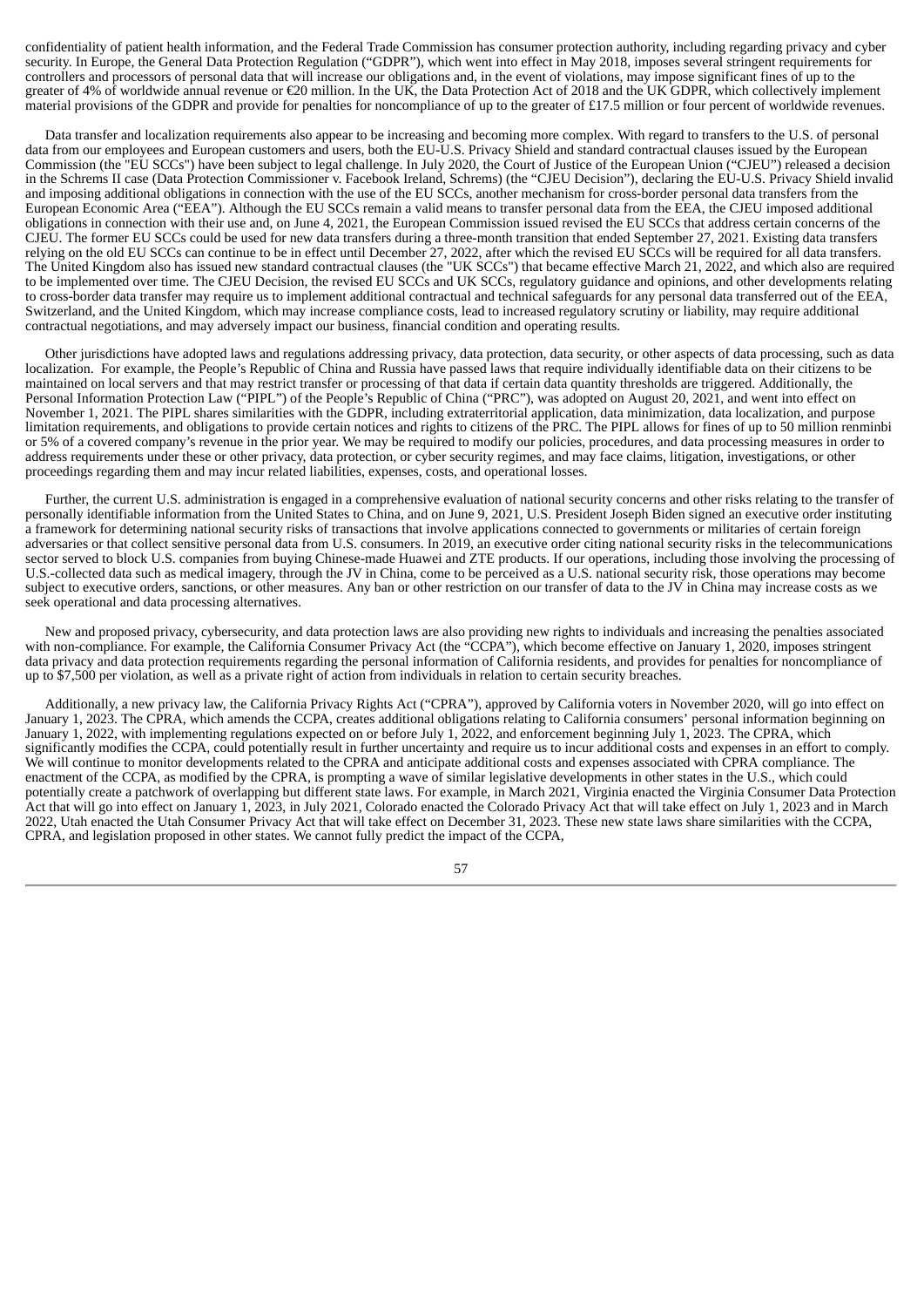confidentiality of patient health information, and the Federal Trade Commission has consumer protection authority, including regarding privacy and cyber security. In Europe, the General Data Protection Regulation ("GDPR"), which went into effect in May 2018, imposes several stringent requirements for controllers and processors of personal data that will increase our obligations and, in the event of violations, may impose significant fines of up to the greater of 4% of worldwide annual revenue or €20 million. In the UK, the Data Protection Act of 2018 and the UK GDPR, which collectively implement material provisions of the GDPR and provide for penalties for noncompliance of up to the greater of £17.5 million or four percent of worldwide revenues.

Data transfer and localization requirements also appear to be increasing and becoming more complex. With regard to transfers to the U.S. of personal data from our employees and European customers and users, both the EU-U.S. Privacy Shield and standard contractual clauses issued by the European Commission (the "EU SCCs") have been subject to legal challenge. In July 2020, the Court of Justice of the European Union ("CJEU") released a decision in the Schrems II case (Data Protection Commissioner v. Facebook Ireland, Schrems) (the "CJEU Decision"), declaring the EU-U.S. Privacy Shield invalid and imposing additional obligations in connection with the use of the EU SCCs, another mechanism for cross-border personal data transfers from the European Economic Area ("EEA"). Although the EU SCCs remain a valid means to transfer personal data from the EEA, the CJEU imposed additional obligations in connection with their use and, on June 4, 2021, the European Commission issued revised the EU SCCs that address certain concerns of the CJEU. The former EU SCCs could be used for new data transfers during a three-month transition that ended September 27, 2021. Existing data transfers relying on the old EU SCCs can continue to be in effect until December 27, 2022, after which the revised EU SCCs will be required for all data transfers. The United Kingdom also has issued new standard contractual clauses (the "UK SCCs") that became effective March 21, 2022, and which also are required to be implemented over time. The CJEU Decision, the revised EU SCCs and UK SCCs, regulatory guidance and opinions, and other developments relating to cross-border data transfer may require us to implement additional contractual and technical safeguards for any personal data transferred out of the EEA, Switzerland, and the United Kingdom, which may increase compliance costs, lead to increased regulatory scrutiny or liability, may require additional contractual negotiations, and may adversely impact our business, financial condition and operating results.

Other jurisdictions have adopted laws and regulations addressing privacy, data protection, data security, or other aspects of data processing, such as data localization. For example, the People's Republic of China and Russia have passed laws that require individually identifiable data on their citizens to be maintained on local servers and that may restrict transfer or processing of that data if certain data quantity thresholds are triggered. Additionally, the Personal Information Protection Law ("PIPL") of the People's Republic of China ("PRC"), was adopted on August 20, 2021, and went into effect on November 1, 2021. The PIPL shares similarities with the GDPR, including extraterritorial application, data minimization, data localization, and purpose limitation requirements, and obligations to provide certain notices and rights to citizens of the PRC. The PIPL allows for fines of up to 50 million renminbi or 5% of a covered company's revenue in the prior year. We may be required to modify our policies, procedures, and data processing measures in order to address requirements under these or other privacy, data protection, or cyber security regimes, and may face claims, litigation, investigations, or other proceedings regarding them and may incur related liabilities, expenses, costs, and operational losses.

Further, the current U.S. administration is engaged in a comprehensive evaluation of national security concerns and other risks relating to the transfer of personally identifiable information from the United States to China, and on June 9, 2021, U.S. President Joseph Biden signed an executive order instituting a framework for determining national security risks of transactions that involve applications connected to governments or militaries of certain foreign adversaries or that collect sensitive personal data from U.S. consumers. In 2019, an executive order citing national security risks in the telecommunications sector served to block U.S. companies from buying Chinese-made Huawei and ZTE products. If our operations, including those involving the processing of U.S.-collected data such as medical imagery, through the JV in China, come to be perceived as a U.S. national security risk, those operations may become subject to executive orders, sanctions, or other measures. Any ban or other restriction on our transfer of data to the JV in China may increase costs as we seek operational and data processing alternatives.

New and proposed privacy, cybersecurity, and data protection laws are also providing new rights to individuals and increasing the penalties associated with non-compliance. For example, the California Consumer Privacy Act (the "CCPA"), which become effective on January 1, 2020, imposes stringent data privacy and data protection requirements regarding the personal information of California residents, and provides for penalties for noncompliance of up to $7,500 per violation, as well as a private right of action from individuals in relation to certain security breaches.

Additionally, a new privacy law, the California Privacy Rights Act ("CPRA"), approved by California voters in November 2020, will go into effect on January 1, 2023. The CPRA, which amends the CCPA, creates additional obligations relating to California consumers' personal information beginning on January 1, 2022, with implementing regulations expected on or before July 1, 2022, and enforcement beginning July 1, 2023. The CPRA, which significantly modifies the CCPA, could potentially result in further uncertainty and require us to incur additional costs and expenses in an effort to comply. We will continue to monitor developments related to the CPRA and anticipate additional costs and expenses associated with CPRA compliance. The enactment of the CCPA, as modified by the CPRA, is prompting a wave of similar legislative developments in other states in the U.S., which could potentially create a patchwork of overlapping but different state laws. For example, in March 2021, Virginia enacted the Virginia Consumer Data Protection Act that will go into effect on January 1, 2023, in July 2021, Colorado enacted the Colorado Privacy Act that will take effect on July 1, 2023 and in March 2022, Utah enacted the Utah Consumer Privacy Act that will take effect on December 31, 2023. These new state laws share similarities with the CCPA, CPRA, and legislation proposed in other states. We cannot fully predict the impact of the CCPA,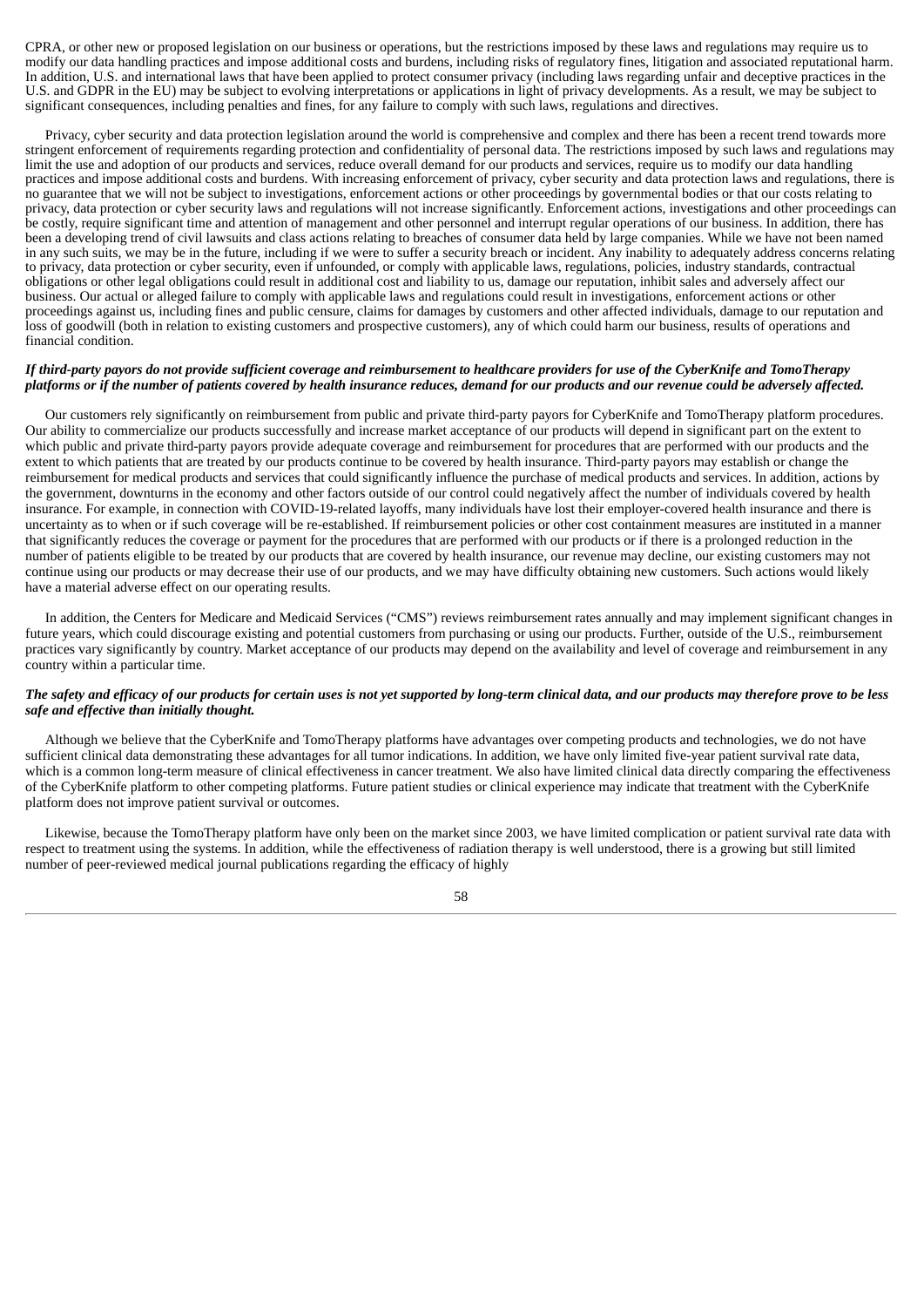CPRA, or other new or proposed legislation on our business or operations, but the restrictions imposed by these laws and regulations may require us to modify our data handling practices and impose additional costs and burdens, including risks of regulatory fines, litigation and associated reputational harm. In addition, U.S. and international laws that have been applied to protect consumer privacy (including laws regarding unfair and deceptive practices in the U.S. and GDPR in the EU) may be subject to evolving interpretations or applications in light of privacy developments. As a result, we may be subject to significant consequences, including penalties and fines, for any failure to comply with such laws, regulations and directives.

Privacy, cyber security and data protection legislation around the world is comprehensive and complex and there has been a recent trend towards more stringent enforcement of requirements regarding protection and confidentiality of personal data. The restrictions imposed by such laws and regulations may limit the use and adoption of our products and services, reduce overall demand for our products and services, require us to modify our data handling practices and impose additional costs and burdens. With increasing enforcement of privacy, cyber security and data protection laws and regulations, there is no guarantee that we will not be subject to investigations, enforcement actions or other proceedings by governmental bodies or that our costs relating to privacy, data protection or cyber security laws and regulations will not increase significantly. Enforcement actions, investigations and other proceedings can be costly, require significant time and attention of management and other personnel and interrupt regular operations of our business. In addition, there has been a developing trend of civil lawsuits and class actions relating to breaches of consumer data held by large companies. While we have not been named in any such suits, we may be in the future, including if we were to suffer a security breach or incident. Any inability to adequately address concerns relating to privacy, data protection or cyber security, even if unfounded, or comply with applicable laws, regulations, policies, industry standards, contractual obligations or other legal obligations could result in additional cost and liability to us, damage our reputation, inhibit sales and adversely affect our business. Our actual or alleged failure to comply with applicable laws and regulations could result in investigations, enforcement actions or other proceedings against us, including fines and public censure, claims for damages by customers and other affected individuals, damage to our reputation and loss of goodwill (both in relation to existing customers and prospective customers), any of which could harm our business, results of operations and financial condition.

***If third-party payors do not provide sufficient coverage and reimbursement to healthcare providers for use of the CyberKnife and TomoTherapy platforms or if the number of patients covered by health insurance reduces, demand for our products and our revenue could be adversely affected.***

Our customers rely significantly on reimbursement from public and private third-party payors for CyberKnife and TomoTherapy platform procedures. Our ability to commercialize our products successfully and increase market acceptance of our products will depend in significant part on the extent to which public and private third-party payors provide adequate coverage and reimbursement for procedures that are performed with our products and the extent to which patients that are treated by our products continue to be covered by health insurance. Third-party payors may establish or change the reimbursement for medical products and services that could significantly influence the purchase of medical products and services. In addition, actions by the government, downturns in the economy and other factors outside of our control could negatively affect the number of individuals covered by health insurance. For example, in connection with COVID-19-related layoffs, many individuals have lost their employer-covered health insurance and there is uncertainty as to when or if such coverage will be re-established. If reimbursement policies or other cost containment measures are instituted in a manner that significantly reduces the coverage or payment for the procedures that are performed with our products or if there is a prolonged reduction in the number of patients eligible to be treated by our products that are covered by health insurance, our revenue may decline, our existing customers may not continue using our products or may decrease their use of our products, and we may have difficulty obtaining new customers. Such actions would likely have a material adverse effect on our operating results.

In addition, the Centers for Medicare and Medicaid Services ("CMS") reviews reimbursement rates annually and may implement significant changes in future years, which could discourage existing and potential customers from purchasing or using our products. Further, outside of the U.S., reimbursement practices vary significantly by country. Market acceptance of our products may depend on the availability and level of coverage and reimbursement in any country within a particular time.

***The safety and efficacy of our products for certain uses is not yet supported by long-term clinical data, and our products may therefore prove to be less safe and effective than initially thought.***

Although we believe that the CyberKnife and TomoTherapy platforms have advantages over competing products and technologies, we do not have sufficient clinical data demonstrating these advantages for all tumor indications. In addition, we have only limited five-year patient survival rate data, which is a common long-term measure of clinical effectiveness in cancer treatment. We also have limited clinical data directly comparing the effectiveness of the CyberKnife platform to other competing platforms. Future patient studies or clinical experience may indicate that treatment with the CyberKnife platform does not improve patient survival or outcomes.

Likewise, because the TomoTherapy platform have only been on the market since 2003, we have limited complication or patient survival rate data with respect to treatment using the systems. In addition, while the effectiveness of radiation therapy is well understood, there is a growing but still limited number of peer-reviewed medical journal publications regarding the efficacy of highly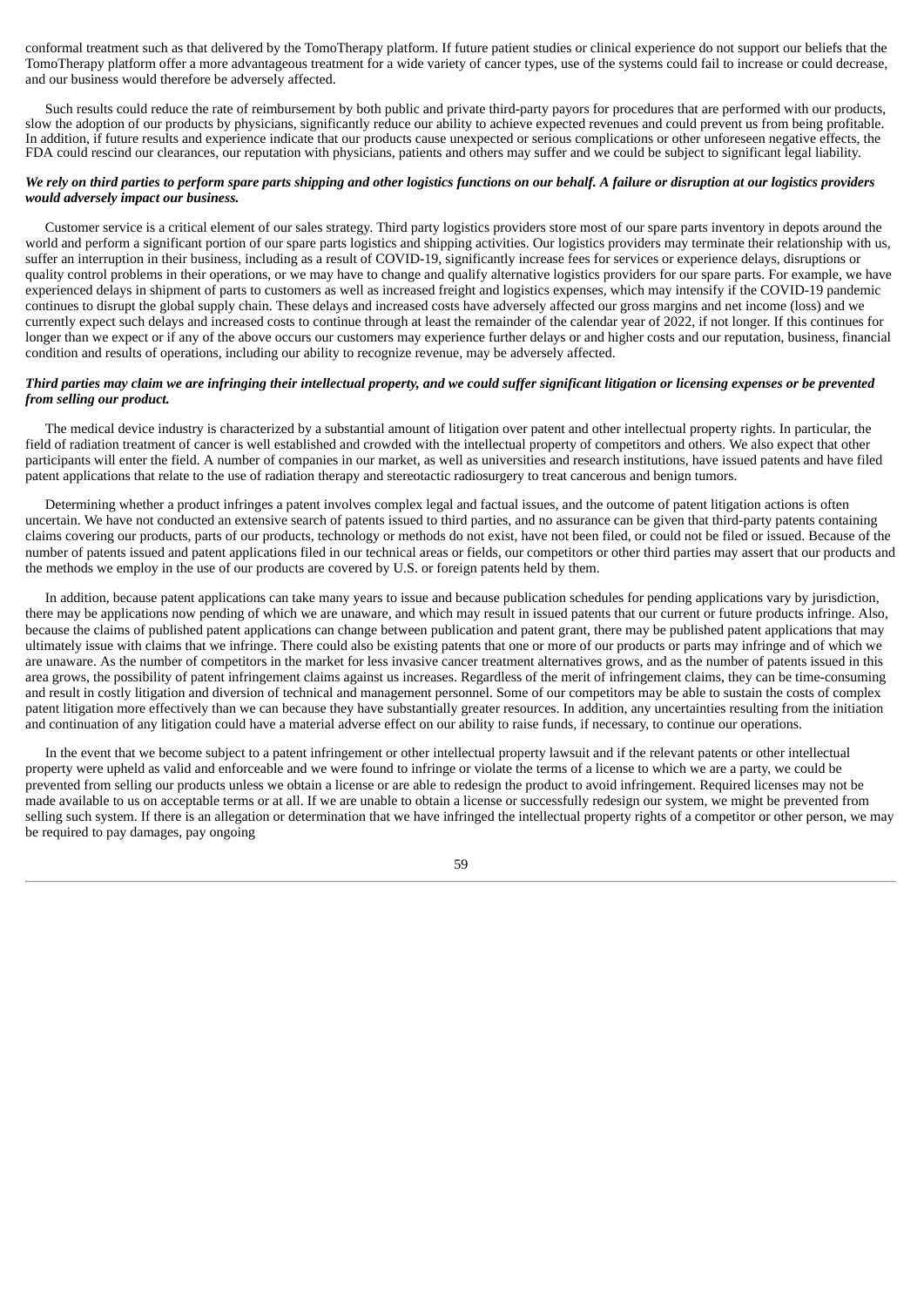conformal treatment such as that delivered by the TomoTherapy platform. If future patient studies or clinical experience do not support our beliefs that the TomoTherapy platform offer a more advantageous treatment for a wide variety of cancer types, use of the systems could fail to increase or could decrease, and our business would therefore be adversely affected.

Such results could reduce the rate of reimbursement by both public and private third-party payors for procedures that are performed with our products, slow the adoption of our products by physicians, significantly reduce our ability to achieve expected revenues and could prevent us from being profitable. In addition, if future results and experience indicate that our products cause unexpected or serious complications or other unforeseen negative effects, the FDA could rescind our clearances, our reputation with physicians, patients and others may suffer and we could be subject to significant legal liability.

***We rely on third parties to perform spare parts shipping and other logistics functions on our behalf. A failure or disruption at our logistics providers would adversely impact our business.***

Customer service is a critical element of our sales strategy. Third party logistics providers store most of our spare parts inventory in depots around the world and perform a significant portion of our spare parts logistics and shipping activities. Our logistics providers may terminate their relationship with us, suffer an interruption in their business, including as a result of COVID-19, significantly increase fees for services or experience delays, disruptions or quality control problems in their operations, or we may have to change and qualify alternative logistics providers for our spare parts. For example, we have experienced delays in shipment of parts to customers as well as increased freight and logistics expenses, which may intensify if the COVID-19 pandemic continues to disrupt the global supply chain. These delays and increased costs have adversely affected our gross margins and net income (loss) and we currently expect such delays and increased costs to continue through at least the remainder of the calendar year of 2022, if not longer. If this continues for longer than we expect or if any of the above occurs our customers may experience further delays or and higher costs and our reputation, business, financial condition and results of operations, including our ability to recognize revenue, may be adversely affected.

***Third parties may claim we are infringing their intellectual property, and we could suffer significant litigation or licensing expenses or be prevented from selling our product.***

The medical device industry is characterized by a substantial amount of litigation over patent and other intellectual property rights. In particular, the field of radiation treatment of cancer is well established and crowded with the intellectual property of competitors and others. We also expect that other participants will enter the field. A number of companies in our market, as well as universities and research institutions, have issued patents and have filed patent applications that relate to the use of radiation therapy and stereotactic radiosurgery to treat cancerous and benign tumors.

Determining whether a product infringes a patent involves complex legal and factual issues, and the outcome of patent litigation actions is often uncertain. We have not conducted an extensive search of patents issued to third parties, and no assurance can be given that third-party patents containing claims covering our products, parts of our products, technology or methods do not exist, have not been filed, or could not be filed or issued. Because of the number of patents issued and patent applications filed in our technical areas or fields, our competitors or other third parties may assert that our products and the methods we employ in the use of our products are covered by U.S. or foreign patents held by them.

In addition, because patent applications can take many years to issue and because publication schedules for pending applications vary by jurisdiction, there may be applications now pending of which we are unaware, and which may result in issued patents that our current or future products infringe. Also, because the claims of published patent applications can change between publication and patent grant, there may be published patent applications that may ultimately issue with claims that we infringe. There could also be existing patents that one or more of our products or parts may infringe and of which we are unaware. As the number of competitors in the market for less invasive cancer treatment alternatives grows, and as the number of patents issued in this area grows, the possibility of patent infringement claims against us increases. Regardless of the merit of infringement claims, they can be time-consuming and result in costly litigation and diversion of technical and management personnel. Some of our competitors may be able to sustain the costs of complex patent litigation more effectively than we can because they have substantially greater resources. In addition, any uncertainties resulting from the initiation and continuation of any litigation could have a material adverse effect on our ability to raise funds, if necessary, to continue our operations.

In the event that we become subject to a patent infringement or other intellectual property lawsuit and if the relevant patents or other intellectual property were upheld as valid and enforceable and we were found to infringe or violate the terms of a license to which we are a party, we could be prevented from selling our products unless we obtain a license or are able to redesign the product to avoid infringement. Required licenses may not be made available to us on acceptable terms or at all. If we are unable to obtain a license or successfully redesign our system, we might be prevented from selling such system. If there is an allegation or determination that we have infringed the intellectual property rights of a competitor or other person, we may be required to pay damages, pay ongoing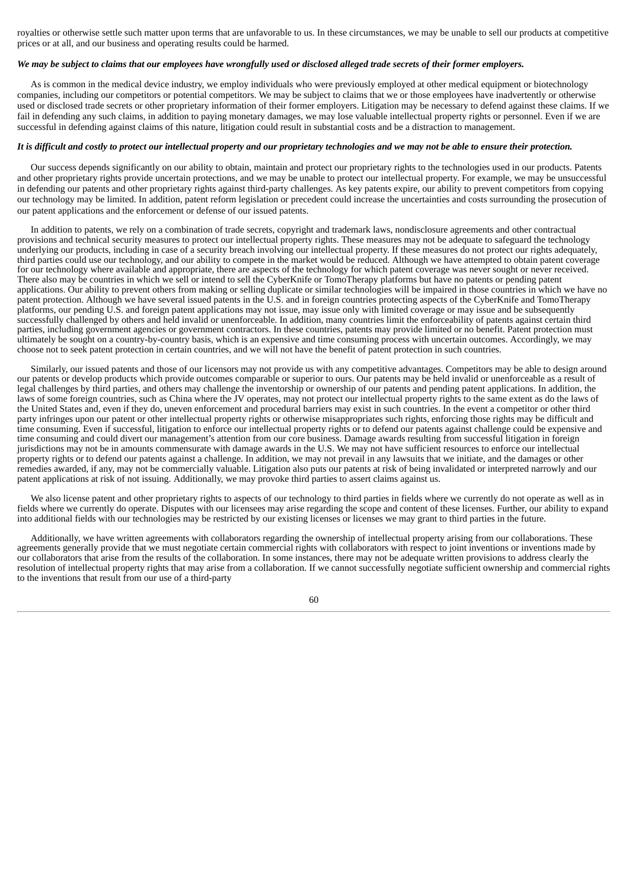royalties or otherwise settle such matter upon terms that are unfavorable to us. In these circumstances, we may be unable to sell our products at competitive prices or at all, and our business and operating results could be harmed.

***We may be subject to claims that our employees have wrongfully used or disclosed alleged trade secrets of their former employers.***

As is common in the medical device industry, we employ individuals who were previously employed at other medical equipment or biotechnology companies, including our competitors or potential competitors. We may be subject to claims that we or those employees have inadvertently or otherwise used or disclosed trade secrets or other proprietary information of their former employers. Litigation may be necessary to defend against these claims. If we fail in defending any such claims, in addition to paying monetary damages, we may lose valuable intellectual property rights or personnel. Even if we are successful in defending against claims of this nature, litigation could result in substantial costs and be a distraction to management.

***It is difficult and costly to protect our intellectual property and our proprietary technologies and we may not be able to ensure their protection.***

Our success depends significantly on our ability to obtain, maintain and protect our proprietary rights to the technologies used in our products. Patents and other proprietary rights provide uncertain protections, and we may be unable to protect our intellectual property. For example, we may be unsuccessful in defending our patents and other proprietary rights against third-party challenges. As key patents expire, our ability to prevent competitors from copying our technology may be limited. In addition, patent reform legislation or precedent could increase the uncertainties and costs surrounding the prosecution of our patent applications and the enforcement or defense of our issued patents.

In addition to patents, we rely on a combination of trade secrets, copyright and trademark laws, nondisclosure agreements and other contractual provisions and technical security measures to protect our intellectual property rights. These measures may not be adequate to safeguard the technology underlying our products, including in case of a security breach involving our intellectual property. If these measures do not protect our rights adequately, third parties could use our technology, and our ability to compete in the market would be reduced. Although we have attempted to obtain patent coverage for our technology where available and appropriate, there are aspects of the technology for which patent coverage was never sought or never received. There also may be countries in which we sell or intend to sell the CyberKnife or TomoTherapy platforms but have no patents or pending patent applications. Our ability to prevent others from making or selling duplicate or similar technologies will be impaired in those countries in which we have no patent protection. Although we have several issued patents in the U.S. and in foreign countries protecting aspects of the CyberKnife and TomoTherapy platforms, our pending U.S. and foreign patent applications may not issue, may issue only with limited coverage or may issue and be subsequently successfully challenged by others and held invalid or unenforceable. In addition, many countries limit the enforceability of patents against certain third parties, including government agencies or government contractors. In these countries, patents may provide limited or no benefit. Patent protection must ultimately be sought on a country-by-country basis, which is an expensive and time consuming process with uncertain outcomes. Accordingly, we may choose not to seek patent protection in certain countries, and we will not have the benefit of patent protection in such countries.

Similarly, our issued patents and those of our licensors may not provide us with any competitive advantages. Competitors may be able to design around our patents or develop products which provide outcomes comparable or superior to ours. Our patents may be held invalid or unenforceable as a result of legal challenges by third parties, and others may challenge the inventorship or ownership of our patents and pending patent applications. In addition, the laws of some foreign countries, such as China where the JV operates, may not protect our intellectual property rights to the same extent as do the laws of the United States and, even if they do, uneven enforcement and procedural barriers may exist in such countries. In the event a competitor or other third party infringes upon our patent or other intellectual property rights or otherwise misappropriates such rights, enforcing those rights may be difficult and time consuming. Even if successful, litigation to enforce our intellectual property rights or to defend our patents against challenge could be expensive and time consuming and could divert our management's attention from our core business. Damage awards resulting from successful litigation in foreign jurisdictions may not be in amounts commensurate with damage awards in the U.S. We may not have sufficient resources to enforce our intellectual property rights or to defend our patents against a challenge. In addition, we may not prevail in any lawsuits that we initiate, and the damages or other remedies awarded, if any, may not be commercially valuable. Litigation also puts our patents at risk of being invalidated or interpreted narrowly and our patent applications at risk of not issuing. Additionally, we may provoke third parties to assert claims against us.

We also license patent and other proprietary rights to aspects of our technology to third parties in fields where we currently do not operate as well as in fields where we currently do operate. Disputes with our licensees may arise regarding the scope and content of these licenses. Further, our ability to expand into additional fields with our technologies may be restricted by our existing licenses or licenses we may grant to third parties in the future.

Additionally, we have written agreements with collaborators regarding the ownership of intellectual property arising from our collaborations. These agreements generally provide that we must negotiate certain commercial rights with collaborators with respect to joint inventions or inventions made by our collaborators that arise from the results of the collaboration. In some instances, there may not be adequate written provisions to address clearly the resolution of intellectual property rights that may arise from a collaboration. If we cannot successfully negotiate sufficient ownership and commercial rights to the inventions that result from our use of a third-party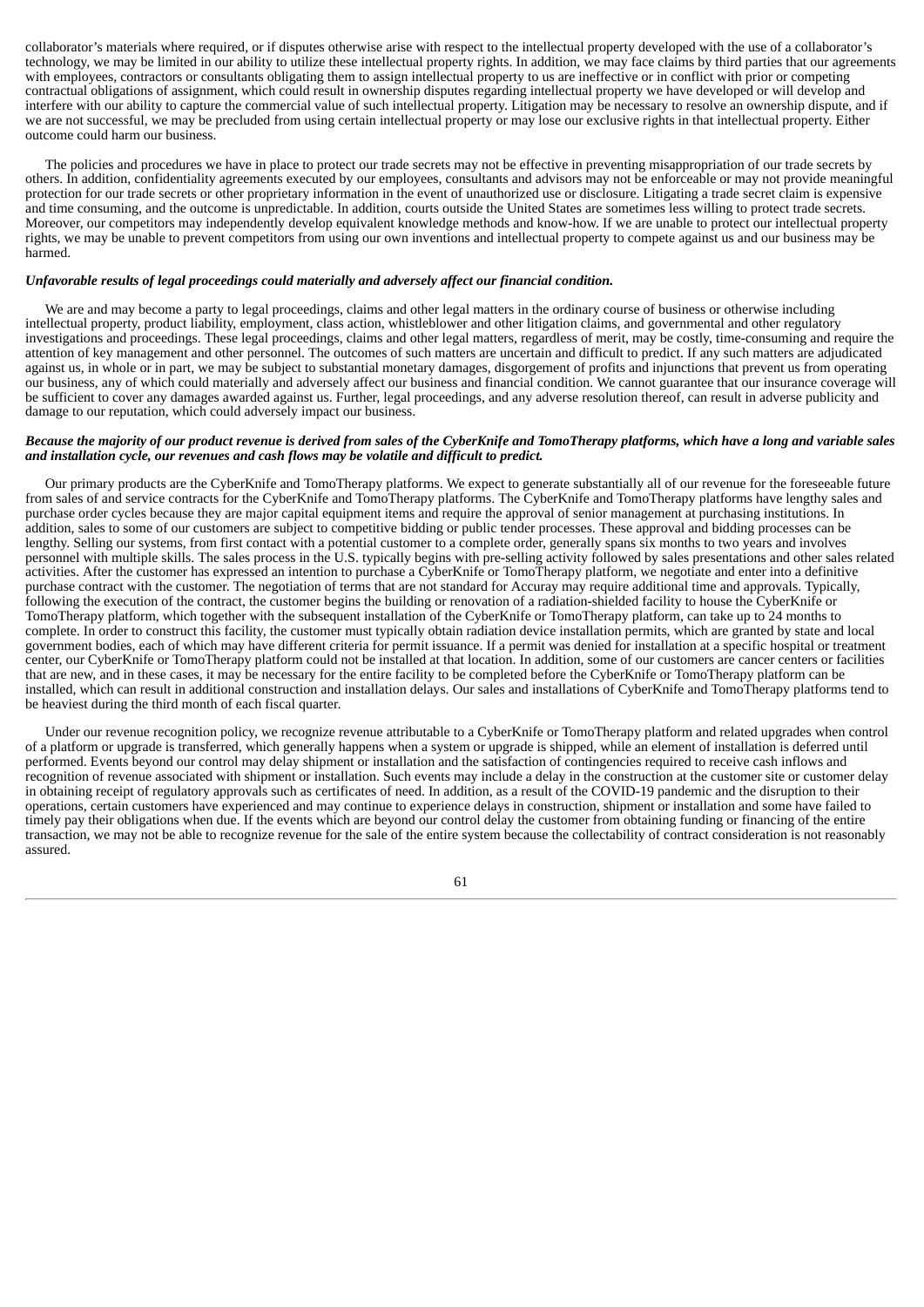collaborator's materials where required, or if disputes otherwise arise with respect to the intellectual property developed with the use of a collaborator's technology, we may be limited in our ability to utilize these intellectual property rights. In addition, we may face claims by third parties that our agreements with employees, contractors or consultants obligating them to assign intellectual property to us are ineffective or in conflict with prior or competing contractual obligations of assignment, which could result in ownership disputes regarding intellectual property we have developed or will develop and interfere with our ability to capture the commercial value of such intellectual property. Litigation may be necessary to resolve an ownership dispute, and if we are not successful, we may be precluded from using certain intellectual property or may lose our exclusive rights in that intellectual property. Either outcome could harm our business.

The policies and procedures we have in place to protect our trade secrets may not be effective in preventing misappropriation of our trade secrets by others. In addition, confidentiality agreements executed by our employees, consultants and advisors may not be enforceable or may not provide meaningful protection for our trade secrets or other proprietary information in the event of unauthorized use or disclosure. Litigating a trade secret claim is expensive and time consuming, and the outcome is unpredictable. In addition, courts outside the United States are sometimes less willing to protect trade secrets. Moreover, our competitors may independently develop equivalent knowledge methods and know-how. If we are unable to protect our intellectual property rights, we may be unable to prevent competitors from using our own inventions and intellectual property to compete against us and our business may be harmed.

***Unfavorable results of legal proceedings could materially and adversely affect our financial condition.***

We are and may become a party to legal proceedings, claims and other legal matters in the ordinary course of business or otherwise including intellectual property, product liability, employment, class action, whistleblower and other litigation claims, and governmental and other regulatory investigations and proceedings. These legal proceedings, claims and other legal matters, regardless of merit, may be costly, time-consuming and require the attention of key management and other personnel. The outcomes of such matters are uncertain and difficult to predict. If any such matters are adjudicated against us, in whole or in part, we may be subject to substantial monetary damages, disgorgement of profits and injunctions that prevent us from operating our business, any of which could materially and adversely affect our business and financial condition. We cannot guarantee that our insurance coverage will be sufficient to cover any damages awarded against us. Further, legal proceedings, and any adverse resolution thereof, can result in adverse publicity and damage to our reputation, which could adversely impact our business.

***Because the majority of our product revenue is derived from sales of the CyberKnife and TomoTherapy platforms, which have a long and variable sales and installation cycle, our revenues and cash flows may be volatile and difficult to predict.***

Our primary products are the CyberKnife and TomoTherapy platforms. We expect to generate substantially all of our revenue for the foreseeable future from sales of and service contracts for the CyberKnife and TomoTherapy platforms. The CyberKnife and TomoTherapy platforms have lengthy sales and purchase order cycles because they are major capital equipment items and require the approval of senior management at purchasing institutions. In addition, sales to some of our customers are subject to competitive bidding or public tender processes. These approval and bidding processes can be lengthy. Selling our systems, from first contact with a potential customer to a complete order, generally spans six months to two years and involves personnel with multiple skills. The sales process in the U.S. typically begins with pre-selling activity followed by sales presentations and other sales related activities. After the customer has expressed an intention to purchase a CyberKnife or TomoTherapy platform, we negotiate and enter into a definitive purchase contract with the customer. The negotiation of terms that are not standard for Accuray may require additional time and approvals. Typically, following the execution of the contract, the customer begins the building or renovation of a radiation-shielded facility to house the CyberKnife or TomoTherapy platform, which together with the subsequent installation of the CyberKnife or TomoTherapy platform, can take up to 24 months to complete. In order to construct this facility, the customer must typically obtain radiation device installation permits, which are granted by state and local government bodies, each of which may have different criteria for permit issuance. If a permit was denied for installation at a specific hospital or treatment center, our CyberKnife or TomoTherapy platform could not be installed at that location. In addition, some of our customers are cancer centers or facilities that are new, and in these cases, it may be necessary for the entire facility to be completed before the CyberKnife or TomoTherapy platform can be installed, which can result in additional construction and installation delays. Our sales and installations of CyberKnife and TomoTherapy platforms tend to be heaviest during the third month of each fiscal quarter.

Under our revenue recognition policy, we recognize revenue attributable to a CyberKnife or TomoTherapy platform and related upgrades when control of a platform or upgrade is transferred, which generally happens when a system or upgrade is shipped, while an element of installation is deferred until performed. Events beyond our control may delay shipment or installation and the satisfaction of contingencies required to receive cash inflows and recognition of revenue associated with shipment or installation. Such events may include a delay in the construction at the customer site or customer delay in obtaining receipt of regulatory approvals such as certificates of need. In addition, as a result of the COVID-19 pandemic and the disruption to their operations, certain customers have experienced and may continue to experience delays in construction, shipment or installation and some have failed to timely pay their obligations when due. If the events which are beyond our control delay the customer from obtaining funding or financing of the entire transaction, we may not be able to recognize revenue for the sale of the entire system because the collectability of contract consideration is not reasonably assured.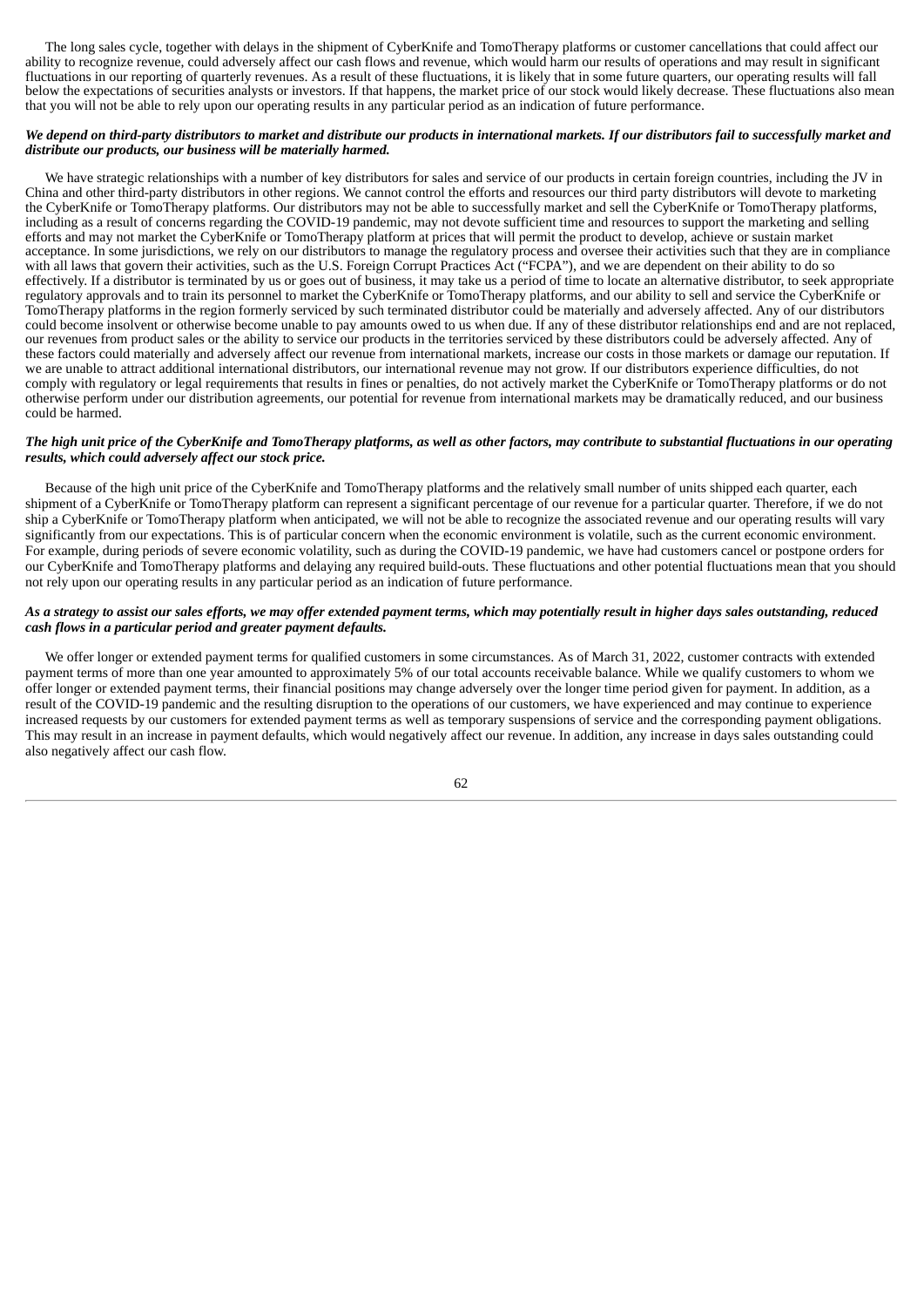The long sales cycle, together with delays in the shipment of CyberKnife and TomoTherapy platforms or customer cancellations that could affect our ability to recognize revenue, could adversely affect our cash flows and revenue, which would harm our results of operations and may result in significant fluctuations in our reporting of quarterly revenues. As a result of these fluctuations, it is likely that in some future quarters, our operating results will fall below the expectations of securities analysts or investors. If that happens, the market price of our stock would likely decrease. These fluctuations also mean that you will not be able to rely upon our operating results in any particular period as an indication of future performance.

***We depend on third-party distributors to market and distribute our products in international markets. If our distributors fail to successfully market and distribute our products, our business will be materially harmed.***

We have strategic relationships with a number of key distributors for sales and service of our products in certain foreign countries, including the JV in China and other third-party distributors in other regions. We cannot control the efforts and resources our third party distributors will devote to marketing the CyberKnife or TomoTherapy platforms. Our distributors may not be able to successfully market and sell the CyberKnife or TomoTherapy platforms, including as a result of concerns regarding the COVID-19 pandemic, may not devote sufficient time and resources to support the marketing and selling efforts and may not market the CyberKnife or TomoTherapy platform at prices that will permit the product to develop, achieve or sustain market acceptance. In some jurisdictions, we rely on our distributors to manage the regulatory process and oversee their activities such that they are in compliance with all laws that govern their activities, such as the U.S. Foreign Corrupt Practices Act ("FCPA"), and we are dependent on their ability to do so effectively. If a distributor is terminated by us or goes out of business, it may take us a period of time to locate an alternative distributor, to seek appropriate regulatory approvals and to train its personnel to market the CyberKnife or TomoTherapy platforms, and our ability to sell and service the CyberKnife or TomoTherapy platforms in the region formerly serviced by such terminated distributor could be materially and adversely affected. Any of our distributors could become insolvent or otherwise become unable to pay amounts owed to us when due. If any of these distributor relationships end and are not replaced, our revenues from product sales or the ability to service our products in the territories serviced by these distributors could be adversely affected. Any of these factors could materially and adversely affect our revenue from international markets, increase our costs in those markets or damage our reputation. If we are unable to attract additional international distributors, our international revenue may not grow. If our distributors experience difficulties, do not comply with regulatory or legal requirements that results in fines or penalties, do not actively market the CyberKnife or TomoTherapy platforms or do not otherwise perform under our distribution agreements, our potential for revenue from international markets may be dramatically reduced, and our business could be harmed.

***The high unit price of the CyberKnife and TomoTherapy platforms, as well as other factors, may contribute to substantial fluctuations in our operating results, which could adversely affect our stock price.***

Because of the high unit price of the CyberKnife and TomoTherapy platforms and the relatively small number of units shipped each quarter, each shipment of a CyberKnife or TomoTherapy platform can represent a significant percentage of our revenue for a particular quarter. Therefore, if we do not ship a CyberKnife or TomoTherapy platform when anticipated, we will not be able to recognize the associated revenue and our operating results will vary significantly from our expectations. This is of particular concern when the economic environment is volatile, such as the current economic environment. For example, during periods of severe economic volatility, such as during the COVID-19 pandemic, we have had customers cancel or postpone orders for our CyberKnife and TomoTherapy platforms and delaying any required build-outs. These fluctuations and other potential fluctuations mean that you should not rely upon our operating results in any particular period as an indication of future performance.

***As a strategy to assist our sales efforts, we may offer extended payment terms, which may potentially result in higher days sales outstanding, reduced cash flows in a particular period and greater payment defaults.***

We offer longer or extended payment terms for qualified customers in some circumstances. As of March 31, 2022, customer contracts with extended payment terms of more than one year amounted to approximately 5% of our total accounts receivable balance. While we qualify customers to whom we offer longer or extended payment terms, their financial positions may change adversely over the longer time period given for payment. In addition, as a result of the COVID-19 pandemic and the resulting disruption to the operations of our customers, we have experienced and may continue to experience increased requests by our customers for extended payment terms as well as temporary suspensions of service and the corresponding payment obligations. This may result in an increase in payment defaults, which would negatively affect our revenue. In addition, any increase in days sales outstanding could also negatively affect our cash flow.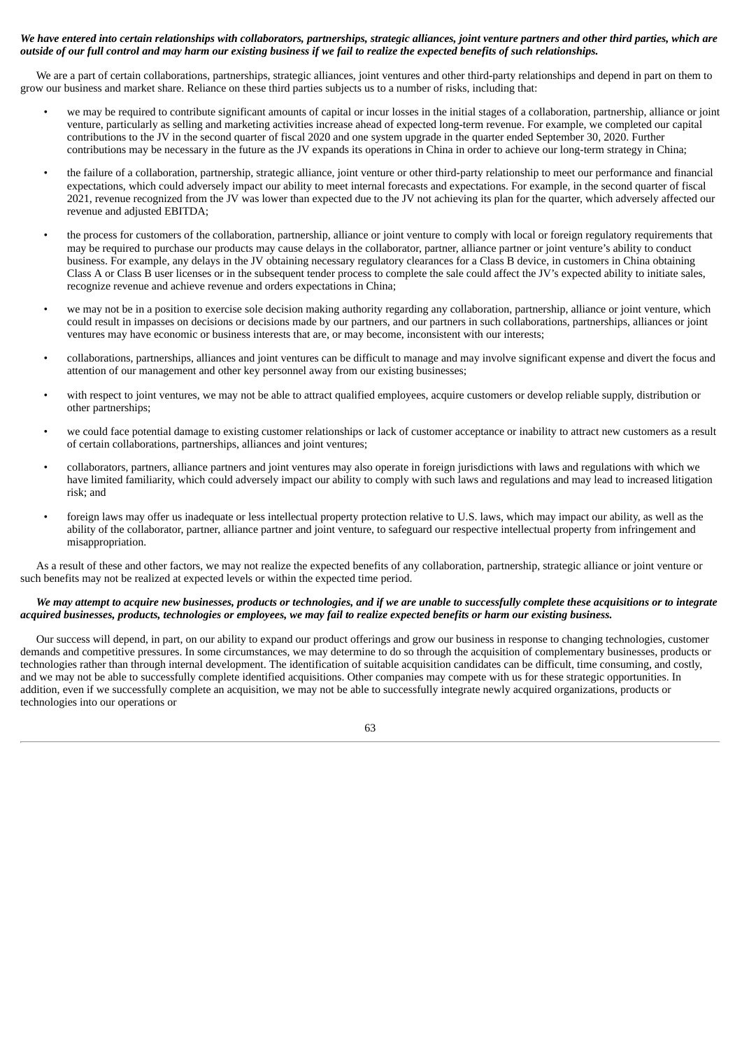***We have entered into certain relationships with collaborators, partnerships, strategic alliances, joint venture partners and other third parties, which are outside of our full control and may harm our existing business if we fail to realize the expected benefits of such relationships.***

We are a part of certain collaborations, partnerships, strategic alliances, joint ventures and other third-party relationships and depend in part on them to grow our business and market share. Reliance on these third parties subjects us to a number of risks, including that:

- we may be required to contribute significant amounts of capital or incur losses in the initial stages of a collaboration, partnership, alliance or joint venture, particularly as selling and marketing activities increase ahead of expected long-term revenue. For example, we completed our capital contributions to the JV in the second quarter of fiscal 2020 and one system upgrade in the quarter ended September 30, 2020. Further contributions may be necessary in the future as the JV expands its operations in China in order to achieve our long-term strategy in China;
- the failure of a collaboration, partnership, strategic alliance, joint venture or other third-party relationship to meet our performance and financial expectations, which could adversely impact our ability to meet internal forecasts and expectations. For example, in the second quarter of fiscal 2021, revenue recognized from the JV was lower than expected due to the JV not achieving its plan for the quarter, which adversely affected our revenue and adjusted EBITDA;
- the process for customers of the collaboration, partnership, alliance or joint venture to comply with local or foreign regulatory requirements that may be required to purchase our products may cause delays in the collaborator, partner, alliance partner or joint venture's ability to conduct business. For example, any delays in the JV obtaining necessary regulatory clearances for a Class B device, in customers in China obtaining Class A or Class B user licenses or in the subsequent tender process to complete the sale could affect the JV's expected ability to initiate sales, recognize revenue and achieve revenue and orders expectations in China;
- we may not be in a position to exercise sole decision making authority regarding any collaboration, partnership, alliance or joint venture, which could result in impasses on decisions or decisions made by our partners, and our partners in such collaborations, partnerships, alliances or joint ventures may have economic or business interests that are, or may become, inconsistent with our interests;
- collaborations, partnerships, alliances and joint ventures can be difficult to manage and may involve significant expense and divert the focus and attention of our management and other key personnel away from our existing businesses;
- with respect to joint ventures, we may not be able to attract qualified employees, acquire customers or develop reliable supply, distribution or other partnerships;
- we could face potential damage to existing customer relationships or lack of customer acceptance or inability to attract new customers as a result of certain collaborations, partnerships, alliances and joint ventures;
- collaborators, partners, alliance partners and joint ventures may also operate in foreign jurisdictions with laws and regulations with which we have limited familiarity, which could adversely impact our ability to comply with such laws and regulations and may lead to increased litigation risk; and
- foreign laws may offer us inadequate or less intellectual property protection relative to U.S. laws, which may impact our ability, as well as the ability of the collaborator, partner, alliance partner and joint venture, to safeguard our respective intellectual property from infringement and misappropriation.

As a result of these and other factors, we may not realize the expected benefits of any collaboration, partnership, strategic alliance or joint venture or such benefits may not be realized at expected levels or within the expected time period.

***We may attempt to acquire new businesses, products or technologies, and if we are unable to successfully complete these acquisitions or to integrate acquired businesses, products, technologies or employees, we may fail to realize expected benefits or harm our existing business.***

Our success will depend, in part, on our ability to expand our product offerings and grow our business in response to changing technologies, customer demands and competitive pressures. In some circumstances, we may determine to do so through the acquisition of complementary businesses, products or technologies rather than through internal development. The identification of suitable acquisition candidates can be difficult, time consuming, and costly, and we may not be able to successfully complete identified acquisitions. Other companies may compete with us for these strategic opportunities. In addition, even if we successfully complete an acquisition, we may not be able to successfully integrate newly acquired organizations, products or technologies into our operations or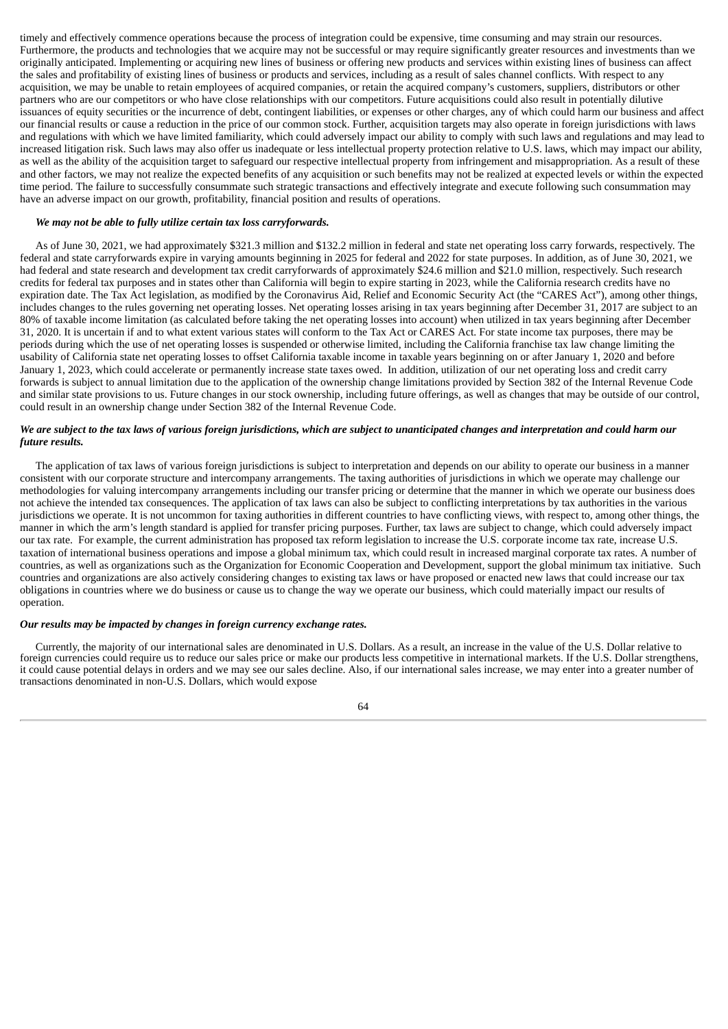timely and effectively commence operations because the process of integration could be expensive, time consuming and may strain our resources. Furthermore, the products and technologies that we acquire may not be successful or may require significantly greater resources and investments than we originally anticipated. Implementing or acquiring new lines of business or offering new products and services within existing lines of business can affect the sales and profitability of existing lines of business or products and services, including as a result of sales channel conflicts. With respect to any acquisition, we may be unable to retain employees of acquired companies, or retain the acquired company's customers, suppliers, distributors or other partners who are our competitors or who have close relationships with our competitors. Future acquisitions could also result in potentially dilutive issuances of equity securities or the incurrence of debt, contingent liabilities, or expenses or other charges, any of which could harm our business and affect our financial results or cause a reduction in the price of our common stock. Further, acquisition targets may also operate in foreign jurisdictions with laws and regulations with which we have limited familiarity, which could adversely impact our ability to comply with such laws and regulations and may lead to increased litigation risk. Such laws may also offer us inadequate or less intellectual property protection relative to U.S. laws, which may impact our ability, as well as the ability of the acquisition target to safeguard our respective intellectual property from infringement and misappropriation. As a result of these and other factors, we may not realize the expected benefits of any acquisition or such benefits may not be realized at expected levels or within the expected time period. The failure to successfully consummate such strategic transactions and effectively integrate and execute following such consummation may have an adverse impact on our growth, profitability, financial position and results of operations.

***We may not be able to fully utilize certain tax loss carryforwards.***

As of June 30, 2021, we had approximately $321.3 million and $132.2 million in federal and state net operating loss carry forwards, respectively. The federal and state carryforwards expire in varying amounts beginning in 2025 for federal and 2022 for state purposes. In addition, as of June 30, 2021, we had federal and state research and development tax credit carryforwards of approximately $24.6 million and $21.0 million, respectively. Such research credits for federal tax purposes and in states other than California will begin to expire starting in 2023, while the California research credits have no expiration date. The Tax Act legislation, as modified by the Coronavirus Aid, Relief and Economic Security Act (the "CARES Act"), among other things, includes changes to the rules governing net operating losses. Net operating losses arising in tax years beginning after December 31, 2017 are subject to an 80% of taxable income limitation (as calculated before taking the net operating losses into account) when utilized in tax years beginning after December 31, 2020. It is uncertain if and to what extent various states will conform to the Tax Act or CARES Act. For state income tax purposes, there may be periods during which the use of net operating losses is suspended or otherwise limited, including the California franchise tax law change limiting the usability of California state net operating losses to offset California taxable income in taxable years beginning on or after January 1, 2020 and before January 1, 2023, which could accelerate or permanently increase state taxes owed. In addition, utilization of our net operating loss and credit carry forwards is subject to annual limitation due to the application of the ownership change limitations provided by Section 382 of the Internal Revenue Code and similar state provisions to us. Future changes in our stock ownership, including future offerings, as well as changes that may be outside of our control, could result in an ownership change under Section 382 of the Internal Revenue Code.

***We are subject to the tax laws of various foreign jurisdictions, which are subject to unanticipated changes and interpretation and could harm our future results.***

The application of tax laws of various foreign jurisdictions is subject to interpretation and depends on our ability to operate our business in a manner consistent with our corporate structure and intercompany arrangements. The taxing authorities of jurisdictions in which we operate may challenge our methodologies for valuing intercompany arrangements including our transfer pricing or determine that the manner in which we operate our business does not achieve the intended tax consequences. The application of tax laws can also be subject to conflicting interpretations by tax authorities in the various jurisdictions we operate. It is not uncommon for taxing authorities in different countries to have conflicting views, with respect to, among other things, the manner in which the arm's length standard is applied for transfer pricing purposes. Further, tax laws are subject to change, which could adversely impact our tax rate. For example, the current administration has proposed tax reform legislation to increase the U.S. corporate income tax rate, increase U.S. taxation of international business operations and impose a global minimum tax, which could result in increased marginal corporate tax rates. A number of countries, as well as organizations such as the Organization for Economic Cooperation and Development, support the global minimum tax initiative. Such countries and organizations are also actively considering changes to existing tax laws or have proposed or enacted new laws that could increase our tax obligations in countries where we do business or cause us to change the way we operate our business, which could materially impact our results of operation.

***Our results may be impacted by changes in foreign currency exchange rates.***

Currently, the majority of our international sales are denominated in U.S. Dollars. As a result, an increase in the value of the U.S. Dollar relative to foreign currencies could require us to reduce our sales price or make our products less competitive in international markets. If the U.S. Dollar strengthens, it could cause potential delays in orders and we may see our sales decline. Also, if our international sales increase, we may enter into a greater number of transactions denominated in non-U.S. Dollars, which would expose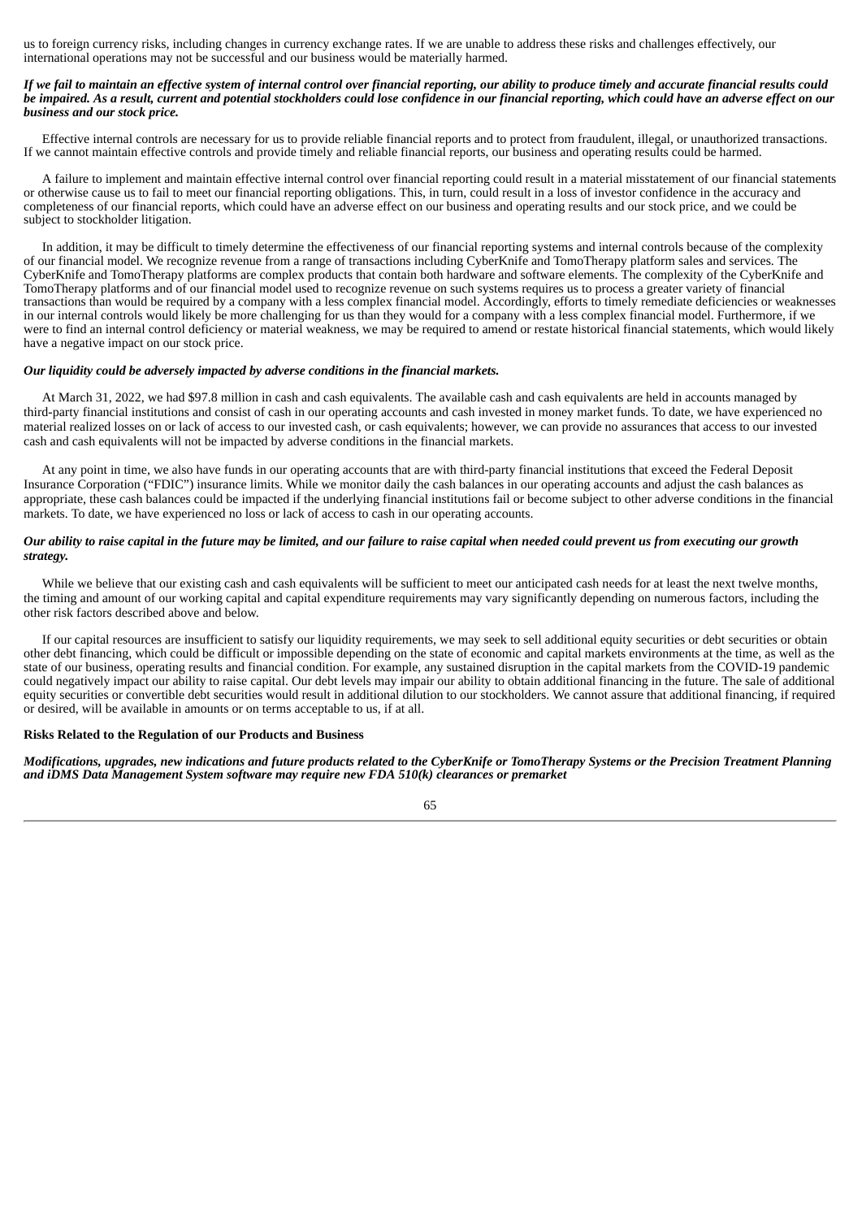us to foreign currency risks, including changes in currency exchange rates. If we are unable to address these risks and challenges effectively, our international operations may not be successful and our business would be materially harmed.

***If we fail to maintain an effective system of internal control over financial reporting, our ability to produce timely and accurate financial results could be impaired. As a result, current and potential stockholders could lose confidence in our financial reporting, which could have an adverse effect on our business and our stock price.***

Effective internal controls are necessary for us to provide reliable financial reports and to protect from fraudulent, illegal, or unauthorized transactions. If we cannot maintain effective controls and provide timely and reliable financial reports, our business and operating results could be harmed.

A failure to implement and maintain effective internal control over financial reporting could result in a material misstatement of our financial statements or otherwise cause us to fail to meet our financial reporting obligations. This, in turn, could result in a loss of investor confidence in the accuracy and completeness of our financial reports, which could have an adverse effect on our business and operating results and our stock price, and we could be subject to stockholder litigation.

In addition, it may be difficult to timely determine the effectiveness of our financial reporting systems and internal controls because of the complexity of our financial model. We recognize revenue from a range of transactions including CyberKnife and TomoTherapy platform sales and services. The CyberKnife and TomoTherapy platforms are complex products that contain both hardware and software elements. The complexity of the CyberKnife and TomoTherapy platforms and of our financial model used to recognize revenue on such systems requires us to process a greater variety of financial transactions than would be required by a company with a less complex financial model. Accordingly, efforts to timely remediate deficiencies or weaknesses in our internal controls would likely be more challenging for us than they would for a company with a less complex financial model. Furthermore, if we were to find an internal control deficiency or material weakness, we may be required to amend or restate historical financial statements, which would likely have a negative impact on our stock price.

***Our liquidity could be adversely impacted by adverse conditions in the financial markets.***

At March 31, 2022, we had $97.8 million in cash and cash equivalents. The available cash and cash equivalents are held in accounts managed by third-party financial institutions and consist of cash in our operating accounts and cash invested in money market funds. To date, we have experienced no material realized losses on or lack of access to our invested cash, or cash equivalents; however, we can provide no assurances that access to our invested cash and cash equivalents will not be impacted by adverse conditions in the financial markets.

At any point in time, we also have funds in our operating accounts that are with third-party financial institutions that exceed the Federal Deposit Insurance Corporation ("FDIC") insurance limits. While we monitor daily the cash balances in our operating accounts and adjust the cash balances as appropriate, these cash balances could be impacted if the underlying financial institutions fail or become subject to other adverse conditions in the financial markets. To date, we have experienced no loss or lack of access to cash in our operating accounts.

***Our ability to raise capital in the future may be limited, and our failure to raise capital when needed could prevent us from executing our growth strategy.***

While we believe that our existing cash and cash equivalents will be sufficient to meet our anticipated cash needs for at least the next twelve months, the timing and amount of our working capital and capital expenditure requirements may vary significantly depending on numerous factors, including the other risk factors described above and below.

If our capital resources are insufficient to satisfy our liquidity requirements, we may seek to sell additional equity securities or debt securities or obtain other debt financing, which could be difficult or impossible depending on the state of economic and capital markets environments at the time, as well as the state of our business, operating results and financial condition. For example, any sustained disruption in the capital markets from the COVID-19 pandemic could negatively impact our ability to raise capital. Our debt levels may impair our ability to obtain additional financing in the future. The sale of additional equity securities or convertible debt securities would result in additional dilution to our stockholders. We cannot assure that additional financing, if required or desired, will be available in amounts or on terms acceptable to us, if at all.

**Risks Related to the Regulation of our Products and Business**

***Modifications, upgrades, new indications and future products related to the CyberKnife or TomoTherapy Systems or the Precision Treatment Planning and iDMS Data Management System software may require new FDA 510(k) clearances or premarket***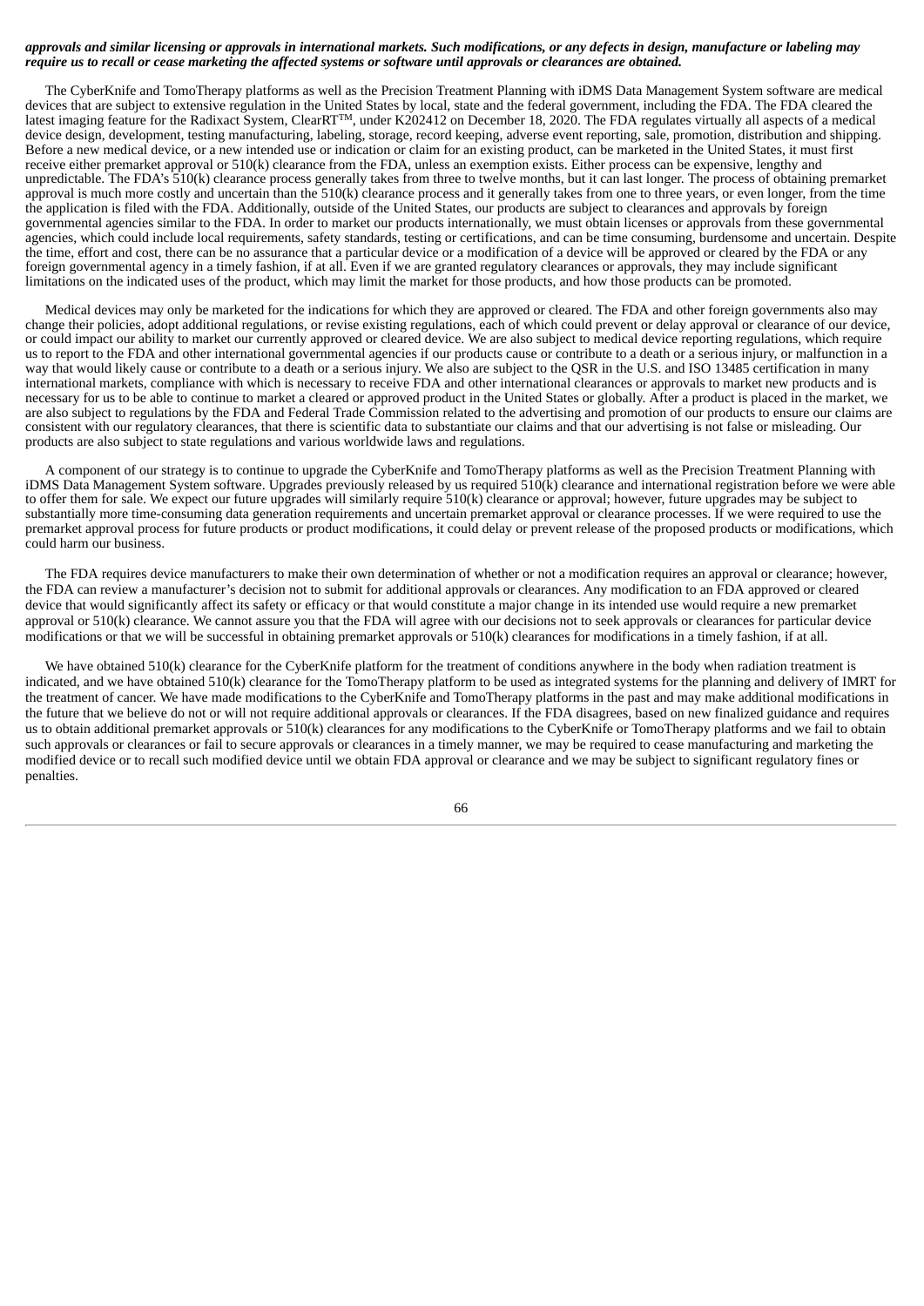***approvals and similar licensing or approvals in international markets. Such modifications, or any defects in design, manufacture or labeling may require us to recall or cease marketing the affected systems or software until approvals or clearances are obtained.***

The CyberKnife and TomoTherapy platforms as well as the Precision Treatment Planning with iDMS Data Management System software are medical devices that are subject to extensive regulation in the United States by local, state and the federal government, including the FDA. The FDA cleared the latest imaging feature for the Radixact System, ClearRT™, under K202412 on December 18, 2020. The FDA regulates virtually all aspects of a medical device design, development, testing manufacturing, labeling, storage, record keeping, adverse event reporting, sale, promotion, distribution and shipping. Before a new medical device, or a new intended use or indication or claim for an existing product, can be marketed in the United States, it must first receive either premarket approval or 510(k) clearance from the FDA, unless an exemption exists. Either process can be expensive, lengthy and unpredictable. The FDA's 510(k) clearance process generally takes from three to twelve months, but it can last longer. The process of obtaining premarket approval is much more costly and uncertain than the 510(k) clearance process and it generally takes from one to three years, or even longer, from the time the application is filed with the FDA. Additionally, outside of the United States, our products are subject to clearances and approvals by foreign governmental agencies similar to the FDA. In order to market our products internationally, we must obtain licenses or approvals from these governmental agencies, which could include local requirements, safety standards, testing or certifications, and can be time consuming, burdensome and uncertain. Despite the time, effort and cost, there can be no assurance that a particular device or a modification of a device will be approved or cleared by the FDA or any foreign governmental agency in a timely fashion, if at all. Even if we are granted regulatory clearances or approvals, they may include significant limitations on the indicated uses of the product, which may limit the market for those products, and how those products can be promoted.

Medical devices may only be marketed for the indications for which they are approved or cleared. The FDA and other foreign governments also may change their policies, adopt additional regulations, or revise existing regulations, each of which could prevent or delay approval or clearance of our device, or could impact our ability to market our currently approved or cleared device. We are also subject to medical device reporting regulations, which require us to report to the FDA and other international governmental agencies if our products cause or contribute to a death or a serious injury, or malfunction in a way that would likely cause or contribute to a death or a serious injury. We also are subject to the QSR in the U.S. and ISO 13485 certification in many international markets, compliance with which is necessary to receive FDA and other international clearances or approvals to market new products and is necessary for us to be able to continue to market a cleared or approved product in the United States or globally. After a product is placed in the market, we are also subject to regulations by the FDA and Federal Trade Commission related to the advertising and promotion of our products to ensure our claims are consistent with our regulatory clearances, that there is scientific data to substantiate our claims and that our advertising is not false or misleading. Our products are also subject to state regulations and various worldwide laws and regulations.

A component of our strategy is to continue to upgrade the CyberKnife and TomoTherapy platforms as well as the Precision Treatment Planning with iDMS Data Management System software. Upgrades previously released by us required 510(k) clearance and international registration before we were able to offer them for sale. We expect our future upgrades will similarly require 510(k) clearance or approval; however, future upgrades may be subject to substantially more time-consuming data generation requirements and uncertain premarket approval or clearance processes. If we were required to use the premarket approval process for future products or product modifications, it could delay or prevent release of the proposed products or modifications, which could harm our business.

The FDA requires device manufacturers to make their own determination of whether or not a modification requires an approval or clearance; however, the FDA can review a manufacturer's decision not to submit for additional approvals or clearances. Any modification to an FDA approved or cleared device that would significantly affect its safety or efficacy or that would constitute a major change in its intended use would require a new premarket approval or 510(k) clearance. We cannot assure you that the FDA will agree with our decisions not to seek approvals or clearances for particular device modifications or that we will be successful in obtaining premarket approvals or 510(k) clearances for modifications in a timely fashion, if at all.

We have obtained 510(k) clearance for the CyberKnife platform for the treatment of conditions anywhere in the body when radiation treatment is indicated, and we have obtained 510(k) clearance for the TomoTherapy platform to be used as integrated systems for the planning and delivery of IMRT for the treatment of cancer. We have made modifications to the CyberKnife and TomoTherapy platforms in the past and may make additional modifications in the future that we believe do not or will not require additional approvals or clearances. If the FDA disagrees, based on new finalized guidance and requires us to obtain additional premarket approvals or 510(k) clearances for any modifications to the CyberKnife or TomoTherapy platforms and we fail to obtain such approvals or clearances or fail to secure approvals or clearances in a timely manner, we may be required to cease manufacturing and marketing the modified device or to recall such modified device until we obtain FDA approval or clearance and we may be subject to significant regulatory fines or penalties.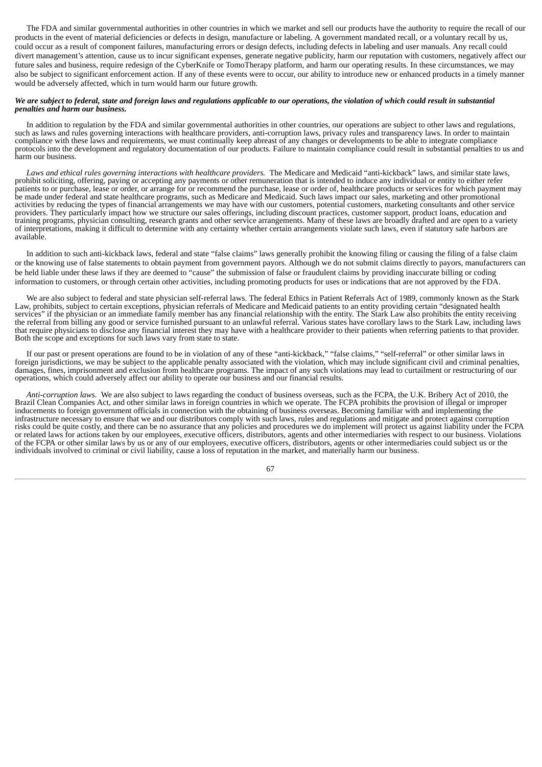The FDA and similar governmental authorities in other countries in which we market and sell our products have the authority to require the recall of our products in the event of material deficiencies or defects in design, manufacture or labeling. A government mandated recall, or a voluntary recall by us, could occur as a result of component failures, manufacturing errors or design defects, including defects in labeling and user manuals. Any recall could divert management's attention, cause us to incur significant expenses, generate negative publicity, harm our reputation with customers, negatively affect our future sales and business, require redesign of the CyberKnife or TomoTherapy platform, and harm our operating results. In these circumstances, we may also be subject to significant enforcement action. If any of these events were to occur, our ability to introduce new or enhanced products in a timely manner would be adversely affected, which in turn would harm our future growth.

***We are subject to federal, state and foreign laws and regulations applicable to our operations, the violation of which could result in substantial penalties and harm our business.***

In addition to regulation by the FDA and similar governmental authorities in other countries, our operations are subject to other laws and regulations, such as laws and rules governing interactions with healthcare providers, anti-corruption laws, privacy rules and transparency laws. In order to maintain compliance with these laws and requirements, we must continually keep abreast of any changes or developments to be able to integrate compliance protocols into the development and regulatory documentation of our products. Failure to maintain compliance could result in substantial penalties to us and harm our business.

*Laws and ethical rules governing interactions with healthcare providers.* The Medicare and Medicaid "anti-kickback" laws, and similar state laws, prohibit soliciting, offering, paying or accepting any payments or other remuneration that is intended to induce any individual or entity to either refer patients to or purchase, lease or order, or arrange for or recommend the purchase, lease or order of, healthcare products or services for which payment may be made under federal and state healthcare programs, such as Medicare and Medicaid. Such laws impact our sales, marketing and other promotional activities by reducing the types of financial arrangements we may have with our customers, potential customers, marketing consultants and other service providers. They particularly impact how we structure our sales offerings, including discount practices, customer support, product loans, education and training programs, physician consulting, research grants and other service arrangements. Many of these laws are broadly drafted and are open to a variety of interpretations, making it difficult to determine with any certainty whether certain arrangements violate such laws, even if statutory safe harbors are available.

In addition to such anti-kickback laws, federal and state "false claims" laws generally prohibit the knowing filing or causing the filing of a false claim or the knowing use of false statements to obtain payment from government payors. Although we do not submit claims directly to payors, manufacturers can be held liable under these laws if they are deemed to "cause" the submission of false or fraudulent claims by providing inaccurate billing or coding information to customers, or through certain other activities, including promoting products for uses or indications that are not approved by the FDA.

We are also subject to federal and state physician self-referral laws. The federal Ethics in Patient Referrals Act of 1989, commonly known as the Stark Law, prohibits, subject to certain exceptions, physician referrals of Medicare and Medicaid patients to an entity providing certain "designated health services" if the physician or an immediate family member has any financial relationship with the entity. The Stark Law also prohibits the entity receiving the referral from billing any good or service furnished pursuant to an unlawful referral. Various states have corollary laws to the Stark Law, including laws that require physicians to disclose any financial interest they may have with a healthcare provider to their patients when referring patients to that provider. Both the scope and exceptions for such laws vary from state to state.

If our past or present operations are found to be in violation of any of these "anti-kickback," "false claims," "self-referral" or other similar laws in foreign jurisdictions, we may be subject to the applicable penalty associated with the violation, which may include significant civil and criminal penalties, damages, fines, imprisonment and exclusion from healthcare programs. The impact of any such violations may lead to curtailment or restructuring of our operations, which could adversely affect our ability to operate our business and our financial results.

*Anti-corruption laws.* We are also subject to laws regarding the conduct of business overseas, such as the FCPA, the U.K. Bribery Act of 2010, the Brazil Clean Companies Act, and other similar laws in foreign countries in which we operate. The FCPA prohibits the provision of illegal or improper inducements to foreign government officials in connection with the obtaining of business overseas. Becoming familiar with and implementing the infrastructure necessary to ensure that we and our distributors comply with such laws, rules and regulations and mitigate and protect against corruption risks could be quite costly, and there can be no assurance that any policies and procedures we do implement will protect us against liability under the FCPA or related laws for actions taken by our employees, executive officers, distributors, agents and other intermediaries with respect to our business. Violations of the FCPA or other similar laws by us or any of our employees, executive officers, distributors, agents or other intermediaries could subject us or the individuals involved to criminal or civil liability, cause a loss of reputation in the market, and materially harm our business.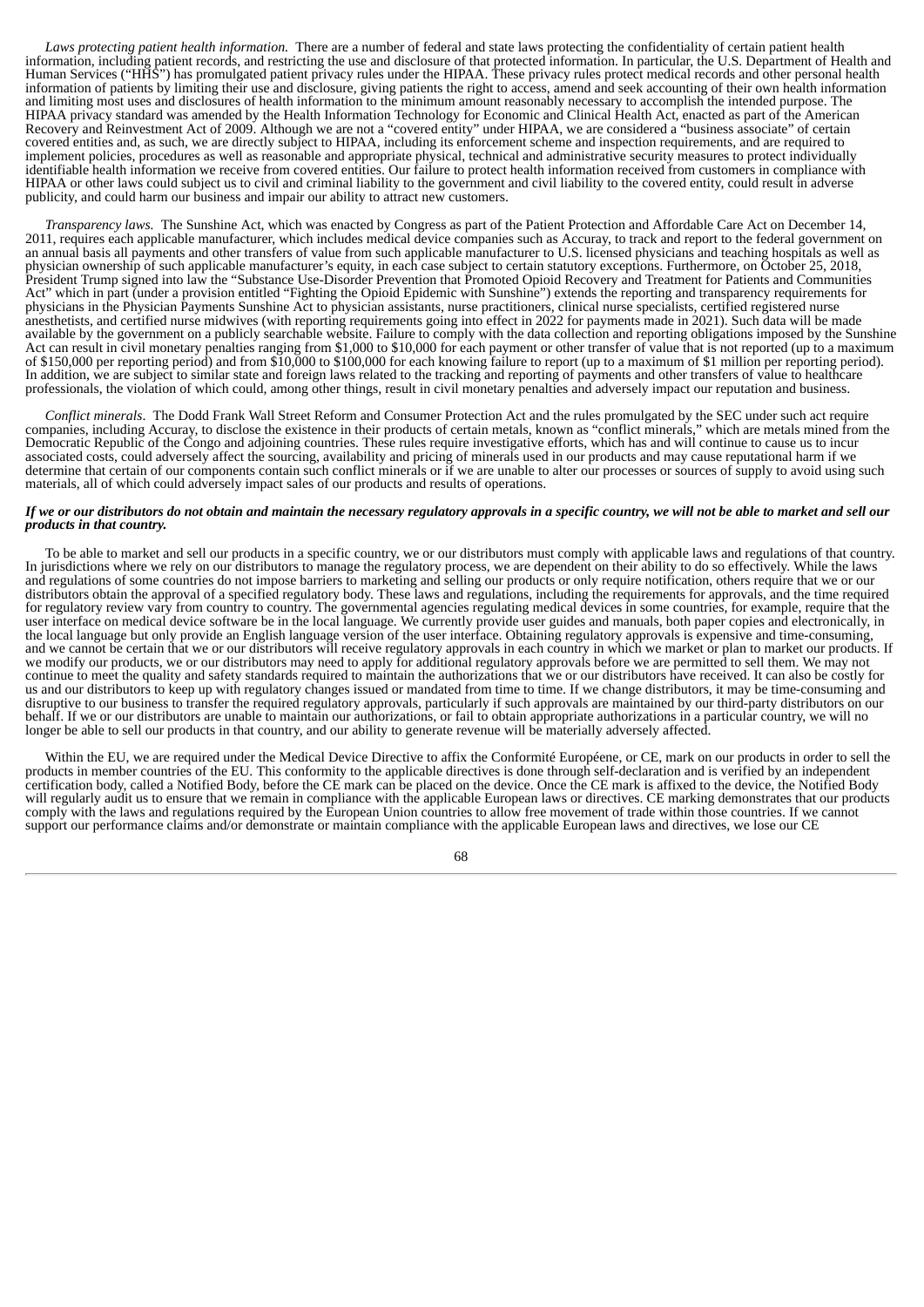*Laws protecting patient health information.* There are a number of federal and state laws protecting the confidentiality of certain patient health information, including patient records, and restricting the use and disclosure of that protected information. In particular, the U.S. Department of Health and Human Services ("HHS") has promulgated patient privacy rules under the HIPAA. These privacy rules protect medical records and other personal health information of patients by limiting their use and disclosure, giving patients the right to access, amend and seek accounting of their own health information and limiting most uses and disclosures of health information to the minimum amount reasonably necessary to accomplish the intended purpose. The HIPAA privacy standard was amended by the Health Information Technology for Economic and Clinical Health Act, enacted as part of the American Recovery and Reinvestment Act of 2009. Although we are not a "covered entity" under HIPAA, we are considered a "business associate" of certain covered entities and, as such, we are directly subject to HIPAA, including its enforcement scheme and inspection requirements, and are required to implement policies, procedures as well as reasonable and appropriate physical, technical and administrative security measures to protect individually identifiable health information we receive from covered entities. Our failure to protect health information received from customers in compliance with HIPAA or other laws could subject us to civil and criminal liability to the government and civil liability to the covered entity, could result in adverse publicity, and could harm our business and impair our ability to attract new customers.

*Transparency laws.* The Sunshine Act, which was enacted by Congress as part of the Patient Protection and Affordable Care Act on December 14, 2011, requires each applicable manufacturer, which includes medical device companies such as Accuray, to track and report to the federal government on an annual basis all payments and other transfers of value from such applicable manufacturer to U.S. licensed physicians and teaching hospitals as well as physician ownership of such applicable manufacturer's equity, in each case subject to certain statutory exceptions. Furthermore, on October 25, 2018, President Trump signed into law the "Substance Use-Disorder Prevention that Promoted Opioid Recovery and Treatment for Patients and Communities Act" which in part (under a provision entitled "Fighting the Opioid Epidemic with Sunshine") extends the reporting and transparency requirements for physicians in the Physician Payments Sunshine Act to physician assistants, nurse practitioners, clinical nurse specialists, certified registered nurse anesthetists, and certified nurse midwives (with reporting requirements going into effect in 2022 for payments made in 2021). Such data will be made available by the government on a publicly searchable website. Failure to comply with the data collection and reporting obligations imposed by the Sunshine Act can result in civil monetary penalties ranging from $1,000 to $10,000 for each payment or other transfer of value that is not reported (up to a maximum of $150,000 per reporting period) and from $10,000 to $100,000 for each knowing failure to report (up to a maximum of $1 million per reporting period). In addition, we are subject to similar state and foreign laws related to the tracking and reporting of payments and other transfers of value to healthcare professionals, the violation of which could, among other things, result in civil monetary penalties and adversely impact our reputation and business.

*Conflict minerals*. The Dodd Frank Wall Street Reform and Consumer Protection Act and the rules promulgated by the SEC under such act require companies, including Accuray, to disclose the existence in their products of certain metals, known as "conflict minerals," which are metals mined from the Democratic Republic of the Congo and adjoining countries. These rules require investigative efforts, which has and will continue to cause us to incur associated costs, could adversely affect the sourcing, availability and pricing of minerals used in our products and may cause reputational harm if we determine that certain of our components contain such conflict minerals or if we are unable to alter our processes or sources of supply to avoid using such materials, all of which could adversely impact sales of our products and results of operations.

***If we or our distributors do not obtain and maintain the necessary regulatory approvals in a specific country, we will not be able to market and sell our products in that country.***

To be able to market and sell our products in a specific country, we or our distributors must comply with applicable laws and regulations of that country. In jurisdictions where we rely on our distributors to manage the regulatory process, we are dependent on their ability to do so effectively. While the laws and regulations of some countries do not impose barriers to marketing and selling our products or only require notification, others require that we or our distributors obtain the approval of a specified regulatory body. These laws and regulations, including the requirements for approvals, and the time required for regulatory review vary from country to country. The governmental agencies regulating medical devices in some countries, for example, require that the user interface on medical device software be in the local language. We currently provide user guides and manuals, both paper copies and electronically, in the local language but only provide an English language version of the user interface. Obtaining regulatory approvals is expensive and time-consuming, and we cannot be certain that we or our distributors will receive regulatory approvals in each country in which we market or plan to market our products. If we modify our products, we or our distributors may need to apply for additional regulatory approvals before we are permitted to sell them. We may not continue to meet the quality and safety standards required to maintain the authorizations that we or our distributors have received. It can also be costly for us and our distributors to keep up with regulatory changes issued or mandated from time to time. If we change distributors, it may be time-consuming and disruptive to our business to transfer the required regulatory approvals, particularly if such approvals are maintained by our third-party distributors on our behalf. If we or our distributors are unable to maintain our authorizations, or fail to obtain appropriate authorizations in a particular country, we will no longer be able to sell our products in that country, and our ability to generate revenue will be materially adversely affected.

Within the EU, we are required under the Medical Device Directive to affix the Conformité Européene, or CE, mark on our products in order to sell the products in member countries of the EU. This conformity to the applicable directives is done through self-declaration and is verified by an independent certification body, called a Notified Body, before the CE mark can be placed on the device. Once the CE mark is affixed to the device, the Notified Body will regularly audit us to ensure that we remain in compliance with the applicable European laws or directives. CE marking demonstrates that our products comply with the laws and regulations required by the European Union countries to allow free movement of trade within those countries. If we cannot support our performance claims and/or demonstrate or maintain compliance with the applicable European laws and directives, we lose our CE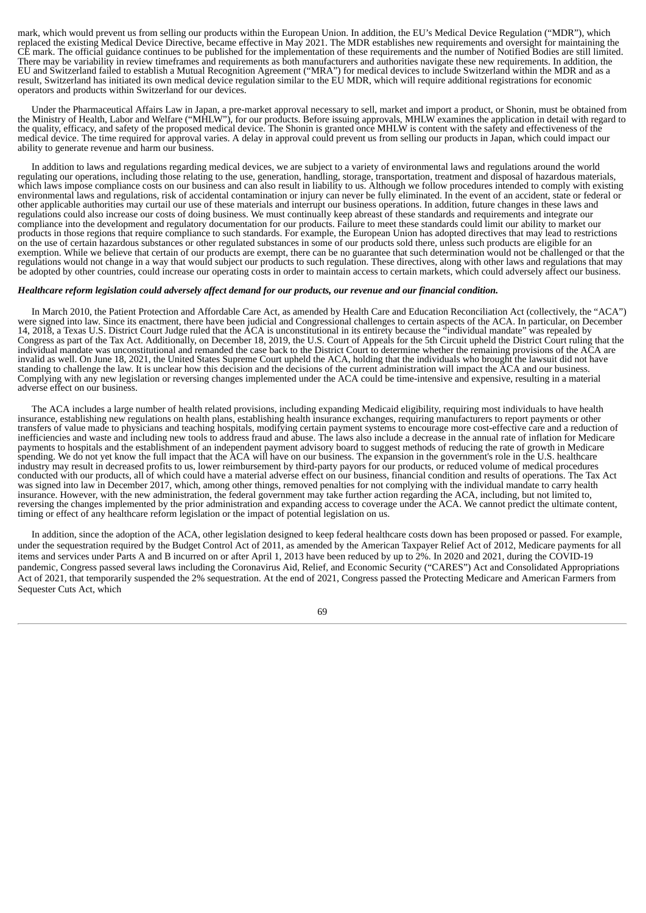mark, which would prevent us from selling our products within the European Union. In addition, the EU's Medical Device Regulation ("MDR"), which replaced the existing Medical Device Directive, became effective in May 2021. The MDR establishes new requirements and oversight for maintaining the CE mark. The official guidance continues to be published for the implementation of these requirements and the number of Notified Bodies are still limited. There may be variability in review timeframes and requirements as both manufacturers and authorities navigate these new requirements. In addition, the EU and Switzerland failed to establish a Mutual Recognition Agreement ("MRA") for medical devices to include Switzerland within the MDR and as a result, Switzerland has initiated its own medical device regulation similar to the EU MDR, which will require additional registrations for economic operators and products within Switzerland for our devices.

Under the Pharmaceutical Affairs Law in Japan, a pre-market approval necessary to sell, market and import a product, or Shonin, must be obtained from the Ministry of Health, Labor and Welfare ("MHLW"), for our products. Before issuing approvals, MHLW examines the application in detail with regard to the quality, efficacy, and safety of the proposed medical device. The Shonin is granted once MHLW is content with the safety and effectiveness of the medical device. The time required for approval varies. A delay in approval could prevent us from selling our products in Japan, which could impact our ability to generate revenue and harm our business.

In addition to laws and regulations regarding medical devices, we are subject to a variety of environmental laws and regulations around the world regulating our operations, including those relating to the use, generation, handling, storage, transportation, treatment and disposal of hazardous materials, which laws impose compliance costs on our business and can also result in liability to us. Although we follow procedures intended to comply with existing environmental laws and regulations, risk of accidental contamination or injury can never be fully eliminated. In the event of an accident, state or federal or other applicable authorities may curtail our use of these materials and interrupt our business operations. In addition, future changes in these laws and regulations could also increase our costs of doing business. We must continually keep abreast of these standards and requirements and integrate our compliance into the development and regulatory documentation for our products. Failure to meet these standards could limit our ability to market our products in those regions that require compliance to such standards. For example, the European Union has adopted directives that may lead to restrictions on the use of certain hazardous substances or other regulated substances in some of our products sold there, unless such products are eligible for an exemption. While we believe that certain of our products are exempt, there can be no guarantee that such determination would not be challenged or that the regulations would not change in a way that would subject our products to such regulation. These directives, along with other laws and regulations that may be adopted by other countries, could increase our operating costs in order to maintain access to certain markets, which could adversely affect our business.

***Healthcare reform legislation could adversely affect demand for our products, our revenue and our financial condition.***

In March 2010, the Patient Protection and Affordable Care Act, as amended by Health Care and Education Reconciliation Act (collectively, the "ACA") were signed into law. Since its enactment, there have been judicial and Congressional challenges to certain aspects of the ACA. In particular, on December 14, 2018, a Texas U.S. District Court Judge ruled that the ACA is unconstitutional in its entirety because the "individual mandate" was repealed by Congress as part of the Tax Act. Additionally, on December 18, 2019, the U.S. Court of Appeals for the 5th Circuit upheld the District Court ruling that the individual mandate was unconstitutional and remanded the case back to the District Court to determine whether the remaining provisions of the ACA are invalid as well. On June 18, 2021, the United States Supreme Court upheld the ACA, holding that the individuals who brought the lawsuit did not have standing to challenge the law. It is unclear how this decision and the decisions of the current administration will impact the ACA and our business. Complying with any new legislation or reversing changes implemented under the ACA could be time-intensive and expensive, resulting in a material adverse effect on our business.

The ACA includes a large number of health related provisions, including expanding Medicaid eligibility, requiring most individuals to have health insurance, establishing new regulations on health plans, establishing health insurance exchanges, requiring manufacturers to report payments or other transfers of value made to physicians and teaching hospitals, modifying certain payment systems to encourage more cost-effective care and a reduction of inefficiencies and waste and including new tools to address fraud and abuse. The laws also include a decrease in the annual rate of inflation for Medicare payments to hospitals and the establishment of an independent payment advisory board to suggest methods of reducing the rate of growth in Medicare spending. We do not yet know the full impact that the ACA will have on our business. The expansion in the government's role in the U.S. healthcare industry may result in decreased profits to us, lower reimbursement by third-party payors for our products, or reduced volume of medical procedures conducted with our products, all of which could have a material adverse effect on our business, financial condition and results of operations. The Tax Act was signed into law in December 2017, which, among other things, removed penalties for not complying with the individual mandate to carry health insurance. However, with the new administration, the federal government may take further action regarding the ACA, including, but not limited to, reversing the changes implemented by the prior administration and expanding access to coverage under the ACA. We cannot predict the ultimate content, timing or effect of any healthcare reform legislation or the impact of potential legislation on us.

In addition, since the adoption of the ACA, other legislation designed to keep federal healthcare costs down has been proposed or passed. For example, under the sequestration required by the Budget Control Act of 2011, as amended by the American Taxpayer Relief Act of 2012, Medicare payments for all items and services under Parts A and B incurred on or after April 1, 2013 have been reduced by up to 2%. In 2020 and 2021, during the COVID-19 pandemic, Congress passed several laws including the Coronavirus Aid, Relief, and Economic Security ("CARES") Act and Consolidated Appropriations Act of 2021, that temporarily suspended the 2% sequestration. At the end of 2021, Congress passed the Protecting Medicare and American Farmers from Sequester Cuts Act, which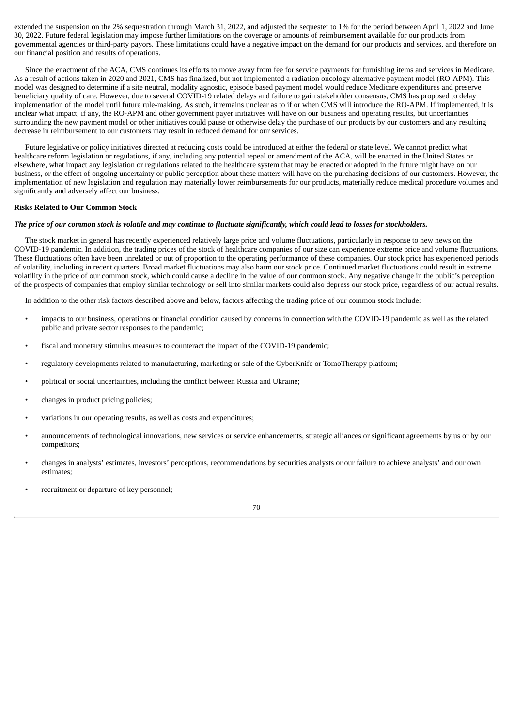extended the suspension on the 2% sequestration through March 31, 2022, and adjusted the sequester to 1% for the period between April 1, 2022 and June 30, 2022. Future federal legislation may impose further limitations on the coverage or amounts of reimbursement available for our products from governmental agencies or third-party payors. These limitations could have a negative impact on the demand for our products and services, and therefore on our financial position and results of operations.

Since the enactment of the ACA, CMS continues its efforts to move away from fee for service payments for furnishing items and services in Medicare. As a result of actions taken in 2020 and 2021, CMS has finalized, but not implemented a radiation oncology alternative payment model (RO-APM). This model was designed to determine if a site neutral, modality agnostic, episode based payment model would reduce Medicare expenditures and preserve beneficiary quality of care. However, due to several COVID-19 related delays and failure to gain stakeholder consensus, CMS has proposed to delay implementation of the model until future rule-making. As such, it remains unclear as to if or when CMS will introduce the RO-APM. If implemented, it is unclear what impact, if any, the RO-APM and other government payer initiatives will have on our business and operating results, but uncertainties surrounding the new payment model or other initiatives could pause or otherwise delay the purchase of our products by our customers and any resulting decrease in reimbursement to our customers may result in reduced demand for our services.

Future legislative or policy initiatives directed at reducing costs could be introduced at either the federal or state level. We cannot predict what healthcare reform legislation or regulations, if any, including any potential repeal or amendment of the ACA, will be enacted in the United States or elsewhere, what impact any legislation or regulations related to the healthcare system that may be enacted or adopted in the future might have on our business, or the effect of ongoing uncertainty or public perception about these matters will have on the purchasing decisions of our customers. However, the implementation of new legislation and regulation may materially lower reimbursements for our products, materially reduce medical procedure volumes and significantly and adversely affect our business.

**Risks Related to Our Common Stock**

***The price of our common stock is volatile and may continue to fluctuate significantly, which could lead to losses for stockholders.***

The stock market in general has recently experienced relatively large price and volume fluctuations, particularly in response to new news on the COVID-19 pandemic. In addition, the trading prices of the stock of healthcare companies of our size can experience extreme price and volume fluctuations. These fluctuations often have been unrelated or out of proportion to the operating performance of these companies. Our stock price has experienced periods of volatility, including in recent quarters. Broad market fluctuations may also harm our stock price. Continued market fluctuations could result in extreme volatility in the price of our common stock, which could cause a decline in the value of our common stock. Any negative change in the public's perception of the prospects of companies that employ similar technology or sell into similar markets could also depress our stock price, regardless of our actual results.

In addition to the other risk factors described above and below, factors affecting the trading price of our common stock include:

- impacts to our business, operations or financial condition caused by concerns in connection with the COVID-19 pandemic as well as the related public and private sector responses to the pandemic;
- fiscal and monetary stimulus measures to counteract the impact of the COVID-19 pandemic;
- regulatory developments related to manufacturing, marketing or sale of the CyberKnife or TomoTherapy platform;
- political or social uncertainties, including the conflict between Russia and Ukraine;
- changes in product pricing policies;
- variations in our operating results, as well as costs and expenditures;
- announcements of technological innovations, new services or service enhancements, strategic alliances or significant agreements by us or by our competitors;
- changes in analysts' estimates, investors' perceptions, recommendations by securities analysts or our failure to achieve analysts' and our own estimates;
- recruitment or departure of key personnel;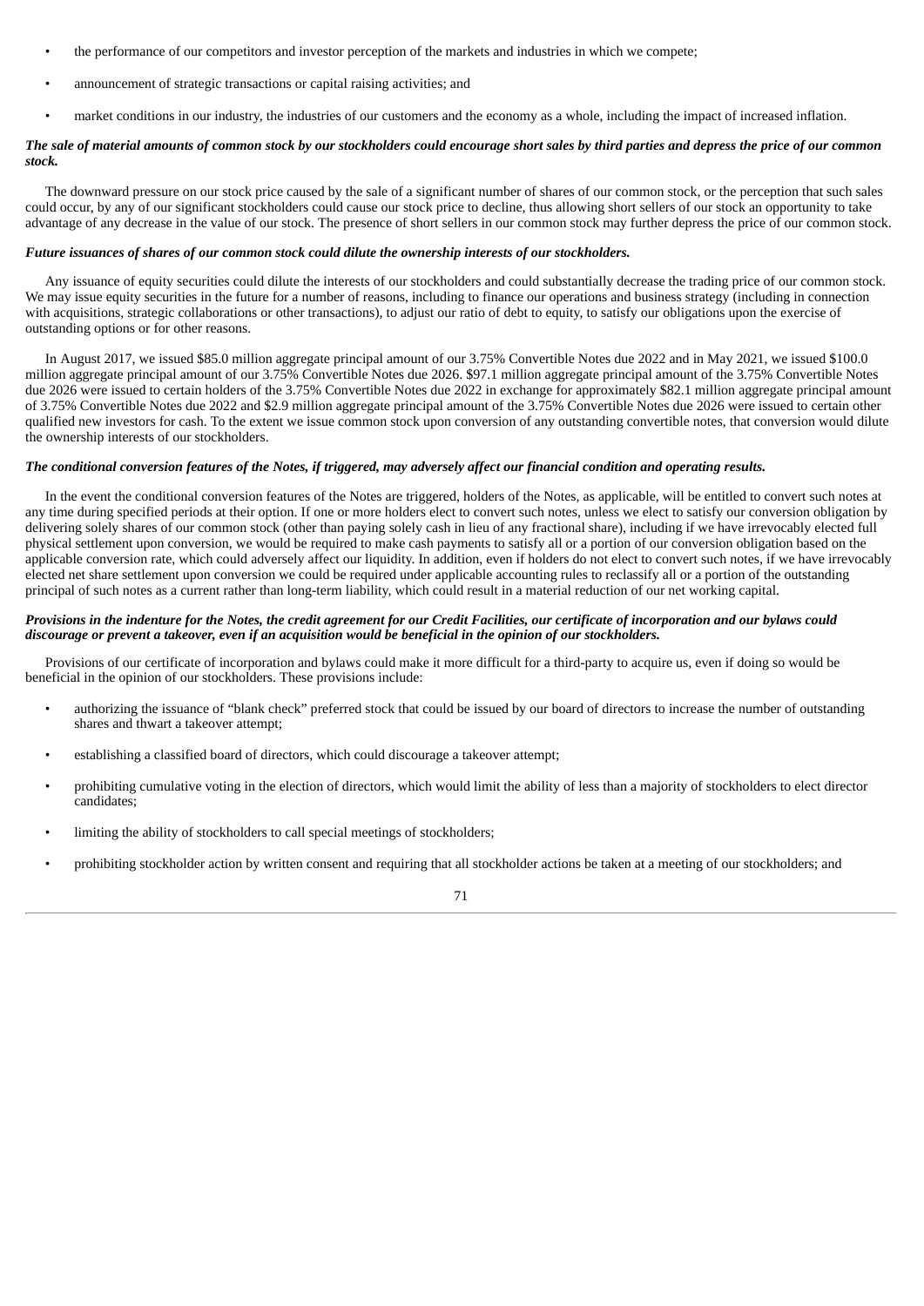- the performance of our competitors and investor perception of the markets and industries in which we compete;
- announcement of strategic transactions or capital raising activities; and
- market conditions in our industry, the industries of our customers and the economy as a whole, including the impact of increased inflation.

***The sale of material amounts of common stock by our stockholders could encourage short sales by third parties and depress the price of our common stock.***

The downward pressure on our stock price caused by the sale of a significant number of shares of our common stock, or the perception that such sales could occur, by any of our significant stockholders could cause our stock price to decline, thus allowing short sellers of our stock an opportunity to take advantage of any decrease in the value of our stock. The presence of short sellers in our common stock may further depress the price of our common stock.

***Future issuances of shares of our common stock could dilute the ownership interests of our stockholders.***

Any issuance of equity securities could dilute the interests of our stockholders and could substantially decrease the trading price of our common stock. We may issue equity securities in the future for a number of reasons, including to finance our operations and business strategy (including in connection with acquisitions, strategic collaborations or other transactions), to adjust our ratio of debt to equity, to satisfy our obligations upon the exercise of outstanding options or for other reasons.

In August 2017, we issued $85.0 million aggregate principal amount of our 3.75% Convertible Notes due 2022 and in May 2021, we issued $100.0 million aggregate principal amount of our 3.75% Convertible Notes due 2026. $97.1 million aggregate principal amount of the 3.75% Convertible Notes due 2026 were issued to certain holders of the 3.75% Convertible Notes due 2022 in exchange for approximately $82.1 million aggregate principal amount of 3.75% Convertible Notes due 2022 and $2.9 million aggregate principal amount of the 3.75% Convertible Notes due 2026 were issued to certain other qualified new investors for cash. To the extent we issue common stock upon conversion of any outstanding convertible notes, that conversion would dilute the ownership interests of our stockholders.

***The conditional conversion features of the Notes, if triggered, may adversely affect our financial condition and operating results.***

In the event the conditional conversion features of the Notes are triggered, holders of the Notes, as applicable, will be entitled to convert such notes at any time during specified periods at their option. If one or more holders elect to convert such notes, unless we elect to satisfy our conversion obligation by delivering solely shares of our common stock (other than paying solely cash in lieu of any fractional share), including if we have irrevocably elected full physical settlement upon conversion, we would be required to make cash payments to satisfy all or a portion of our conversion obligation based on the applicable conversion rate, which could adversely affect our liquidity. In addition, even if holders do not elect to convert such notes, if we have irrevocably elected net share settlement upon conversion we could be required under applicable accounting rules to reclassify all or a portion of the outstanding principal of such notes as a current rather than long-term liability, which could result in a material reduction of our net working capital.

***Provisions in the indenture for the Notes, the credit agreement for our Credit Facilities, our certificate of incorporation and our bylaws could discourage or prevent a takeover, even if an acquisition would be beneficial in the opinion of our stockholders.***

Provisions of our certificate of incorporation and bylaws could make it more difficult for a third-party to acquire us, even if doing so would be beneficial in the opinion of our stockholders. These provisions include:

- authorizing the issuance of "blank check" preferred stock that could be issued by our board of directors to increase the number of outstanding shares and thwart a takeover attempt;
- establishing a classified board of directors, which could discourage a takeover attempt;
- prohibiting cumulative voting in the election of directors, which would limit the ability of less than a majority of stockholders to elect director candidates;
- limiting the ability of stockholders to call special meetings of stockholders;
- prohibiting stockholder action by written consent and requiring that all stockholder actions be taken at a meeting of our stockholders; and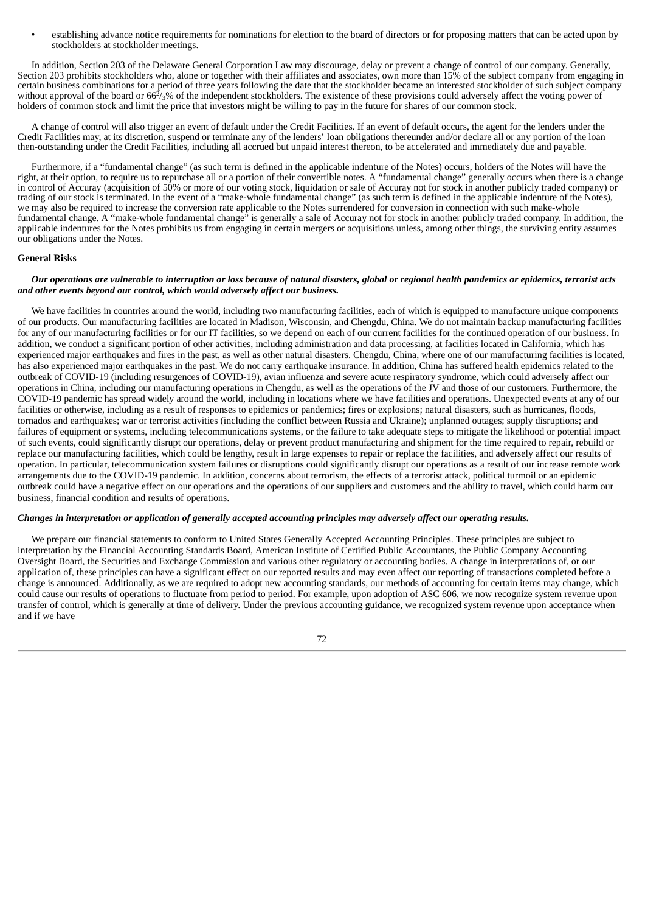- establishing advance notice requirements for nominations for election to the board of directors or for proposing matters that can be acted upon by stockholders at stockholder meetings.

In addition, Section 203 of the Delaware General Corporation Law may discourage, delay or prevent a change of control of our company. Generally, Section 203 prohibits stockholders who, alone or together with their affiliates and associates, own more than 15% of the subject company from engaging in certain business combinations for a period of three years following the date that the stockholder became an interested stockholder of such subject company without approval of the board or $66^2/_3$% of the independent stockholders. The existence of these provisions could adversely affect the voting power of holders of common stock and limit the price that investors might be willing to pay in the future for shares of our common stock.

A change of control will also trigger an event of default under the Credit Facilities. If an event of default occurs, the agent for the lenders under the Credit Facilities may, at its discretion, suspend or terminate any of the lenders' loan obligations thereunder and/or declare all or any portion of the loan then-outstanding under the Credit Facilities, including all accrued but unpaid interest thereon, to be accelerated and immediately due and payable.

Furthermore, if a "fundamental change" (as such term is defined in the applicable indenture of the Notes) occurs, holders of the Notes will have the right, at their option, to require us to repurchase all or a portion of their convertible notes. A "fundamental change" generally occurs when there is a change in control of Accuray (acquisition of 50% or more of our voting stock, liquidation or sale of Accuray not for stock in another publicly traded company) or trading of our stock is terminated. In the event of a "make-whole fundamental change" (as such term is defined in the applicable indenture of the Notes), we may also be required to increase the conversion rate applicable to the Notes surrendered for conversion in connection with such make-whole fundamental change. A "make-whole fundamental change" is generally a sale of Accuray not for stock in another publicly traded company. In addition, the applicable indentures for the Notes prohibits us from engaging in certain mergers or acquisitions unless, among other things, the surviving entity assumes our obligations under the Notes.

**General Risks**

***Our operations are vulnerable to interruption or loss because of natural disasters, global or regional health pandemics or epidemics, terrorist acts and other events beyond our control, which would adversely affect our business.***

We have facilities in countries around the world, including two manufacturing facilities, each of which is equipped to manufacture unique components of our products. Our manufacturing facilities are located in Madison, Wisconsin, and Chengdu, China. We do not maintain backup manufacturing facilities for any of our manufacturing facilities or for our IT facilities, so we depend on each of our current facilities for the continued operation of our business. In addition, we conduct a significant portion of other activities, including administration and data processing, at facilities located in California, which has experienced major earthquakes and fires in the past, as well as other natural disasters. Chengdu, China, where one of our manufacturing facilities is located, has also experienced major earthquakes in the past. We do not carry earthquake insurance. In addition, China has suffered health epidemics related to the outbreak of COVID-19 (including resurgences of COVID-19), avian influenza and severe acute respiratory syndrome, which could adversely affect our operations in China, including our manufacturing operations in Chengdu, as well as the operations of the JV and those of our customers. Furthermore, the COVID-19 pandemic has spread widely around the world, including in locations where we have facilities and operations. Unexpected events at any of our facilities or otherwise, including as a result of responses to epidemics or pandemics; fires or explosions; natural disasters, such as hurricanes, floods, tornados and earthquakes; war or terrorist activities (including the conflict between Russia and Ukraine); unplanned outages; supply disruptions; and failures of equipment or systems, including telecommunications systems, or the failure to take adequate steps to mitigate the likelihood or potential impact of such events, could significantly disrupt our operations, delay or prevent product manufacturing and shipment for the time required to repair, rebuild or replace our manufacturing facilities, which could be lengthy, result in large expenses to repair or replace the facilities, and adversely affect our results of operation. In particular, telecommunication system failures or disruptions could significantly disrupt our operations as a result of our increase remote work arrangements due to the COVID-19 pandemic. In addition, concerns about terrorism, the effects of a terrorist attack, political turmoil or an epidemic outbreak could have a negative effect on our operations and the operations of our suppliers and customers and the ability to travel, which could harm our business, financial condition and results of operations.

***Changes in interpretation or application of generally accepted accounting principles may adversely affect our operating results.***

We prepare our financial statements to conform to United States Generally Accepted Accounting Principles. These principles are subject to interpretation by the Financial Accounting Standards Board, American Institute of Certified Public Accountants, the Public Company Accounting Oversight Board, the Securities and Exchange Commission and various other regulatory or accounting bodies. A change in interpretations of, or our application of, these principles can have a significant effect on our reported results and may even affect our reporting of transactions completed before a change is announced. Additionally, as we are required to adopt new accounting standards, our methods of accounting for certain items may change, which could cause our results of operations to fluctuate from period to period. For example, upon adoption of ASC 606, we now recognize system revenue upon transfer of control, which is generally at time of delivery. Under the previous accounting guidance, we recognized system revenue upon acceptance when and if we have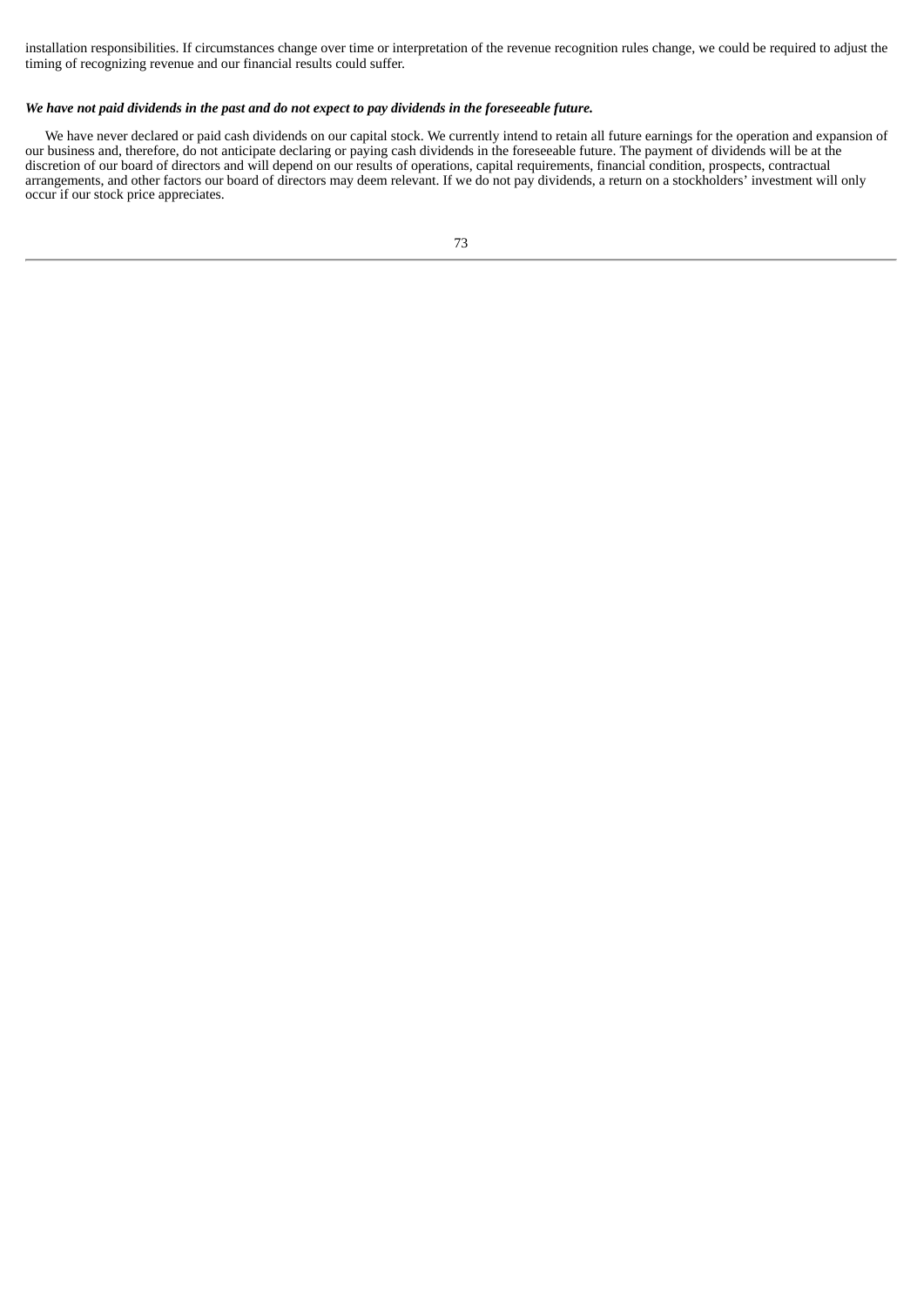installation responsibilities. If circumstances change over time or interpretation of the revenue recognition rules change, we could be required to adjust the timing of recognizing revenue and our financial results could suffer.

***We have not paid dividends in the past and do not expect to pay dividends in the foreseeable future.***

We have never declared or paid cash dividends on our capital stock. We currently intend to retain all future earnings for the operation and expansion of our business and, therefore, do not anticipate declaring or paying cash dividends in the foreseeable future. The payment of dividends will be at the discretion of our board of directors and will depend on our results of operations, capital requirements, financial condition, prospects, contractual arrangements, and other factors our board of directors may deem relevant. If we do not pay dividends, a return on a stockholders' investment will only occur if our stock price appreciates.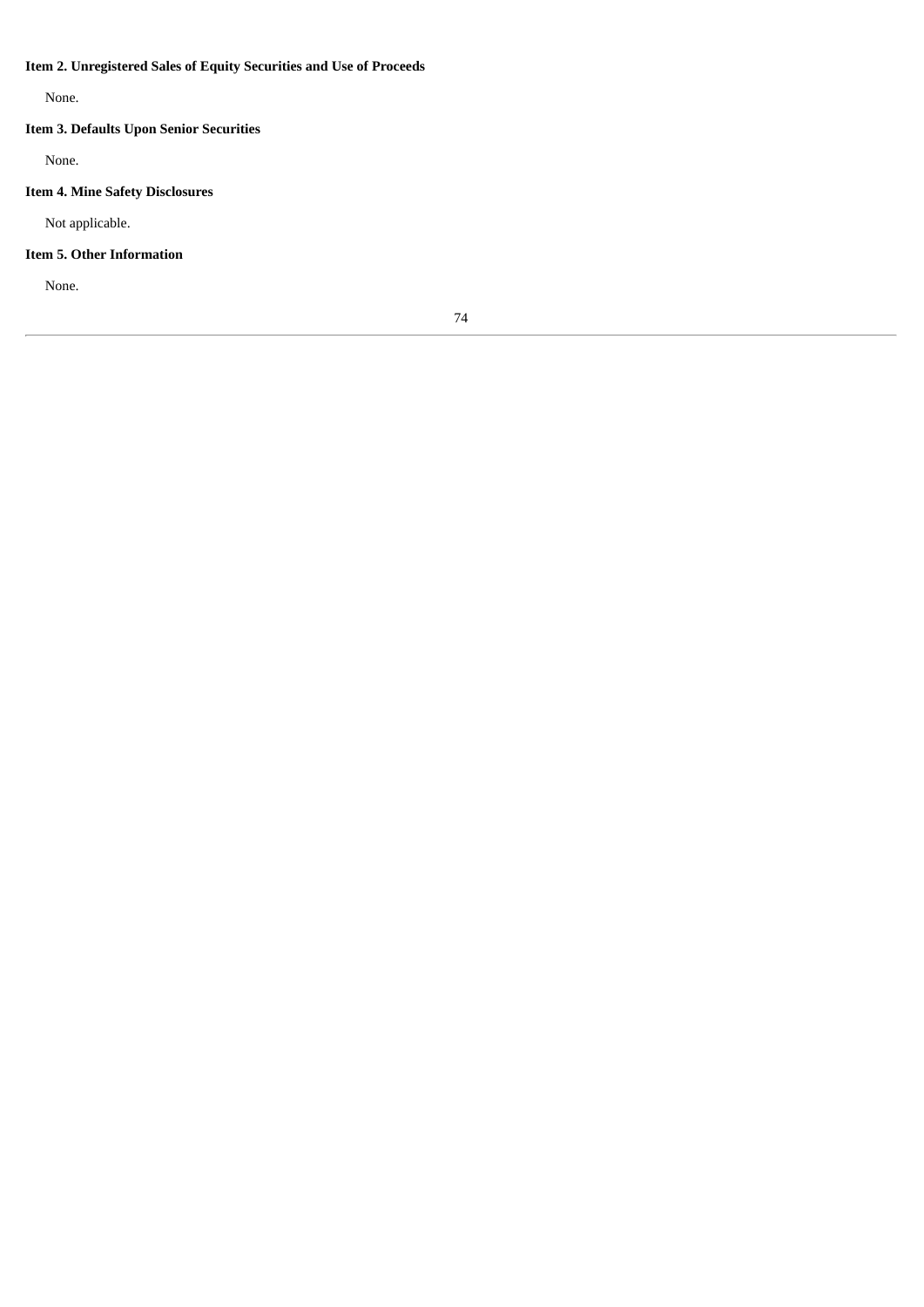### Item 2. Unregistered Sales of Equity Securities and Use of Proceeds

None.

### Item 3. Defaults Upon Senior Securities

None.

### Item 4. Mine Safety Disclosures

Not applicable.

### Item 5. Other Information

None.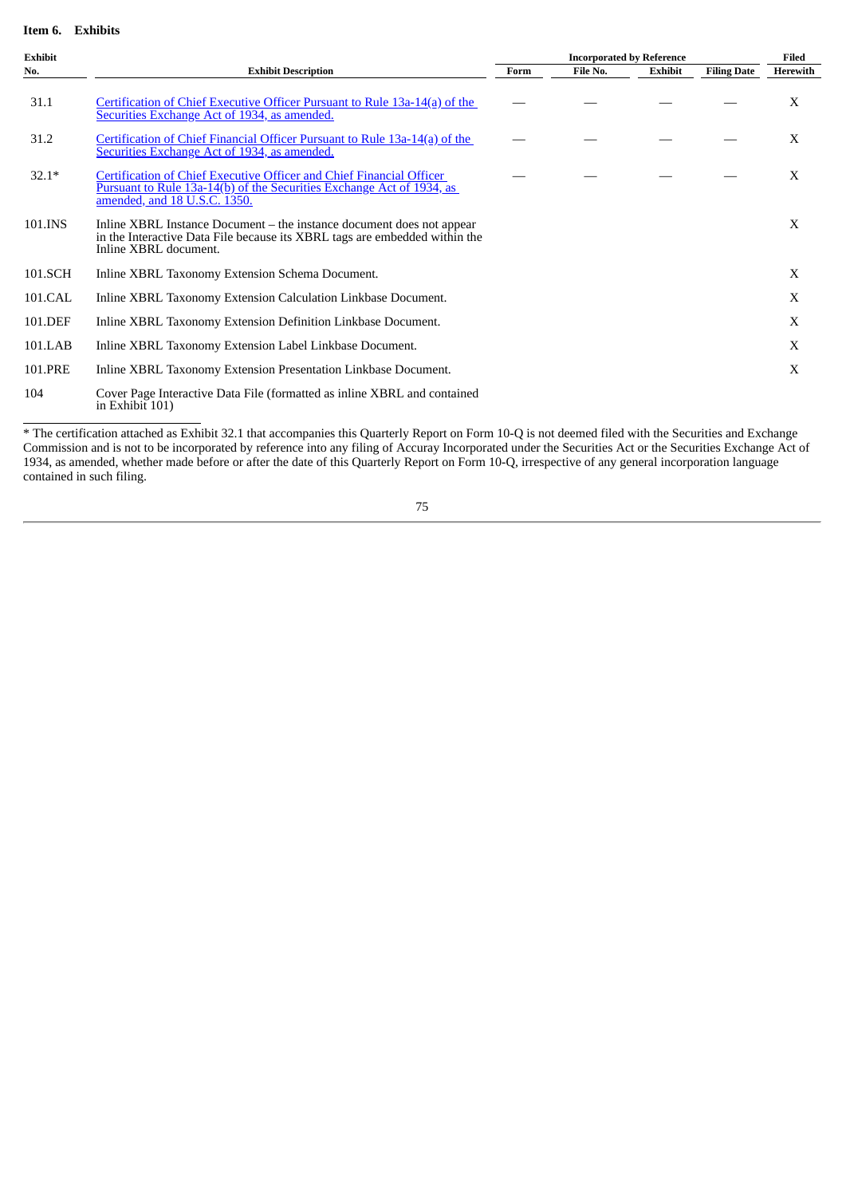### Item 6. Exhibits

| Exhibit No. | Exhibit Description | Incorporated by Reference | | | | Filed Herewith |
|---|---|---|---|---|---|---|
| | | Form | File No. | Exhibit | Filing Date | |
| 31.1 | Certification of Chief Executive Officer Pursuant to Rule 13a-14(a) of the Securities Exchange Act of 1934, as amended. | — | — | — | — | X |
| 31.2 | Certification of Chief Financial Officer Pursuant to Rule 13a-14(a) of the Securities Exchange Act of 1934, as amended. | — | — | — | — | X |
| 32.1* | Certification of Chief Executive Officer and Chief Financial Officer Pursuant to Rule 13a-14(b) of the Securities Exchange Act of 1934, as amended, and 18 U.S.C. 1350. | — | — | — | — | X |
| 101.INS | Inline XBRL Instance Document – the instance document does not appear in the Interactive Data File because its XBRL tags are embedded within the Inline XBRL document. | | | | | X |
| 101.SCH | Inline XBRL Taxonomy Extension Schema Document. | | | | | X |
| 101.CAL | Inline XBRL Taxonomy Extension Calculation Linkbase Document. | | | | | X |
| 101.DEF | Inline XBRL Taxonomy Extension Definition Linkbase Document. | | | | | X |
| 101.LAB | Inline XBRL Taxonomy Extension Label Linkbase Document. | | | | | X |
| 101.PRE | Inline XBRL Taxonomy Extension Presentation Linkbase Document. | | | | | X |
| 104 | Cover Page Interactive Data File (formatted as inline XBRL and contained in Exhibit 101) | | | | | |

* The certification attached as Exhibit 32.1 that accompanies this Quarterly Report on Form 10-Q is not deemed filed with the Securities and Exchange Commission and is not to be incorporated by reference into any filing of Accuray Incorporated under the Securities Act or the Securities Exchange Act of 1934, as amended, whether made before or after the date of this Quarterly Report on Form 10-Q, irrespective of any general incorporation language contained in such filing.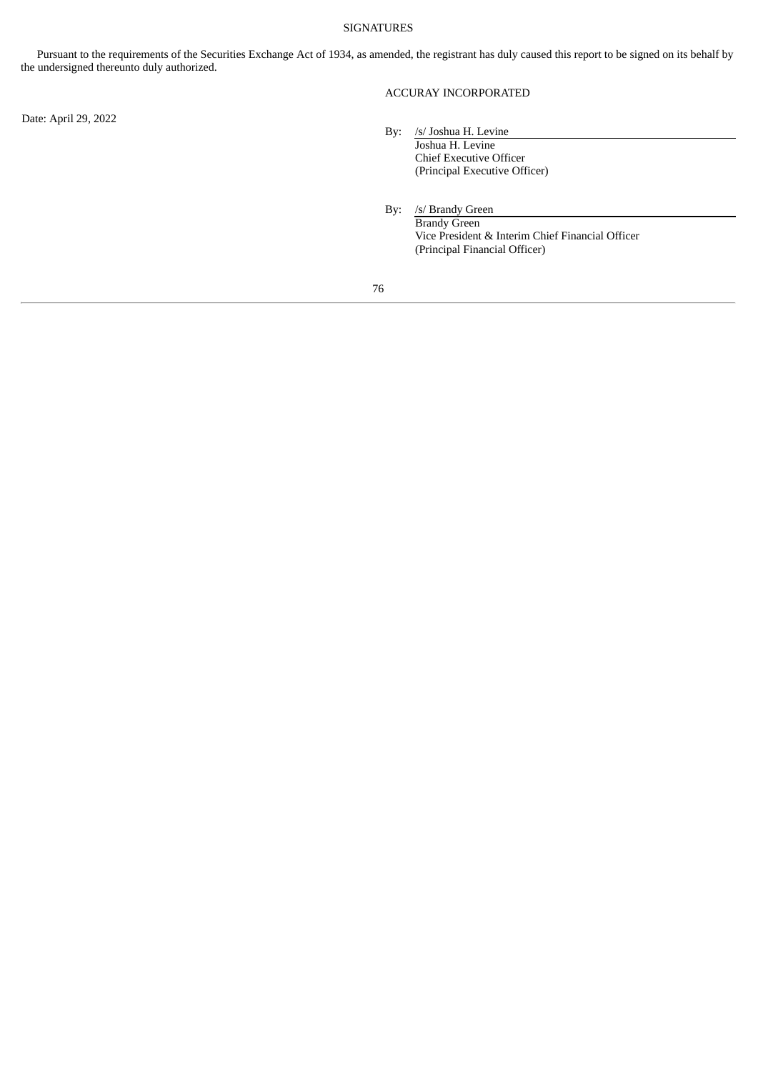# SIGNATURES

Pursuant to the requirements of the Securities Exchange Act of 1934, as amended, the registrant has duly caused this report to be signed on its behalf by the undersigned thereunto duly authorized.

ACCURAY INCORPORATED

Date: April 29, 2022

By: /s/ Joshua H. Levine
Joshua H. Levine
Chief Executive Officer
(Principal Executive Officer)

By: /s/ Brandy Green
Brandy Green
Vice President & Interim Chief Financial Officer
(Principal Financial Officer)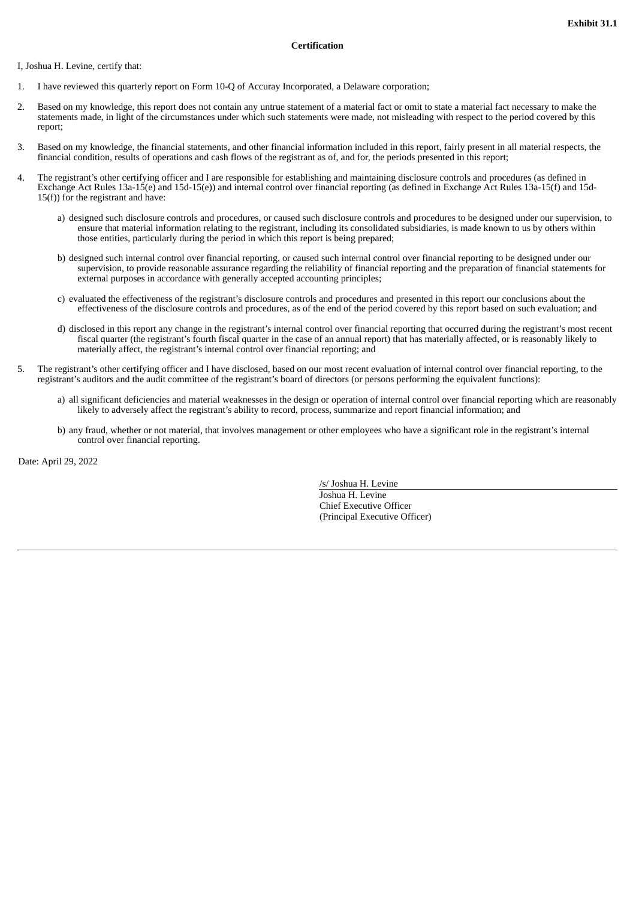**Exhibit 31.1**

**Certification**

I, Joshua H. Levine, certify that:

1. I have reviewed this quarterly report on Form 10-Q of Accuray Incorporated, a Delaware corporation;

2. Based on my knowledge, this report does not contain any untrue statement of a material fact or omit to state a material fact necessary to make the statements made, in light of the circumstances under which such statements were made, not misleading with respect to the period covered by this report;

3. Based on my knowledge, the financial statements, and other financial information included in this report, fairly present in all material respects, the financial condition, results of operations and cash flows of the registrant as of, and for, the periods presented in this report;

4. The registrant's other certifying officer and I are responsible for establishing and maintaining disclosure controls and procedures (as defined in Exchange Act Rules 13a-15(e) and 15d-15(e)) and internal control over financial reporting (as defined in Exchange Act Rules 13a-15(f) and 15d-15(f)) for the registrant and have:

   a) designed such disclosure controls and procedures, or caused such disclosure controls and procedures to be designed under our supervision, to ensure that material information relating to the registrant, including its consolidated subsidiaries, is made known to us by others within those entities, particularly during the period in which this report is being prepared;

   b) designed such internal control over financial reporting, or caused such internal control over financial reporting to be designed under our supervision, to provide reasonable assurance regarding the reliability of financial reporting and the preparation of financial statements for external purposes in accordance with generally accepted accounting principles;

   c) evaluated the effectiveness of the registrant's disclosure controls and procedures and presented in this report our conclusions about the effectiveness of the disclosure controls and procedures, as of the end of the period covered by this report based on such evaluation; and

   d) disclosed in this report any change in the registrant's internal control over financial reporting that occurred during the registrant's most recent fiscal quarter (the registrant's fourth fiscal quarter in the case of an annual report) that has materially affected, or is reasonably likely to materially affect, the registrant's internal control over financial reporting; and

5. The registrant's other certifying officer and I have disclosed, based on our most recent evaluation of internal control over financial reporting, to the registrant's auditors and the audit committee of the registrant's board of directors (or persons performing the equivalent functions):

   a) all significant deficiencies and material weaknesses in the design or operation of internal control over financial reporting which are reasonably likely to adversely affect the registrant's ability to record, process, summarize and report financial information; and

   b) any fraud, whether or not material, that involves management or other employees who have a significant role in the registrant's internal control over financial reporting.

Date: April 29, 2022

/s/ Joshua H. Levine
Joshua H. Levine
Chief Executive Officer
(Principal Executive Officer)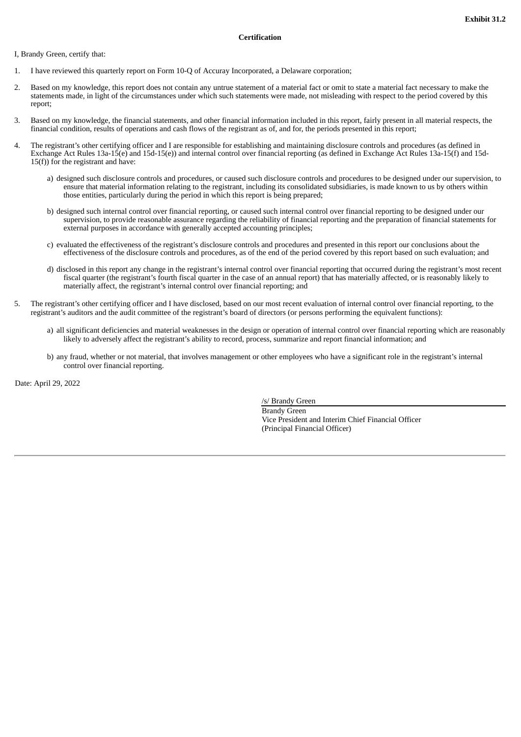**Exhibit 31.2**

**Certification**

I, Brandy Green, certify that:

1. I have reviewed this quarterly report on Form 10-Q of Accuray Incorporated, a Delaware corporation;

2. Based on my knowledge, this report does not contain any untrue statement of a material fact or omit to state a material fact necessary to make the statements made, in light of the circumstances under which such statements were made, not misleading with respect to the period covered by this report;

3. Based on my knowledge, the financial statements, and other financial information included in this report, fairly present in all material respects, the financial condition, results of operations and cash flows of the registrant as of, and for, the periods presented in this report;

4. The registrant's other certifying officer and I are responsible for establishing and maintaining disclosure controls and procedures (as defined in Exchange Act Rules 13a-15(e) and 15d-15(e)) and internal control over financial reporting (as defined in Exchange Act Rules 13a-15(f) and 15d-15(f)) for the registrant and have:

   a) designed such disclosure controls and procedures, or caused such disclosure controls and procedures to be designed under our supervision, to ensure that material information relating to the registrant, including its consolidated subsidiaries, is made known to us by others within those entities, particularly during the period in which this report is being prepared;

   b) designed such internal control over financial reporting, or caused such internal control over financial reporting to be designed under our supervision, to provide reasonable assurance regarding the reliability of financial reporting and the preparation of financial statements for external purposes in accordance with generally accepted accounting principles;

   c) evaluated the effectiveness of the registrant's disclosure controls and procedures and presented in this report our conclusions about the effectiveness of the disclosure controls and procedures, as of the end of the period covered by this report based on such evaluation; and

   d) disclosed in this report any change in the registrant's internal control over financial reporting that occurred during the registrant's most recent fiscal quarter (the registrant's fourth fiscal quarter in the case of an annual report) that has materially affected, or is reasonably likely to materially affect, the registrant's internal control over financial reporting; and

5. The registrant's other certifying officer and I have disclosed, based on our most recent evaluation of internal control over financial reporting, to the registrant's auditors and the audit committee of the registrant's board of directors (or persons performing the equivalent functions):

   a) all significant deficiencies and material weaknesses in the design or operation of internal control over financial reporting which are reasonably likely to adversely affect the registrant's ability to record, process, summarize and report financial information; and

   b) any fraud, whether or not material, that involves management or other employees who have a significant role in the registrant's internal control over financial reporting.

Date: April 29, 2022

/s/ Brandy Green
Brandy Green
Vice President and Interim Chief Financial Officer
(Principal Financial Officer)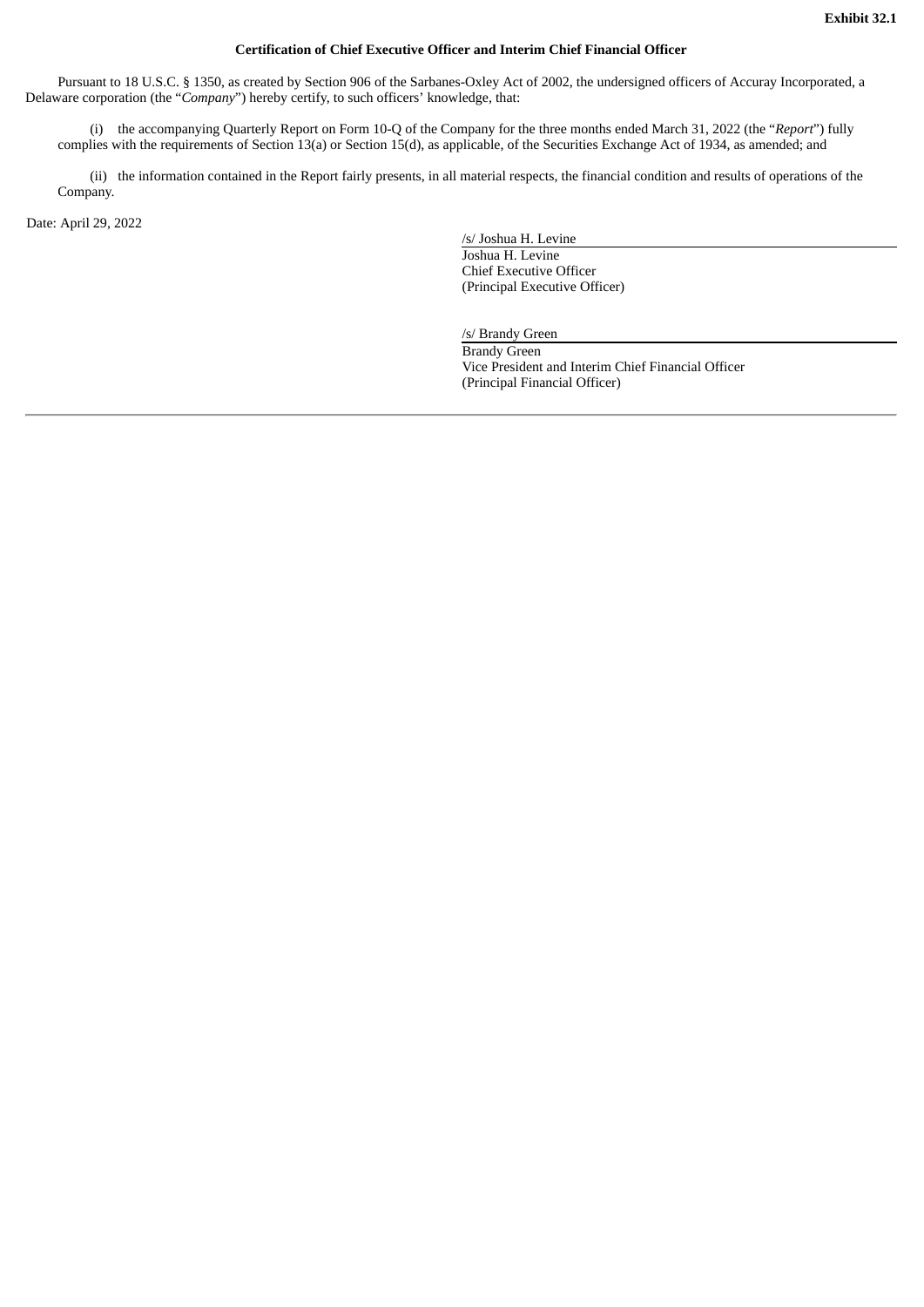**Exhibit 32.1**

**Certification of Chief Executive Officer and Interim Chief Financial Officer**

Pursuant to 18 U.S.C. § 1350, as created by Section 906 of the Sarbanes-Oxley Act of 2002, the undersigned officers of Accuray Incorporated, a Delaware corporation (the "*Company*") hereby certify, to such officers' knowledge, that:

(i) the accompanying Quarterly Report on Form 10-Q of the Company for the three months ended March 31, 2022 (the "*Report*") fully complies with the requirements of Section 13(a) or Section 15(d), as applicable, of the Securities Exchange Act of 1934, as amended; and

(ii) the information contained in the Report fairly presents, in all material respects, the financial condition and results of operations of the Company.

Date: April 29, 2022

/s/ Joshua H. Levine
Joshua H. Levine
Chief Executive Officer
(Principal Executive Officer)

/s/ Brandy Green
Brandy Green
Vice President and Interim Chief Financial Officer
(Principal Financial Officer)